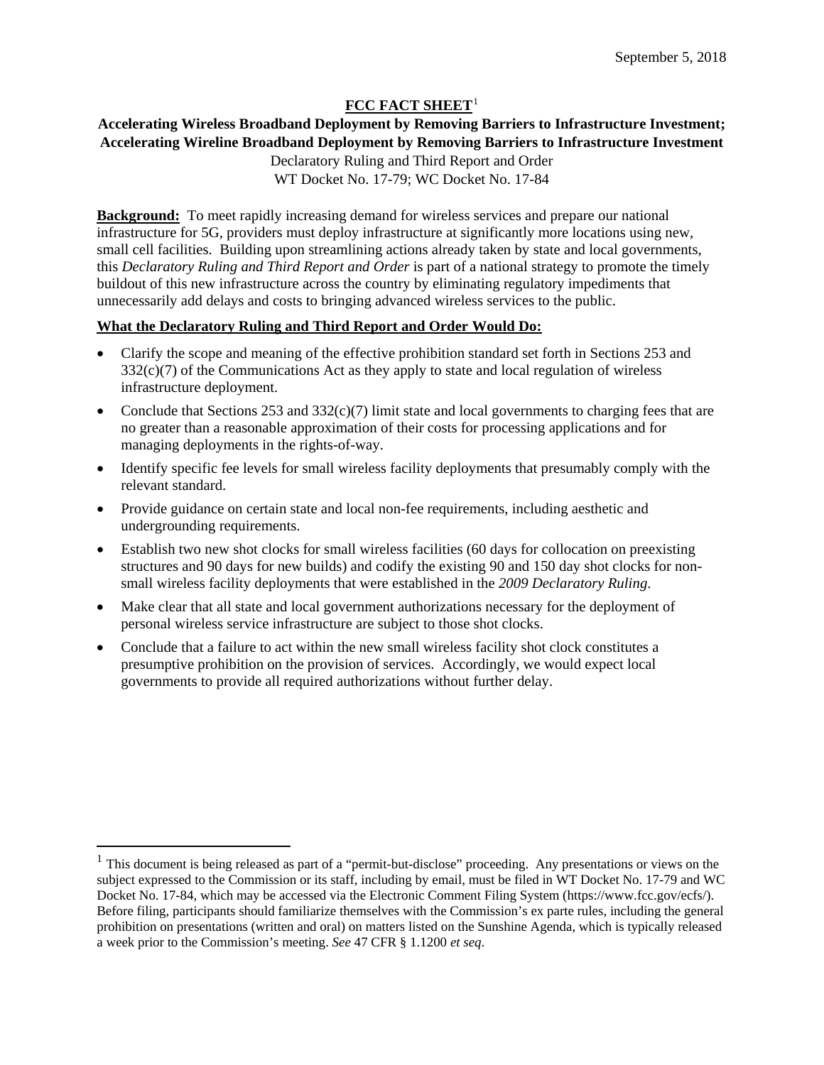September 5, 2018

**FCC FACT SHEET**[1]

**Accelerating Wireless Broadband Deployment by Removing Barriers to Infrastructure Investment; Accelerating Wireline Broadband Deployment by Removing Barriers to Infrastructure Investment**

Declaratory Ruling and Third Report and Order

WT Docket No. 17-79; WC Docket No. 17-84

**Background:** To meet rapidly increasing demand for wireless services and prepare our national infrastructure for 5G, providers must deploy infrastructure at significantly more locations using new, small cell facilities. Building upon streamlining actions already taken by state and local governments, this *Declaratory Ruling and Third Report and Order* is part of a national strategy to promote the timely buildout of this new infrastructure across the country by eliminating regulatory impediments that unnecessarily add delays and costs to bringing advanced wireless services to the public.

**What the Declaratory Ruling and Third Report and Order Would Do:**

- Clarify the scope and meaning of the effective prohibition standard set forth in Sections 253 and 332(c)(7) of the Communications Act as they apply to state and local regulation of wireless infrastructure deployment.
- Conclude that Sections 253 and 332(c)(7) limit state and local governments to charging fees that are no greater than a reasonable approximation of their costs for processing applications and for managing deployments in the rights-of-way.
- Identify specific fee levels for small wireless facility deployments that presumably comply with the relevant standard.
- Provide guidance on certain state and local non-fee requirements, including aesthetic and undergrounding requirements.
- Establish two new shot clocks for small wireless facilities (60 days for collocation on preexisting structures and 90 days for new builds) and codify the existing 90 and 150 day shot clocks for non-small wireless facility deployments that were established in the *2009 Declaratory Ruling*.
- Make clear that all state and local government authorizations necessary for the deployment of personal wireless service infrastructure are subject to those shot clocks.
- Conclude that a failure to act within the new small wireless facility shot clock constitutes a presumptive prohibition on the provision of services. Accordingly, we would expect local governments to provide all required authorizations without further delay.

[1] This document is being released as part of a "permit-but-disclose" proceeding. Any presentations or views on the subject expressed to the Commission or its staff, including by email, must be filed in WT Docket No. 17-79 and WC Docket No. 17-84, which may be accessed via the Electronic Comment Filing System (https://www.fcc.gov/ecfs/). Before filing, participants should familiarize themselves with the Commission's ex parte rules, including the general prohibition on presentations (written and oral) on matters listed on the Sunshine Agenda, which is typically released a week prior to the Commission's meeting. *See* 47 CFR § 1.1200 *et seq*.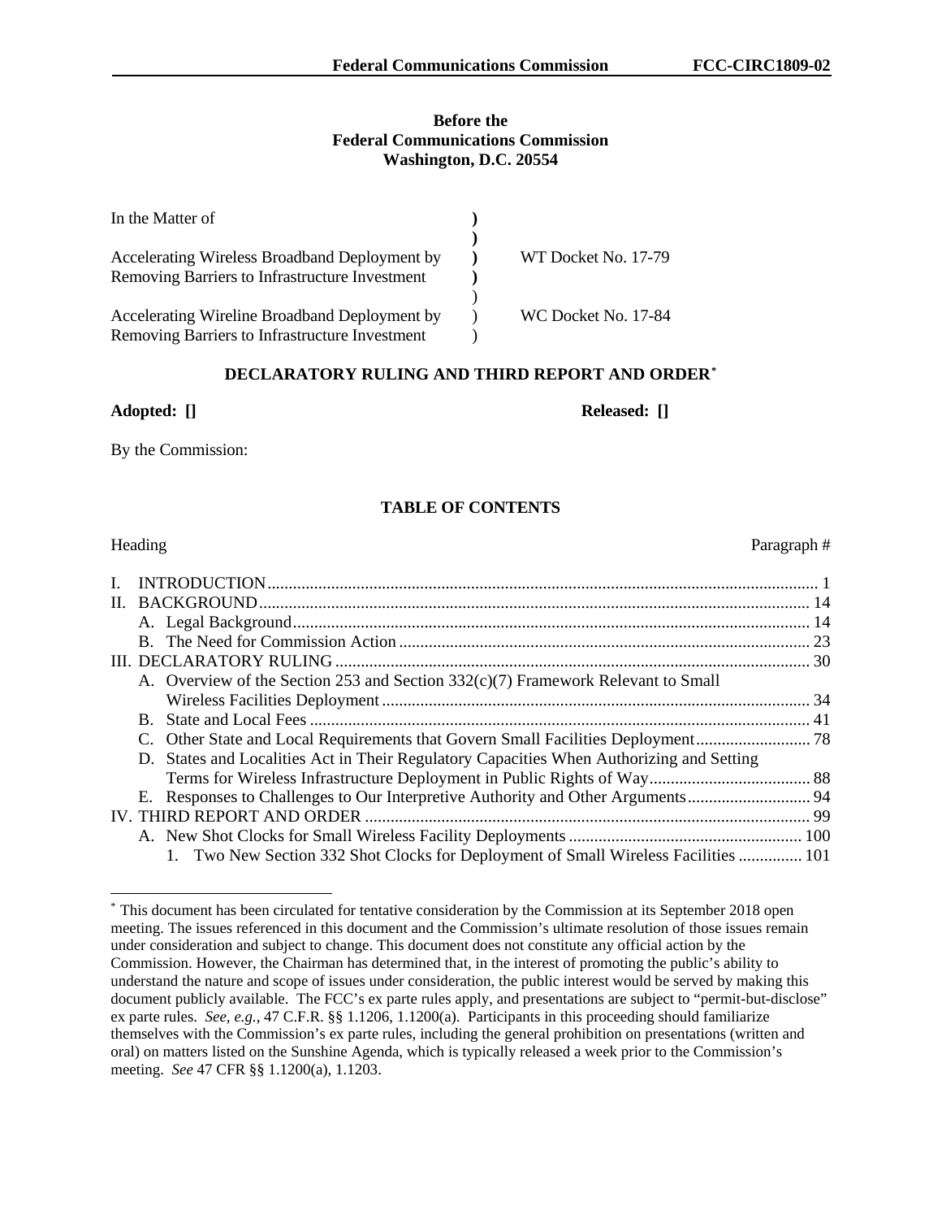**Before the**
**Federal Communications Commission**
**Washington, D.C. 20554**

| | | |
|---|---|---|
| In the Matter of | ) | |
| | ) | |
| Accelerating Wireless Broadband Deployment by Removing Barriers to Infrastructure Investment | ) | WT Docket No. 17-79 |
| | ) | |
| Accelerating Wireline Broadband Deployment by Removing Barriers to Infrastructure Investment | ) | WC Docket No. 17-84 |

## DECLARATORY RULING AND THIRD REPORT AND ORDER*

**Adopted: []** **Released: []**

By the Commission:

### TABLE OF CONTENTS

| Heading | Paragraph # |
|---|---|
| I. INTRODUCTION | 1 |
| II. BACKGROUND | 14 |
| A. Legal Background | 14 |
| B. The Need for Commission Action | 23 |
| III. DECLARATORY RULING | 30 |
| A. Overview of the Section 253 and Section 332(c)(7) Framework Relevant to Small Wireless Facilities Deployment | 34 |
| B. State and Local Fees | 41 |
| C. Other State and Local Requirements that Govern Small Facilities Deployment | 78 |
| D. States and Localities Act in Their Regulatory Capacities When Authorizing and Setting Terms for Wireless Infrastructure Deployment in Public Rights of Way | 88 |
| E. Responses to Challenges to Our Interpretive Authority and Other Arguments | 94 |
| IV. THIRD REPORT AND ORDER | 99 |
| A. New Shot Clocks for Small Wireless Facility Deployments | 100 |
| 1. Two New Section 332 Shot Clocks for Deployment of Small Wireless Facilities | 101 |

* This document has been circulated for tentative consideration by the Commission at its September 2018 open meeting. The issues referenced in this document and the Commission's ultimate resolution of those issues remain under consideration and subject to change. This document does not constitute any official action by the Commission. However, the Chairman has determined that, in the interest of promoting the public's ability to understand the nature and scope of issues under consideration, the public interest would be served by making this document publicly available. The FCC's ex parte rules apply, and presentations are subject to "permit-but-disclose" ex parte rules. *See, e.g.*, 47 C.F.R. §§ 1.1206, 1.1200(a). Participants in this proceeding should familiarize themselves with the Commission's ex parte rules, including the general prohibition on presentations (written and oral) on matters listed on the Sunshine Agenda, which is typically released a week prior to the Commission's meeting. *See* 47 CFR §§ 1.1200(a), 1.1203.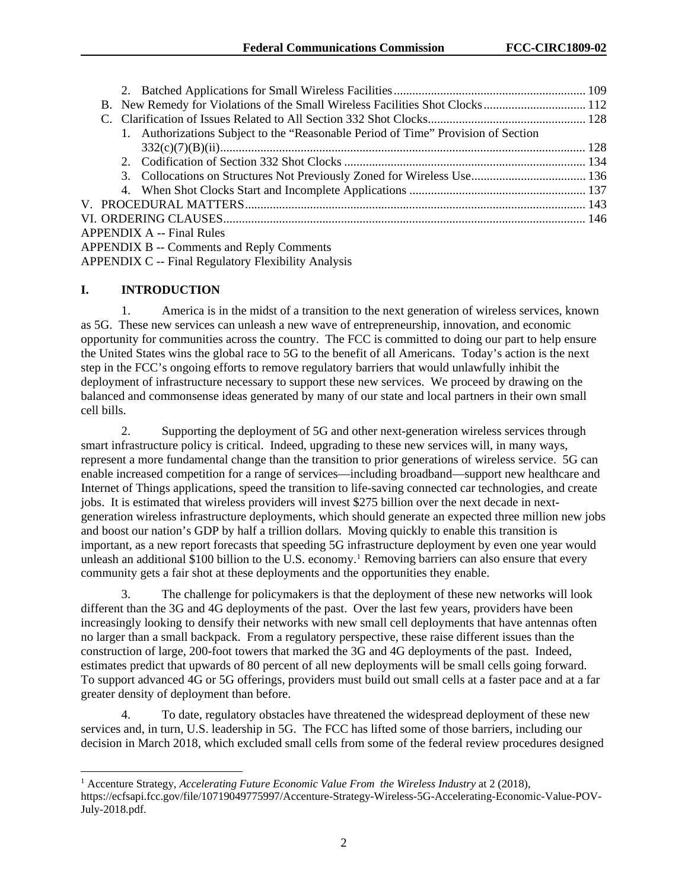2. Batched Applications for Small Wireless Facilities ............ 109

B. New Remedy for Violations of the Small Wireless Facilities Shot Clocks ............ 112

C. Clarification of Issues Related to All Section 332 Shot Clocks ............ 128

1. Authorizations Subject to the "Reasonable Period of Time" Provision of Section 332(c)(7)(B)(ii) ............ 128

2. Codification of Section 332 Shot Clocks ............ 134

3. Collocations on Structures Not Previously Zoned for Wireless Use ............ 136

4. When Shot Clocks Start and Incomplete Applications ............ 137

V. PROCEDURAL MATTERS ............ 143

VI. ORDERING CLAUSES ............ 146

APPENDIX A -- Final Rules

APPENDIX B -- Comments and Reply Comments

APPENDIX C -- Final Regulatory Flexibility Analysis

## I. INTRODUCTION

1. America is in the midst of a transition to the next generation of wireless services, known as 5G. These new services can unleash a new wave of entrepreneurship, innovation, and economic opportunity for communities across the country. The FCC is committed to doing our part to help ensure the United States wins the global race to 5G to the benefit of all Americans. Today's action is the next step in the FCC's ongoing efforts to remove regulatory barriers that would unlawfully inhibit the deployment of infrastructure necessary to support these new services. We proceed by drawing on the balanced and commonsense ideas generated by many of our state and local partners in their own small cell bills.

2. Supporting the deployment of 5G and other next-generation wireless services through smart infrastructure policy is critical. Indeed, upgrading to these new services will, in many ways, represent a more fundamental change than the transition to prior generations of wireless service. 5G can enable increased competition for a range of services—including broadband—support new healthcare and Internet of Things applications, speed the transition to life-saving connected car technologies, and create jobs. It is estimated that wireless providers will invest $275 billion over the next decade in next-generation wireless infrastructure deployments, which should generate an expected three million new jobs and boost our nation's GDP by half a trillion dollars. Moving quickly to enable this transition is important, as a new report forecasts that speeding 5G infrastructure deployment by even one year would unleash an additional $100 billion to the U.S. economy.[1] Removing barriers can also ensure that every community gets a fair shot at these deployments and the opportunities they enable.

3. The challenge for policymakers is that the deployment of these new networks will look different than the 3G and 4G deployments of the past. Over the last few years, providers have been increasingly looking to densify their networks with new small cell deployments that have antennas often no larger than a small backpack. From a regulatory perspective, these raise different issues than the construction of large, 200-foot towers that marked the 3G and 4G deployments of the past. Indeed, estimates predict that upwards of 80 percent of all new deployments will be small cells going forward. To support advanced 4G or 5G offerings, providers must build out small cells at a faster pace and at a far greater density of deployment than before.

4. To date, regulatory obstacles have threatened the widespread deployment of these new services and, in turn, U.S. leadership in 5G. The FCC has lifted some of those barriers, including our decision in March 2018, which excluded small cells from some of the federal review procedures designed

[1] Accenture Strategy, *Accelerating Future Economic Value From the Wireless Industry* at 2 (2018), https://ecfsapi.fcc.gov/file/10719049775997/Accenture-Strategy-Wireless-5G-Accelerating-Economic-Value-POV-July-2018.pdf.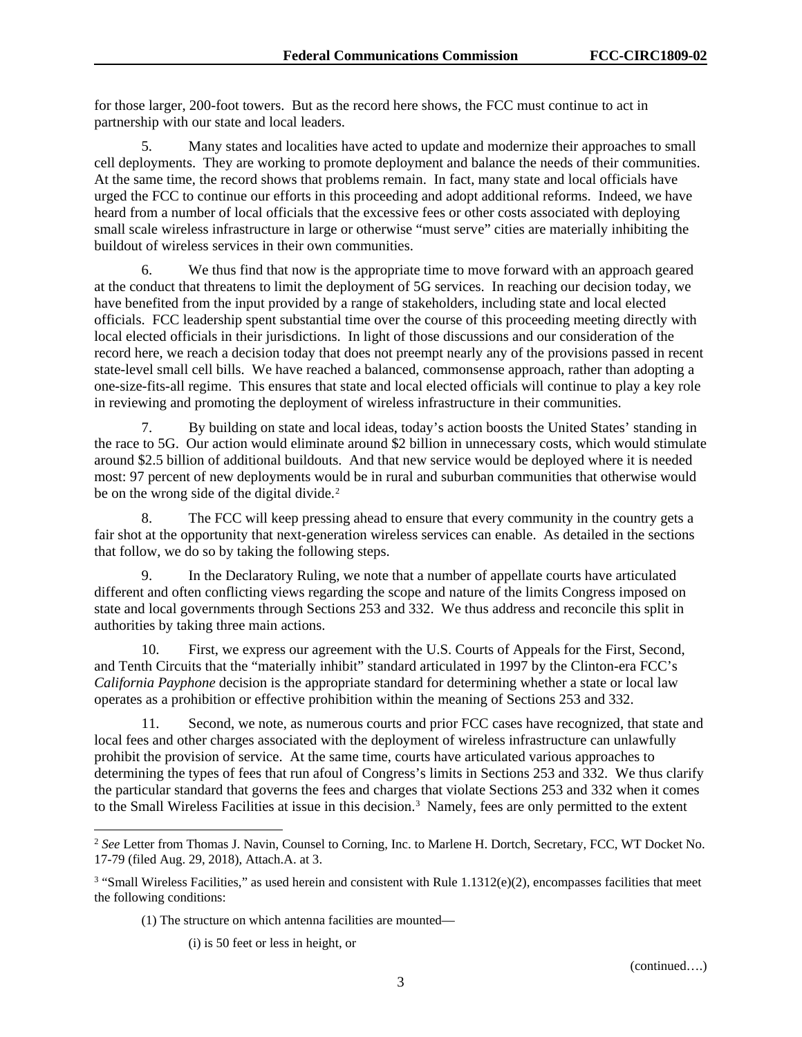for those larger, 200-foot towers. But as the record here shows, the FCC must continue to act in partnership with our state and local leaders.

5. Many states and localities have acted to update and modernize their approaches to small cell deployments. They are working to promote deployment and balance the needs of their communities. At the same time, the record shows that problems remain. In fact, many state and local officials have urged the FCC to continue our efforts in this proceeding and adopt additional reforms. Indeed, we have heard from a number of local officials that the excessive fees or other costs associated with deploying small scale wireless infrastructure in large or otherwise "must serve" cities are materially inhibiting the buildout of wireless services in their own communities.

6. We thus find that now is the appropriate time to move forward with an approach geared at the conduct that threatens to limit the deployment of 5G services. In reaching our decision today, we have benefited from the input provided by a range of stakeholders, including state and local elected officials. FCC leadership spent substantial time over the course of this proceeding meeting directly with local elected officials in their jurisdictions. In light of those discussions and our consideration of the record here, we reach a decision today that does not preempt nearly any of the provisions passed in recent state-level small cell bills. We have reached a balanced, commonsense approach, rather than adopting a one-size-fits-all regime. This ensures that state and local elected officials will continue to play a key role in reviewing and promoting the deployment of wireless infrastructure in their communities.

7. By building on state and local ideas, today's action boosts the United States' standing in the race to 5G. Our action would eliminate around $2 billion in unnecessary costs, which would stimulate around $2.5 billion of additional buildouts. And that new service would be deployed where it is needed most: 97 percent of new deployments would be in rural and suburban communities that otherwise would be on the wrong side of the digital divide.[2]

8. The FCC will keep pressing ahead to ensure that every community in the country gets a fair shot at the opportunity that next-generation wireless services can enable. As detailed in the sections that follow, we do so by taking the following steps.

9. In the Declaratory Ruling, we note that a number of appellate courts have articulated different and often conflicting views regarding the scope and nature of the limits Congress imposed on state and local governments through Sections 253 and 332. We thus address and reconcile this split in authorities by taking three main actions.

10. First, we express our agreement with the U.S. Courts of Appeals for the First, Second, and Tenth Circuits that the "materially inhibit" standard articulated in 1997 by the Clinton-era FCC's *California Payphone* decision is the appropriate standard for determining whether a state or local law operates as a prohibition or effective prohibition within the meaning of Sections 253 and 332.

11. Second, we note, as numerous courts and prior FCC cases have recognized, that state and local fees and other charges associated with the deployment of wireless infrastructure can unlawfully prohibit the provision of service. At the same time, courts have articulated various approaches to determining the types of fees that run afoul of Congress's limits in Sections 253 and 332. We thus clarify the particular standard that governs the fees and charges that violate Sections 253 and 332 when it comes to the Small Wireless Facilities at issue in this decision.[3] Namely, fees are only permitted to the extent

---

[2] *See* Letter from Thomas J. Navin, Counsel to Corning, Inc. to Marlene H. Dortch, Secretary, FCC, WT Docket No. 17-79 (filed Aug. 29, 2018), Attach.A. at 3.

[3] "Small Wireless Facilities," as used herein and consistent with Rule 1.1312(e)(2), encompasses facilities that meet the following conditions:

(1) The structure on which antenna facilities are mounted—

(i) is 50 feet or less in height, or

(continued….)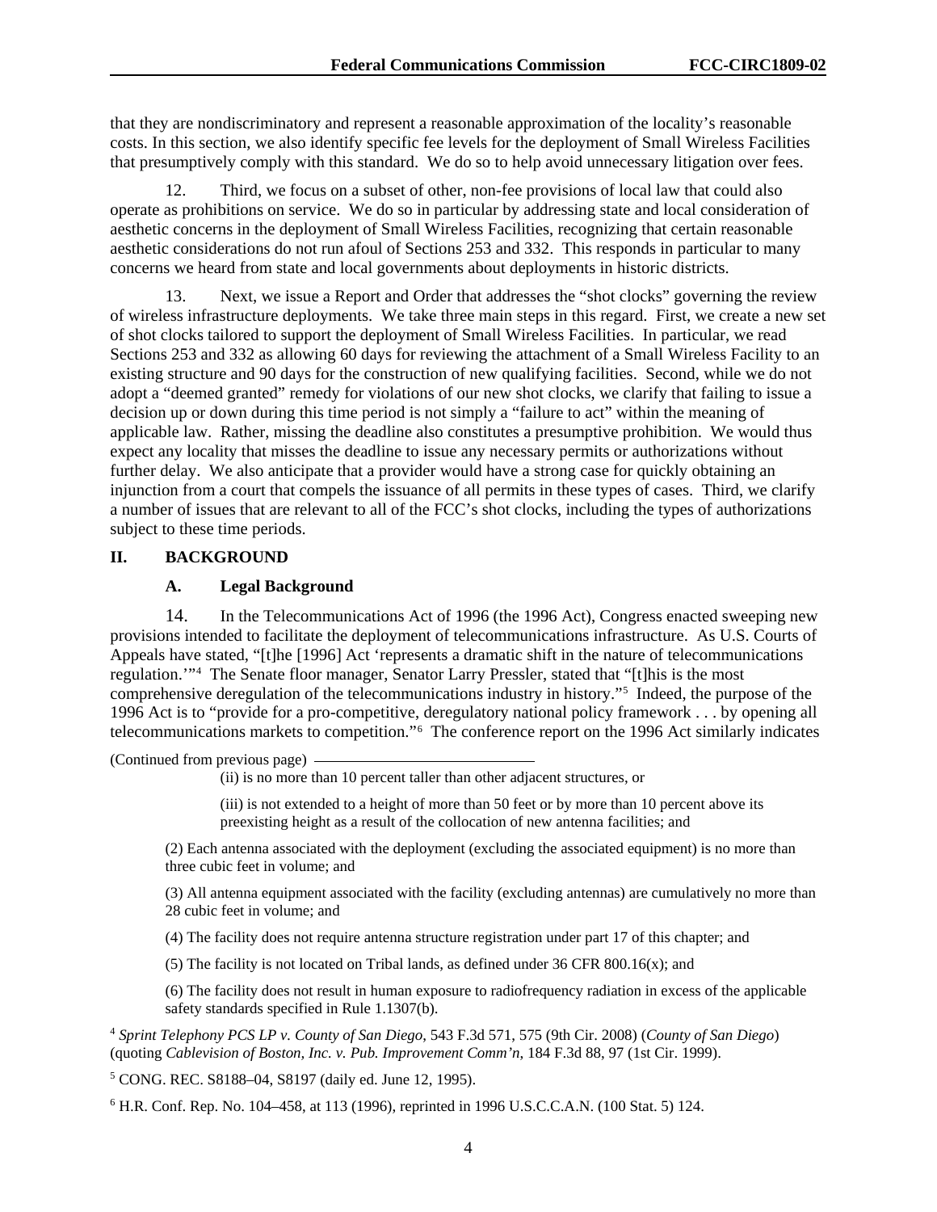that they are nondiscriminatory and represent a reasonable approximation of the locality's reasonable costs. In this section, we also identify specific fee levels for the deployment of Small Wireless Facilities that presumptively comply with this standard. We do so to help avoid unnecessary litigation over fees.

12. Third, we focus on a subset of other, non-fee provisions of local law that could also operate as prohibitions on service. We do so in particular by addressing state and local consideration of aesthetic concerns in the deployment of Small Wireless Facilities, recognizing that certain reasonable aesthetic considerations do not run afoul of Sections 253 and 332. This responds in particular to many concerns we heard from state and local governments about deployments in historic districts.

13. Next, we issue a Report and Order that addresses the "shot clocks" governing the review of wireless infrastructure deployments. We take three main steps in this regard. First, we create a new set of shot clocks tailored to support the deployment of Small Wireless Facilities. In particular, we read Sections 253 and 332 as allowing 60 days for reviewing the attachment of a Small Wireless Facility to an existing structure and 90 days for the construction of new qualifying facilities. Second, while we do not adopt a "deemed granted" remedy for violations of our new shot clocks, we clarify that failing to issue a decision up or down during this time period is not simply a "failure to act" within the meaning of applicable law. Rather, missing the deadline also constitutes a presumptive prohibition. We would thus expect any locality that misses the deadline to issue any necessary permits or authorizations without further delay. We also anticipate that a provider would have a strong case for quickly obtaining an injunction from a court that compels the issuance of all permits in these types of cases. Third, we clarify a number of issues that are relevant to all of the FCC's shot clocks, including the types of authorizations subject to these time periods.

## II. BACKGROUND

### A. Legal Background

14. In the Telecommunications Act of 1996 (the 1996 Act), Congress enacted sweeping new provisions intended to facilitate the deployment of telecommunications infrastructure. As U.S. Courts of Appeals have stated, "[t]he [1996] Act 'represents a dramatic shift in the nature of telecommunications regulation.'"[4] The Senate floor manager, Senator Larry Pressler, stated that "[t]his is the most comprehensive deregulation of the telecommunications industry in history."[5] Indeed, the purpose of the 1996 Act is to "provide for a pro-competitive, deregulatory national policy framework . . . by opening all telecommunications markets to competition."[6] The conference report on the 1996 Act similarly indicates

(Continued from previous page)

> (ii) is no more than 10 percent taller than other adjacent structures, or
>
> (iii) is not extended to a height of more than 50 feet or by more than 10 percent above its preexisting height as a result of the collocation of new antenna facilities; and
>
> (2) Each antenna associated with the deployment (excluding the associated equipment) is no more than three cubic feet in volume; and
>
> (3) All antenna equipment associated with the facility (excluding antennas) are cumulatively no more than 28 cubic feet in volume; and
>
> (4) The facility does not require antenna structure registration under part 17 of this chapter; and
>
> (5) The facility is not located on Tribal lands, as defined under 36 CFR 800.16(x); and
>
> (6) The facility does not result in human exposure to radiofrequency radiation in excess of the applicable safety standards specified in Rule 1.1307(b).

[4] *Sprint Telephony PCS LP v. County of San Diego*, 543 F.3d 571, 575 (9th Cir. 2008) (*County of San Diego*) (quoting *Cablevision of Boston, Inc. v. Pub. Improvement Comm'n*, 184 F.3d 88, 97 (1st Cir. 1999).

[5] CONG. REC. S8188–04, S8197 (daily ed. June 12, 1995).

[6] H.R. Conf. Rep. No. 104–458, at 113 (1996), reprinted in 1996 U.S.C.C.A.N. (100 Stat. 5) 124.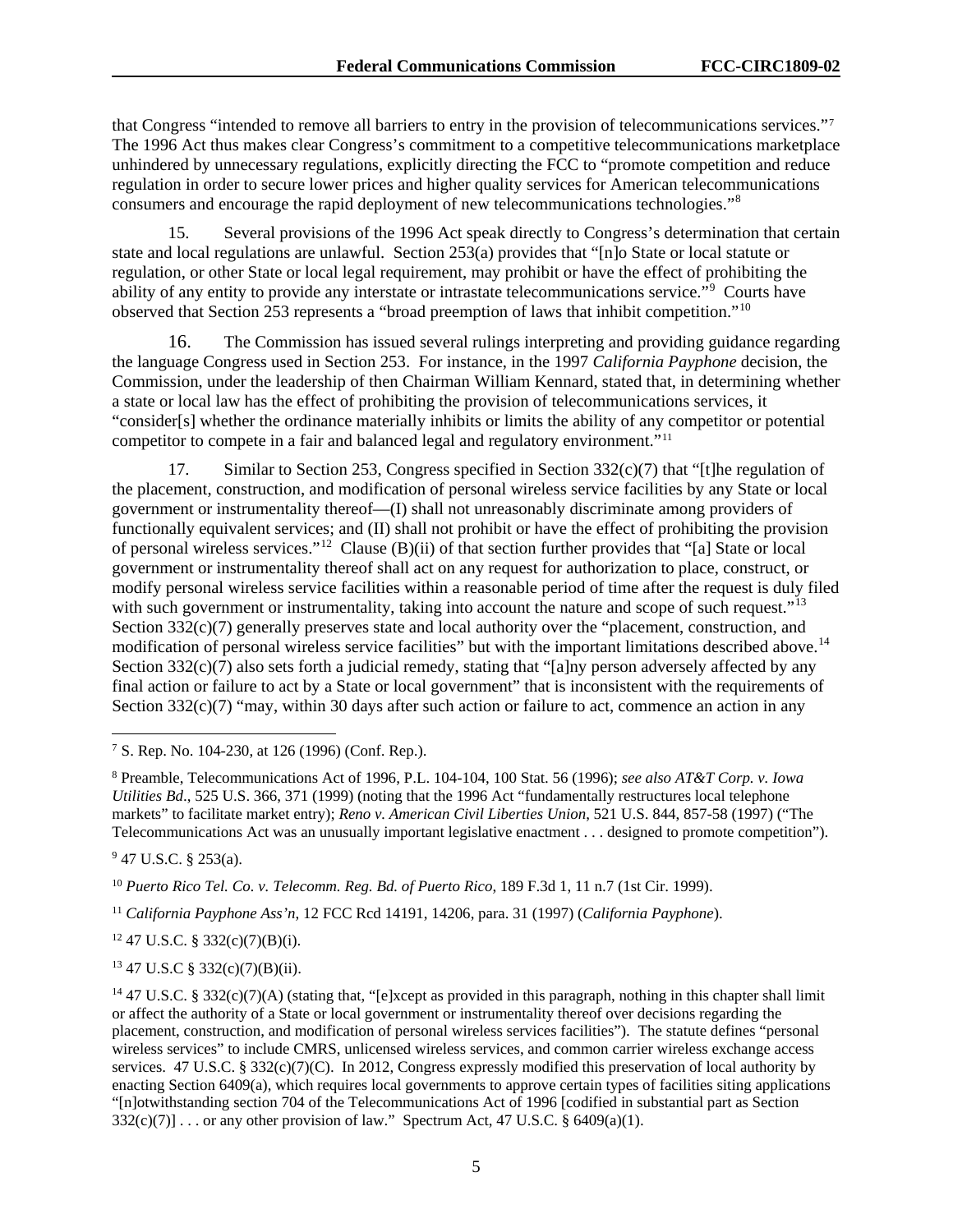that Congress "intended to remove all barriers to entry in the provision of telecommunications services."[7] The 1996 Act thus makes clear Congress's commitment to a competitive telecommunications marketplace unhindered by unnecessary regulations, explicitly directing the FCC to "promote competition and reduce regulation in order to secure lower prices and higher quality services for American telecommunications consumers and encourage the rapid deployment of new telecommunications technologies."[8]

15. Several provisions of the 1996 Act speak directly to Congress's determination that certain state and local regulations are unlawful. Section 253(a) provides that "[n]o State or local statute or regulation, or other State or local legal requirement, may prohibit or have the effect of prohibiting the ability of any entity to provide any interstate or intrastate telecommunications service."[9] Courts have observed that Section 253 represents a "broad preemption of laws that inhibit competition."[10]

16. The Commission has issued several rulings interpreting and providing guidance regarding the language Congress used in Section 253. For instance, in the 1997 *California Payphone* decision, the Commission, under the leadership of then Chairman William Kennard, stated that, in determining whether a state or local law has the effect of prohibiting the provision of telecommunications services, it "consider[s] whether the ordinance materially inhibits or limits the ability of any competitor or potential competitor to compete in a fair and balanced legal and regulatory environment."[11]

17. Similar to Section 253, Congress specified in Section 332(c)(7) that "[t]he regulation of the placement, construction, and modification of personal wireless service facilities by any State or local government or instrumentality thereof—(I) shall not unreasonably discriminate among providers of functionally equivalent services; and (II) shall not prohibit or have the effect of prohibiting the provision of personal wireless services."[12] Clause (B)(ii) of that section further provides that "[a] State or local government or instrumentality thereof shall act on any request for authorization to place, construct, or modify personal wireless service facilities within a reasonable period of time after the request is duly filed with such government or instrumentality, taking into account the nature and scope of such request."[13] Section 332(c)(7) generally preserves state and local authority over the "placement, construction, and modification of personal wireless service facilities" but with the important limitations described above.[14] Section 332(c)(7) also sets forth a judicial remedy, stating that "[a]ny person adversely affected by any final action or failure to act by a State or local government" that is inconsistent with the requirements of Section 332(c)(7) "may, within 30 days after such action or failure to act, commence an action in any

---

[7] S. Rep. No. 104-230, at 126 (1996) (Conf. Rep.).

[8] Preamble, Telecommunications Act of 1996, P.L. 104-104, 100 Stat. 56 (1996); *see also AT&T Corp. v. Iowa Utilities Bd*., 525 U.S. 366, 371 (1999) (noting that the 1996 Act "fundamentally restructures local telephone markets" to facilitate market entry); *Reno v. American Civil Liberties Union*, 521 U.S. 844, 857-58 (1997) ("The Telecommunications Act was an unusually important legislative enactment . . . designed to promote competition").

[9] 47 U.S.C. § 253(a).

[10] *Puerto Rico Tel. Co. v. Telecomm. Reg. Bd. of Puerto Rico*, 189 F.3d 1, 11 n.7 (1st Cir. 1999).

[11] *California Payphone Ass'n*, 12 FCC Rcd 14191, 14206, para. 31 (1997) (*California Payphone*).

[12] 47 U.S.C. § 332(c)(7)(B)(i).

[13] 47 U.S.C § 332(c)(7)(B)(ii).

[14] 47 U.S.C. § 332(c)(7)(A) (stating that, "[e]xcept as provided in this paragraph, nothing in this chapter shall limit or affect the authority of a State or local government or instrumentality thereof over decisions regarding the placement, construction, and modification of personal wireless services facilities"). The statute defines "personal wireless services" to include CMRS, unlicensed wireless services, and common carrier wireless exchange access services. 47 U.S.C. § 332(c)(7)(C). In 2012, Congress expressly modified this preservation of local authority by enacting Section 6409(a), which requires local governments to approve certain types of facilities siting applications "[n]otwithstanding section 704 of the Telecommunications Act of 1996 [codified in substantial part as Section 332(c)(7)] . . . or any other provision of law." Spectrum Act, 47 U.S.C. § 6409(a)(1).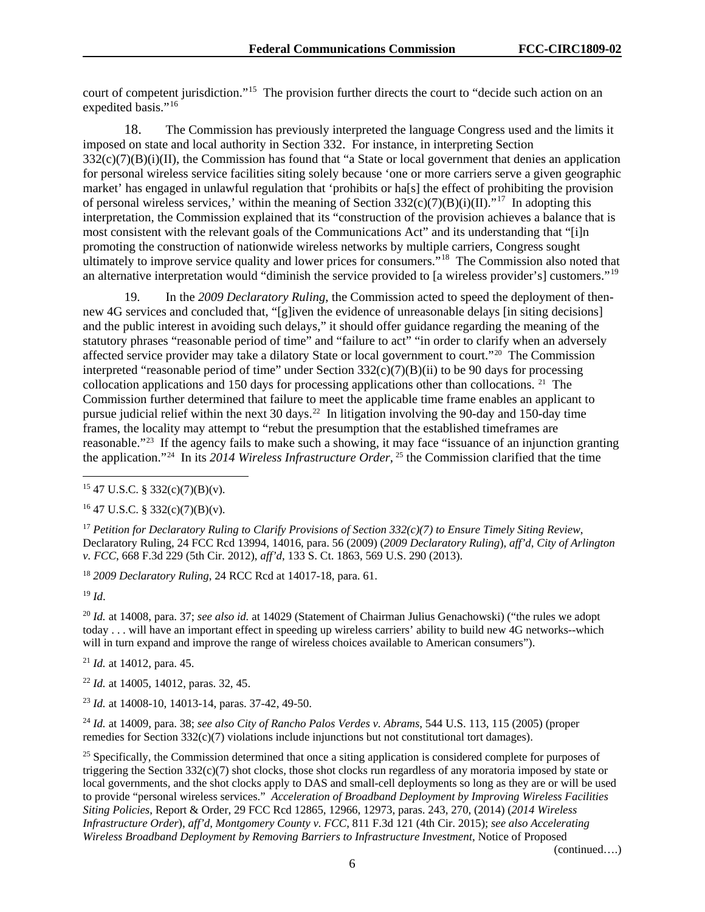court of competent jurisdiction."[15] The provision further directs the court to "decide such action on an expedited basis."[16]

18. The Commission has previously interpreted the language Congress used and the limits it imposed on state and local authority in Section 332. For instance, in interpreting Section 332(c)(7)(B)(i)(II), the Commission has found that "a State or local government that denies an application for personal wireless service facilities siting solely because 'one or more carriers serve a given geographic market' has engaged in unlawful regulation that 'prohibits or ha[s] the effect of prohibiting the provision of personal wireless services,' within the meaning of Section 332(c)(7)(B)(i)(II)."[17] In adopting this interpretation, the Commission explained that its "construction of the provision achieves a balance that is most consistent with the relevant goals of the Communications Act" and its understanding that "[i]n promoting the construction of nationwide wireless networks by multiple carriers, Congress sought ultimately to improve service quality and lower prices for consumers."[18] The Commission also noted that an alternative interpretation would "diminish the service provided to [a wireless provider's] customers."[19]

19. In the *2009 Declaratory Ruling*, the Commission acted to speed the deployment of then-new 4G services and concluded that, "[g]iven the evidence of unreasonable delays [in siting decisions] and the public interest in avoiding such delays," it should offer guidance regarding the meaning of the statutory phrases "reasonable period of time" and "failure to act" "in order to clarify when an adversely affected service provider may take a dilatory State or local government to court."[20] The Commission interpreted "reasonable period of time" under Section 332(c)(7)(B)(ii) to be 90 days for processing collocation applications and 150 days for processing applications other than collocations. [21] The Commission further determined that failure to meet the applicable time frame enables an applicant to pursue judicial relief within the next 30 days.[22] In litigation involving the 90-day and 150-day time frames, the locality may attempt to "rebut the presumption that the established timeframes are reasonable."[23] If the agency fails to make such a showing, it may face "issuance of an injunction granting the application."[24] In its *2014 Wireless Infrastructure Order*, [25] the Commission clarified that the time

---

[15] 47 U.S.C. § 332(c)(7)(B)(v).

[16] 47 U.S.C. § 332(c)(7)(B)(v).

[17] *Petition for Declaratory Ruling to Clarify Provisions of Section 332(c)(7) to Ensure Timely Siting Review*, Declaratory Ruling, 24 FCC Rcd 13994, 14016, para. 56 (2009) (*2009 Declaratory Ruling*), *aff'd*, *City of Arlington v. FCC*, 668 F.3d 229 (5th Cir. 2012), *aff'd*, 133 S. Ct. 1863, 569 U.S. 290 (2013).

[18] *2009 Declaratory Ruling*, 24 RCC Rcd at 14017-18, para. 61.

[19] *Id*.

[20] *Id.* at 14008, para. 37; *see also id.* at 14029 (Statement of Chairman Julius Genachowski) ("the rules we adopt today . . . will have an important effect in speeding up wireless carriers' ability to build new 4G networks--which will in turn expand and improve the range of wireless choices available to American consumers").

[21] *Id.* at 14012, para. 45.

[22] *Id.* at 14005, 14012, paras. 32, 45.

[23] *Id.* at 14008-10, 14013-14, paras. 37-42, 49-50.

[24] *Id.* at 14009, para. 38; *see also City of Rancho Palos Verdes v. Abrams*, 544 U.S. 113, 115 (2005) (proper remedies for Section 332(c)(7) violations include injunctions but not constitutional tort damages).

[25] Specifically, the Commission determined that once a siting application is considered complete for purposes of triggering the Section 332(c)(7) shot clocks, those shot clocks run regardless of any moratoria imposed by state or local governments, and the shot clocks apply to DAS and small-cell deployments so long as they are or will be used to provide "personal wireless services." *Acceleration of Broadband Deployment by Improving Wireless Facilities Siting Policies*, Report & Order, 29 FCC Rcd 12865, 12966, 12973, paras. 243, 270, (2014) (*2014 Wireless Infrastructure Order*), *aff'd*, *Montgomery County v. FCC*, 811 F.3d 121 (4th Cir. 2015); *see also Accelerating Wireless Broadband Deployment by Removing Barriers to Infrastructure Investment*, Notice of Proposed

(continued….)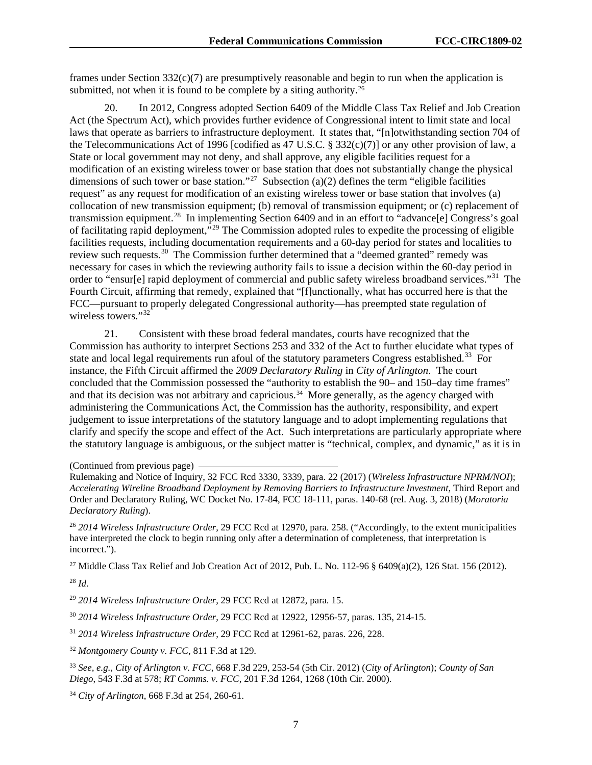frames under Section 332(c)(7) are presumptively reasonable and begin to run when the application is submitted, not when it is found to be complete by a siting authority.[26]

20. In 2012, Congress adopted Section 6409 of the Middle Class Tax Relief and Job Creation Act (the Spectrum Act), which provides further evidence of Congressional intent to limit state and local laws that operate as barriers to infrastructure deployment. It states that, "[n]otwithstanding section 704 of the Telecommunications Act of 1996 [codified as 47 U.S.C. § 332(c)(7)] or any other provision of law, a State or local government may not deny, and shall approve, any eligible facilities request for a modification of an existing wireless tower or base station that does not substantially change the physical dimensions of such tower or base station."[27] Subsection (a)(2) defines the term "eligible facilities request" as any request for modification of an existing wireless tower or base station that involves (a) collocation of new transmission equipment; (b) removal of transmission equipment; or (c) replacement of transmission equipment.[28] In implementing Section 6409 and in an effort to "advance[e] Congress's goal of facilitating rapid deployment,"[29] The Commission adopted rules to expedite the processing of eligible facilities requests, including documentation requirements and a 60-day period for states and localities to review such requests.[30] The Commission further determined that a "deemed granted" remedy was necessary for cases in which the reviewing authority fails to issue a decision within the 60-day period in order to "ensur[e] rapid deployment of commercial and public safety wireless broadband services."[31] The Fourth Circuit, affirming that remedy, explained that "[f]unctionally, what has occurred here is that the FCC—pursuant to properly delegated Congressional authority—has preempted state regulation of wireless towers."[32]

21. Consistent with these broad federal mandates, courts have recognized that the Commission has authority to interpret Sections 253 and 332 of the Act to further elucidate what types of state and local legal requirements run afoul of the statutory parameters Congress established.[33] For instance, the Fifth Circuit affirmed the *2009 Declaratory Ruling* in *City of Arlington*. The court concluded that the Commission possessed the "authority to establish the 90– and 150–day time frames" and that its decision was not arbitrary and capricious.[34] More generally, as the agency charged with administering the Communications Act, the Commission has the authority, responsibility, and expert judgement to issue interpretations of the statutory language and to adopt implementing regulations that clarify and specify the scope and effect of the Act. Such interpretations are particularly appropriate where the statutory language is ambiguous, or the subject matter is "technical, complex, and dynamic," as it is in

(Continued from previous page)
Rulemaking and Notice of Inquiry, 32 FCC Rcd 3330, 3339, para. 22 (2017) (*Wireless Infrastructure NPRM/NOI*); *Accelerating Wireline Broadband Deployment by Removing Barriers to Infrastructure Investment*, Third Report and Order and Declaratory Ruling, WC Docket No. 17-84, FCC 18-111, paras. 140-68 (rel. Aug. 3, 2018) (*Moratoria Declaratory Ruling*).

[26] *2014 Wireless Infrastructure Order*, 29 FCC Rcd at 12970, para. 258. ("Accordingly, to the extent municipalities have interpreted the clock to begin running only after a determination of completeness, that interpretation is incorrect.").

[27] Middle Class Tax Relief and Job Creation Act of 2012, Pub. L. No. 112-96 § 6409(a)(2), 126 Stat. 156 (2012).

[28] *Id*.

[29] *2014 Wireless Infrastructure Order*, 29 FCC Rcd at 12872, para. 15.

[30] *2014 Wireless Infrastructure Order*, 29 FCC Rcd at 12922, 12956-57, paras. 135, 214-15.

[31] *2014 Wireless Infrastructure Order*, 29 FCC Rcd at 12961-62, paras. 226, 228.

[32] *Montgomery County v. FCC*, 811 F.3d at 129.

[33] *See, e.g., City of Arlington v. FCC*, 668 F.3d 229, 253-54 (5th Cir. 2012) (*City of Arlington*); *County of San Diego*, 543 F.3d at 578; *RT Comms. v. FCC*, 201 F.3d 1264, 1268 (10th Cir. 2000).

[34] *City of Arlington*, 668 F.3d at 254, 260-61.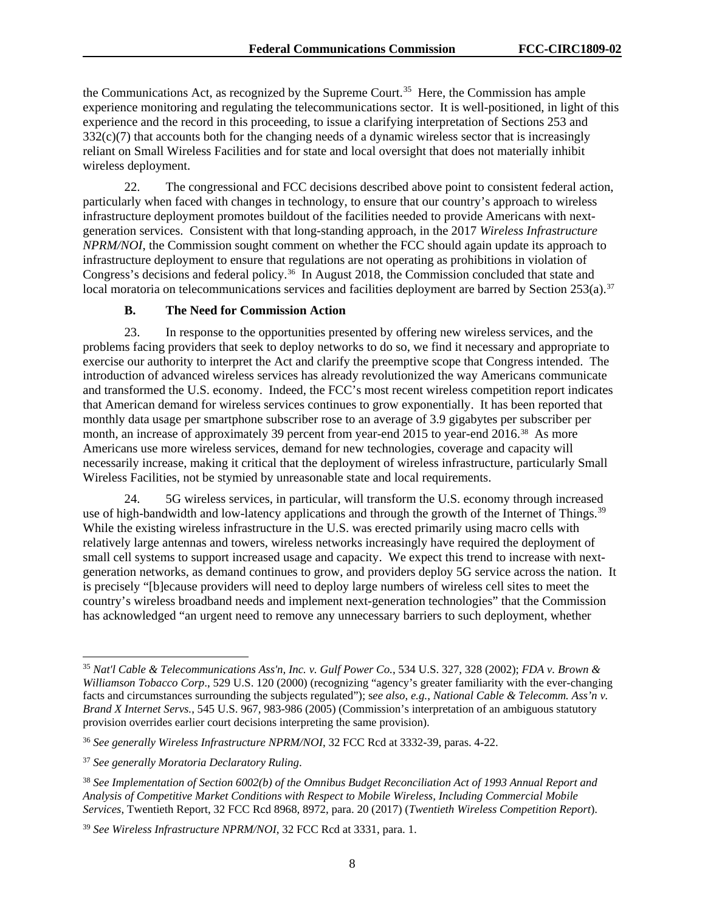the Communications Act, as recognized by the Supreme Court.[35] Here, the Commission has ample experience monitoring and regulating the telecommunications sector. It is well-positioned, in light of this experience and the record in this proceeding, to issue a clarifying interpretation of Sections 253 and 332(c)(7) that accounts both for the changing needs of a dynamic wireless sector that is increasingly reliant on Small Wireless Facilities and for state and local oversight that does not materially inhibit wireless deployment.

22. The congressional and FCC decisions described above point to consistent federal action, particularly when faced with changes in technology, to ensure that our country's approach to wireless infrastructure deployment promotes buildout of the facilities needed to provide Americans with next-generation services. Consistent with that long-standing approach, in the 2017 *Wireless Infrastructure NPRM/NOI*, the Commission sought comment on whether the FCC should again update its approach to infrastructure deployment to ensure that regulations are not operating as prohibitions in violation of Congress's decisions and federal policy.[36] In August 2018, the Commission concluded that state and local moratoria on telecommunications services and facilities deployment are barred by Section 253(a).[37]

### B. The Need for Commission Action

23. In response to the opportunities presented by offering new wireless services, and the problems facing providers that seek to deploy networks to do so, we find it necessary and appropriate to exercise our authority to interpret the Act and clarify the preemptive scope that Congress intended. The introduction of advanced wireless services has already revolutionized the way Americans communicate and transformed the U.S. economy. Indeed, the FCC's most recent wireless competition report indicates that American demand for wireless services continues to grow exponentially. It has been reported that monthly data usage per smartphone subscriber rose to an average of 3.9 gigabytes per subscriber per month, an increase of approximately 39 percent from year-end 2015 to year-end 2016.[38] As more Americans use more wireless services, demand for new technologies, coverage and capacity will necessarily increase, making it critical that the deployment of wireless infrastructure, particularly Small Wireless Facilities, not be stymied by unreasonable state and local requirements.

24. 5G wireless services, in particular, will transform the U.S. economy through increased use of high-bandwidth and low-latency applications and through the growth of the Internet of Things.[39] While the existing wireless infrastructure in the U.S. was erected primarily using macro cells with relatively large antennas and towers, wireless networks increasingly have required the deployment of small cell systems to support increased usage and capacity. We expect this trend to increase with next-generation networks, as demand continues to grow, and providers deploy 5G service across the nation. It is precisely "[b]ecause providers will need to deploy large numbers of wireless cell sites to meet the country's wireless broadband needs and implement next-generation technologies" that the Commission has acknowledged "an urgent need to remove any unnecessary barriers to such deployment, whether

---

[35] *Nat'l Cable & Telecommunications Ass'n, Inc. v. Gulf Power Co.*, 534 U.S. 327, 328 (2002); *FDA v. Brown & Williamson Tobacco Corp*., 529 U.S. 120 (2000) (recognizing "agency's greater familiarity with the ever-changing facts and circumstances surrounding the subjects regulated"); s*ee also*, *e.g.*, *National Cable & Telecomm. Ass'n v. Brand X Internet Servs.*, 545 U.S. 967, 983-986 (2005) (Commission's interpretation of an ambiguous statutory provision overrides earlier court decisions interpreting the same provision).

[36] *See generally Wireless Infrastructure NPRM/NOI*, 32 FCC Rcd at 3332-39, paras. 4-22.

[37] *See generally Moratoria Declaratory Ruling*.

[38] *See Implementation of Section 6002(b) of the Omnibus Budget Reconciliation Act of 1993 Annual Report and Analysis of Competitive Market Conditions with Respect to Mobile Wireless, Including Commercial Mobile Services*, Twentieth Report, 32 FCC Rcd 8968, 8972, para. 20 (2017) (*Twentieth Wireless Competition Report*).

[39] *See Wireless Infrastructure NPRM/NOI*, 32 FCC Rcd at 3331, para. 1.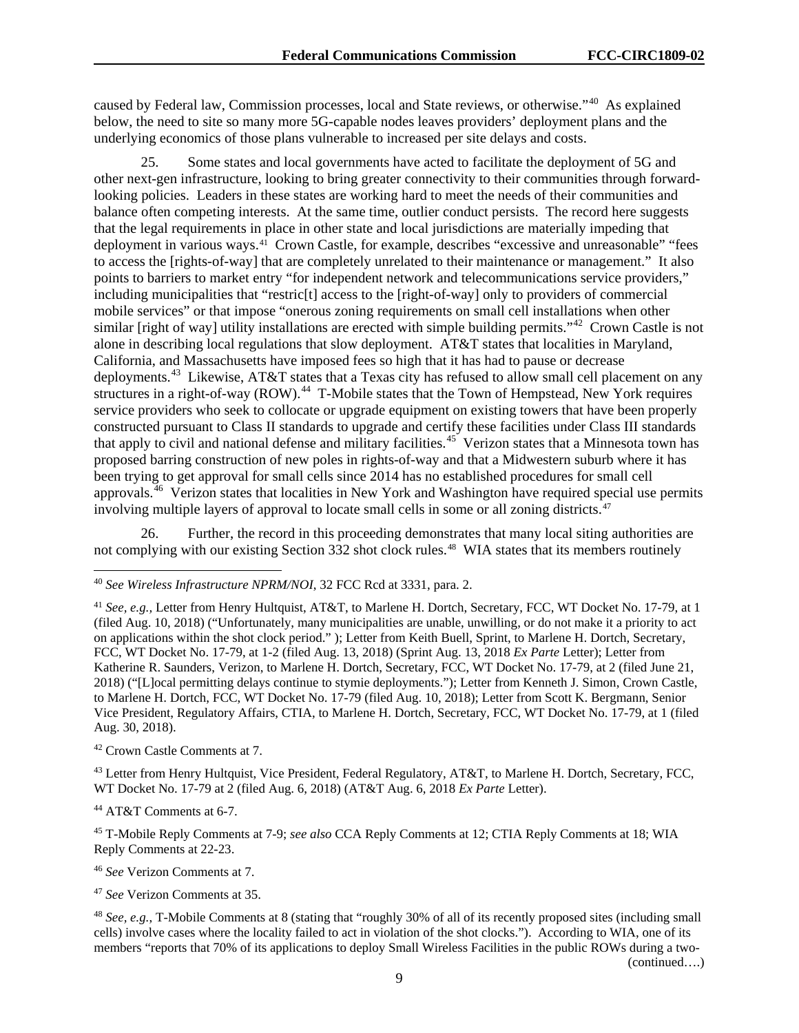caused by Federal law, Commission processes, local and State reviews, or otherwise."[40] As explained below, the need to site so many more 5G-capable nodes leaves providers' deployment plans and the underlying economics of those plans vulnerable to increased per site delays and costs.

25. Some states and local governments have acted to facilitate the deployment of 5G and other next-gen infrastructure, looking to bring greater connectivity to their communities through forward-looking policies. Leaders in these states are working hard to meet the needs of their communities and balance often competing interests. At the same time, outlier conduct persists. The record here suggests that the legal requirements in place in other state and local jurisdictions are materially impeding that deployment in various ways.[41] Crown Castle, for example, describes "excessive and unreasonable" "fees to access the [rights-of-way] that are completely unrelated to their maintenance or management." It also points to barriers to market entry "for independent network and telecommunications service providers," including municipalities that "restric[t] access to the [right-of-way] only to providers of commercial mobile services" or that impose "onerous zoning requirements on small cell installations when other similar [right of way] utility installations are erected with simple building permits."[42] Crown Castle is not alone in describing local regulations that slow deployment. AT&T states that localities in Maryland, California, and Massachusetts have imposed fees so high that it has had to pause or decrease deployments.[43] Likewise, AT&T states that a Texas city has refused to allow small cell placement on any structures in a right-of-way (ROW).[44] T-Mobile states that the Town of Hempstead, New York requires service providers who seek to collocate or upgrade equipment on existing towers that have been properly constructed pursuant to Class II standards to upgrade and certify these facilities under Class III standards that apply to civil and national defense and military facilities.[45] Verizon states that a Minnesota town has proposed barring construction of new poles in rights-of-way and that a Midwestern suburb where it has been trying to get approval for small cells since 2014 has no established procedures for small cell approvals.[46] Verizon states that localities in New York and Washington have required special use permits involving multiple layers of approval to locate small cells in some or all zoning districts.[47]

26. Further, the record in this proceeding demonstrates that many local siting authorities are not complying with our existing Section 332 shot clock rules.[48] WIA states that its members routinely

---

[40] *See Wireless Infrastructure NPRM/NOI*, 32 FCC Rcd at 3331, para. 2.

[41] *See, e.g.,* Letter from Henry Hultquist, AT&T, to Marlene H. Dortch, Secretary, FCC, WT Docket No. 17-79, at 1 (filed Aug. 10, 2018) ("Unfortunately, many municipalities are unable, unwilling, or do not make it a priority to act on applications within the shot clock period." ); Letter from Keith Buell, Sprint, to Marlene H. Dortch, Secretary, FCC, WT Docket No. 17-79, at 1-2 (filed Aug. 13, 2018) (Sprint Aug. 13, 2018 *Ex Parte* Letter); Letter from Katherine R. Saunders, Verizon, to Marlene H. Dortch, Secretary, FCC, WT Docket No. 17-79, at 2 (filed June 21, 2018) ("[L]ocal permitting delays continue to stymie deployments."); Letter from Kenneth J. Simon, Crown Castle, to Marlene H. Dortch, FCC, WT Docket No. 17-79 (filed Aug. 10, 2018); Letter from Scott K. Bergmann, Senior Vice President, Regulatory Affairs, CTIA, to Marlene H. Dortch, Secretary, FCC, WT Docket No. 17-79, at 1 (filed Aug. 30, 2018).

[42] Crown Castle Comments at 7.

[43] Letter from Henry Hultquist, Vice President, Federal Regulatory, AT&T, to Marlene H. Dortch, Secretary, FCC, WT Docket No. 17-79 at 2 (filed Aug. 6, 2018) (AT&T Aug. 6, 2018 *Ex Parte* Letter).

[44] AT&T Comments at 6-7.

[45] T-Mobile Reply Comments at 7-9; *see also* CCA Reply Comments at 12; CTIA Reply Comments at 18; WIA Reply Comments at 22-23.

[46] *See* Verizon Comments at 7.

[47] *See* Verizon Comments at 35.

[48] *See, e.g.,* T-Mobile Comments at 8 (stating that "roughly 30% of all of its recently proposed sites (including small cells) involve cases where the locality failed to act in violation of the shot clocks."). According to WIA, one of its members "reports that 70% of its applications to deploy Small Wireless Facilities in the public ROWs during a two-

(continued….)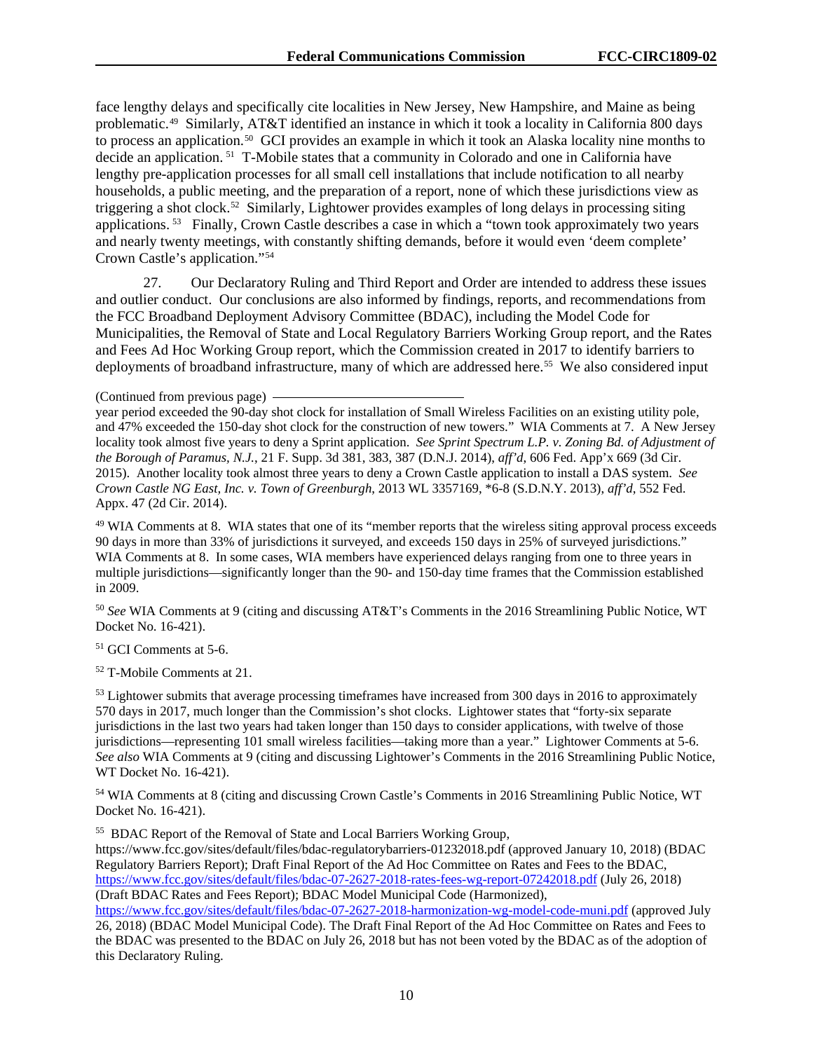face lengthy delays and specifically cite localities in New Jersey, New Hampshire, and Maine as being problematic.[49] Similarly, AT&T identified an instance in which it took a locality in California 800 days to process an application.[50] GCI provides an example in which it took an Alaska locality nine months to decide an application.[51] T-Mobile states that a community in Colorado and one in California have lengthy pre-application processes for all small cell installations that include notification to all nearby households, a public meeting, and the preparation of a report, none of which these jurisdictions view as triggering a shot clock.[52] Similarly, Lightower provides examples of long delays in processing siting applications.[53] Finally, Crown Castle describes a case in which a "town took approximately two years and nearly twenty meetings, with constantly shifting demands, before it would even 'deem complete' Crown Castle's application."[54]

27. Our Declaratory Ruling and Third Report and Order are intended to address these issues and outlier conduct. Our conclusions are also informed by findings, reports, and recommendations from the FCC Broadband Deployment Advisory Committee (BDAC), including the Model Code for Municipalities, the Removal of State and Local Regulatory Barriers Working Group report, and the Rates and Fees Ad Hoc Working Group report, which the Commission created in 2017 to identify barriers to deployments of broadband infrastructure, many of which are addressed here.[55] We also considered input

(Continued from previous page)

year period exceeded the 90-day shot clock for installation of Small Wireless Facilities on an existing utility pole, and 47% exceeded the 150-day shot clock for the construction of new towers." WIA Comments at 7. A New Jersey locality took almost five years to deny a Sprint application. *See Sprint Spectrum L.P. v. Zoning Bd. of Adjustment of the Borough of Paramus, N.J.*, 21 F. Supp. 3d 381, 383, 387 (D.N.J. 2014), *aff'd*, 606 Fed. App'x 669 (3d Cir. 2015). Another locality took almost three years to deny a Crown Castle application to install a DAS system. *See Crown Castle NG East, Inc. v. Town of Greenburgh*, 2013 WL 3357169, *6-8 (S.D.N.Y. 2013), *aff'd*, 552 Fed. Appx. 47 (2d Cir. 2014).

[49] WIA Comments at 8. WIA states that one of its "member reports that the wireless siting approval process exceeds 90 days in more than 33% of jurisdictions it surveyed, and exceeds 150 days in 25% of surveyed jurisdictions." WIA Comments at 8. In some cases, WIA members have experienced delays ranging from one to three years in multiple jurisdictions—significantly longer than the 90- and 150-day time frames that the Commission established in 2009.

[50] *See* WIA Comments at 9 (citing and discussing AT&T's Comments in the 2016 Streamlining Public Notice, WT Docket No. 16-421).

[51] GCI Comments at 5-6.

[52] T-Mobile Comments at 21.

[53] Lightower submits that average processing timeframes have increased from 300 days in 2016 to approximately 570 days in 2017, much longer than the Commission's shot clocks. Lightower states that "forty-six separate jurisdictions in the last two years had taken longer than 150 days to consider applications, with twelve of those jurisdictions—representing 101 small wireless facilities—taking more than a year." Lightower Comments at 5-6. *See also* WIA Comments at 9 (citing and discussing Lightower's Comments in the 2016 Streamlining Public Notice, WT Docket No. 16-421).

[54] WIA Comments at 8 (citing and discussing Crown Castle's Comments in 2016 Streamlining Public Notice, WT Docket No. 16-421).

[55] BDAC Report of the Removal of State and Local Barriers Working Group, https://www.fcc.gov/sites/default/files/bdac-regulatorybarriers-01232018.pdf (approved January 10, 2018) (BDAC Regulatory Barriers Report); Draft Final Report of the Ad Hoc Committee on Rates and Fees to the BDAC, https://www.fcc.gov/sites/default/files/bdac-07-2627-2018-rates-fees-wg-report-07242018.pdf (July 26, 2018) (Draft BDAC Rates and Fees Report); BDAC Model Municipal Code (Harmonized), https://www.fcc.gov/sites/default/files/bdac-07-2627-2018-harmonization-wg-model-code-muni.pdf (approved July 26, 2018) (BDAC Model Municipal Code). The Draft Final Report of the Ad Hoc Committee on Rates and Fees to the BDAC was presented to the BDAC on July 26, 2018 but has not been voted by the BDAC as of the adoption of this Declaratory Ruling.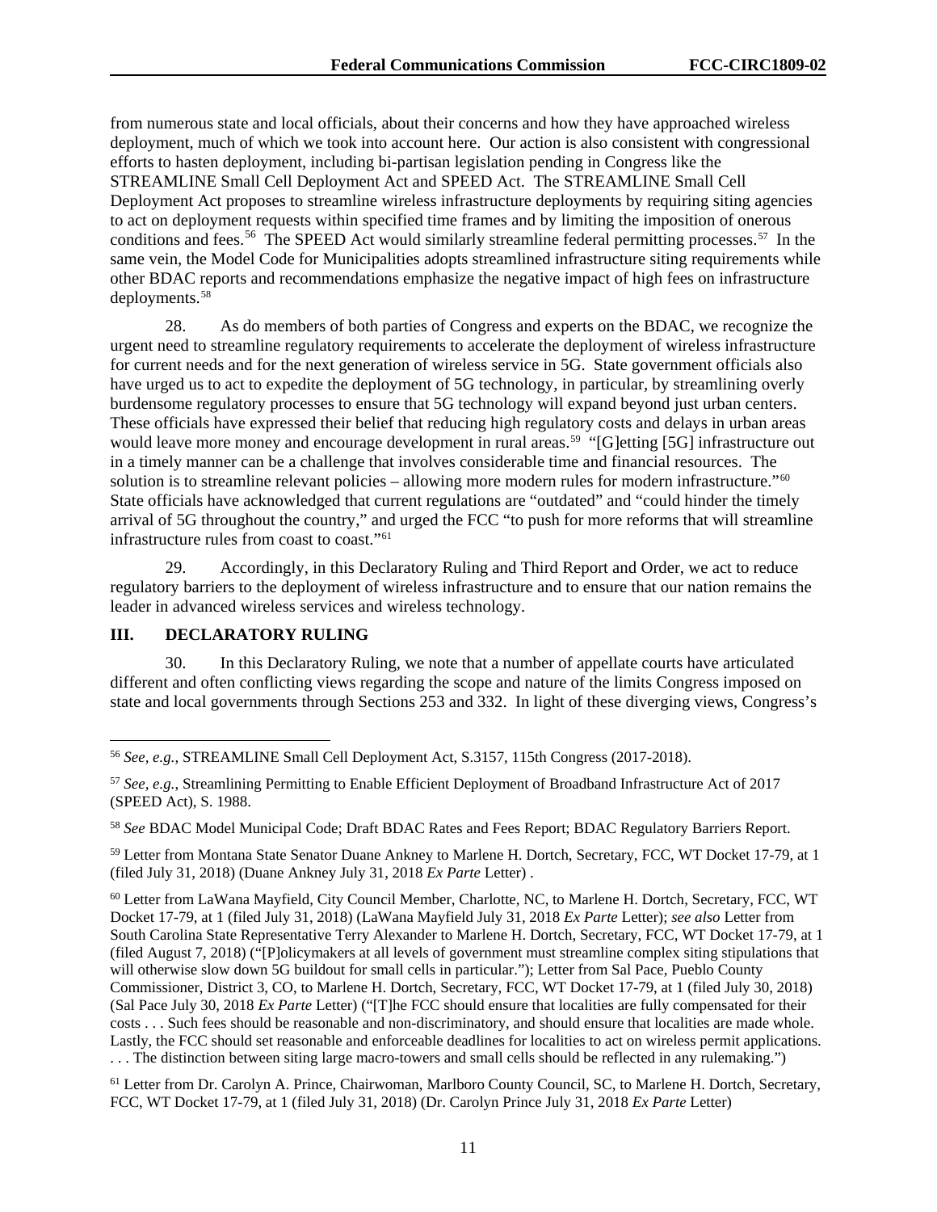from numerous state and local officials, about their concerns and how they have approached wireless deployment, much of which we took into account here. Our action is also consistent with congressional efforts to hasten deployment, including bi-partisan legislation pending in Congress like the STREAMLINE Small Cell Deployment Act and SPEED Act. The STREAMLINE Small Cell Deployment Act proposes to streamline wireless infrastructure deployments by requiring siting agencies to act on deployment requests within specified time frames and by limiting the imposition of onerous conditions and fees.[56] The SPEED Act would similarly streamline federal permitting processes.[57] In the same vein, the Model Code for Municipalities adopts streamlined infrastructure siting requirements while other BDAC reports and recommendations emphasize the negative impact of high fees on infrastructure deployments.[58]

28. As do members of both parties of Congress and experts on the BDAC, we recognize the urgent need to streamline regulatory requirements to accelerate the deployment of wireless infrastructure for current needs and for the next generation of wireless service in 5G. State government officials also have urged us to act to expedite the deployment of 5G technology, in particular, by streamlining overly burdensome regulatory processes to ensure that 5G technology will expand beyond just urban centers. These officials have expressed their belief that reducing high regulatory costs and delays in urban areas would leave more money and encourage development in rural areas.[59] "[G]etting [5G] infrastructure out in a timely manner can be a challenge that involves considerable time and financial resources. The solution is to streamline relevant policies – allowing more modern rules for modern infrastructure."[60] State officials have acknowledged that current regulations are "outdated" and "could hinder the timely arrival of 5G throughout the country," and urged the FCC "to push for more reforms that will streamline infrastructure rules from coast to coast."[61]

29. Accordingly, in this Declaratory Ruling and Third Report and Order, we act to reduce regulatory barriers to the deployment of wireless infrastructure and to ensure that our nation remains the leader in advanced wireless services and wireless technology.

## III. DECLARATORY RULING

30. In this Declaratory Ruling, we note that a number of appellate courts have articulated different and often conflicting views regarding the scope and nature of the limits Congress imposed on state and local governments through Sections 253 and 332. In light of these diverging views, Congress's

---

[56] *See, e.g.*, STREAMLINE Small Cell Deployment Act, S.3157, 115th Congress (2017-2018).

[57] *See, e.g.*, Streamlining Permitting to Enable Efficient Deployment of Broadband Infrastructure Act of 2017 (SPEED Act), S. 1988.

[58] *See* BDAC Model Municipal Code; Draft BDAC Rates and Fees Report; BDAC Regulatory Barriers Report.

[59] Letter from Montana State Senator Duane Ankney to Marlene H. Dortch, Secretary, FCC, WT Docket 17-79, at 1 (filed July 31, 2018) (Duane Ankney July 31, 2018 *Ex Parte* Letter) .

[60] Letter from LaWana Mayfield, City Council Member, Charlotte, NC, to Marlene H. Dortch, Secretary, FCC, WT Docket 17-79, at 1 (filed July 31, 2018) (LaWana Mayfield July 31, 2018 *Ex Parte* Letter); *see also* Letter from South Carolina State Representative Terry Alexander to Marlene H. Dortch, Secretary, FCC, WT Docket 17-79, at 1 (filed August 7, 2018) ("[P]olicymakers at all levels of government must streamline complex siting stipulations that will otherwise slow down 5G buildout for small cells in particular."); Letter from Sal Pace, Pueblo County Commissioner, District 3, CO, to Marlene H. Dortch, Secretary, FCC, WT Docket 17-79, at 1 (filed July 30, 2018) (Sal Pace July 30, 2018 *Ex Parte* Letter) ("[T]he FCC should ensure that localities are fully compensated for their costs . . . Such fees should be reasonable and non-discriminatory, and should ensure that localities are made whole. Lastly, the FCC should set reasonable and enforceable deadlines for localities to act on wireless permit applications. . . . The distinction between siting large macro-towers and small cells should be reflected in any rulemaking.")

[61] Letter from Dr. Carolyn A. Prince, Chairwoman, Marlboro County Council, SC, to Marlene H. Dortch, Secretary, FCC, WT Docket 17-79, at 1 (filed July 31, 2018) (Dr. Carolyn Prince July 31, 2018 *Ex Parte* Letter)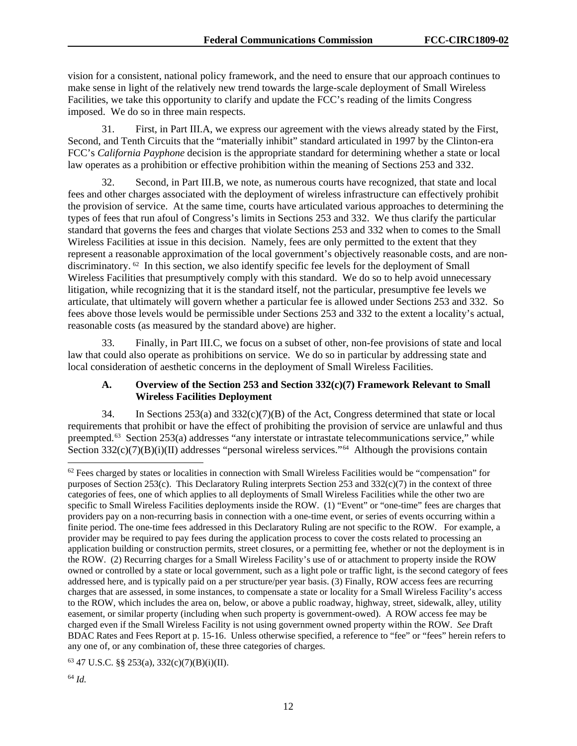vision for a consistent, national policy framework, and the need to ensure that our approach continues to make sense in light of the relatively new trend towards the large-scale deployment of Small Wireless Facilities, we take this opportunity to clarify and update the FCC's reading of the limits Congress imposed. We do so in three main respects.

31. First, in Part III.A, we express our agreement with the views already stated by the First, Second, and Tenth Circuits that the "materially inhibit" standard articulated in 1997 by the Clinton-era FCC's *California Payphone* decision is the appropriate standard for determining whether a state or local law operates as a prohibition or effective prohibition within the meaning of Sections 253 and 332.

32. Second, in Part III.B, we note, as numerous courts have recognized, that state and local fees and other charges associated with the deployment of wireless infrastructure can effectively prohibit the provision of service. At the same time, courts have articulated various approaches to determining the types of fees that run afoul of Congress's limits in Sections 253 and 332. We thus clarify the particular standard that governs the fees and charges that violate Sections 253 and 332 when to comes to the Small Wireless Facilities at issue in this decision. Namely, fees are only permitted to the extent that they represent a reasonable approximation of the local government's objectively reasonable costs, and are non-discriminatory.[62] In this section, we also identify specific fee levels for the deployment of Small Wireless Facilities that presumptively comply with this standard. We do so to help avoid unnecessary litigation, while recognizing that it is the standard itself, not the particular, presumptive fee levels we articulate, that ultimately will govern whether a particular fee is allowed under Sections 253 and 332. So fees above those levels would be permissible under Sections 253 and 332 to the extent a locality's actual, reasonable costs (as measured by the standard above) are higher.

33. Finally, in Part III.C, we focus on a subset of other, non-fee provisions of state and local law that could also operate as prohibitions on service. We do so in particular by addressing state and local consideration of aesthetic concerns in the deployment of Small Wireless Facilities.

### A. Overview of the Section 253 and Section 332(c)(7) Framework Relevant to Small Wireless Facilities Deployment

34. In Sections 253(a) and 332(c)(7)(B) of the Act, Congress determined that state or local requirements that prohibit or have the effect of prohibiting the provision of service are unlawful and thus preempted.[63] Section 253(a) addresses "any interstate or intrastate telecommunications service," while Section 332(c)(7)(B)(i)(II) addresses "personal wireless services."[64] Although the provisions contain

---

[62] Fees charged by states or localities in connection with Small Wireless Facilities would be "compensation" for purposes of Section 253(c). This Declaratory Ruling interprets Section 253 and 332(c)(7) in the context of three categories of fees, one of which applies to all deployments of Small Wireless Facilities while the other two are specific to Small Wireless Facilities deployments inside the ROW. (1) "Event" or "one-time" fees are charges that providers pay on a non-recurring basis in connection with a one-time event, or series of events occurring within a finite period. The one-time fees addressed in this Declaratory Ruling are not specific to the ROW. For example, a provider may be required to pay fees during the application process to cover the costs related to processing an application building or construction permits, street closures, or a permitting fee, whether or not the deployment is in the ROW. (2) Recurring charges for a Small Wireless Facility's use of or attachment to property inside the ROW owned or controlled by a state or local government, such as a light pole or traffic light, is the second category of fees addressed here, and is typically paid on a per structure/per year basis. (3) Finally, ROW access fees are recurring charges that are assessed, in some instances, to compensate a state or locality for a Small Wireless Facility's access to the ROW, which includes the area on, below, or above a public roadway, highway, street, sidewalk, alley, utility easement, or similar property (including when such property is government-owed). A ROW access fee may be charged even if the Small Wireless Facility is not using government owned property within the ROW. *See* Draft BDAC Rates and Fees Report at p. 15-16. Unless otherwise specified, a reference to "fee" or "fees" herein refers to any one of, or any combination of, these three categories of charges.

[63] 47 U.S.C. §§ 253(a), 332(c)(7)(B)(i)(II).

[64] *Id.*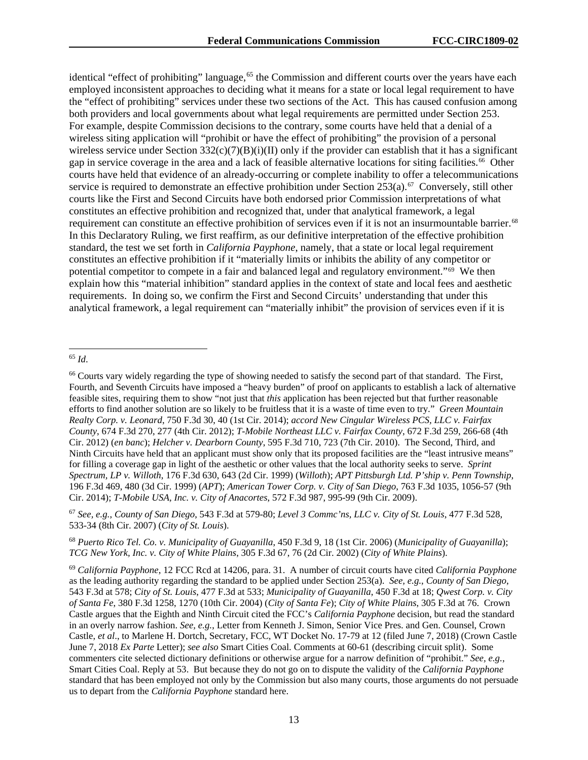identical "effect of prohibiting" language,[65] the Commission and different courts over the years have each employed inconsistent approaches to deciding what it means for a state or local legal requirement to have the "effect of prohibiting" services under these two sections of the Act. This has caused confusion among both providers and local governments about what legal requirements are permitted under Section 253. For example, despite Commission decisions to the contrary, some courts have held that a denial of a wireless siting application will "prohibit or have the effect of prohibiting" the provision of a personal wireless service under Section 332(c)(7)(B)(i)(II) only if the provider can establish that it has a significant gap in service coverage in the area and a lack of feasible alternative locations for siting facilities.[66] Other courts have held that evidence of an already-occurring or complete inability to offer a telecommunications service is required to demonstrate an effective prohibition under Section 253(a).[67] Conversely, still other courts like the First and Second Circuits have both endorsed prior Commission interpretations of what constitutes an effective prohibition and recognized that, under that analytical framework, a legal requirement can constitute an effective prohibition of services even if it is not an insurmountable barrier.[68] In this Declaratory Ruling, we first reaffirm, as our definitive interpretation of the effective prohibition standard, the test we set forth in *California Payphone*, namely, that a state or local legal requirement constitutes an effective prohibition if it "materially limits or inhibits the ability of any competitor or potential competitor to compete in a fair and balanced legal and regulatory environment."[69] We then explain how this "material inhibition" standard applies in the context of state and local fees and aesthetic requirements. In doing so, we confirm the First and Second Circuits' understanding that under this analytical framework, a legal requirement can "materially inhibit" the provision of services even if it is

---

[65] *Id*.

[66] Courts vary widely regarding the type of showing needed to satisfy the second part of that standard. The First, Fourth, and Seventh Circuits have imposed a "heavy burden" of proof on applicants to establish a lack of alternative feasible sites, requiring them to show "not just that *this* application has been rejected but that further reasonable efforts to find another solution are so likely to be fruitless that it is a waste of time even to try." *Green Mountain Realty Corp. v. Leonard*, 750 F.3d 30, 40 (1st Cir. 2014); *accord New Cingular Wireless PCS, LLC v. Fairfax County*, 674 F.3d 270, 277 (4th Cir. 2012); *T-Mobile Northeast LLC v. Fairfax County*, 672 F.3d 259, 266-68 (4th Cir. 2012) (*en banc*); *Helcher v. Dearborn County*, 595 F.3d 710, 723 (7th Cir. 2010). The Second, Third, and Ninth Circuits have held that an applicant must show only that its proposed facilities are the "least intrusive means" for filling a coverage gap in light of the aesthetic or other values that the local authority seeks to serve. *Sprint Spectrum, LP v. Willoth*, 176 F.3d 630, 643 (2d Cir. 1999) (*Willoth*); *APT Pittsburgh Ltd. P'ship v. Penn Township*, 196 F.3d 469, 480 (3d Cir. 1999) (*APT*); *American Tower Corp. v. City of San Diego*, 763 F.3d 1035, 1056-57 (9th Cir. 2014); *T-Mobile USA, Inc. v. City of Anacortes*, 572 F.3d 987, 995-99 (9th Cir. 2009).

[67] *See, e.g., County of San Diego*, 543 F.3d at 579-80; *Level 3 Commc'ns, LLC v. City of St. Louis*, 477 F.3d 528, 533-34 (8th Cir. 2007) (*City of St. Louis*).

[68] *Puerto Rico Tel. Co. v. Municipality of Guayanilla*, 450 F.3d 9, 18 (1st Cir. 2006) (*Municipality of Guayanilla*); *TCG New York, Inc. v. City of White Plains*, 305 F.3d 67, 76 (2d Cir. 2002) (*City of White Plains*).

[69] *California Payphone*, 12 FCC Rcd at 14206, para. 31. A number of circuit courts have cited *California Payphone* as the leading authority regarding the standard to be applied under Section 253(a). *See, e.g., County of San Diego*, 543 F.3d at 578; *City of St. Louis*, 477 F.3d at 533; *Municipality of Guayanilla*, 450 F.3d at 18; *Qwest Corp. v. City of Santa Fe*, 380 F.3d 1258, 1270 (10th Cir. 2004) (*City of Santa Fe*); *City of White Plains*, 305 F.3d at 76. Crown Castle argues that the Eighth and Ninth Circuit cited the FCC's *California Payphone* decision, but read the standard in an overly narrow fashion. *See, e.g.*, Letter from Kenneth J. Simon, Senior Vice Pres. and Gen. Counsel, Crown Castle, *et al*., to Marlene H. Dortch, Secretary, FCC, WT Docket No. 17-79 at 12 (filed June 7, 2018) (Crown Castle June 7, 2018 *Ex Parte* Letter); *see also* Smart Cities Coal. Comments at 60-61 (describing circuit split). Some commenters cite selected dictionary definitions or otherwise argue for a narrow definition of "prohibit." *See, e.g.*, Smart Cities Coal. Reply at 53. But because they do not go on to dispute the validity of the *California Payphone* standard that has been employed not only by the Commission but also many courts, those arguments do not persuade us to depart from the *California Payphone* standard here.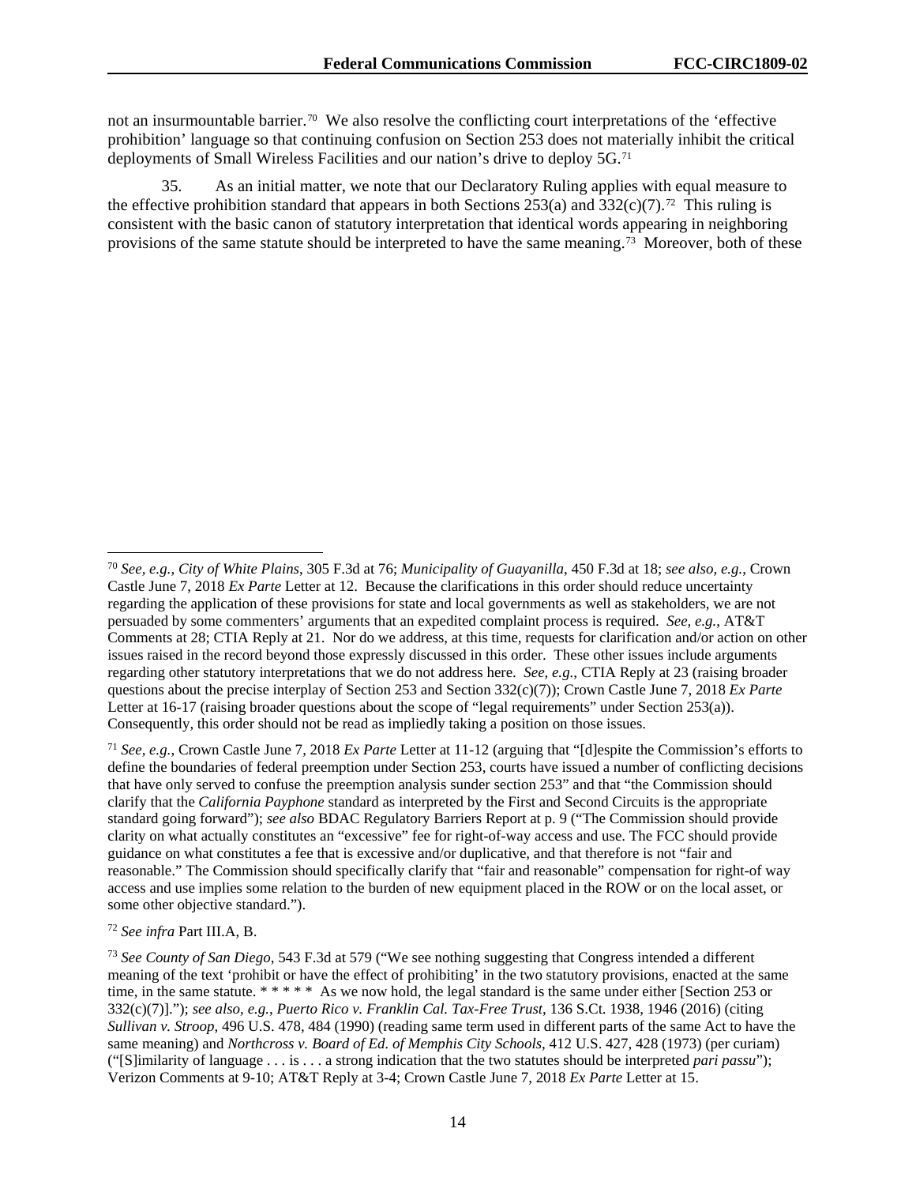not an insurmountable barrier.[70] We also resolve the conflicting court interpretations of the 'effective prohibition' language so that continuing confusion on Section 253 does not materially inhibit the critical deployments of Small Wireless Facilities and our nation's drive to deploy 5G.[71]

35. As an initial matter, we note that our Declaratory Ruling applies with equal measure to the effective prohibition standard that appears in both Sections 253(a) and 332(c)(7).[72] This ruling is consistent with the basic canon of statutory interpretation that identical words appearing in neighboring provisions of the same statute should be interpreted to have the same meaning.[73] Moreover, both of these

---

[70] *See, e.g.*, *City of White Plains*, 305 F.3d at 76; *Municipality of Guayanilla*, 450 F.3d at 18; *see also, e.g.*, Crown Castle June 7, 2018 *Ex Parte* Letter at 12. Because the clarifications in this order should reduce uncertainty regarding the application of these provisions for state and local governments as well as stakeholders, we are not persuaded by some commenters' arguments that an expedited complaint process is required. *See, e.g.*, AT&T Comments at 28; CTIA Reply at 21. Nor do we address, at this time, requests for clarification and/or action on other issues raised in the record beyond those expressly discussed in this order. These other issues include arguments regarding other statutory interpretations that we do not address here. *See, e.g.*, CTIA Reply at 23 (raising broader questions about the precise interplay of Section 253 and Section 332(c)(7)); Crown Castle June 7, 2018 *Ex Parte* Letter at 16-17 (raising broader questions about the scope of "legal requirements" under Section 253(a)). Consequently, this order should not be read as impliedly taking a position on those issues.

[71] *See, e.g.*, Crown Castle June 7, 2018 *Ex Parte* Letter at 11-12 (arguing that "[d]espite the Commission's efforts to define the boundaries of federal preemption under Section 253, courts have issued a number of conflicting decisions that have only served to confuse the preemption analysis sunder section 253" and that "the Commission should clarify that the *California Payphone* standard as interpreted by the First and Second Circuits is the appropriate standard going forward"); *see also* BDAC Regulatory Barriers Report at p. 9 ("The Commission should provide clarity on what actually constitutes an "excessive" fee for right-of-way access and use. The FCC should provide guidance on what constitutes a fee that is excessive and/or duplicative, and that therefore is not "fair and reasonable." The Commission should specifically clarify that "fair and reasonable" compensation for right-of way access and use implies some relation to the burden of new equipment placed in the ROW or on the local asset, or some other objective standard.").

[72] *See infra* Part III.A, B.

[73] *See County of San Diego*, 543 F.3d at 579 ("We see nothing suggesting that Congress intended a different meaning of the text 'prohibit or have the effect of prohibiting' in the two statutory provisions, enacted at the same time, in the same statute. * * * * * As we now hold, the legal standard is the same under either [Section 253 or 332(c)(7)]."); *see also, e.g.*, *Puerto Rico v. Franklin Cal. Tax-Free Trust*, 136 S.Ct. 1938, 1946 (2016) (citing *Sullivan v. Stroop*, 496 U.S. 478, 484 (1990) (reading same term used in different parts of the same Act to have the same meaning) and *Northcross v. Board of Ed. of Memphis City Schools*, 412 U.S. 427, 428 (1973) (per curiam) ("[S]imilarity of language . . . is . . . a strong indication that the two statutes should be interpreted *pari passu*"); Verizon Comments at 9-10; AT&T Reply at 3-4; Crown Castle June 7, 2018 *Ex Parte* Letter at 15.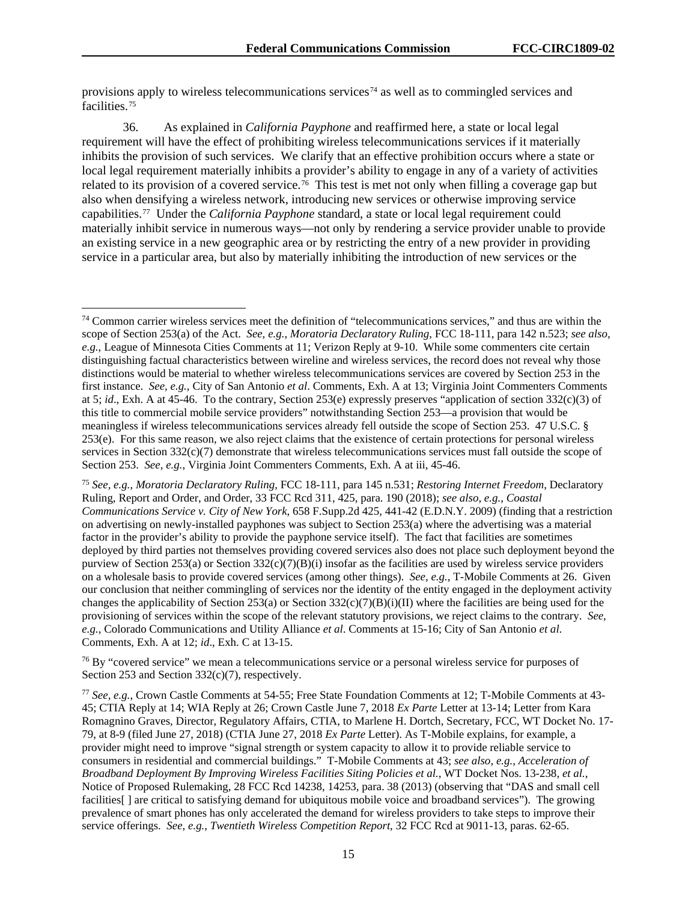provisions apply to wireless telecommunications services[74] as well as to commingled services and facilities.[75]

36. As explained in *California Payphone* and reaffirmed here, a state or local legal requirement will have the effect of prohibiting wireless telecommunications services if it materially inhibits the provision of such services. We clarify that an effective prohibition occurs where a state or local legal requirement materially inhibits a provider's ability to engage in any of a variety of activities related to its provision of a covered service.[76] This test is met not only when filling a coverage gap but also when densifying a wireless network, introducing new services or otherwise improving service capabilities.[77] Under the *California Payphone* standard, a state or local legal requirement could materially inhibit service in numerous ways—not only by rendering a service provider unable to provide an existing service in a new geographic area or by restricting the entry of a new provider in providing service in a particular area, but also by materially inhibiting the introduction of new services or the

---

[74] Common carrier wireless services meet the definition of "telecommunications services," and thus are within the scope of Section 253(a) of the Act. *See, e.g.*, *Moratoria Declaratory Ruling*, FCC 18-111, para 142 n.523; *see also, e.g.*, League of Minnesota Cities Comments at 11; Verizon Reply at 9-10. While some commenters cite certain distinguishing factual characteristics between wireline and wireless services, the record does not reveal why those distinctions would be material to whether wireless telecommunications services are covered by Section 253 in the first instance. *See, e.g.*, City of San Antonio *et al*. Comments, Exh. A at 13; Virginia Joint Commenters Comments at 5; *id*., Exh. A at 45-46. To the contrary, Section 253(e) expressly preserves "application of section 332(c)(3) of this title to commercial mobile service providers" notwithstanding Section 253—a provision that would be meaningless if wireless telecommunications services already fell outside the scope of Section 253. 47 U.S.C. § 253(e). For this same reason, we also reject claims that the existence of certain protections for personal wireless services in Section 332(c)(7) demonstrate that wireless telecommunications services must fall outside the scope of Section 253. *See, e.g.*, Virginia Joint Commenters Comments, Exh. A at iii, 45-46.

[75] *See, e.g.*, *Moratoria Declaratory Ruling*, FCC 18-111, para 145 n.531; *Restoring Internet Freedom*, Declaratory Ruling, Report and Order, and Order, 33 FCC Rcd 311, 425, para. 190 (2018); *see also, e.g.*, *Coastal Communications Service v. City of New York*, 658 F.Supp.2d 425, 441-42 (E.D.N.Y. 2009) (finding that a restriction on advertising on newly-installed payphones was subject to Section 253(a) where the advertising was a material factor in the provider's ability to provide the payphone service itself). The fact that facilities are sometimes deployed by third parties not themselves providing covered services also does not place such deployment beyond the purview of Section 253(a) or Section 332(c)(7)(B)(i) insofar as the facilities are used by wireless service providers on a wholesale basis to provide covered services (among other things). *See, e.g.*, T-Mobile Comments at 26. Given our conclusion that neither commingling of services nor the identity of the entity engaged in the deployment activity changes the applicability of Section 253(a) or Section 332(c)(7)(B)(i)(II) where the facilities are being used for the provisioning of services within the scope of the relevant statutory provisions, we reject claims to the contrary. *See, e.g.*, Colorado Communications and Utility Alliance *et al*. Comments at 15-16; City of San Antonio *et al*. Comments, Exh. A at 12; *id*., Exh. C at 13-15.

[76] By "covered service" we mean a telecommunications service or a personal wireless service for purposes of Section 253 and Section 332(c)(7), respectively.

[77] *See, e.g.*, Crown Castle Comments at 54-55; Free State Foundation Comments at 12; T-Mobile Comments at 43-45; CTIA Reply at 14; WIA Reply at 26; Crown Castle June 7, 2018 *Ex Parte* Letter at 13-14; Letter from Kara Romagnino Graves, Director, Regulatory Affairs, CTIA, to Marlene H. Dortch, Secretary, FCC, WT Docket No. 17-79, at 8-9 (filed June 27, 2018) (CTIA June 27, 2018 *Ex Parte* Letter). As T-Mobile explains, for example, a provider might need to improve "signal strength or system capacity to allow it to provide reliable service to consumers in residential and commercial buildings." T-Mobile Comments at 43; *see also, e.g.*, *Acceleration of Broadband Deployment By Improving Wireless Facilities Siting Policies et al.*, WT Docket Nos. 13-238, *et al.*, Notice of Proposed Rulemaking, 28 FCC Rcd 14238, 14253, para. 38 (2013) (observing that "DAS and small cell facilities[ ] are critical to satisfying demand for ubiquitous mobile voice and broadband services"). The growing prevalence of smart phones has only accelerated the demand for wireless providers to take steps to improve their service offerings. *See, e.g.*, *Twentieth Wireless Competition Report*, 32 FCC Rcd at 9011-13, paras. 62-65.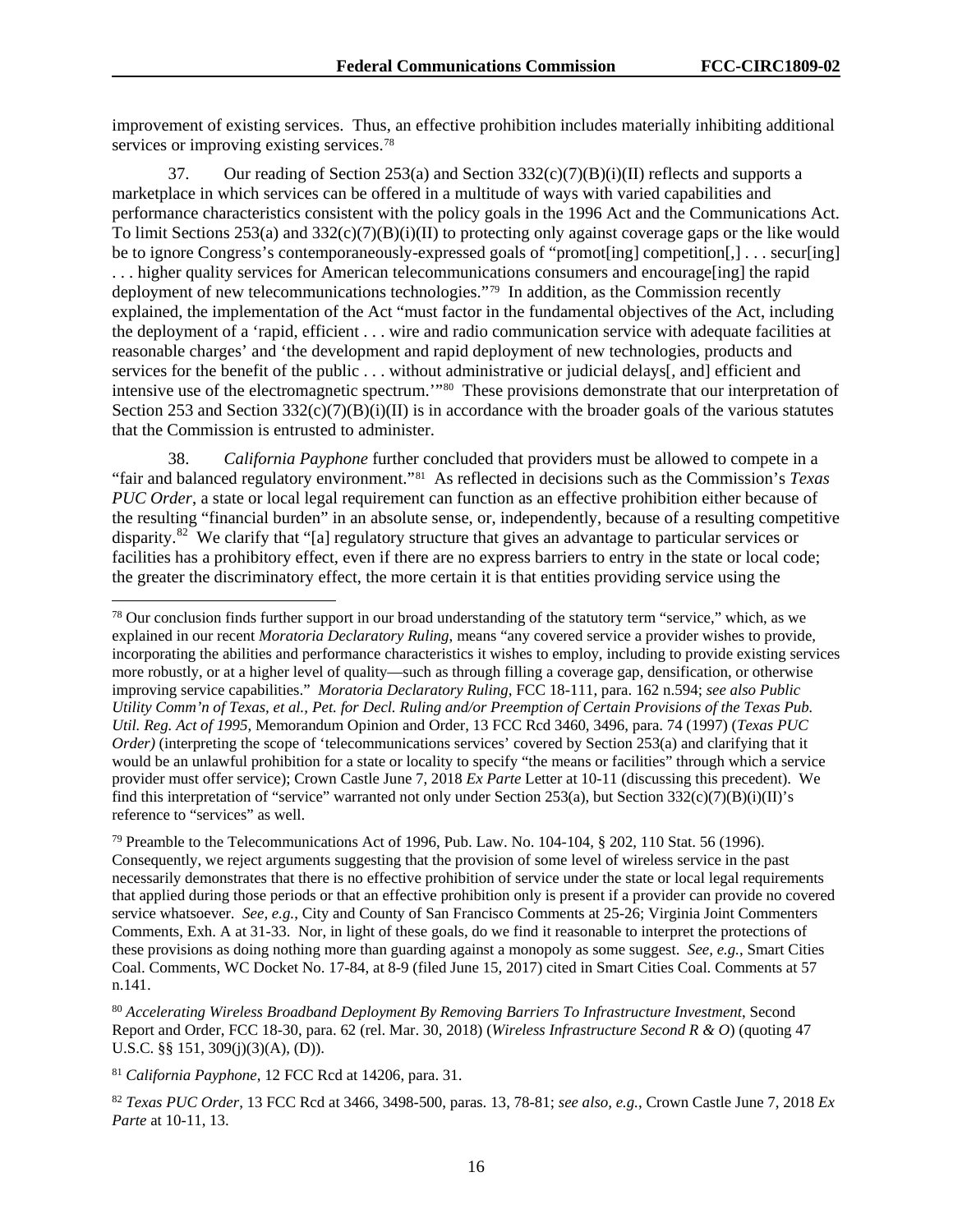improvement of existing services. Thus, an effective prohibition includes materially inhibiting additional services or improving existing services.[78]

37. Our reading of Section 253(a) and Section 332(c)(7)(B)(i)(II) reflects and supports a marketplace in which services can be offered in a multitude of ways with varied capabilities and performance characteristics consistent with the policy goals in the 1996 Act and the Communications Act. To limit Sections 253(a) and 332(c)(7)(B)(i)(II) to protecting only against coverage gaps or the like would be to ignore Congress's contemporaneously-expressed goals of "promot[ing] competition[,] . . . secur[ing] . . . higher quality services for American telecommunications consumers and encourage[ing] the rapid deployment of new telecommunications technologies."[79] In addition, as the Commission recently explained, the implementation of the Act "must factor in the fundamental objectives of the Act, including the deployment of a 'rapid, efficient . . . wire and radio communication service with adequate facilities at reasonable charges' and 'the development and rapid deployment of new technologies, products and services for the benefit of the public . . . without administrative or judicial delays[, and] efficient and intensive use of the electromagnetic spectrum.'"[80] These provisions demonstrate that our interpretation of Section 253 and Section 332(c)(7)(B)(i)(II) is in accordance with the broader goals of the various statutes that the Commission is entrusted to administer.

38. *California Payphone* further concluded that providers must be allowed to compete in a "fair and balanced regulatory environment."[81] As reflected in decisions such as the Commission's *Texas PUC Order*, a state or local legal requirement can function as an effective prohibition either because of the resulting "financial burden" in an absolute sense, or, independently, because of a resulting competitive disparity.[82] We clarify that "[a] regulatory structure that gives an advantage to particular services or facilities has a prohibitory effect, even if there are no express barriers to entry in the state or local code; the greater the discriminatory effect, the more certain it is that entities providing service using the

---

[78] Our conclusion finds further support in our broad understanding of the statutory term "service," which, as we explained in our recent *Moratoria Declaratory Ruling*, means "any covered service a provider wishes to provide, incorporating the abilities and performance characteristics it wishes to employ, including to provide existing services more robustly, or at a higher level of quality—such as through filling a coverage gap, densification, or otherwise improving service capabilities." *Moratoria Declaratory Ruling*, FCC 18-111, para. 162 n.594; *see also Public Utility Comm'n of Texas, et al., Pet. for Decl. Ruling and/or Preemption of Certain Provisions of the Texas Pub. Util. Reg. Act of 1995*, Memorandum Opinion and Order, 13 FCC Rcd 3460, 3496, para. 74 (1997) (*Texas PUC Order)* (interpreting the scope of 'telecommunications services' covered by Section 253(a) and clarifying that it would be an unlawful prohibition for a state or locality to specify "the means or facilities" through which a service provider must offer service); Crown Castle June 7, 2018 *Ex Parte* Letter at 10-11 (discussing this precedent). We find this interpretation of "service" warranted not only under Section 253(a), but Section 332(c)(7)(B)(i)(II)'s reference to "services" as well.

[79] Preamble to the Telecommunications Act of 1996, Pub. Law. No. 104-104, § 202, 110 Stat. 56 (1996). Consequently, we reject arguments suggesting that the provision of some level of wireless service in the past necessarily demonstrates that there is no effective prohibition of service under the state or local legal requirements that applied during those periods or that an effective prohibition only is present if a provider can provide no covered service whatsoever. *See, e.g.*, City and County of San Francisco Comments at 25-26; Virginia Joint Commenters Comments, Exh. A at 31-33. Nor, in light of these goals, do we find it reasonable to interpret the protections of these provisions as doing nothing more than guarding against a monopoly as some suggest. *See, e.g.*, Smart Cities Coal. Comments, WC Docket No. 17-84, at 8-9 (filed June 15, 2017) cited in Smart Cities Coal. Comments at 57 n.141.

[80] *Accelerating Wireless Broadband Deployment By Removing Barriers To Infrastructure Investment*, Second Report and Order, FCC 18-30, para. 62 (rel. Mar. 30, 2018) (*Wireless Infrastructure Second R & O*) (quoting 47 U.S.C. §§ 151, 309(j)(3)(A), (D)).

[81] *California Payphone*, 12 FCC Rcd at 14206, para. 31.

[82] *Texas PUC Order*, 13 FCC Rcd at 3466, 3498-500, paras. 13, 78-81; *see also, e.g.*, Crown Castle June 7, 2018 *Ex Parte* at 10-11, 13.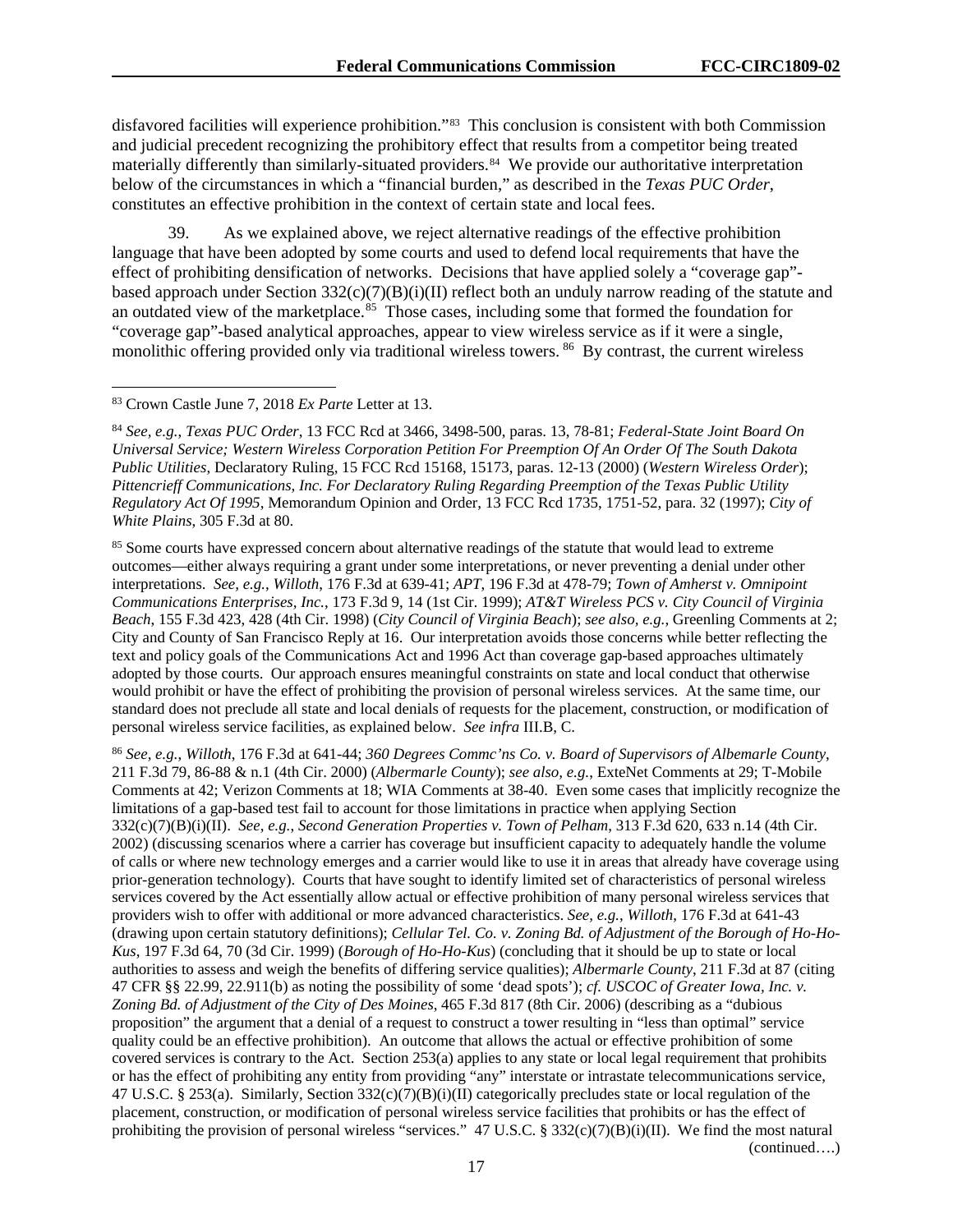disfavored facilities will experience prohibition."[83] This conclusion is consistent with both Commission and judicial precedent recognizing the prohibitory effect that results from a competitor being treated materially differently than similarly-situated providers.[84] We provide our authoritative interpretation below of the circumstances in which a "financial burden," as described in the *Texas PUC Order*, constitutes an effective prohibition in the context of certain state and local fees.

39. As we explained above, we reject alternative readings of the effective prohibition language that have been adopted by some courts and used to defend local requirements that have the effect of prohibiting densification of networks. Decisions that have applied solely a "coverage gap"-based approach under Section 332(c)(7)(B)(i)(II) reflect both an unduly narrow reading of the statute and an outdated view of the marketplace.[85] Those cases, including some that formed the foundation for "coverage gap"-based analytical approaches, appear to view wireless service as if it were a single, monolithic offering provided only via traditional wireless towers.[86] By contrast, the current wireless

---

[83] Crown Castle June 7, 2018 *Ex Parte* Letter at 13.

[84] *See, e.g.*, *Texas PUC Order*, 13 FCC Rcd at 3466, 3498-500, paras. 13, 78-81; *Federal-State Joint Board On Universal Service; Western Wireless Corporation Petition For Preemption Of An Order Of The South Dakota Public Utilities*, Declaratory Ruling, 15 FCC Rcd 15168, 15173, paras. 12-13 (2000) (*Western Wireless Order*); *Pittencrieff Communications, Inc. For Declaratory Ruling Regarding Preemption of the Texas Public Utility Regulatory Act Of 1995*, Memorandum Opinion and Order, 13 FCC Rcd 1735, 1751-52, para. 32 (1997); *City of White Plains*, 305 F.3d at 80.

[85] Some courts have expressed concern about alternative readings of the statute that would lead to extreme outcomes—either always requiring a grant under some interpretations, or never preventing a denial under other interpretations. *See, e.g.*, *Willoth*, 176 F.3d at 639-41; *APT*, 196 F.3d at 478-79; *Town of Amherst v. Omnipoint Communications Enterprises, Inc.*, 173 F.3d 9, 14 (1st Cir. 1999); *AT&T Wireless PCS v. City Council of Virginia Beach*, 155 F.3d 423, 428 (4th Cir. 1998) (*City Council of Virginia Beach*); *see also, e.g.*, Greenling Comments at 2; City and County of San Francisco Reply at 16. Our interpretation avoids those concerns while better reflecting the text and policy goals of the Communications Act and 1996 Act than coverage gap-based approaches ultimately adopted by those courts. Our approach ensures meaningful constraints on state and local conduct that otherwise would prohibit or have the effect of prohibiting the provision of personal wireless services. At the same time, our standard does not preclude all state and local denials of requests for the placement, construction, or modification of personal wireless service facilities, as explained below. *See infra* III.B, C.

[86] *See, e.g.*, *Willoth*, 176 F.3d at 641-44; *360 Degrees Commc'ns Co. v. Board of Supervisors of Albemarle County*, 211 F.3d 79, 86-88 & n.1 (4th Cir. 2000) (*Albemarle County*); *see also, e.g.*, ExteNet Comments at 29; T-Mobile Comments at 42; Verizon Comments at 18; WIA Comments at 38-40. Even some cases that implicitly recognize the limitations of a gap-based test fail to account for those limitations in practice when applying Section 332(c)(7)(B)(i)(II). *See, e.g.*, *Second Generation Properties v. Town of Pelham*, 313 F.3d 620, 633 n.14 (4th Cir. 2002) (discussing scenarios where a carrier has coverage but insufficient capacity to adequately handle the volume of calls or where new technology emerges and a carrier would like to use it in areas that already have coverage using prior-generation technology). Courts that have sought to identify limited set of characteristics of personal wireless services covered by the Act essentially allow actual or effective prohibition of many personal wireless services that providers wish to offer with additional or more advanced characteristics. *See, e.g.*, *Willoth*, 176 F.3d at 641-43 (drawing upon certain statutory definitions); *Cellular Tel. Co. v. Zoning Bd. of Adjustment of the Borough of Ho-Ho-Kus*, 197 F.3d 64, 70 (3d Cir. 1999) (*Borough of Ho-Ho-Kus*) (concluding that it should be up to state or local authorities to assess and weigh the benefits of differing service qualities); *Albemarle County*, 211 F.3d at 87 (citing 47 CFR §§ 22.99, 22.911(b) as noting the possibility of some 'dead spots'); *cf. USCOC of Greater Iowa, Inc. v. Zoning Bd. of Adjustment of the City of Des Moines*, 465 F.3d 817 (8th Cir. 2006) (describing as a "dubious proposition" the argument that a denial of a request to construct a tower resulting in "less than optimal" service quality could be an effective prohibition). An outcome that allows the actual or effective prohibition of some covered services is contrary to the Act. Section 253(a) applies to any state or local legal requirement that prohibits or has the effect of prohibiting any entity from providing "any" interstate or intrastate telecommunications service, 47 U.S.C. § 253(a). Similarly, Section 332(c)(7)(B)(i)(II) categorically precludes state or local regulation of the placement, construction, or modification of personal wireless service facilities that prohibits or has the effect of prohibiting the provision of personal wireless "services." 47 U.S.C. § 332(c)(7)(B)(i)(II). We find the most natural (continued….)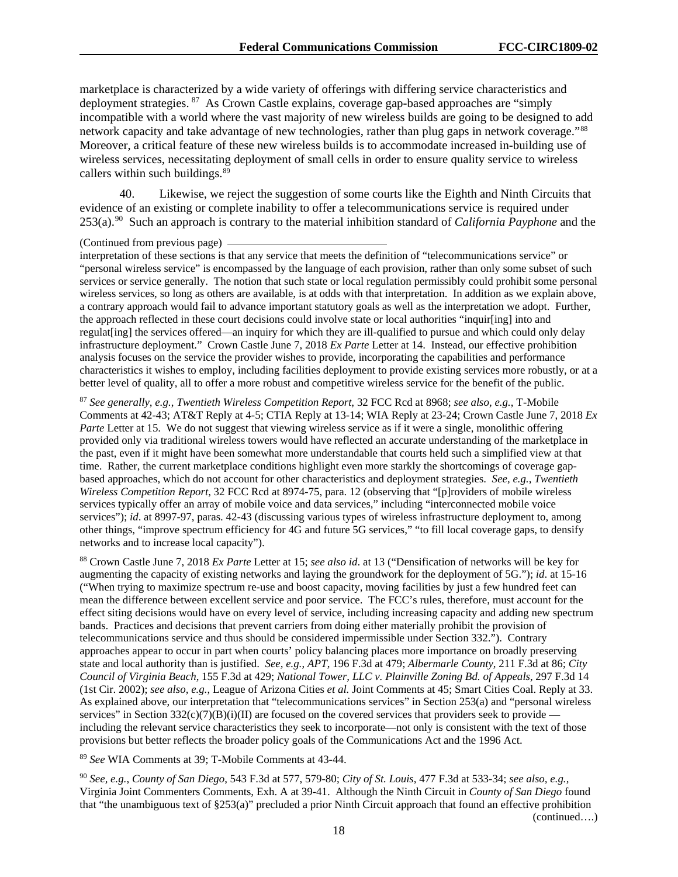marketplace is characterized by a wide variety of offerings with differing service characteristics and deployment strategies.[87] As Crown Castle explains, coverage gap-based approaches are "simply incompatible with a world where the vast majority of new wireless builds are going to be designed to add network capacity and take advantage of new technologies, rather than plug gaps in network coverage."[88] Moreover, a critical feature of these new wireless builds is to accommodate increased in-building use of wireless services, necessitating deployment of small cells in order to ensure quality service to wireless callers within such buildings.[89]

40. Likewise, we reject the suggestion of some courts like the Eighth and Ninth Circuits that evidence of an existing or complete inability to offer a telecommunications service is required under 253(a).[90] Such an approach is contrary to the material inhibition standard of *California Payphone* and the

(Continued from previous page)

interpretation of these sections is that any service that meets the definition of "telecommunications service" or "personal wireless service" is encompassed by the language of each provision, rather than only some subset of such services or service generally. The notion that such state or local regulation permissibly could prohibit some personal wireless services, so long as others are available, is at odds with that interpretation. In addition as we explain above, a contrary approach would fail to advance important statutory goals as well as the interpretation we adopt. Further, the approach reflected in these court decisions could involve state or local authorities "inquir[ing] into and regulat[ing] the services offered—an inquiry for which they are ill-qualified to pursue and which could only delay infrastructure deployment." Crown Castle June 7, 2018 *Ex Parte* Letter at 14. Instead, our effective prohibition analysis focuses on the service the provider wishes to provide, incorporating the capabilities and performance characteristics it wishes to employ, including facilities deployment to provide existing services more robustly, or at a better level of quality, all to offer a more robust and competitive wireless service for the benefit of the public.

[87] *See generally, e.g.*, *Twentieth Wireless Competition Report*, 32 FCC Rcd at 8968; *see also, e.g.*, T-Mobile Comments at 42-43; AT&T Reply at 4-5; CTIA Reply at 13-14; WIA Reply at 23-24; Crown Castle June 7, 2018 *Ex Parte* Letter at 15. We do not suggest that viewing wireless service as if it were a single, monolithic offering provided only via traditional wireless towers would have reflected an accurate understanding of the marketplace in the past, even if it might have been somewhat more understandable that courts held such a simplified view at that time. Rather, the current marketplace conditions highlight even more starkly the shortcomings of coverage gap-based approaches, which do not account for other characteristics and deployment strategies. *See, e.g.*, *Twentieth Wireless Competition Report*, 32 FCC Rcd at 8974-75, para. 12 (observing that "[p]roviders of mobile wireless services typically offer an array of mobile voice and data services," including "interconnected mobile voice services"); *id*. at 8997-97, paras. 42-43 (discussing various types of wireless infrastructure deployment to, among other things, "improve spectrum efficiency for 4G and future 5G services," "to fill local coverage gaps, to densify networks and to increase local capacity").

[88] Crown Castle June 7, 2018 *Ex Parte* Letter at 15; *see also id*. at 13 ("Densification of networks will be key for augmenting the capacity of existing networks and laying the groundwork for the deployment of 5G."); *id*. at 15-16 ("When trying to maximize spectrum re-use and boost capacity, moving facilities by just a few hundred feet can mean the difference between excellent service and poor service. The FCC's rules, therefore, must account for the effect siting decisions would have on every level of service, including increasing capacity and adding new spectrum bands. Practices and decisions that prevent carriers from doing either materially prohibit the provision of telecommunications service and thus should be considered impermissible under Section 332."). Contrary approaches appear to occur in part when courts' policy balancing places more importance on broadly preserving state and local authority than is justified. *See, e.g.*, *APT*, 196 F.3d at 479; *Albermarle County*, 211 F.3d at 86; *City Council of Virginia Beach*, 155 F.3d at 429; *National Tower, LLC v. Plainville Zoning Bd. of Appeals*, 297 F.3d 14 (1st Cir. 2002); *see also, e.g.*, League of Arizona Cities *et al.* Joint Comments at 45; Smart Cities Coal. Reply at 33. As explained above, our interpretation that "telecommunications services" in Section 253(a) and "personal wireless services" in Section 332(c)(7)(B)(i)(II) are focused on the covered services that providers seek to provide — including the relevant service characteristics they seek to incorporate—not only is consistent with the text of those provisions but better reflects the broader policy goals of the Communications Act and the 1996 Act.

[89] *See* WIA Comments at 39; T-Mobile Comments at 43-44.

[90] *See, e.g.*, *County of San Diego*, 543 F.3d at 577, 579-80; *City of St. Louis*, 477 F.3d at 533-34; *see also, e.g.*, Virginia Joint Commenters Comments, Exh. A at 39-41. Although the Ninth Circuit in *County of San Diego* found that "the unambiguous text of §253(a)" precluded a prior Ninth Circuit approach that found an effective prohibition

(continued….)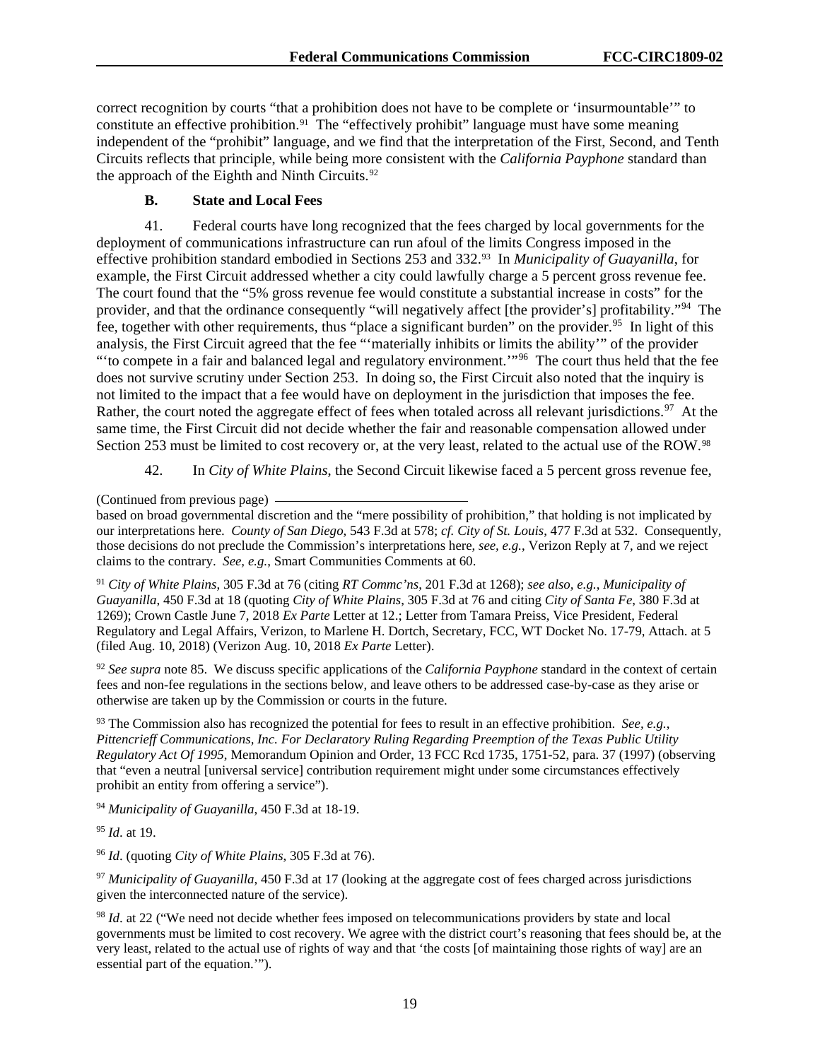correct recognition by courts "that a prohibition does not have to be complete or 'insurmountable'" to constitute an effective prohibition.[91] The "effectively prohibit" language must have some meaning independent of the "prohibit" language, and we find that the interpretation of the First, Second, and Tenth Circuits reflects that principle, while being more consistent with the *California Payphone* standard than the approach of the Eighth and Ninth Circuits.[92]

### B. State and Local Fees

41. Federal courts have long recognized that the fees charged by local governments for the deployment of communications infrastructure can run afoul of the limits Congress imposed in the effective prohibition standard embodied in Sections 253 and 332.[93] In *Municipality of Guayanilla*, for example, the First Circuit addressed whether a city could lawfully charge a 5 percent gross revenue fee. The court found that the "5% gross revenue fee would constitute a substantial increase in costs" for the provider, and that the ordinance consequently "will negatively affect [the provider's] profitability."[94] The fee, together with other requirements, thus "place a significant burden" on the provider.[95] In light of this analysis, the First Circuit agreed that the fee "'materially inhibits or limits the ability'" of the provider "'to compete in a fair and balanced legal and regulatory environment.'"[96] The court thus held that the fee does not survive scrutiny under Section 253. In doing so, the First Circuit also noted that the inquiry is not limited to the impact that a fee would have on deployment in the jurisdiction that imposes the fee. Rather, the court noted the aggregate effect of fees when totaled across all relevant jurisdictions.[97] At the same time, the First Circuit did not decide whether the fair and reasonable compensation allowed under Section 253 must be limited to cost recovery or, at the very least, related to the actual use of the ROW.[98]

42. In *City of White Plains*, the Second Circuit likewise faced a 5 percent gross revenue fee,

---

(Continued from previous page) based on broad governmental discretion and the "mere possibility of prohibition," that holding is not implicated by our interpretations here. *County of San Diego*, 543 F.3d at 578; *cf. City of St. Louis*, 477 F.3d at 532. Consequently, those decisions do not preclude the Commission's interpretations here, *see, e.g.*, Verizon Reply at 7, and we reject claims to the contrary. *See, e.g.*, Smart Communities Comments at 60.

[91] *City of White Plains*, 305 F.3d at 76 (citing *RT Commc'ns*, 201 F.3d at 1268); *see also, e.g.*, *Municipality of Guayanilla*, 450 F.3d at 18 (quoting *City of White Plains*, 305 F.3d at 76 and citing *City of Santa Fe*, 380 F.3d at 1269); Crown Castle June 7, 2018 *Ex Parte* Letter at 12.; Letter from Tamara Preiss, Vice President, Federal Regulatory and Legal Affairs, Verizon, to Marlene H. Dortch, Secretary, FCC, WT Docket No. 17-79, Attach. at 5 (filed Aug. 10, 2018) (Verizon Aug. 10, 2018 *Ex Parte* Letter).

[92] *See supra* note 85. We discuss specific applications of the *California Payphone* standard in the context of certain fees and non-fee regulations in the sections below, and leave others to be addressed case-by-case as they arise or otherwise are taken up by the Commission or courts in the future.

[93] The Commission also has recognized the potential for fees to result in an effective prohibition. *See, e.g.*, *Pittencrieff Communications, Inc. For Declaratory Ruling Regarding Preemption of the Texas Public Utility Regulatory Act Of 1995*, Memorandum Opinion and Order, 13 FCC Rcd 1735, 1751-52, para. 37 (1997) (observing that "even a neutral [universal service] contribution requirement might under some circumstances effectively prohibit an entity from offering a service").

[94] *Municipality of Guayanilla*, 450 F.3d at 18-19.

[95] *Id.* at 19.

[96] *Id.* (quoting *City of White Plains*, 305 F.3d at 76).

[97] *Municipality of Guayanilla*, 450 F.3d at 17 (looking at the aggregate cost of fees charged across jurisdictions given the interconnected nature of the service).

[98] *Id.* at 22 ("We need not decide whether fees imposed on telecommunications providers by state and local governments must be limited to cost recovery. We agree with the district court's reasoning that fees should be, at the very least, related to the actual use of rights of way and that 'the costs [of maintaining those rights of way] are an essential part of the equation.'").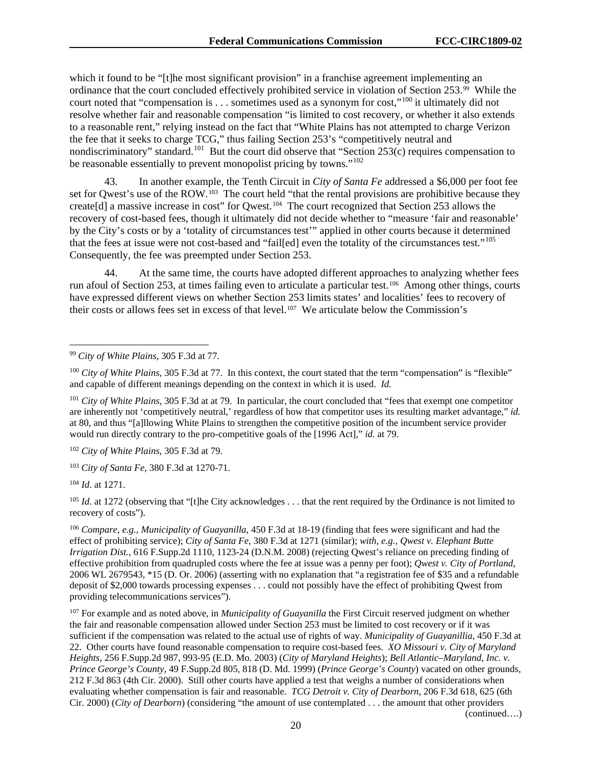which it found to be "[t]he most significant provision" in a franchise agreement implementing an ordinance that the court concluded effectively prohibited service in violation of Section 253.[99] While the court noted that "compensation is . . . sometimes used as a synonym for cost,"[100] it ultimately did not resolve whether fair and reasonable compensation "is limited to cost recovery, or whether it also extends to a reasonable rent," relying instead on the fact that "White Plains has not attempted to charge Verizon the fee that it seeks to charge TCG," thus failing Section 253's "competitively neutral and nondiscriminatory" standard.[101] But the court did observe that "Section 253(c) requires compensation to be reasonable essentially to prevent monopolist pricing by towns."[102]

43. In another example, the Tenth Circuit in *City of Santa Fe* addressed a $6,000 per foot fee set for Qwest's use of the ROW.[103] The court held "that the rental provisions are prohibitive because they create[d] a massive increase in cost" for Qwest.[104] The court recognized that Section 253 allows the recovery of cost-based fees, though it ultimately did not decide whether to "measure 'fair and reasonable' by the City's costs or by a 'totality of circumstances test'" applied in other courts because it determined that the fees at issue were not cost-based and "fail[ed] even the totality of the circumstances test."[105] Consequently, the fee was preempted under Section 253.

44. At the same time, the courts have adopted different approaches to analyzing whether fees run afoul of Section 253, at times failing even to articulate a particular test.[106] Among other things, courts have expressed different views on whether Section 253 limits states' and localities' fees to recovery of their costs or allows fees set in excess of that level.[107] We articulate below the Commission's

---

[99] *City of White Plains*, 305 F.3d at 77.

[100] *City of White Plains*, 305 F.3d at 77. In this context, the court stated that the term "compensation" is "flexible" and capable of different meanings depending on the context in which it is used. *Id.*

[101] *City of White Plains*, 305 F.3d at at 79. In particular, the court concluded that "fees that exempt one competitor are inherently not 'competitively neutral,' regardless of how that competitor uses its resulting market advantage," *id.* at 80, and thus "[a]llowing White Plains to strengthen the competitive position of the incumbent service provider would run directly contrary to the pro-competitive goals of the [1996 Act]," *id.* at 79.

[102] *City of White Plains*, 305 F.3d at 79.

[103] *City of Santa Fe*, 380 F.3d at 1270-71.

[104] *Id*. at 1271.

[105] *Id*. at 1272 (observing that "[t]he City acknowledges . . . that the rent required by the Ordinance is not limited to recovery of costs").

[106] *Compare, e.g.*, *Municipality of Guayanilla*, 450 F.3d at 18-19 (finding that fees were significant and had the effect of prohibiting service); *City of Santa Fe*, 380 F.3d at 1271 (similar); *with, e.g.*, *Qwest v. Elephant Butte Irrigation Dist.*, 616 F.Supp.2d 1110, 1123-24 (D.N.M. 2008) (rejecting Qwest's reliance on preceding finding of effective prohibition from quadrupled costs where the fee at issue was a penny per foot); *Qwest v. City of Portland*, 2006 WL 2679543, *15 (D. Or. 2006) (asserting with no explanation that "a registration fee of $35 and a refundable deposit of $2,000 towards processing expenses . . . could not possibly have the effect of prohibiting Qwest from providing telecommunications services").

[107] For example and as noted above, in *Municipality of Guayanilla* the First Circuit reserved judgment on whether the fair and reasonable compensation allowed under Section 253 must be limited to cost recovery or if it was sufficient if the compensation was related to the actual use of rights of way. *Municipality of Guayanillia*, 450 F.3d at 22. Other courts have found reasonable compensation to require cost-based fees. *XO Missouri v. City of Maryland Heights*, 256 F.Supp.2d 987, 993-95 (E.D. Mo. 2003) (*City of Maryland Heights*); *Bell Atlantic–Maryland, Inc. v. Prince George's County*, 49 F.Supp.2d 805, 818 (D. Md. 1999) (*Prince George's County*) vacated on other grounds, 212 F.3d 863 (4th Cir. 2000). Still other courts have applied a test that weighs a number of considerations when evaluating whether compensation is fair and reasonable. *TCG Detroit v. City of Dearborn*, 206 F.3d 618, 625 (6th Cir. 2000) (*City of Dearborn*) (considering "the amount of use contemplated . . . the amount that other providers

(continued….)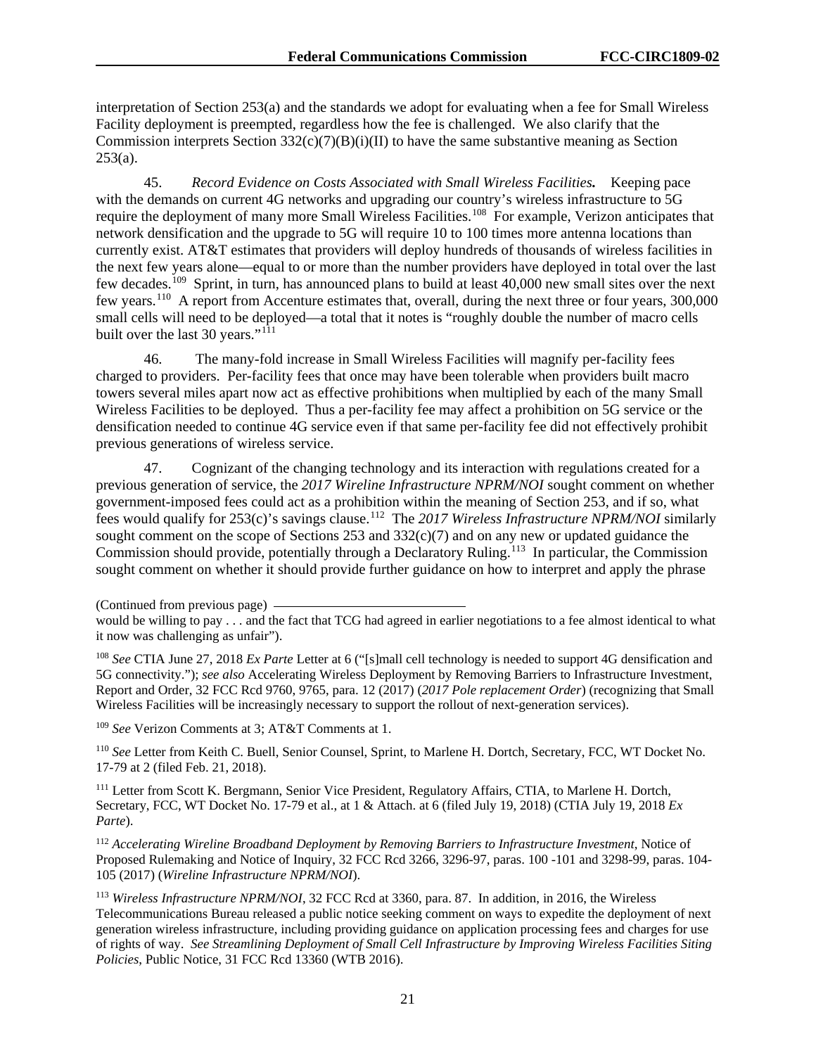interpretation of Section 253(a) and the standards we adopt for evaluating when a fee for Small Wireless Facility deployment is preempted, regardless how the fee is challenged. We also clarify that the Commission interprets Section 332(c)(7)(B)(i)(II) to have the same substantive meaning as Section 253(a).

45. *Record Evidence on Costs Associated with Small Wireless Facilities.* Keeping pace with the demands on current 4G networks and upgrading our country's wireless infrastructure to 5G require the deployment of many more Small Wireless Facilities.[108] For example, Verizon anticipates that network densification and the upgrade to 5G will require 10 to 100 times more antenna locations than currently exist. AT&T estimates that providers will deploy hundreds of thousands of wireless facilities in the next few years alone—equal to or more than the number providers have deployed in total over the last few decades.[109] Sprint, in turn, has announced plans to build at least 40,000 new small sites over the next few years.[110] A report from Accenture estimates that, overall, during the next three or four years, 300,000 small cells will need to be deployed—a total that it notes is "roughly double the number of macro cells built over the last 30 years."[111]

46. The many-fold increase in Small Wireless Facilities will magnify per-facility fees charged to providers. Per-facility fees that once may have been tolerable when providers built macro towers several miles apart now act as effective prohibitions when multiplied by each of the many Small Wireless Facilities to be deployed. Thus a per-facility fee may affect a prohibition on 5G service or the densification needed to continue 4G service even if that same per-facility fee did not effectively prohibit previous generations of wireless service.

47. Cognizant of the changing technology and its interaction with regulations created for a previous generation of service, the *2017 Wireline Infrastructure NPRM/NOI* sought comment on whether government-imposed fees could act as a prohibition within the meaning of Section 253, and if so, what fees would qualify for 253(c)'s savings clause.[112] The *2017 Wireless Infrastructure NPRM/NOI* similarly sought comment on the scope of Sections 253 and 332(c)(7) and on any new or updated guidance the Commission should provide, potentially through a Declaratory Ruling.[113] In particular, the Commission sought comment on whether it should provide further guidance on how to interpret and apply the phrase

(Continued from previous page)
would be willing to pay . . . and the fact that TCG had agreed in earlier negotiations to a fee almost identical to what it now was challenging as unfair").

[108] *See* CTIA June 27, 2018 *Ex Parte* Letter at 6 ("[s]mall cell technology is needed to support 4G densification and 5G connectivity."); *see also* Accelerating Wireless Deployment by Removing Barriers to Infrastructure Investment, Report and Order, 32 FCC Rcd 9760, 9765, para. 12 (2017) (*2017 Pole replacement Order*) (recognizing that Small Wireless Facilities will be increasingly necessary to support the rollout of next-generation services).

[109] *See* Verizon Comments at 3; AT&T Comments at 1.

[110] *See* Letter from Keith C. Buell, Senior Counsel, Sprint, to Marlene H. Dortch, Secretary, FCC, WT Docket No. 17-79 at 2 (filed Feb. 21, 2018).

[111] Letter from Scott K. Bergmann, Senior Vice President, Regulatory Affairs, CTIA, to Marlene H. Dortch, Secretary, FCC, WT Docket No. 17-79 et al., at 1 & Attach. at 6 (filed July 19, 2018) (CTIA July 19, 2018 *Ex Parte*).

[112] *Accelerating Wireline Broadband Deployment by Removing Barriers to Infrastructure Investment*, Notice of Proposed Rulemaking and Notice of Inquiry, 32 FCC Rcd 3266, 3296-97, paras. 100 -101 and 3298-99, paras. 104-105 (2017) (*Wireline Infrastructure NPRM/NOI*).

[113] *Wireless Infrastructure NPRM/NOI*, 32 FCC Rcd at 3360, para. 87. In addition, in 2016, the Wireless Telecommunications Bureau released a public notice seeking comment on ways to expedite the deployment of next generation wireless infrastructure, including providing guidance on application processing fees and charges for use of rights of way. *See Streamlining Deployment of Small Cell Infrastructure by Improving Wireless Facilities Siting Policies*, Public Notice, 31 FCC Rcd 13360 (WTB 2016).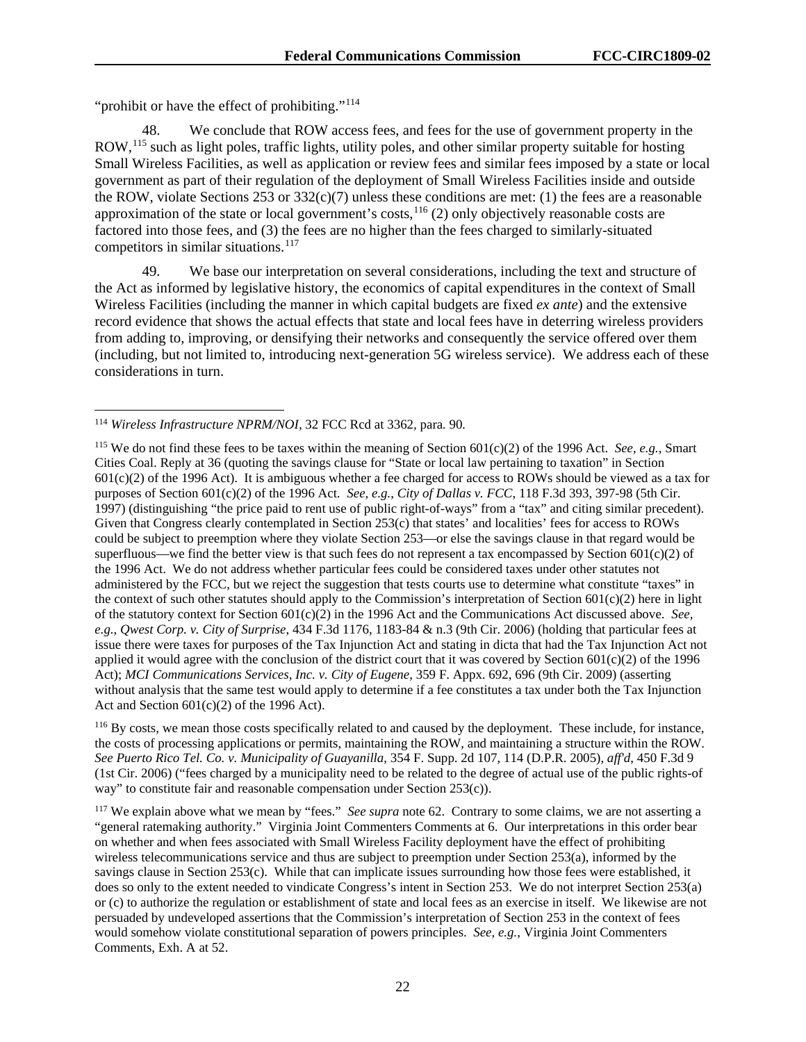"prohibit or have the effect of prohibiting."[114]

48. We conclude that ROW access fees, and fees for the use of government property in the ROW,[115] such as light poles, traffic lights, utility poles, and other similar property suitable for hosting Small Wireless Facilities, as well as application or review fees and similar fees imposed by a state or local government as part of their regulation of the deployment of Small Wireless Facilities inside and outside the ROW, violate Sections 253 or 332(c)(7) unless these conditions are met: (1) the fees are a reasonable approximation of the state or local government's costs,[116] (2) only objectively reasonable costs are factored into those fees, and (3) the fees are no higher than the fees charged to similarly-situated competitors in similar situations.[117]

49. We base our interpretation on several considerations, including the text and structure of the Act as informed by legislative history, the economics of capital expenditures in the context of Small Wireless Facilities (including the manner in which capital budgets are fixed *ex ante*) and the extensive record evidence that shows the actual effects that state and local fees have in deterring wireless providers from adding to, improving, or densifying their networks and consequently the service offered over them (including, but not limited to, introducing next-generation 5G wireless service). We address each of these considerations in turn.

---

[114] *Wireless Infrastructure NPRM/NOI*, 32 FCC Rcd at 3362, para. 90.

[115] We do not find these fees to be taxes within the meaning of Section 601(c)(2) of the 1996 Act. *See, e.g.*, Smart Cities Coal. Reply at 36 (quoting the savings clause for "State or local law pertaining to taxation" in Section 601(c)(2) of the 1996 Act). It is ambiguous whether a fee charged for access to ROWs should be viewed as a tax for purposes of Section 601(c)(2) of the 1996 Act. *See, e.g.*, *City of Dallas v. FCC*, 118 F.3d 393, 397-98 (5th Cir. 1997) (distinguishing "the price paid to rent use of public right-of-ways" from a "tax" and citing similar precedent). Given that Congress clearly contemplated in Section 253(c) that states' and localities' fees for access to ROWs could be subject to preemption where they violate Section 253—or else the savings clause in that regard would be superfluous—we find the better view is that such fees do not represent a tax encompassed by Section 601(c)(2) of the 1996 Act. We do not address whether particular fees could be considered taxes under other statutes not administered by the FCC, but we reject the suggestion that tests courts use to determine what constitute "taxes" in the context of such other statutes should apply to the Commission's interpretation of Section 601(c)(2) here in light of the statutory context for Section 601(c)(2) in the 1996 Act and the Communications Act discussed above. *See, e.g.*, *Qwest Corp. v. City of Surprise*, 434 F.3d 1176, 1183-84 & n.3 (9th Cir. 2006) (holding that particular fees at issue there were taxes for purposes of the Tax Injunction Act and stating in dicta that had the Tax Injunction Act not applied it would agree with the conclusion of the district court that it was covered by Section 601(c)(2) of the 1996 Act); *MCI Communications Services, Inc. v. City of Eugene*, 359 F. Appx. 692, 696 (9th Cir. 2009) (asserting without analysis that the same test would apply to determine if a fee constitutes a tax under both the Tax Injunction Act and Section 601(c)(2) of the 1996 Act).

[116] By costs, we mean those costs specifically related to and caused by the deployment. These include, for instance, the costs of processing applications or permits, maintaining the ROW, and maintaining a structure within the ROW. *See Puerto Rico Tel. Co. v. Municipality of Guayanilla*, 354 F. Supp. 2d 107, 114 (D.P.R. 2005), *aff'd*, 450 F.3d 9 (1st Cir. 2006) ("fees charged by a municipality need to be related to the degree of actual use of the public rights-of way" to constitute fair and reasonable compensation under Section 253(c)).

[117] We explain above what we mean by "fees." *See supra* note 62. Contrary to some claims, we are not asserting a "general ratemaking authority." Virginia Joint Commenters Comments at 6. Our interpretations in this order bear on whether and when fees associated with Small Wireless Facility deployment have the effect of prohibiting wireless telecommunications service and thus are subject to preemption under Section 253(a), informed by the savings clause in Section 253(c). While that can implicate issues surrounding how those fees were established, it does so only to the extent needed to vindicate Congress's intent in Section 253. We do not interpret Section 253(a) or (c) to authorize the regulation or establishment of state and local fees as an exercise in itself. We likewise are not persuaded by undeveloped assertions that the Commission's interpretation of Section 253 in the context of fees would somehow violate constitutional separation of powers principles. *See, e.g.*, Virginia Joint Commenters Comments, Exh. A at 52.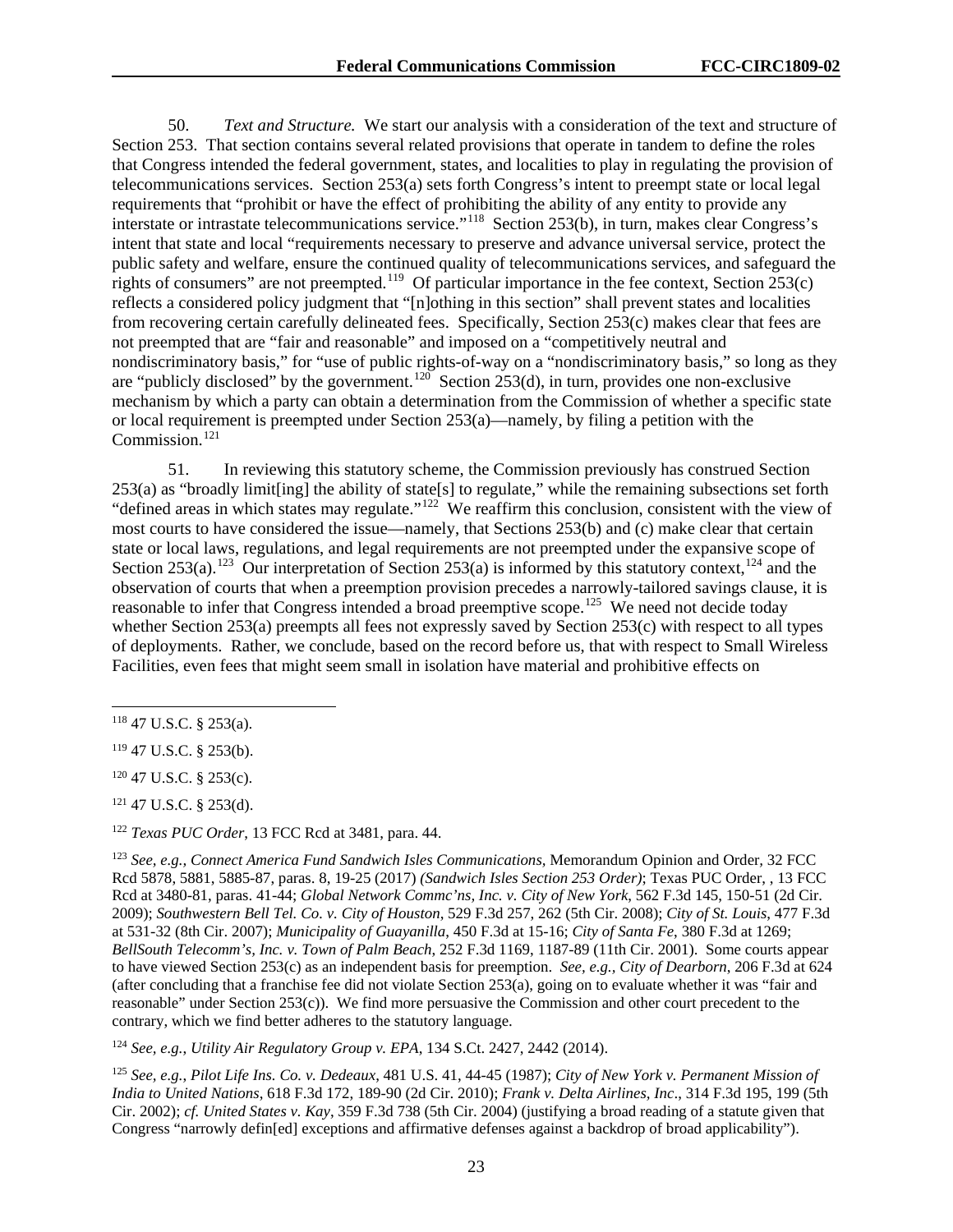50. *Text and Structure.* We start our analysis with a consideration of the text and structure of Section 253. That section contains several related provisions that operate in tandem to define the roles that Congress intended the federal government, states, and localities to play in regulating the provision of telecommunications services. Section 253(a) sets forth Congress's intent to preempt state or local legal requirements that "prohibit or have the effect of prohibiting the ability of any entity to provide any interstate or intrastate telecommunications service."[118] Section 253(b), in turn, makes clear Congress's intent that state and local "requirements necessary to preserve and advance universal service, protect the public safety and welfare, ensure the continued quality of telecommunications services, and safeguard the rights of consumers" are not preempted.[119] Of particular importance in the fee context, Section 253(c) reflects a considered policy judgment that "[n]othing in this section" shall prevent states and localities from recovering certain carefully delineated fees. Specifically, Section 253(c) makes clear that fees are not preempted that are "fair and reasonable" and imposed on a "competitively neutral and nondiscriminatory basis," for "use of public rights-of-way on a "nondiscriminatory basis," so long as they are "publicly disclosed" by the government.[120] Section 253(d), in turn, provides one non-exclusive mechanism by which a party can obtain a determination from the Commission of whether a specific state or local requirement is preempted under Section 253(a)—namely, by filing a petition with the Commission.[121]

51. In reviewing this statutory scheme, the Commission previously has construed Section 253(a) as "broadly limit[ing] the ability of state[s] to regulate," while the remaining subsections set forth "defined areas in which states may regulate."[122] We reaffirm this conclusion, consistent with the view of most courts to have considered the issue—namely, that Sections 253(b) and (c) make clear that certain state or local laws, regulations, and legal requirements are not preempted under the expansive scope of Section 253(a).[123] Our interpretation of Section 253(a) is informed by this statutory context,[124] and the observation of courts that when a preemption provision precedes a narrowly-tailored savings clause, it is reasonable to infer that Congress intended a broad preemptive scope.[125] We need not decide today whether Section 253(a) preempts all fees not expressly saved by Section 253(c) with respect to all types of deployments. Rather, we conclude, based on the record before us, that with respect to Small Wireless Facilities, even fees that might seem small in isolation have material and prohibitive effects on

---

[118] 47 U.S.C. § 253(a).

[119] 47 U.S.C. § 253(b).

[120] 47 U.S.C. § 253(c).

[121] 47 U.S.C. § 253(d).

[122] *Texas PUC Order*, 13 FCC Rcd at 3481, para. 44.

[123] *See, e.g., Connect America Fund Sandwich Isles Communications*, Memorandum Opinion and Order, 32 FCC Rcd 5878, 5881, 5885-87, paras. 8, 19-25 (2017) *(Sandwich Isles Section 253 Order)*; Texas PUC Order, , 13 FCC Rcd at 3480-81, paras. 41-44; *Global Network Commc'ns, Inc. v. City of New York*, 562 F.3d 145, 150-51 (2d Cir. 2009); *Southwestern Bell Tel. Co. v. City of Houston*, 529 F.3d 257, 262 (5th Cir. 2008); *City of St. Louis*, 477 F.3d at 531-32 (8th Cir. 2007); *Municipality of Guayanilla*, 450 F.3d at 15-16; *City of Santa Fe*, 380 F.3d at 1269; *BellSouth Telecomm's, Inc. v. Town of Palm Beach*, 252 F.3d 1169, 1187-89 (11th Cir. 2001). Some courts appear to have viewed Section 253(c) as an independent basis for preemption. *See, e.g., City of Dearborn*, 206 F.3d at 624 (after concluding that a franchise fee did not violate Section 253(a), going on to evaluate whether it was "fair and reasonable" under Section 253(c)). We find more persuasive the Commission and other court precedent to the contrary, which we find better adheres to the statutory language.

[124] *See, e.g., Utility Air Regulatory Group v. EPA*, 134 S.Ct. 2427, 2442 (2014).

[125] *See, e.g., Pilot Life Ins. Co. v. Dedeaux*, 481 U.S. 41, 44-45 (1987); *City of New York v. Permanent Mission of India to United Nations*, 618 F.3d 172, 189-90 (2d Cir. 2010); *Frank v. Delta Airlines, Inc*., 314 F.3d 195, 199 (5th Cir. 2002); *cf. United States v. Kay*, 359 F.3d 738 (5th Cir. 2004) (justifying a broad reading of a statute given that Congress "narrowly defin[ed] exceptions and affirmative defenses against a backdrop of broad applicability").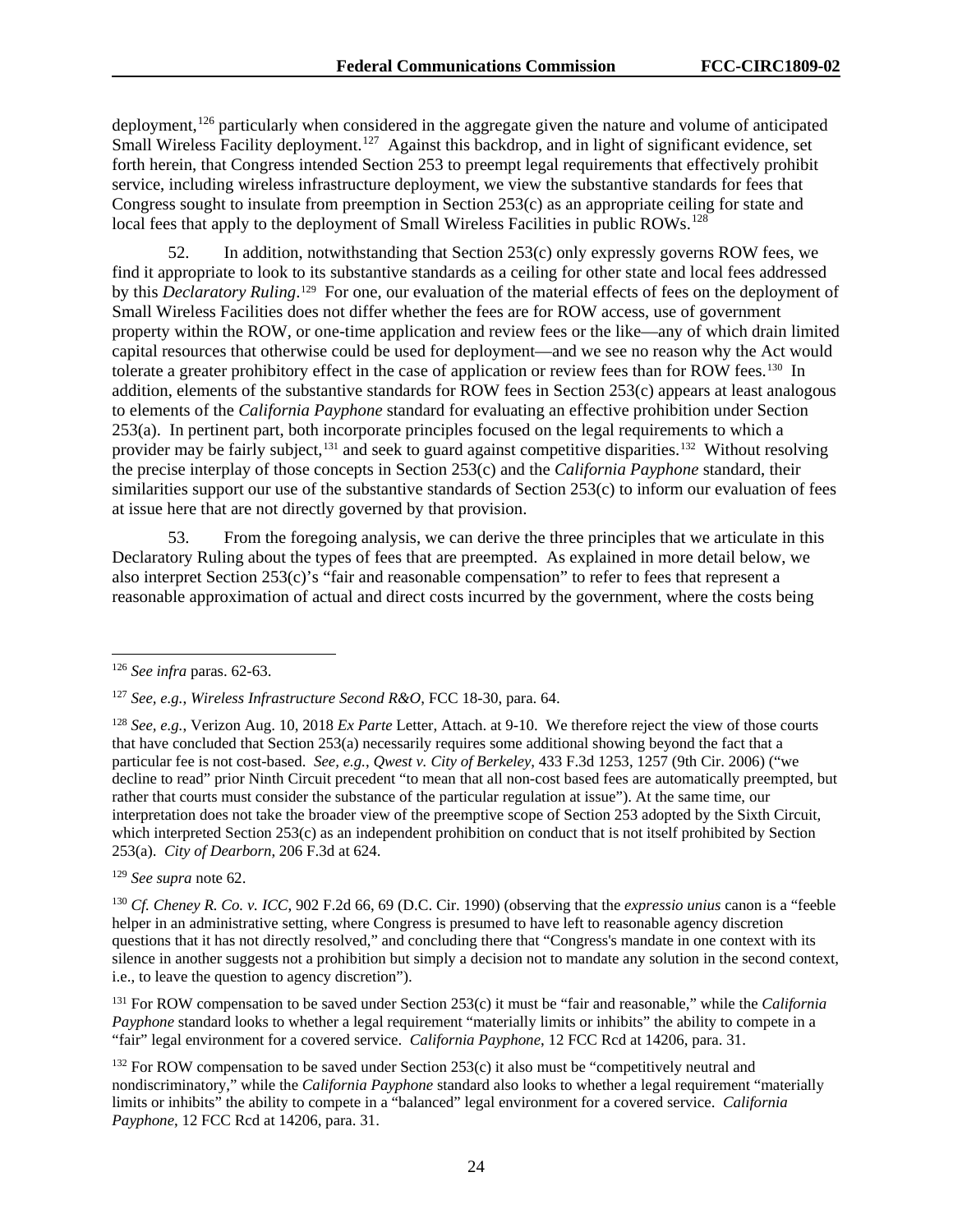deployment,[126] particularly when considered in the aggregate given the nature and volume of anticipated Small Wireless Facility deployment.[127] Against this backdrop, and in light of significant evidence, set forth herein, that Congress intended Section 253 to preempt legal requirements that effectively prohibit service, including wireless infrastructure deployment, we view the substantive standards for fees that Congress sought to insulate from preemption in Section 253(c) as an appropriate ceiling for state and local fees that apply to the deployment of Small Wireless Facilities in public ROWs.[128]

52. In addition, notwithstanding that Section 253(c) only expressly governs ROW fees, we find it appropriate to look to its substantive standards as a ceiling for other state and local fees addressed by this *Declaratory Ruling*.[129] For one, our evaluation of the material effects of fees on the deployment of Small Wireless Facilities does not differ whether the fees are for ROW access, use of government property within the ROW, or one-time application and review fees or the like—any of which drain limited capital resources that otherwise could be used for deployment—and we see no reason why the Act would tolerate a greater prohibitory effect in the case of application or review fees than for ROW fees.[130] In addition, elements of the substantive standards for ROW fees in Section 253(c) appears at least analogous to elements of the *California Payphone* standard for evaluating an effective prohibition under Section 253(a). In pertinent part, both incorporate principles focused on the legal requirements to which a provider may be fairly subject,[131] and seek to guard against competitive disparities.[132] Without resolving the precise interplay of those concepts in Section 253(c) and the *California Payphone* standard, their similarities support our use of the substantive standards of Section 253(c) to inform our evaluation of fees at issue here that are not directly governed by that provision.

53. From the foregoing analysis, we can derive the three principles that we articulate in this Declaratory Ruling about the types of fees that are preempted. As explained in more detail below, we also interpret Section 253(c)'s "fair and reasonable compensation" to refer to fees that represent a reasonable approximation of actual and direct costs incurred by the government, where the costs being

---

[126] *See infra* paras. 62-63.

[127] *See, e.g., Wireless Infrastructure Second R&O*, FCC 18-30, para. 64.

[128] *See, e.g.*, Verizon Aug. 10, 2018 *Ex Parte* Letter, Attach. at 9-10. We therefore reject the view of those courts that have concluded that Section 253(a) necessarily requires some additional showing beyond the fact that a particular fee is not cost-based. *See, e.g.*, *Qwest v. City of Berkeley*, 433 F.3d 1253, 1257 (9th Cir. 2006) ("we decline to read" prior Ninth Circuit precedent "to mean that all non-cost based fees are automatically preempted, but rather that courts must consider the substance of the particular regulation at issue"). At the same time, our interpretation does not take the broader view of the preemptive scope of Section 253 adopted by the Sixth Circuit, which interpreted Section 253(c) as an independent prohibition on conduct that is not itself prohibited by Section 253(a). *City of Dearborn*, 206 F.3d at 624.

[129] *See supra* note 62.

[130] *Cf. Cheney R. Co. v. ICC*, 902 F.2d 66, 69 (D.C. Cir. 1990) (observing that the *expressio unius* canon is a "feeble helper in an administrative setting, where Congress is presumed to have left to reasonable agency discretion questions that it has not directly resolved," and concluding there that "Congress's mandate in one context with its silence in another suggests not a prohibition but simply a decision not to mandate any solution in the second context, i.e., to leave the question to agency discretion").

[131] For ROW compensation to be saved under Section 253(c) it must be "fair and reasonable," while the *California Payphone* standard looks to whether a legal requirement "materially limits or inhibits" the ability to compete in a "fair" legal environment for a covered service. *California Payphone*, 12 FCC Rcd at 14206, para. 31.

[132] For ROW compensation to be saved under Section 253(c) it also must be "competitively neutral and nondiscriminatory," while the *California Payphone* standard also looks to whether a legal requirement "materially limits or inhibits" the ability to compete in a "balanced" legal environment for a covered service. *California Payphone*, 12 FCC Rcd at 14206, para. 31.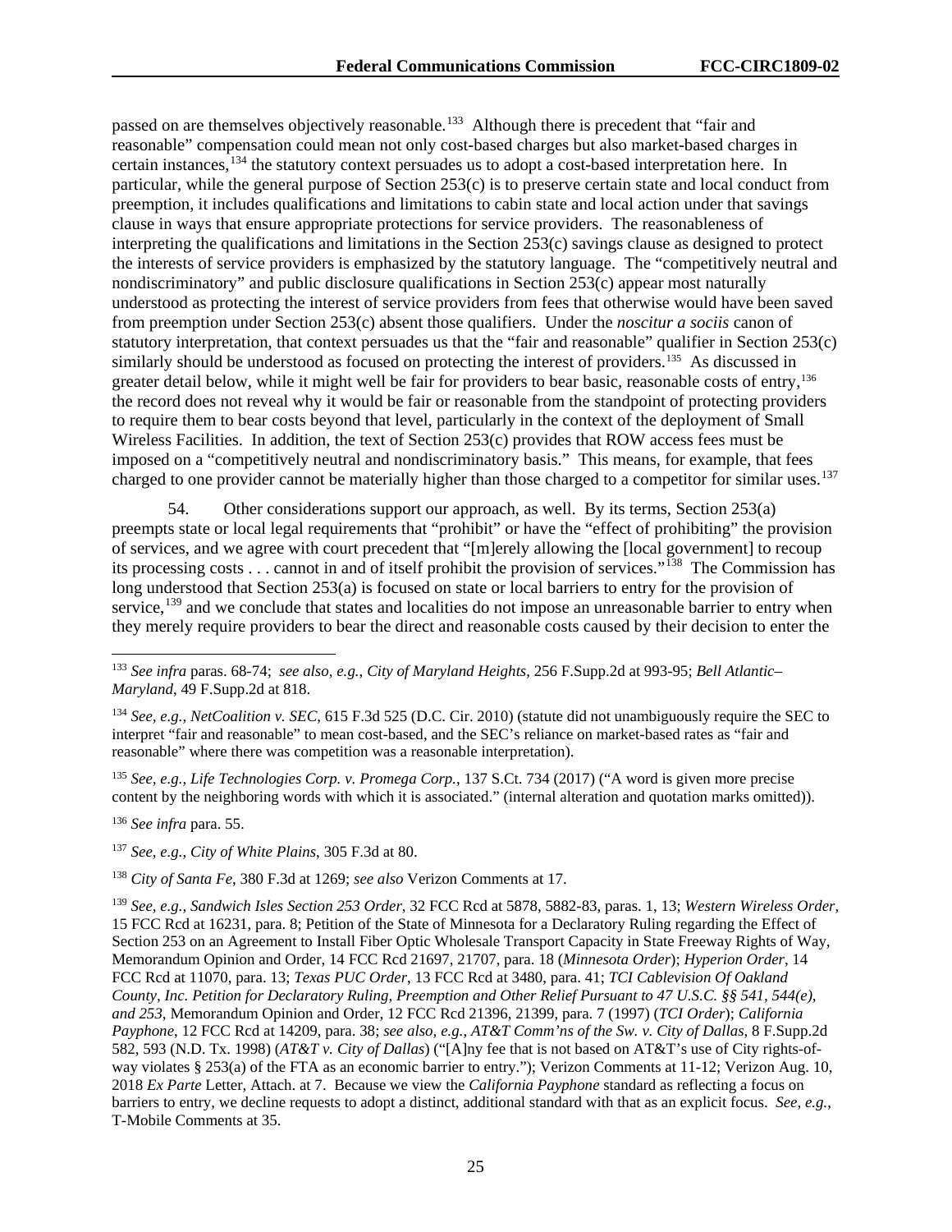passed on are themselves objectively reasonable.[133] Although there is precedent that "fair and reasonable" compensation could mean not only cost-based charges but also market-based charges in certain instances,[134] the statutory context persuades us to adopt a cost-based interpretation here. In particular, while the general purpose of Section 253(c) is to preserve certain state and local conduct from preemption, it includes qualifications and limitations to cabin state and local action under that savings clause in ways that ensure appropriate protections for service providers. The reasonableness of interpreting the qualifications and limitations in the Section 253(c) savings clause as designed to protect the interests of service providers is emphasized by the statutory language. The "competitively neutral and nondiscriminatory" and public disclosure qualifications in Section 253(c) appear most naturally understood as protecting the interest of service providers from fees that otherwise would have been saved from preemption under Section 253(c) absent those qualifiers. Under the *noscitur a sociis* canon of statutory interpretation, that context persuades us that the "fair and reasonable" qualifier in Section 253(c) similarly should be understood as focused on protecting the interest of providers.[135] As discussed in greater detail below, while it might well be fair for providers to bear basic, reasonable costs of entry,[136] the record does not reveal why it would be fair or reasonable from the standpoint of protecting providers to require them to bear costs beyond that level, particularly in the context of the deployment of Small Wireless Facilities. In addition, the text of Section 253(c) provides that ROW access fees must be imposed on a "competitively neutral and nondiscriminatory basis." This means, for example, that fees charged to one provider cannot be materially higher than those charged to a competitor for similar uses.[137]

54. Other considerations support our approach, as well. By its terms, Section 253(a) preempts state or local legal requirements that "prohibit" or have the "effect of prohibiting" the provision of services, and we agree with court precedent that "[m]erely allowing the [local government] to recoup its processing costs . . . cannot in and of itself prohibit the provision of services."[138] The Commission has long understood that Section 253(a) is focused on state or local barriers to entry for the provision of service,[139] and we conclude that states and localities do not impose an unreasonable barrier to entry when they merely require providers to bear the direct and reasonable costs caused by their decision to enter the

---

[133] *See infra* paras. 68-74; *see also, e.g.*, *City of Maryland Heights*, 256 F.Supp.2d at 993-95; *Bell Atlantic–Maryland*, 49 F.Supp.2d at 818.

[134] *See, e.g.*, *NetCoalition v. SEC*, 615 F.3d 525 (D.C. Cir. 2010) (statute did not unambiguously require the SEC to interpret "fair and reasonable" to mean cost-based, and the SEC's reliance on market-based rates as "fair and reasonable" where there was competition was a reasonable interpretation).

[135] *See, e.g.*, *Life Technologies Corp. v. Promega Corp.*, 137 S.Ct. 734 (2017) ("A word is given more precise content by the neighboring words with which it is associated." (internal alteration and quotation marks omitted)).

[136] *See infra* para. 55.

[137] *See, e.g.*, *City of White Plains*, 305 F.3d at 80.

[138] *City of Santa Fe*, 380 F.3d at 1269; *see also* Verizon Comments at 17.

[139] *See, e.g.*, *Sandwich Isles Section 253 Order*, 32 FCC Rcd at 5878, 5882-83, paras. 1, 13; *Western Wireless Order*, 15 FCC Rcd at 16231, para. 8; Petition of the State of Minnesota for a Declaratory Ruling regarding the Effect of Section 253 on an Agreement to Install Fiber Optic Wholesale Transport Capacity in State Freeway Rights of Way, Memorandum Opinion and Order, 14 FCC Rcd 21697, 21707, para. 18 (*Minnesota Order*); *Hyperion Order*, 14 FCC Rcd at 11070, para. 13; *Texas PUC Order*, 13 FCC Rcd at 3480, para. 41; *TCI Cablevision Of Oakland County, Inc. Petition for Declaratory Ruling, Preemption and Other Relief Pursuant to 47 U.S.C. §§ 541, 544(e), and 253*, Memorandum Opinion and Order, 12 FCC Rcd 21396, 21399, para. 7 (1997) (*TCI Order*); *California Payphone*, 12 FCC Rcd at 14209, para. 38; *see also, e.g.*, *AT&T Comm'ns of the Sw. v. City of Dallas*, 8 F.Supp.2d 582, 593 (N.D. Tx. 1998) (*AT&T v. City of Dallas*) ("[A]ny fee that is not based on AT&T's use of City rights-of-way violates § 253(a) of the FTA as an economic barrier to entry."); Verizon Comments at 11-12; Verizon Aug. 10, 2018 *Ex Parte* Letter, Attach. at 7. Because we view the *California Payphone* standard as reflecting a focus on barriers to entry, we decline requests to adopt a distinct, additional standard with that as an explicit focus. *See, e.g.*, T-Mobile Comments at 35.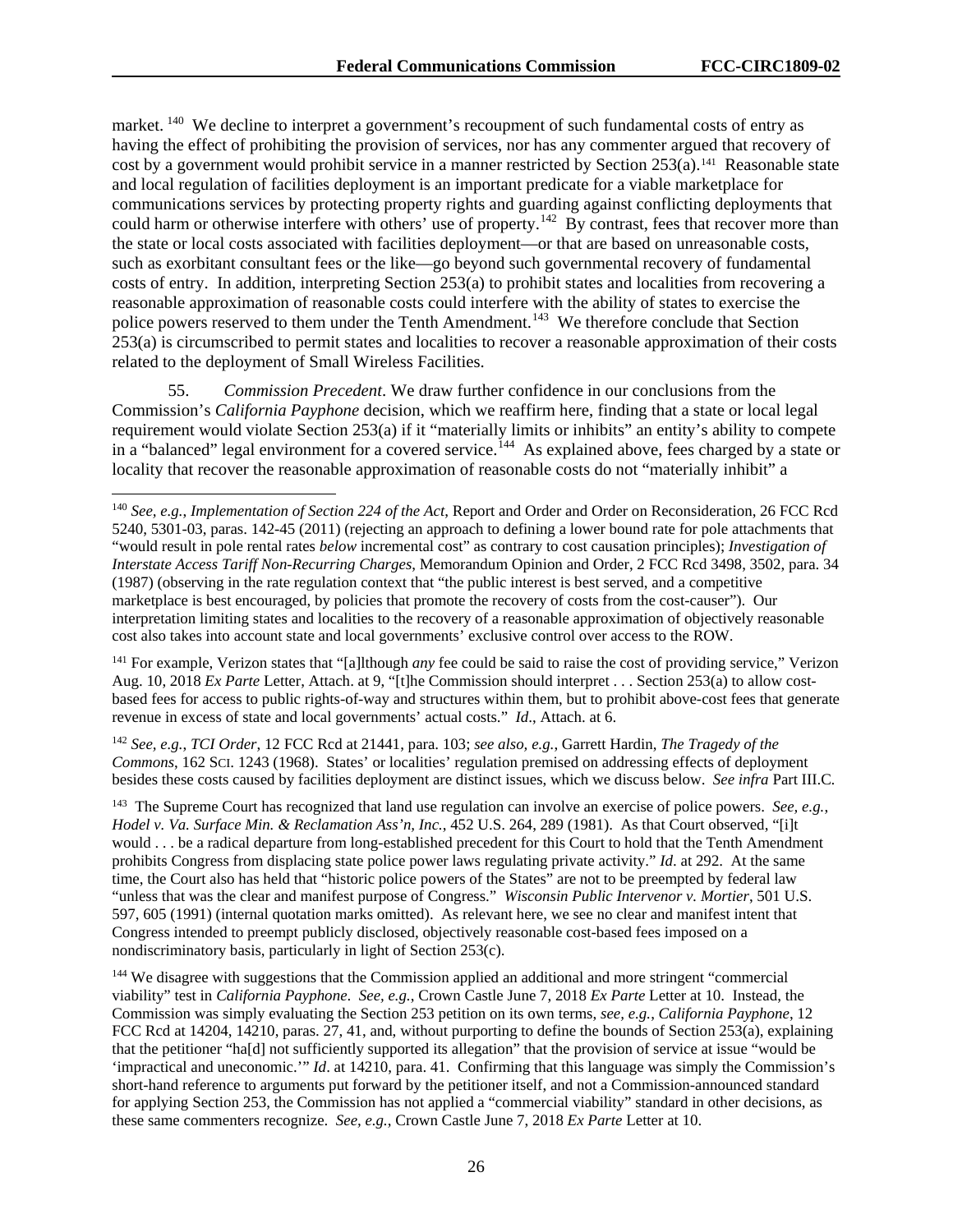market.[140] We decline to interpret a government's recoupment of such fundamental costs of entry as having the effect of prohibiting the provision of services, nor has any commenter argued that recovery of cost by a government would prohibit service in a manner restricted by Section 253(a).[141] Reasonable state and local regulation of facilities deployment is an important predicate for a viable marketplace for communications services by protecting property rights and guarding against conflicting deployments that could harm or otherwise interfere with others' use of property.[142] By contrast, fees that recover more than the state or local costs associated with facilities deployment—or that are based on unreasonable costs, such as exorbitant consultant fees or the like—go beyond such governmental recovery of fundamental costs of entry. In addition, interpreting Section 253(a) to prohibit states and localities from recovering a reasonable approximation of reasonable costs could interfere with the ability of states to exercise the police powers reserved to them under the Tenth Amendment.[143] We therefore conclude that Section 253(a) is circumscribed to permit states and localities to recover a reasonable approximation of their costs related to the deployment of Small Wireless Facilities.

55. *Commission Precedent*. We draw further confidence in our conclusions from the Commission's *California Payphone* decision, which we reaffirm here, finding that a state or local legal requirement would violate Section 253(a) if it "materially limits or inhibits" an entity's ability to compete in a "balanced" legal environment for a covered service.[144] As explained above, fees charged by a state or locality that recover the reasonable approximation of reasonable costs do not "materially inhibit" a

---

[140] *See, e.g.*, *Implementation of Section 224 of the Act*, Report and Order and Order on Reconsideration, 26 FCC Rcd 5240, 5301-03, paras. 142-45 (2011) (rejecting an approach to defining a lower bound rate for pole attachments that "would result in pole rental rates *below* incremental cost" as contrary to cost causation principles); *Investigation of Interstate Access Tariff Non-Recurring Charges*, Memorandum Opinion and Order, 2 FCC Rcd 3498, 3502, para. 34 (1987) (observing in the rate regulation context that "the public interest is best served, and a competitive marketplace is best encouraged, by policies that promote the recovery of costs from the cost-causer"). Our interpretation limiting states and localities to the recovery of a reasonable approximation of objectively reasonable cost also takes into account state and local governments' exclusive control over access to the ROW.

[141] For example, Verizon states that "[a]lthough *any* fee could be said to raise the cost of providing service," Verizon Aug. 10, 2018 *Ex Parte* Letter, Attach. at 9, "[t]he Commission should interpret . . . Section 253(a) to allow cost-based fees for access to public rights-of-way and structures within them, but to prohibit above-cost fees that generate revenue in excess of state and local governments' actual costs." *Id*., Attach. at 6.

[142] *See, e.g.*, *TCI Order*, 12 FCC Rcd at 21441, para. 103; *see also, e.g.*, Garrett Hardin, *The Tragedy of the Commons*, 162 SCI. 1243 (1968). States' or localities' regulation premised on addressing effects of deployment besides these costs caused by facilities deployment are distinct issues, which we discuss below. *See infra* Part III.C.

[143] The Supreme Court has recognized that land use regulation can involve an exercise of police powers. *See, e.g.*, *Hodel v. Va. Surface Min. & Reclamation Ass'n, Inc.*, 452 U.S. 264, 289 (1981). As that Court observed, "[i]t would . . . be a radical departure from long-established precedent for this Court to hold that the Tenth Amendment prohibits Congress from displacing state police power laws regulating private activity." *Id*. at 292. At the same time, the Court also has held that "historic police powers of the States" are not to be preempted by federal law "unless that was the clear and manifest purpose of Congress." *Wisconsin Public Intervenor v. Mortier*, 501 U.S. 597, 605 (1991) (internal quotation marks omitted). As relevant here, we see no clear and manifest intent that Congress intended to preempt publicly disclosed, objectively reasonable cost-based fees imposed on a nondiscriminatory basis, particularly in light of Section 253(c).

[144] We disagree with suggestions that the Commission applied an additional and more stringent "commercial viability" test in *California Payphone*. *See, e.g.*, Crown Castle June 7, 2018 *Ex Parte* Letter at 10. Instead, the Commission was simply evaluating the Section 253 petition on its own terms, *see, e.g.*, *California Payphone*, 12 FCC Rcd at 14204, 14210, paras. 27, 41, and, without purporting to define the bounds of Section 253(a), explaining that the petitioner "ha[d] not sufficiently supported its allegation" that the provision of service at issue "would be 'impractical and uneconomic.'" *Id*. at 14210, para. 41. Confirming that this language was simply the Commission's short-hand reference to arguments put forward by the petitioner itself, and not a Commission-announced standard for applying Section 253, the Commission has not applied a "commercial viability" standard in other decisions, as these same commenters recognize. *See, e.g.*, Crown Castle June 7, 2018 *Ex Parte* Letter at 10.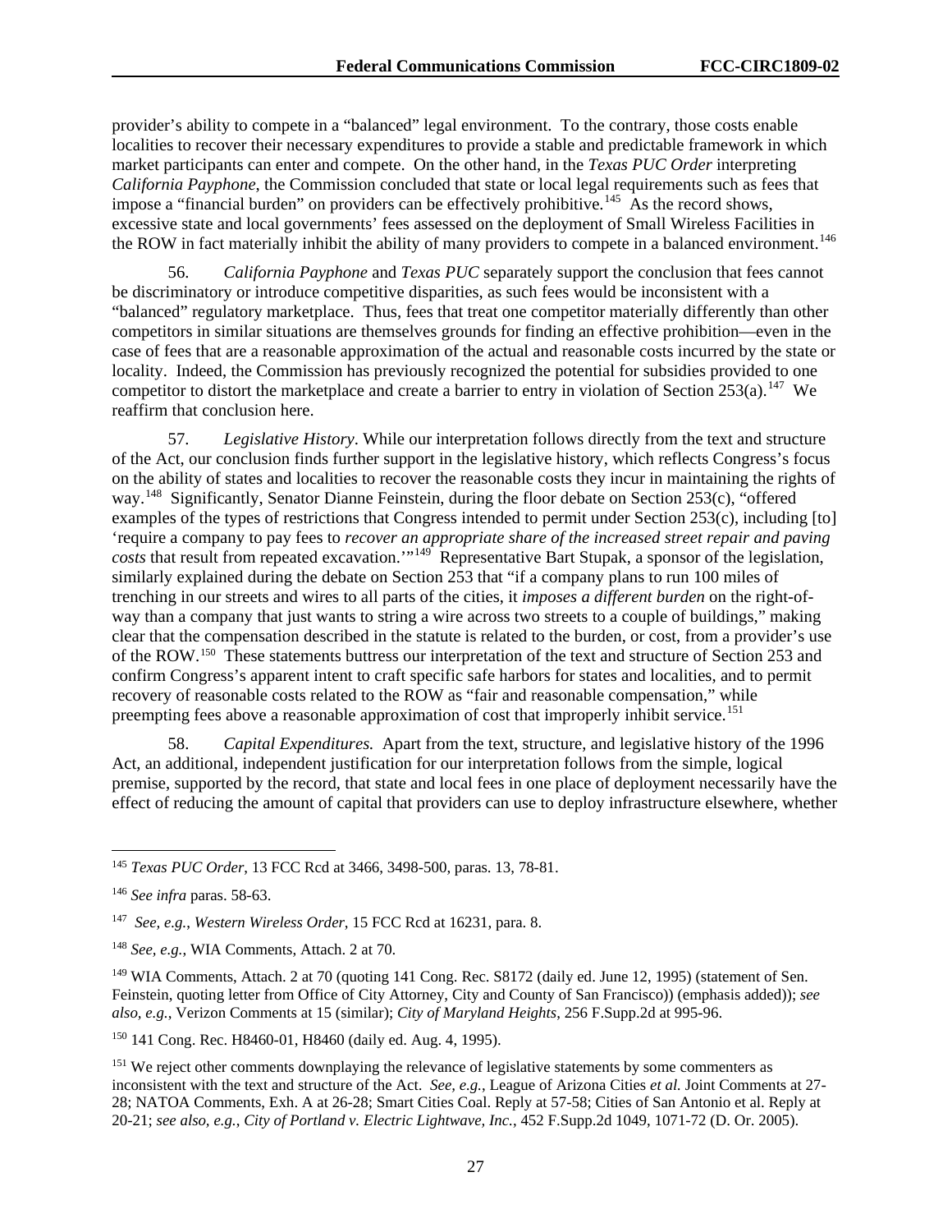provider's ability to compete in a "balanced" legal environment. To the contrary, those costs enable localities to recover their necessary expenditures to provide a stable and predictable framework in which market participants can enter and compete. On the other hand, in the *Texas PUC Order* interpreting *California Payphone*, the Commission concluded that state or local legal requirements such as fees that impose a "financial burden" on providers can be effectively prohibitive.[145] As the record shows, excessive state and local governments' fees assessed on the deployment of Small Wireless Facilities in the ROW in fact materially inhibit the ability of many providers to compete in a balanced environment.[146]

56. *California Payphone* and *Texas PUC* separately support the conclusion that fees cannot be discriminatory or introduce competitive disparities, as such fees would be inconsistent with a "balanced" regulatory marketplace. Thus, fees that treat one competitor materially differently than other competitors in similar situations are themselves grounds for finding an effective prohibition—even in the case of fees that are a reasonable approximation of the actual and reasonable costs incurred by the state or locality. Indeed, the Commission has previously recognized the potential for subsidies provided to one competitor to distort the marketplace and create a barrier to entry in violation of Section 253(a).[147] We reaffirm that conclusion here.

57. *Legislative History*. While our interpretation follows directly from the text and structure of the Act, our conclusion finds further support in the legislative history, which reflects Congress's focus on the ability of states and localities to recover the reasonable costs they incur in maintaining the rights of way.[148] Significantly, Senator Dianne Feinstein, during the floor debate on Section 253(c), "offered examples of the types of restrictions that Congress intended to permit under Section 253(c), including [to] 'require a company to pay fees to *recover an appropriate share of the increased street repair and paving costs* that result from repeated excavation.'"[149] Representative Bart Stupak, a sponsor of the legislation, similarly explained during the debate on Section 253 that "if a company plans to run 100 miles of trenching in our streets and wires to all parts of the cities, it *imposes a different burden* on the right-of-way than a company that just wants to string a wire across two streets to a couple of buildings," making clear that the compensation described in the statute is related to the burden, or cost, from a provider's use of the ROW.[150] These statements buttress our interpretation of the text and structure of Section 253 and confirm Congress's apparent intent to craft specific safe harbors for states and localities, and to permit recovery of reasonable costs related to the ROW as "fair and reasonable compensation," while preempting fees above a reasonable approximation of cost that improperly inhibit service.[151]

58. *Capital Expenditures.* Apart from the text, structure, and legislative history of the 1996 Act, an additional, independent justification for our interpretation follows from the simple, logical premise, supported by the record, that state and local fees in one place of deployment necessarily have the effect of reducing the amount of capital that providers can use to deploy infrastructure elsewhere, whether

---

[145] *Texas PUC Order*, 13 FCC Rcd at 3466, 3498-500, paras. 13, 78-81.

[146] *See infra* paras. 58-63.

[147] *See, e.g.*, *Western Wireless Order*, 15 FCC Rcd at 16231, para. 8.

[148] *See, e.g.*, WIA Comments, Attach. 2 at 70.

[149] WIA Comments, Attach. 2 at 70 (quoting 141 Cong. Rec. S8172 (daily ed. June 12, 1995) (statement of Sen. Feinstein, quoting letter from Office of City Attorney, City and County of San Francisco)) (emphasis added)); *see also, e.g.*, Verizon Comments at 15 (similar); *City of Maryland Heights*, 256 F.Supp.2d at 995-96.

[150] 141 Cong. Rec. H8460-01, H8460 (daily ed. Aug. 4, 1995).

[151] We reject other comments downplaying the relevance of legislative statements by some commenters as inconsistent with the text and structure of the Act. *See, e.g.*, League of Arizona Cities *et al.* Joint Comments at 27-28; NATOA Comments, Exh. A at 26-28; Smart Cities Coal. Reply at 57-58; Cities of San Antonio et al. Reply at 20-21; *see also, e.g.*, *City of Portland v. Electric Lightwave, Inc.*, 452 F.Supp.2d 1049, 1071-72 (D. Or. 2005).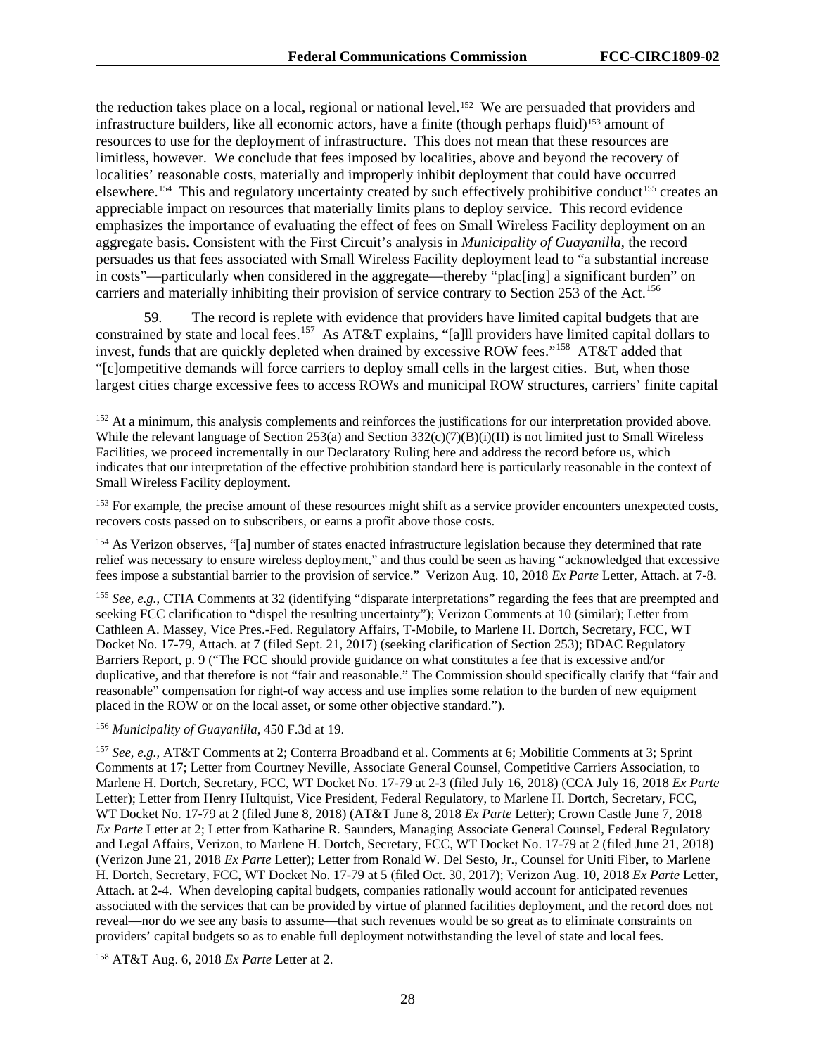the reduction takes place on a local, regional or national level.[152] We are persuaded that providers and infrastructure builders, like all economic actors, have a finite (though perhaps fluid)[153] amount of resources to use for the deployment of infrastructure. This does not mean that these resources are limitless, however. We conclude that fees imposed by localities, above and beyond the recovery of localities' reasonable costs, materially and improperly inhibit deployment that could have occurred elsewhere.[154] This and regulatory uncertainty created by such effectively prohibitive conduct[155] creates an appreciable impact on resources that materially limits plans to deploy service. This record evidence emphasizes the importance of evaluating the effect of fees on Small Wireless Facility deployment on an aggregate basis. Consistent with the First Circuit's analysis in *Municipality of Guayanilla*, the record persuades us that fees associated with Small Wireless Facility deployment lead to "a substantial increase in costs"—particularly when considered in the aggregate—thereby "plac[ing] a significant burden" on carriers and materially inhibiting their provision of service contrary to Section 253 of the Act.[156]

59. The record is replete with evidence that providers have limited capital budgets that are constrained by state and local fees.[157] As AT&T explains, "[a]ll providers have limited capital dollars to invest, funds that are quickly depleted when drained by excessive ROW fees."[158] AT&T added that "[c]ompetitive demands will force carriers to deploy small cells in the largest cities. But, when those largest cities charge excessive fees to access ROWs and municipal ROW structures, carriers' finite capital

---

[152] At a minimum, this analysis complements and reinforces the justifications for our interpretation provided above. While the relevant language of Section 253(a) and Section 332(c)(7)(B)(i)(II) is not limited just to Small Wireless Facilities, we proceed incrementally in our Declaratory Ruling here and address the record before us, which indicates that our interpretation of the effective prohibition standard here is particularly reasonable in the context of Small Wireless Facility deployment.

[153] For example, the precise amount of these resources might shift as a service provider encounters unexpected costs, recovers costs passed on to subscribers, or earns a profit above those costs.

[154] As Verizon observes, "[a] number of states enacted infrastructure legislation because they determined that rate relief was necessary to ensure wireless deployment," and thus could be seen as having "acknowledged that excessive fees impose a substantial barrier to the provision of service." Verizon Aug. 10, 2018 *Ex Parte* Letter, Attach. at 7-8.

[155] *See, e.g.*, CTIA Comments at 32 (identifying "disparate interpretations" regarding the fees that are preempted and seeking FCC clarification to "dispel the resulting uncertainty"); Verizon Comments at 10 (similar); Letter from Cathleen A. Massey, Vice Pres.-Fed. Regulatory Affairs, T-Mobile, to Marlene H. Dortch, Secretary, FCC, WT Docket No. 17-79, Attach. at 7 (filed Sept. 21, 2017) (seeking clarification of Section 253); BDAC Regulatory Barriers Report, p. 9 ("The FCC should provide guidance on what constitutes a fee that is excessive and/or duplicative, and that therefore is not "fair and reasonable." The Commission should specifically clarify that "fair and reasonable" compensation for right-of way access and use implies some relation to the burden of new equipment placed in the ROW or on the local asset, or some other objective standard.").

[156] *Municipality of Guayanilla*, 450 F.3d at 19.

[157] *See, e.g.*, AT&T Comments at 2; Conterra Broadband et al. Comments at 6; Mobilitie Comments at 3; Sprint Comments at 17; Letter from Courtney Neville, Associate General Counsel, Competitive Carriers Association, to Marlene H. Dortch, Secretary, FCC, WT Docket No. 17-79 at 2-3 (filed July 16, 2018) (CCA July 16, 2018 *Ex Parte* Letter); Letter from Henry Hultquist, Vice President, Federal Regulatory, to Marlene H. Dortch, Secretary, FCC, WT Docket No. 17-79 at 2 (filed June 8, 2018) (AT&T June 8, 2018 *Ex Parte* Letter); Crown Castle June 7, 2018 *Ex Parte* Letter at 2; Letter from Katharine R. Saunders, Managing Associate General Counsel, Federal Regulatory and Legal Affairs, Verizon, to Marlene H. Dortch, Secretary, FCC, WT Docket No. 17-79 at 2 (filed June 21, 2018) (Verizon June 21, 2018 *Ex Parte* Letter); Letter from Ronald W. Del Sesto, Jr., Counsel for Uniti Fiber, to Marlene H. Dortch, Secretary, FCC, WT Docket No. 17-79 at 5 (filed Oct. 30, 2017); Verizon Aug. 10, 2018 *Ex Parte* Letter, Attach. at 2-4. When developing capital budgets, companies rationally would account for anticipated revenues associated with the services that can be provided by virtue of planned facilities deployment, and the record does not reveal—nor do we see any basis to assume—that such revenues would be so great as to eliminate constraints on providers' capital budgets so as to enable full deployment notwithstanding the level of state and local fees.

[158] AT&T Aug. 6, 2018 *Ex Parte* Letter at 2.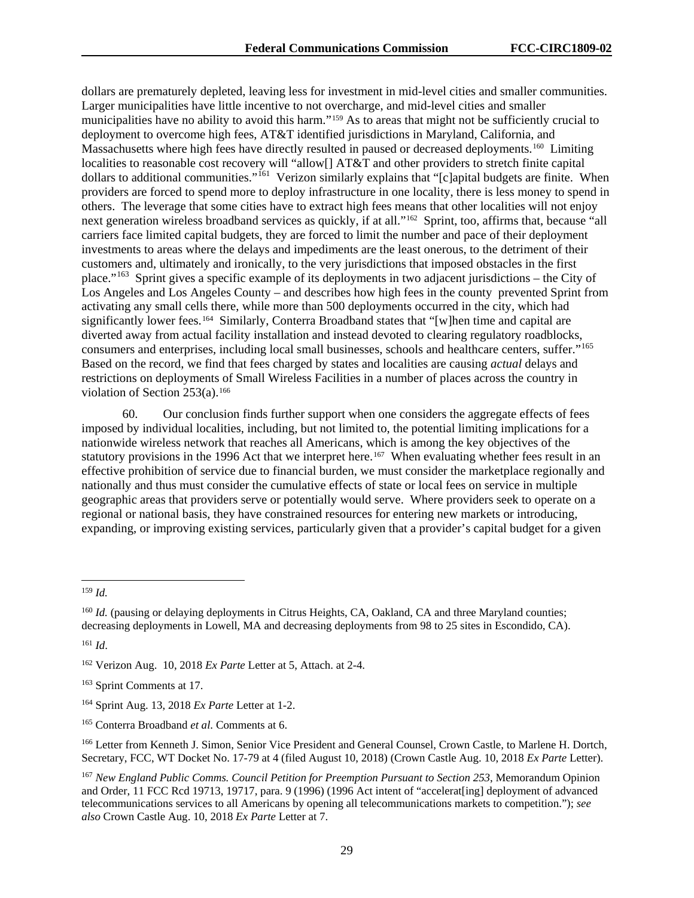dollars are prematurely depleted, leaving less for investment in mid-level cities and smaller communities. Larger municipalities have little incentive to not overcharge, and mid-level cities and smaller municipalities have no ability to avoid this harm."[159] As to areas that might not be sufficiently crucial to deployment to overcome high fees, AT&T identified jurisdictions in Maryland, California, and Massachusetts where high fees have directly resulted in paused or decreased deployments.[160] Limiting localities to reasonable cost recovery will "allow[] AT&T and other providers to stretch finite capital dollars to additional communities."[161] Verizon similarly explains that "[c]apital budgets are finite. When providers are forced to spend more to deploy infrastructure in one locality, there is less money to spend in others. The leverage that some cities have to extract high fees means that other localities will not enjoy next generation wireless broadband services as quickly, if at all."[162] Sprint, too, affirms that, because "all carriers face limited capital budgets, they are forced to limit the number and pace of their deployment investments to areas where the delays and impediments are the least onerous, to the detriment of their customers and, ultimately and ironically, to the very jurisdictions that imposed obstacles in the first place."[163] Sprint gives a specific example of its deployments in two adjacent jurisdictions – the City of Los Angeles and Los Angeles County – and describes how high fees in the county prevented Sprint from activating any small cells there, while more than 500 deployments occurred in the city, which had significantly lower fees.[164] Similarly, Conterra Broadband states that "[w]hen time and capital are diverted away from actual facility installation and instead devoted to clearing regulatory roadblocks, consumers and enterprises, including local small businesses, schools and healthcare centers, suffer."[165] Based on the record, we find that fees charged by states and localities are causing *actual* delays and restrictions on deployments of Small Wireless Facilities in a number of places across the country in violation of Section 253(a).[166]

60. Our conclusion finds further support when one considers the aggregate effects of fees imposed by individual localities, including, but not limited to, the potential limiting implications for a nationwide wireless network that reaches all Americans, which is among the key objectives of the statutory provisions in the 1996 Act that we interpret here.[167] When evaluating whether fees result in an effective prohibition of service due to financial burden, we must consider the marketplace regionally and nationally and thus must consider the cumulative effects of state or local fees on service in multiple geographic areas that providers serve or potentially would serve. Where providers seek to operate on a regional or national basis, they have constrained resources for entering new markets or introducing, expanding, or improving existing services, particularly given that a provider's capital budget for a given

---

[159] *Id.*

[160] *Id.* (pausing or delaying deployments in Citrus Heights, CA, Oakland, CA and three Maryland counties; decreasing deployments in Lowell, MA and decreasing deployments from 98 to 25 sites in Escondido, CA).

[161] *Id*.

[162] Verizon Aug. 10, 2018 *Ex Parte* Letter at 5, Attach. at 2-4.

[163] Sprint Comments at 17.

[164] Sprint Aug. 13, 2018 *Ex Parte* Letter at 1-2.

[165] Conterra Broadband *et al.* Comments at 6.

[166] Letter from Kenneth J. Simon, Senior Vice President and General Counsel, Crown Castle, to Marlene H. Dortch, Secretary, FCC, WT Docket No. 17-79 at 4 (filed August 10, 2018) (Crown Castle Aug. 10, 2018 *Ex Parte* Letter).

[167] *New England Public Comms. Council Petition for Preemption Pursuant to Section 253*, Memorandum Opinion and Order, 11 FCC Rcd 19713, 19717, para. 9 (1996) (1996 Act intent of "accelerat[ing] deployment of advanced telecommunications services to all Americans by opening all telecommunications markets to competition."); *see also* Crown Castle Aug. 10, 2018 *Ex Parte* Letter at 7.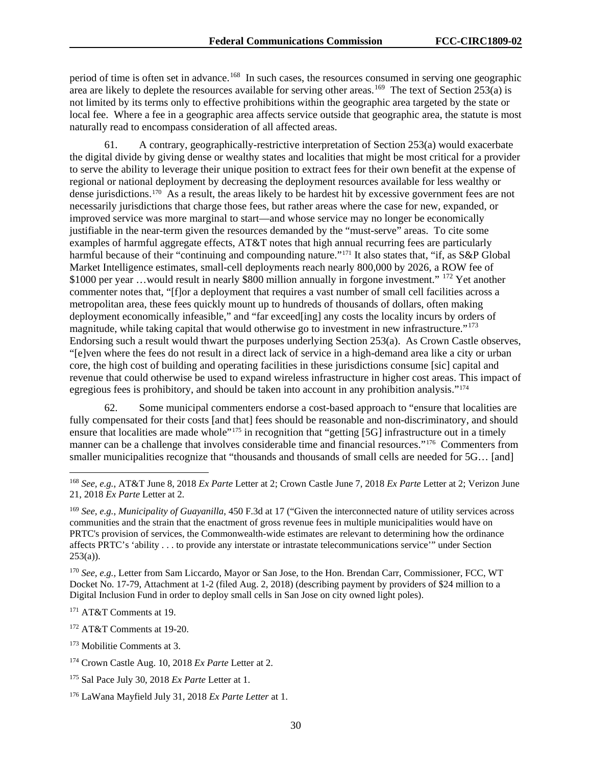period of time is often set in advance.[168] In such cases, the resources consumed in serving one geographic area are likely to deplete the resources available for serving other areas.[169] The text of Section 253(a) is not limited by its terms only to effective prohibitions within the geographic area targeted by the state or local fee. Where a fee in a geographic area affects service outside that geographic area, the statute is most naturally read to encompass consideration of all affected areas.

61. A contrary, geographically-restrictive interpretation of Section 253(a) would exacerbate the digital divide by giving dense or wealthy states and localities that might be most critical for a provider to serve the ability to leverage their unique position to extract fees for their own benefit at the expense of regional or national deployment by decreasing the deployment resources available for less wealthy or dense jurisdictions.[170] As a result, the areas likely to be hardest hit by excessive government fees are not necessarily jurisdictions that charge those fees, but rather areas where the case for new, expanded, or improved service was more marginal to start—and whose service may no longer be economically justifiable in the near-term given the resources demanded by the "must-serve" areas. To cite some examples of harmful aggregate effects, AT&T notes that high annual recurring fees are particularly harmful because of their "continuing and compounding nature."[171] It also states that, "if, as S&P Global Market Intelligence estimates, small-cell deployments reach nearly 800,000 by 2026, a ROW fee of $1000 per year …would result in nearly $800 million annually in forgone investment." [172] Yet another commenter notes that, "[f]or a deployment that requires a vast number of small cell facilities across a metropolitan area, these fees quickly mount up to hundreds of thousands of dollars, often making deployment economically infeasible," and "far exceed[ing] any costs the locality incurs by orders of magnitude, while taking capital that would otherwise go to investment in new infrastructure."[173] Endorsing such a result would thwart the purposes underlying Section 253(a). As Crown Castle observes, "[e]ven where the fees do not result in a direct lack of service in a high-demand area like a city or urban core, the high cost of building and operating facilities in these jurisdictions consume [sic] capital and revenue that could otherwise be used to expand wireless infrastructure in higher cost areas. This impact of egregious fees is prohibitory, and should be taken into account in any prohibition analysis."[174]

62. Some municipal commenters endorse a cost-based approach to "ensure that localities are fully compensated for their costs [and that] fees should be reasonable and non-discriminatory, and should ensure that localities are made whole"[175] in recognition that "getting [5G] infrastructure out in a timely manner can be a challenge that involves considerable time and financial resources."[176] Commenters from smaller municipalities recognize that "thousands and thousands of small cells are needed for 5G… [and]

---

[168] *See, e.g.*, AT&T June 8, 2018 *Ex Parte* Letter at 2; Crown Castle June 7, 2018 *Ex Parte* Letter at 2; Verizon June 21, 2018 *Ex Parte* Letter at 2.

[169] *See, e.g.*, *Municipality of Guayanilla*, 450 F.3d at 17 ("Given the interconnected nature of utility services across communities and the strain that the enactment of gross revenue fees in multiple municipalities would have on PRTC's provision of services, the Commonwealth-wide estimates are relevant to determining how the ordinance affects PRTC's 'ability . . . to provide any interstate or intrastate telecommunications service'" under Section 253(a)).

[170] *See, e.g.,* Letter from Sam Liccardo, Mayor or San Jose, to the Hon. Brendan Carr, Commissioner, FCC, WT Docket No. 17-79, Attachment at 1-2 (filed Aug. 2, 2018) (describing payment by providers of $24 million to a Digital Inclusion Fund in order to deploy small cells in San Jose on city owned light poles).

[171] AT&T Comments at 19.

[172] AT&T Comments at 19-20.

[173] Mobilitie Comments at 3.

[174] Crown Castle Aug. 10, 2018 *Ex Parte* Letter at 2.

[175] Sal Pace July 30, 2018 *Ex Parte* Letter at 1.

[176] LaWana Mayfield July 31, 2018 *Ex Parte Letter* at 1.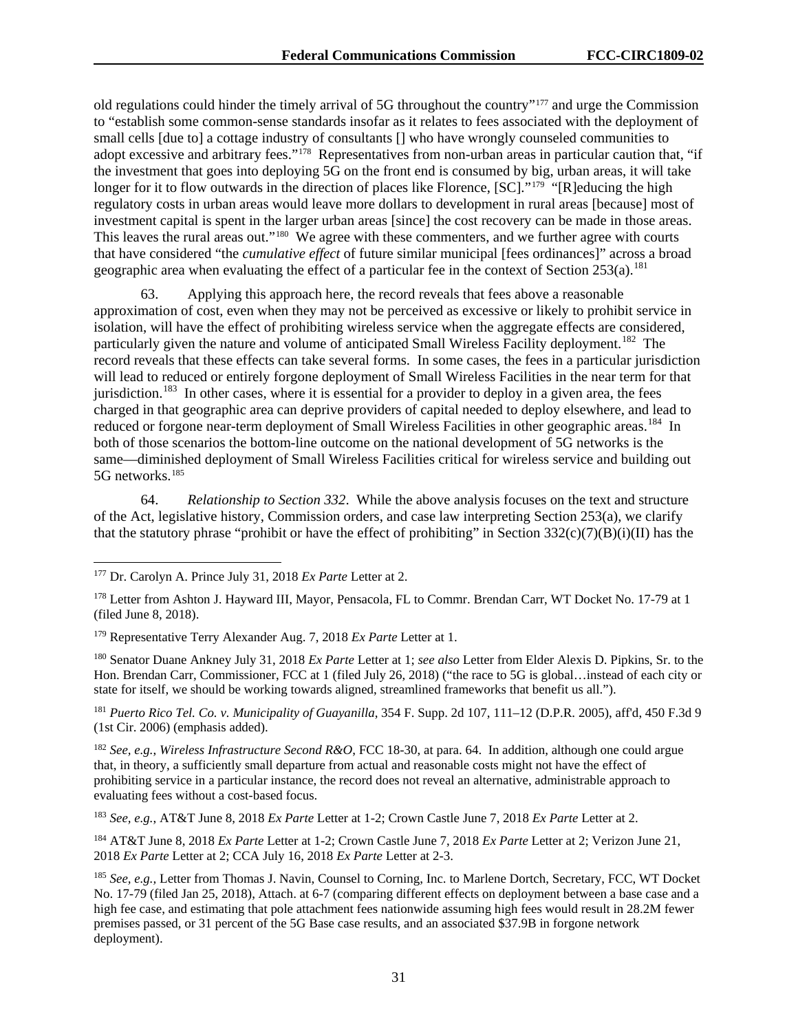old regulations could hinder the timely arrival of 5G throughout the country"[177] and urge the Commission to "establish some common-sense standards insofar as it relates to fees associated with the deployment of small cells [due to] a cottage industry of consultants [] who have wrongly counseled communities to adopt excessive and arbitrary fees."[178] Representatives from non-urban areas in particular caution that, "if the investment that goes into deploying 5G on the front end is consumed by big, urban areas, it will take longer for it to flow outwards in the direction of places like Florence, [SC]."[179] "[R]educing the high regulatory costs in urban areas would leave more dollars to development in rural areas [because] most of investment capital is spent in the larger urban areas [since] the cost recovery can be made in those areas. This leaves the rural areas out."[180] We agree with these commenters, and we further agree with courts that have considered "the *cumulative effect* of future similar municipal [fees ordinances]" across a broad geographic area when evaluating the effect of a particular fee in the context of Section 253(a).[181]

63. Applying this approach here, the record reveals that fees above a reasonable approximation of cost, even when they may not be perceived as excessive or likely to prohibit service in isolation, will have the effect of prohibiting wireless service when the aggregate effects are considered, particularly given the nature and volume of anticipated Small Wireless Facility deployment.[182] The record reveals that these effects can take several forms. In some cases, the fees in a particular jurisdiction will lead to reduced or entirely forgone deployment of Small Wireless Facilities in the near term for that jurisdiction.[183] In other cases, where it is essential for a provider to deploy in a given area, the fees charged in that geographic area can deprive providers of capital needed to deploy elsewhere, and lead to reduced or forgone near-term deployment of Small Wireless Facilities in other geographic areas.[184] In both of those scenarios the bottom-line outcome on the national development of 5G networks is the same—diminished deployment of Small Wireless Facilities critical for wireless service and building out 5G networks.[185]

64. *Relationship to Section 332*. While the above analysis focuses on the text and structure of the Act, legislative history, Commission orders, and case law interpreting Section 253(a), we clarify that the statutory phrase "prohibit or have the effect of prohibiting" in Section 332(c)(7)(B)(i)(II) has the

---

[177] Dr. Carolyn A. Prince July 31, 2018 *Ex Parte* Letter at 2.

[178] Letter from Ashton J. Hayward III, Mayor, Pensacola, FL to Commr. Brendan Carr, WT Docket No. 17-79 at 1 (filed June 8, 2018).

[179] Representative Terry Alexander Aug. 7, 2018 *Ex Parte* Letter at 1.

[180] Senator Duane Ankney July 31, 2018 *Ex Parte* Letter at 1; *see also* Letter from Elder Alexis D. Pipkins, Sr. to the Hon. Brendan Carr, Commissioner, FCC at 1 (filed July 26, 2018) ("the race to 5G is global…instead of each city or state for itself, we should be working towards aligned, streamlined frameworks that benefit us all.").

[181] *Puerto Rico Tel. Co. v. Municipality of Guayanilla*, 354 F. Supp. 2d 107, 111–12 (D.P.R. 2005), aff'd, 450 F.3d 9 (1st Cir. 2006) (emphasis added).

[182] *See, e.g., Wireless Infrastructure Second R&O*, FCC 18-30, at para. 64. In addition, although one could argue that, in theory, a sufficiently small departure from actual and reasonable costs might not have the effect of prohibiting service in a particular instance, the record does not reveal an alternative, administrable approach to evaluating fees without a cost-based focus.

[183] *See, e.g.,* AT&T June 8, 2018 *Ex Parte* Letter at 1-2; Crown Castle June 7, 2018 *Ex Parte* Letter at 2.

[184] AT&T June 8, 2018 *Ex Parte* Letter at 1-2; Crown Castle June 7, 2018 *Ex Parte* Letter at 2; Verizon June 21, 2018 *Ex Parte* Letter at 2; CCA July 16, 2018 *Ex Parte* Letter at 2-3.

[185] *See, e.g.,* Letter from Thomas J. Navin, Counsel to Corning, Inc. to Marlene Dortch, Secretary, FCC, WT Docket No. 17-79 (filed Jan 25, 2018), Attach. at 6-7 (comparing different effects on deployment between a base case and a high fee case, and estimating that pole attachment fees nationwide assuming high fees would result in 28.2M fewer premises passed, or 31 percent of the 5G Base case results, and an associated $37.9B in forgone network deployment).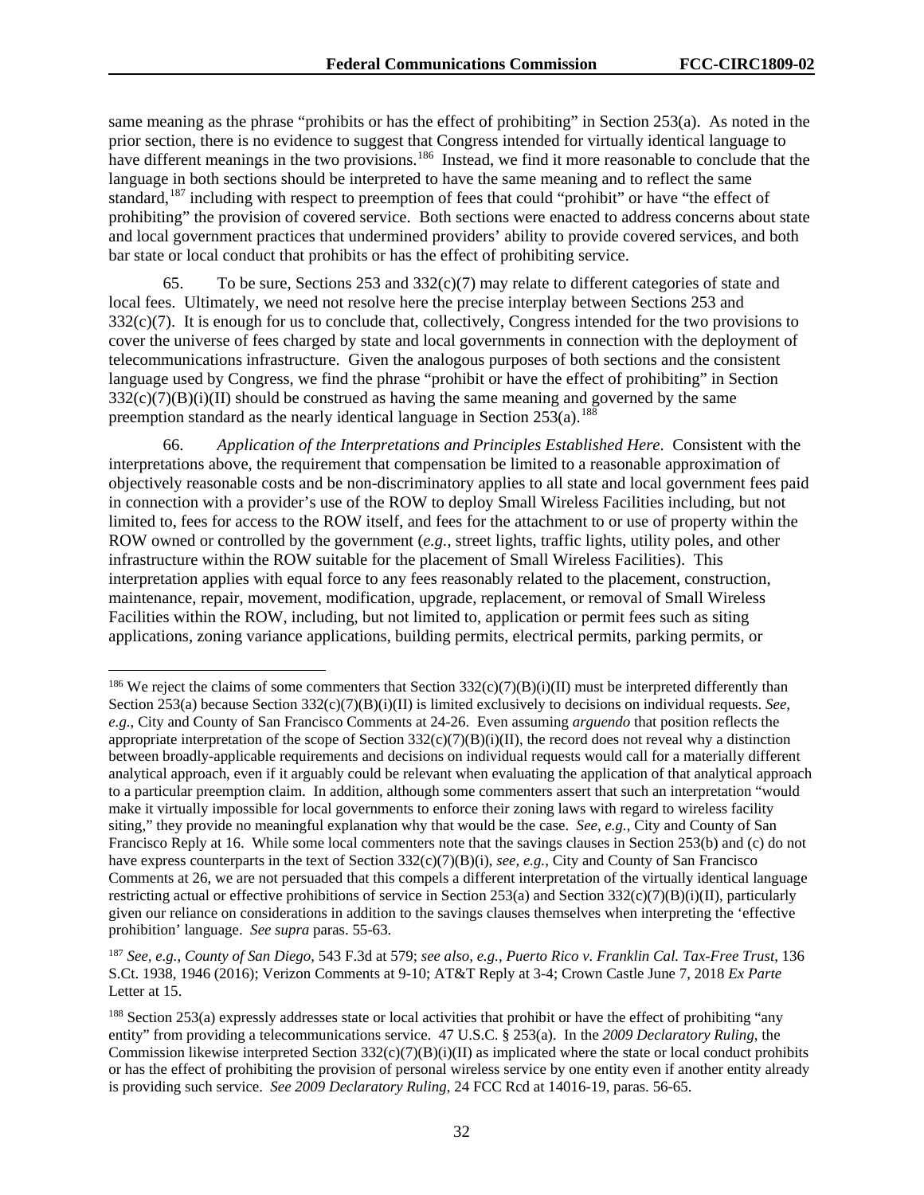same meaning as the phrase "prohibits or has the effect of prohibiting" in Section 253(a). As noted in the prior section, there is no evidence to suggest that Congress intended for virtually identical language to have different meanings in the two provisions.[186] Instead, we find it more reasonable to conclude that the language in both sections should be interpreted to have the same meaning and to reflect the same standard,[187] including with respect to preemption of fees that could "prohibit" or have "the effect of prohibiting" the provision of covered service. Both sections were enacted to address concerns about state and local government practices that undermined providers' ability to provide covered services, and both bar state or local conduct that prohibits or has the effect of prohibiting service.

65. To be sure, Sections 253 and 332(c)(7) may relate to different categories of state and local fees. Ultimately, we need not resolve here the precise interplay between Sections 253 and 332(c)(7). It is enough for us to conclude that, collectively, Congress intended for the two provisions to cover the universe of fees charged by state and local governments in connection with the deployment of telecommunications infrastructure. Given the analogous purposes of both sections and the consistent language used by Congress, we find the phrase "prohibit or have the effect of prohibiting" in Section 332(c)(7)(B)(i)(II) should be construed as having the same meaning and governed by the same preemption standard as the nearly identical language in Section 253(a).[188]

66. *Application of the Interpretations and Principles Established Here*. Consistent with the interpretations above, the requirement that compensation be limited to a reasonable approximation of objectively reasonable costs and be non-discriminatory applies to all state and local government fees paid in connection with a provider's use of the ROW to deploy Small Wireless Facilities including, but not limited to, fees for access to the ROW itself, and fees for the attachment to or use of property within the ROW owned or controlled by the government (*e.g.*, street lights, traffic lights, utility poles, and other infrastructure within the ROW suitable for the placement of Small Wireless Facilities). This interpretation applies with equal force to any fees reasonably related to the placement, construction, maintenance, repair, movement, modification, upgrade, replacement, or removal of Small Wireless Facilities within the ROW, including, but not limited to, application or permit fees such as siting applications, zoning variance applications, building permits, electrical permits, parking permits, or

---

[186] We reject the claims of some commenters that Section 332(c)(7)(B)(i)(II) must be interpreted differently than Section 253(a) because Section 332(c)(7)(B)(i)(II) is limited exclusively to decisions on individual requests. *See, e.g.,* City and County of San Francisco Comments at 24-26. Even assuming *arguendo* that position reflects the appropriate interpretation of the scope of Section 332(c)(7)(B)(i)(II), the record does not reveal why a distinction between broadly-applicable requirements and decisions on individual requests would call for a materially different analytical approach, even if it arguably could be relevant when evaluating the application of that analytical approach to a particular preemption claim. In addition, although some commenters assert that such an interpretation "would make it virtually impossible for local governments to enforce their zoning laws with regard to wireless facility siting," they provide no meaningful explanation why that would be the case. *See, e.g.*, City and County of San Francisco Reply at 16. While some local commenters note that the savings clauses in Section 253(b) and (c) do not have express counterparts in the text of Section 332(c)(7)(B)(i), *see, e.g.*, City and County of San Francisco Comments at 26, we are not persuaded that this compels a different interpretation of the virtually identical language restricting actual or effective prohibitions of service in Section 253(a) and Section 332(c)(7)(B)(i)(II), particularly given our reliance on considerations in addition to the savings clauses themselves when interpreting the 'effective prohibition' language. *See supra* paras. 55-63.

[187] *See, e.g., County of San Diego*, 543 F.3d at 579; *see also, e.g., Puerto Rico v. Franklin Cal. Tax-Free Trust*, 136 S.Ct. 1938, 1946 (2016); Verizon Comments at 9-10; AT&T Reply at 3-4; Crown Castle June 7, 2018 *Ex Parte* Letter at 15.

[188] Section 253(a) expressly addresses state or local activities that prohibit or have the effect of prohibiting "any entity" from providing a telecommunications service. 47 U.S.C. § 253(a). In the *2009 Declaratory Ruling*, the Commission likewise interpreted Section 332(c)(7)(B)(i)(II) as implicated where the state or local conduct prohibits or has the effect of prohibiting the provision of personal wireless service by one entity even if another entity already is providing such service. *See 2009 Declaratory Ruling*, 24 FCC Rcd at 14016-19, paras. 56-65.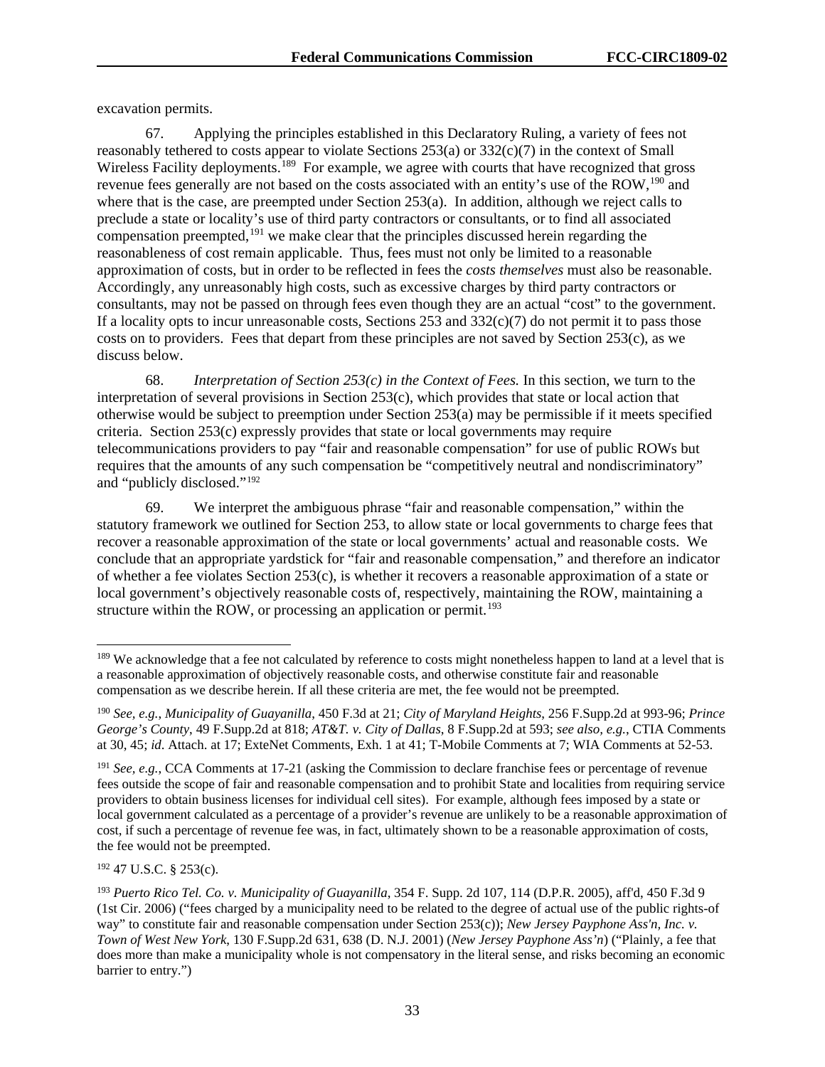excavation permits.

67. Applying the principles established in this Declaratory Ruling, a variety of fees not reasonably tethered to costs appear to violate Sections 253(a) or 332(c)(7) in the context of Small Wireless Facility deployments.[189] For example, we agree with courts that have recognized that gross revenue fees generally are not based on the costs associated with an entity's use of the ROW,[190] and where that is the case, are preempted under Section 253(a). In addition, although we reject calls to preclude a state or locality's use of third party contractors or consultants, or to find all associated compensation preempted,[191] we make clear that the principles discussed herein regarding the reasonableness of cost remain applicable. Thus, fees must not only be limited to a reasonable approximation of costs, but in order to be reflected in fees the *costs themselves* must also be reasonable. Accordingly, any unreasonably high costs, such as excessive charges by third party contractors or consultants, may not be passed on through fees even though they are an actual "cost" to the government. If a locality opts to incur unreasonable costs, Sections 253 and 332(c)(7) do not permit it to pass those costs on to providers. Fees that depart from these principles are not saved by Section 253(c), as we discuss below.

68. *Interpretation of Section 253(c) in the Context of Fees.* In this section, we turn to the interpretation of several provisions in Section 253(c), which provides that state or local action that otherwise would be subject to preemption under Section 253(a) may be permissible if it meets specified criteria. Section 253(c) expressly provides that state or local governments may require telecommunications providers to pay "fair and reasonable compensation" for use of public ROWs but requires that the amounts of any such compensation be "competitively neutral and nondiscriminatory" and "publicly disclosed."[192]

69. We interpret the ambiguous phrase "fair and reasonable compensation," within the statutory framework we outlined for Section 253, to allow state or local governments to charge fees that recover a reasonable approximation of the state or local governments' actual and reasonable costs. We conclude that an appropriate yardstick for "fair and reasonable compensation," and therefore an indicator of whether a fee violates Section 253(c), is whether it recovers a reasonable approximation of a state or local government's objectively reasonable costs of, respectively, maintaining the ROW, maintaining a structure within the ROW, or processing an application or permit.[193]

---

[189] We acknowledge that a fee not calculated by reference to costs might nonetheless happen to land at a level that is a reasonable approximation of objectively reasonable costs, and otherwise constitute fair and reasonable compensation as we describe herein. If all these criteria are met, the fee would not be preempted.

[190] *See, e.g.*, *Municipality of Guayanilla*, 450 F.3d at 21; *City of Maryland Heights*, 256 F.Supp.2d at 993-96; *Prince George's County*, 49 F.Supp.2d at 818; *AT&T. v. City of Dallas*, 8 F.Supp.2d at 593; *see also, e.g.*, CTIA Comments at 30, 45; *id.* Attach. at 17; ExteNet Comments, Exh. 1 at 41; T-Mobile Comments at 7; WIA Comments at 52-53.

[191] *See, e.g.*, CCA Comments at 17-21 (asking the Commission to declare franchise fees or percentage of revenue fees outside the scope of fair and reasonable compensation and to prohibit State and localities from requiring service providers to obtain business licenses for individual cell sites). For example, although fees imposed by a state or local government calculated as a percentage of a provider's revenue are unlikely to be a reasonable approximation of cost, if such a percentage of revenue fee was, in fact, ultimately shown to be a reasonable approximation of costs, the fee would not be preempted.

[192] 47 U.S.C. § 253(c).

[193] *Puerto Rico Tel. Co. v. Municipality of Guayanilla*, 354 F. Supp. 2d 107, 114 (D.P.R. 2005), aff'd, 450 F.3d 9 (1st Cir. 2006) ("fees charged by a municipality need to be related to the degree of actual use of the public rights-of way" to constitute fair and reasonable compensation under Section 253(c)); *New Jersey Payphone Ass'n, Inc. v. Town of West New York*, 130 F.Supp.2d 631, 638 (D. N.J. 2001) (*New Jersey Payphone Ass'n*) ("Plainly, a fee that does more than make a municipality whole is not compensatory in the literal sense, and risks becoming an economic barrier to entry.")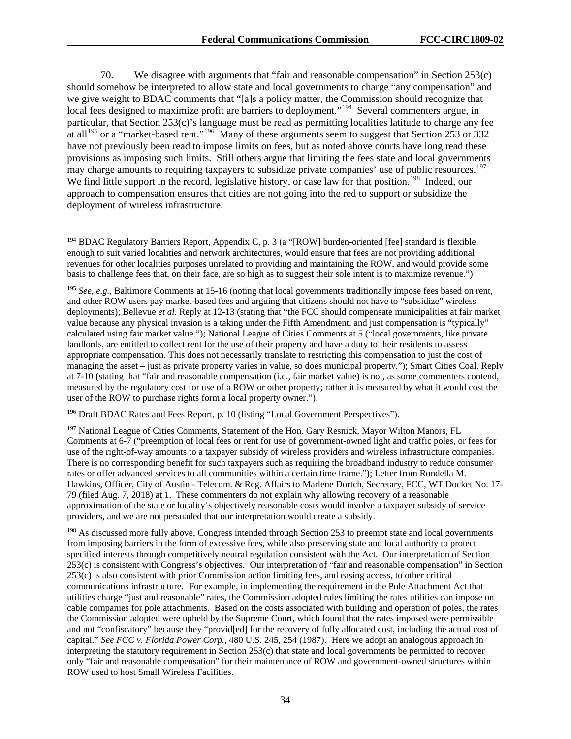70. We disagree with arguments that "fair and reasonable compensation" in Section 253(c) should somehow be interpreted to allow state and local governments to charge "any compensation" and we give weight to BDAC comments that "[a]s a policy matter, the Commission should recognize that local fees designed to maximize profit are barriers to deployment."[194] Several commenters argue, in particular, that Section 253(c)'s language must be read as permitting localities latitude to charge any fee at all[195] or a "market-based rent."[196] Many of these arguments seem to suggest that Section 253 or 332 have not previously been read to impose limits on fees, but as noted above courts have long read these provisions as imposing such limits. Still others argue that limiting the fees state and local governments may charge amounts to requiring taxpayers to subsidize private companies' use of public resources.[197] We find little support in the record, legislative history, or case law for that position.[198] Indeed, our approach to compensation ensures that cities are not going into the red to support or subsidize the deployment of wireless infrastructure.

---

[194] BDAC Regulatory Barriers Report, Appendix C, p. 3 (a "[ROW] burden-oriented [fee] standard is flexible enough to suit varied localities and network architectures, would ensure that fees are not providing additional revenues for other localities purposes unrelated to providing and maintaining the ROW, and would provide some basis to challenge fees that, on their face, are so high as to suggest their sole intent is to maximize revenue.")

[195] *See, e.g.*, Baltimore Comments at 15-16 (noting that local governments traditionally impose fees based on rent, and other ROW users pay market-based fees and arguing that citizens should not have to "subsidize" wireless deployments); Bellevue *et al*. Reply at 12-13 (stating that "the FCC should compensate municipalities at fair market value because any physical invasion is a taking under the Fifth Amendment, and just compensation is "typically" calculated using fair market value."); National League of Cities Comments at 5 ("local governments, like private landlords, are entitled to collect rent for the use of their property and have a duty to their residents to assess appropriate compensation. This does not necessarily translate to restricting this compensation to just the cost of managing the asset – just as private property varies in value, so does municipal property."); Smart Cities Coal. Reply at 7-10 (stating that "fair and reasonable compensation (i.e., fair market value) is not, as some commenters contend, measured by the regulatory cost for use of a ROW or other property; rather it is measured by what it would cost the user of the ROW to purchase rights form a local property owner.").

[196] Draft BDAC Rates and Fees Report, p. 10 (listing "Local Government Perspectives").

[197] National League of Cities Comments, Statement of the Hon. Gary Resnick, Mayor Wilton Manors, FL Comments at 6-7 ("preemption of local fees or rent for use of government-owned light and traffic poles, or fees for use of the right-of-way amounts to a taxpayer subsidy of wireless providers and wireless infrastructure companies. There is no corresponding benefit for such taxpayers such as requiring the broadband industry to reduce consumer rates or offer advanced services to all communities within a certain time frame."); Letter from Rondella M. Hawkins, Officer, City of Austin - Telecom. & Reg. Affairs to Marlene Dortch, Secretary, FCC, WT Docket No. 17-79 (filed Aug. 7, 2018) at 1. These commenters do not explain why allowing recovery of a reasonable approximation of the state or locality's objectively reasonable costs would involve a taxpayer subsidy of service providers, and we are not persuaded that our interpretation would create a subsidy.

[198] As discussed more fully above, Congress intended through Section 253 to preempt state and local governments from imposing barriers in the form of excessive fees, while also preserving state and local authority to protect specified interests through competitively neutral regulation consistent with the Act. Our interpretation of Section 253(c) is consistent with Congress's objectives. Our interpretation of "fair and reasonable compensation" in Section 253(c) is also consistent with prior Commission action limiting fees, and easing access, to other critical communications infrastructure. For example, in implementing the requirement in the Pole Attachment Act that utilities charge "just and reasonable" rates, the Commission adopted rules limiting the rates utilities can impose on cable companies for pole attachments. Based on the costs associated with building and operation of poles, the rates the Commission adopted were upheld by the Supreme Court, which found that the rates imposed were permissible and not "confiscatory" because they "provid[ed] for the recovery of fully allocated cost, including the actual cost of capital." *See FCC v. Florida Power Corp.*, 480 U.S. 245, 254 (1987). Here we adopt an analogous approach in interpreting the statutory requirement in Section 253(c) that state and local governments be permitted to recover only "fair and reasonable compensation" for their maintenance of ROW and government-owned structures within ROW used to host Small Wireless Facilities.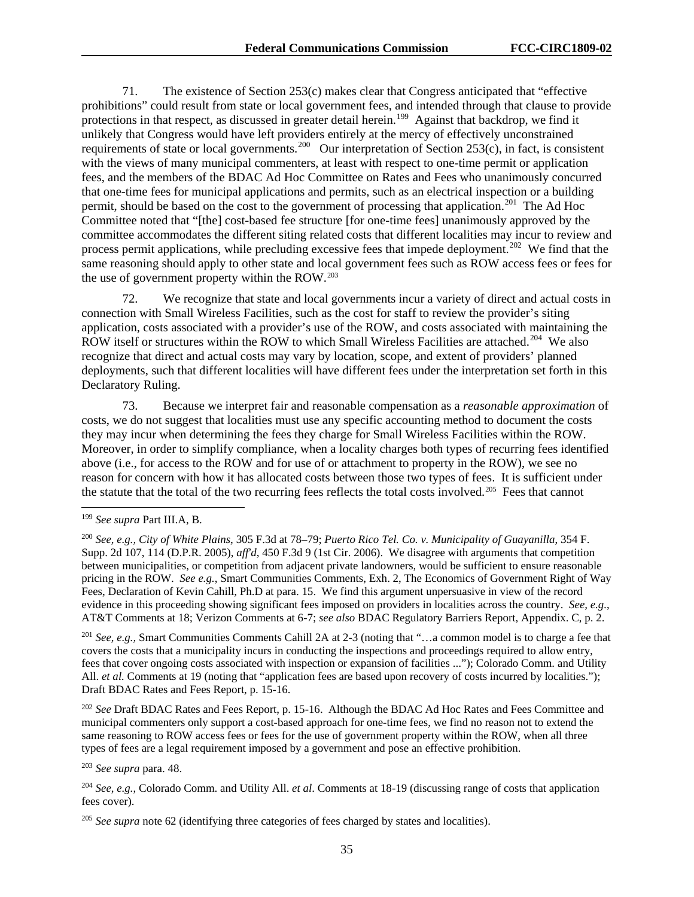71. The existence of Section 253(c) makes clear that Congress anticipated that "effective prohibitions" could result from state or local government fees, and intended through that clause to provide protections in that respect, as discussed in greater detail herein.[199] Against that backdrop, we find it unlikely that Congress would have left providers entirely at the mercy of effectively unconstrained requirements of state or local governments.[200] Our interpretation of Section 253(c), in fact, is consistent with the views of many municipal commenters, at least with respect to one-time permit or application fees, and the members of the BDAC Ad Hoc Committee on Rates and Fees who unanimously concurred that one-time fees for municipal applications and permits, such as an electrical inspection or a building permit, should be based on the cost to the government of processing that application.[201] The Ad Hoc Committee noted that "[the] cost-based fee structure [for one-time fees] unanimously approved by the committee accommodates the different siting related costs that different localities may incur to review and process permit applications, while precluding excessive fees that impede deployment.[202] We find that the same reasoning should apply to other state and local government fees such as ROW access fees or fees for the use of government property within the ROW.[203]

72. We recognize that state and local governments incur a variety of direct and actual costs in connection with Small Wireless Facilities, such as the cost for staff to review the provider's siting application, costs associated with a provider's use of the ROW, and costs associated with maintaining the ROW itself or structures within the ROW to which Small Wireless Facilities are attached.[204] We also recognize that direct and actual costs may vary by location, scope, and extent of providers' planned deployments, such that different localities will have different fees under the interpretation set forth in this Declaratory Ruling.

73. Because we interpret fair and reasonable compensation as a *reasonable approximation* of costs, we do not suggest that localities must use any specific accounting method to document the costs they may incur when determining the fees they charge for Small Wireless Facilities within the ROW. Moreover, in order to simplify compliance, when a locality charges both types of recurring fees identified above (i.e., for access to the ROW and for use of or attachment to property in the ROW), we see no reason for concern with how it has allocated costs between those two types of fees. It is sufficient under the statute that the total of the two recurring fees reflects the total costs involved.[205] Fees that cannot

---

[199] *See supra* Part III.A, B.

[200] *See, e.g., City of White Plains*, 305 F.3d at 78–79; *Puerto Rico Tel. Co. v. Municipality of Guayanilla*, 354 F. Supp. 2d 107, 114 (D.P.R. 2005), *aff'd*, 450 F.3d 9 (1st Cir. 2006). We disagree with arguments that competition between municipalities, or competition from adjacent private landowners, would be sufficient to ensure reasonable pricing in the ROW. *See e.g.,* Smart Communities Comments, Exh. 2, The Economics of Government Right of Way Fees, Declaration of Kevin Cahill, Ph.D at para. 15. We find this argument unpersuasive in view of the record evidence in this proceeding showing significant fees imposed on providers in localities across the country. *See, e.g.*, AT&T Comments at 18; Verizon Comments at 6-7; *see also* BDAC Regulatory Barriers Report, Appendix. C, p. 2.

[201] *See, e.g.,* Smart Communities Comments Cahill 2A at 2-3 (noting that "…a common model is to charge a fee that covers the costs that a municipality incurs in conducting the inspections and proceedings required to allow entry, fees that cover ongoing costs associated with inspection or expansion of facilities ..."); Colorado Comm. and Utility All. *et al.* Comments at 19 (noting that "application fees are based upon recovery of costs incurred by localities."); Draft BDAC Rates and Fees Report, p. 15-16.

[202] *See* Draft BDAC Rates and Fees Report, p. 15-16. Although the BDAC Ad Hoc Rates and Fees Committee and municipal commenters only support a cost-based approach for one-time fees, we find no reason not to extend the same reasoning to ROW access fees or fees for the use of government property within the ROW, when all three types of fees are a legal requirement imposed by a government and pose an effective prohibition.

[203] *See supra* para. 48.

[204] *See, e.g.*, Colorado Comm. and Utility All. *et al*. Comments at 18-19 (discussing range of costs that application fees cover).

[205] *See supra* note 62 (identifying three categories of fees charged by states and localities).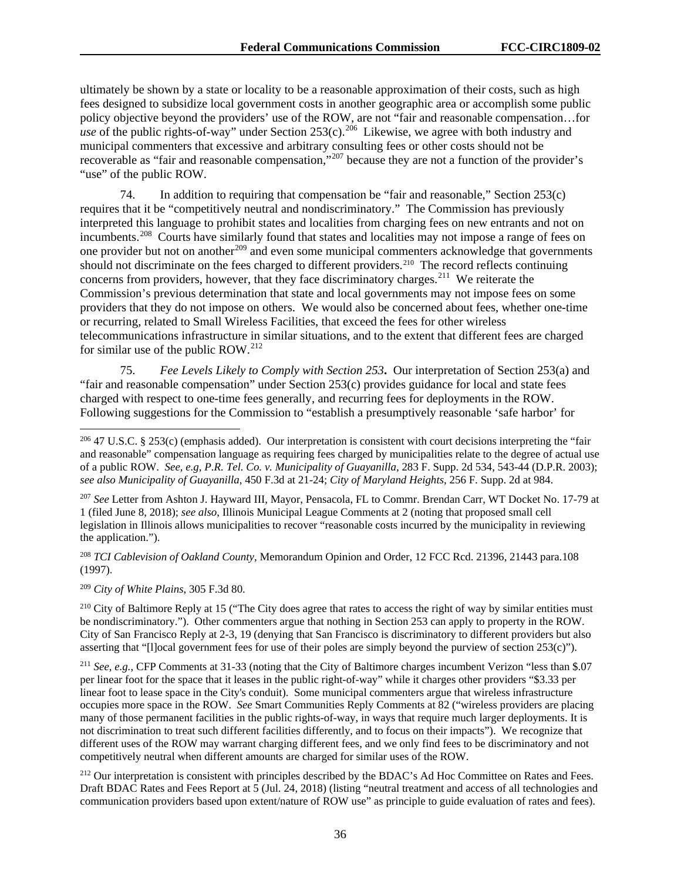ultimately be shown by a state or locality to be a reasonable approximation of their costs, such as high fees designed to subsidize local government costs in another geographic area or accomplish some public policy objective beyond the providers' use of the ROW, are not "fair and reasonable compensation…for *use* of the public rights-of-way" under Section 253(c).[206] Likewise, we agree with both industry and municipal commenters that excessive and arbitrary consulting fees or other costs should not be recoverable as "fair and reasonable compensation,"[207] because they are not a function of the provider's "use" of the public ROW.

74. In addition to requiring that compensation be "fair and reasonable," Section 253(c) requires that it be "competitively neutral and nondiscriminatory." The Commission has previously interpreted this language to prohibit states and localities from charging fees on new entrants and not on incumbents.[208] Courts have similarly found that states and localities may not impose a range of fees on one provider but not on another[209] and even some municipal commenters acknowledge that governments should not discriminate on the fees charged to different providers.[210] The record reflects continuing concerns from providers, however, that they face discriminatory charges.[211] We reiterate the Commission's previous determination that state and local governments may not impose fees on some providers that they do not impose on others. We would also be concerned about fees, whether one-time or recurring, related to Small Wireless Facilities, that exceed the fees for other wireless telecommunications infrastructure in similar situations, and to the extent that different fees are charged for similar use of the public ROW.[212]

75. ***Fee Levels Likely to Comply with Section 253*.** Our interpretation of Section 253(a) and "fair and reasonable compensation" under Section 253(c) provides guidance for local and state fees charged with respect to one-time fees generally, and recurring fees for deployments in the ROW. Following suggestions for the Commission to "establish a presumptively reasonable 'safe harbor' for

---

[206] 47 U.S.C. § 253(c) (emphasis added). Our interpretation is consistent with court decisions interpreting the "fair and reasonable" compensation language as requiring fees charged by municipalities relate to the degree of actual use of a public ROW. *See, e.g, P.R. Tel. Co. v. Municipality of Guayanilla*, 283 F. Supp. 2d 534, 543-44 (D.P.R. 2003); *see also Municipality of Guayanilla*, 450 F.3d at 21-24; *City of Maryland Heights*, 256 F. Supp. 2d at 984.

[207] *See* Letter from Ashton J. Hayward III, Mayor, Pensacola, FL to Commr. Brendan Carr, WT Docket No. 17-79 at 1 (filed June 8, 2018); *see also*, Illinois Municipal League Comments at 2 (noting that proposed small cell legislation in Illinois allows municipalities to recover "reasonable costs incurred by the municipality in reviewing the application.").

[208] *TCI Cablevision of Oakland County*, Memorandum Opinion and Order, 12 FCC Rcd. 21396, 21443 para.108 (1997).

[209] *City of White Plains*, 305 F.3d 80.

[210] City of Baltimore Reply at 15 ("The City does agree that rates to access the right of way by similar entities must be nondiscriminatory."). Other commenters argue that nothing in Section 253 can apply to property in the ROW. City of San Francisco Reply at 2-3, 19 (denying that San Francisco is discriminatory to different providers but also asserting that "[l]ocal government fees for use of their poles are simply beyond the purview of section 253(c)").

[211] *See, e.g.*, CFP Comments at 31-33 (noting that the City of Baltimore charges incumbent Verizon "less than $.07 per linear foot for the space that it leases in the public right-of-way" while it charges other providers "$3.33 per linear foot to lease space in the City's conduit). Some municipal commenters argue that wireless infrastructure occupies more space in the ROW. *See* Smart Communities Reply Comments at 82 ("wireless providers are placing many of those permanent facilities in the public rights-of-way, in ways that require much larger deployments. It is not discrimination to treat such different facilities differently, and to focus on their impacts"). We recognize that different uses of the ROW may warrant charging different fees, and we only find fees to be discriminatory and not competitively neutral when different amounts are charged for similar uses of the ROW.

[212] Our interpretation is consistent with principles described by the BDAC's Ad Hoc Committee on Rates and Fees. Draft BDAC Rates and Fees Report at 5 (Jul. 24, 2018) (listing "neutral treatment and access of all technologies and communication providers based upon extent/nature of ROW use" as principle to guide evaluation of rates and fees).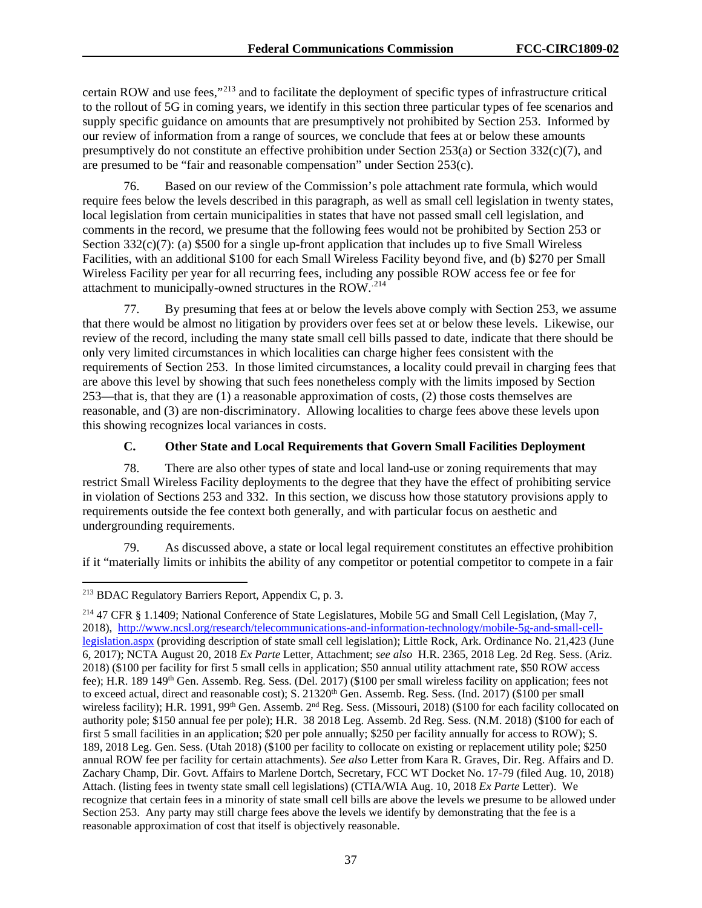certain ROW and use fees,"[213] and to facilitate the deployment of specific types of infrastructure critical to the rollout of 5G in coming years, we identify in this section three particular types of fee scenarios and supply specific guidance on amounts that are presumptively not prohibited by Section 253. Informed by our review of information from a range of sources, we conclude that fees at or below these amounts presumptively do not constitute an effective prohibition under Section 253(a) or Section 332(c)(7), and are presumed to be "fair and reasonable compensation" under Section 253(c).

76. Based on our review of the Commission's pole attachment rate formula, which would require fees below the levels described in this paragraph, as well as small cell legislation in twenty states, local legislation from certain municipalities in states that have not passed small cell legislation, and comments in the record, we presume that the following fees would not be prohibited by Section 253 or Section 332(c)(7): (a) $500 for a single up-front application that includes up to five Small Wireless Facilities, with an additional $100 for each Small Wireless Facility beyond five, and (b) $270 per Small Wireless Facility per year for all recurring fees, including any possible ROW access fee or fee for attachment to municipally-owned structures in the ROW.[214]

77. By presuming that fees at or below the levels above comply with Section 253, we assume that there would be almost no litigation by providers over fees set at or below these levels. Likewise, our review of the record, including the many state small cell bills passed to date, indicate that there should be only very limited circumstances in which localities can charge higher fees consistent with the requirements of Section 253. In those limited circumstances, a locality could prevail in charging fees that are above this level by showing that such fees nonetheless comply with the limits imposed by Section 253—that is, that they are (1) a reasonable approximation of costs, (2) those costs themselves are reasonable, and (3) are non-discriminatory. Allowing localities to charge fees above these levels upon this showing recognizes local variances in costs.

### C. Other State and Local Requirements that Govern Small Facilities Deployment

78. There are also other types of state and local land-use or zoning requirements that may restrict Small Wireless Facility deployments to the degree that they have the effect of prohibiting service in violation of Sections 253 and 332. In this section, we discuss how those statutory provisions apply to requirements outside the fee context both generally, and with particular focus on aesthetic and undergrounding requirements.

79. As discussed above, a state or local legal requirement constitutes an effective prohibition if it "materially limits or inhibits the ability of any competitor or potential competitor to compete in a fair

---

[213] BDAC Regulatory Barriers Report, Appendix C, p. 3.

[214] 47 CFR § 1.1409; National Conference of State Legislatures, Mobile 5G and Small Cell Legislation, (May 7, 2018), http://www.ncsl.org/research/telecommunications-and-information-technology/mobile-5g-and-small-cell-legislation.aspx (providing description of state small cell legislation); Little Rock, Ark. Ordinance No. 21,423 (June 6, 2017); NCTA August 20, 2018 *Ex Parte* Letter, Attachment; *see also* H.R. 2365, 2018 Leg. 2d Reg. Sess. (Ariz. 2018) ($100 per facility for first 5 small cells in application; $50 annual utility attachment rate, $50 ROW access fee); H.R. 189 149th Gen. Assemb. Reg. Sess. (Del. 2017) ($100 per small wireless facility on application; fees not to exceed actual, direct and reasonable cost); S. 213 20th Gen. Assemb. Reg. Sess. (Ind. 2017) ($100 per small wireless facility); H.R. 1991, 99th Gen. Assemb. 2nd Reg. Sess. (Missouri, 2018) ($100 for each facility collocated on authority pole; $150 annual fee per pole); H.R. 38 2018 Leg. Assemb. 2d Reg. Sess. (N.M. 2018) ($100 for each of first 5 small facilities in an application; $20 per pole annually; $250 per facility annually for access to ROW); S. 189, 2018 Leg. Gen. Sess. (Utah 2018) ($100 per facility to collocate on existing or replacement utility pole; $250 annual ROW fee per facility for certain attachments). *See also* Letter from Kara R. Graves, Dir. Reg. Affairs and D. Zachary Champ, Dir. Govt. Affairs to Marlene Dortch, Secretary, FCC WT Docket No. 17-79 (filed Aug. 10, 2018) Attach. (listing fees in twenty state small cell legislations) (CTIA/WIA Aug. 10, 2018 *Ex Parte* Letter). We recognize that certain fees in a minority of state small cell bills are above the levels we presume to be allowed under Section 253. Any party may still charge fees above the levels we identify by demonstrating that the fee is a reasonable approximation of cost that itself is objectively reasonable.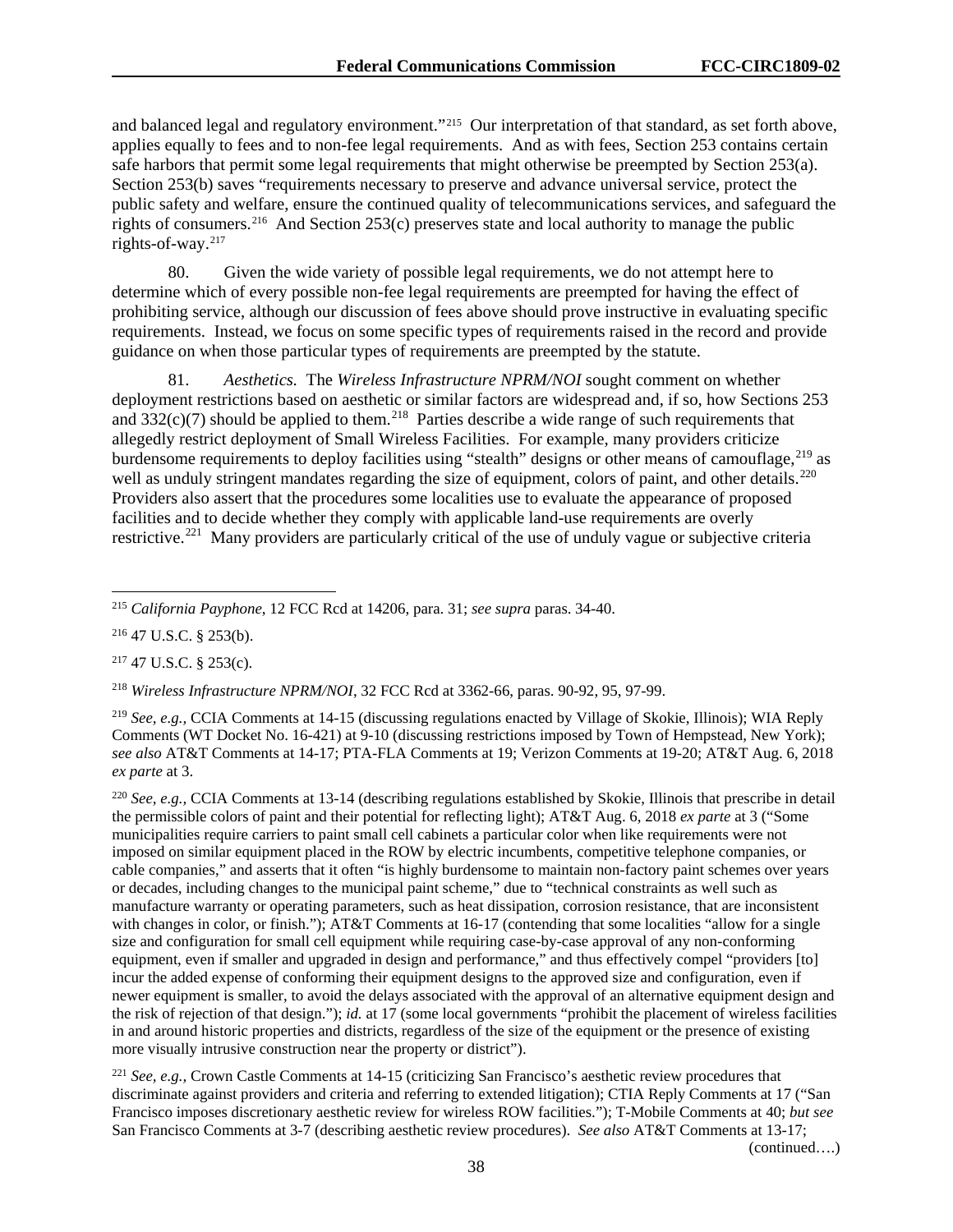and balanced legal and regulatory environment."[215] Our interpretation of that standard, as set forth above, applies equally to fees and to non-fee legal requirements. And as with fees, Section 253 contains certain safe harbors that permit some legal requirements that might otherwise be preempted by Section 253(a). Section 253(b) saves "requirements necessary to preserve and advance universal service, protect the public safety and welfare, ensure the continued quality of telecommunications services, and safeguard the rights of consumers.[216] And Section 253(c) preserves state and local authority to manage the public rights-of-way.[217]

80. Given the wide variety of possible legal requirements, we do not attempt here to determine which of every possible non-fee legal requirements are preempted for having the effect of prohibiting service, although our discussion of fees above should prove instructive in evaluating specific requirements. Instead, we focus on some specific types of requirements raised in the record and provide guidance on when those particular types of requirements are preempted by the statute.

81. *Aesthetics.* The *Wireless Infrastructure NPRM/NOI* sought comment on whether deployment restrictions based on aesthetic or similar factors are widespread and, if so, how Sections 253 and 332(c)(7) should be applied to them.[218] Parties describe a wide range of such requirements that allegedly restrict deployment of Small Wireless Facilities. For example, many providers criticize burdensome requirements to deploy facilities using "stealth" designs or other means of camouflage,[219] as well as unduly stringent mandates regarding the size of equipment, colors of paint, and other details.[220] Providers also assert that the procedures some localities use to evaluate the appearance of proposed facilities and to decide whether they comply with applicable land-use requirements are overly restrictive.[221] Many providers are particularly critical of the use of unduly vague or subjective criteria

---

[215] *California Payphone*, 12 FCC Rcd at 14206, para. 31; *see supra* paras. 34-40.

[216] 47 U.S.C. § 253(b).

[217] 47 U.S.C. § 253(c).

[218] *Wireless Infrastructure NPRM/NOI*, 32 FCC Rcd at 3362-66, paras. 90-92, 95, 97-99.

[219] *See, e.g.*, CCIA Comments at 14-15 (discussing regulations enacted by Village of Skokie, Illinois); WIA Reply Comments (WT Docket No. 16-421) at 9-10 (discussing restrictions imposed by Town of Hempstead, New York); *see also* AT&T Comments at 14-17; PTA-FLA Comments at 19; Verizon Comments at 19-20; AT&T Aug. 6, 2018 *ex parte* at 3.

[220] *See, e.g.*, CCIA Comments at 13-14 (describing regulations established by Skokie, Illinois that prescribe in detail the permissible colors of paint and their potential for reflecting light); AT&T Aug. 6, 2018 *ex parte* at 3 ("Some municipalities require carriers to paint small cell cabinets a particular color when like requirements were not imposed on similar equipment placed in the ROW by electric incumbents, competitive telephone companies, or cable companies," and asserts that it often "is highly burdensome to maintain non-factory paint schemes over years or decades, including changes to the municipal paint scheme," due to "technical constraints as well such as manufacture warranty or operating parameters, such as heat dissipation, corrosion resistance, that are inconsistent with changes in color, or finish."); AT&T Comments at 16-17 (contending that some localities "allow for a single size and configuration for small cell equipment while requiring case-by-case approval of any non-conforming equipment, even if smaller and upgraded in design and performance," and thus effectively compel "providers [to] incur the added expense of conforming their equipment designs to the approved size and configuration, even if newer equipment is smaller, to avoid the delays associated with the approval of an alternative equipment design and the risk of rejection of that design."); *id.* at 17 (some local governments "prohibit the placement of wireless facilities in and around historic properties and districts, regardless of the size of the equipment or the presence of existing more visually intrusive construction near the property or district").

[221] *See, e.g.*, Crown Castle Comments at 14-15 (criticizing San Francisco's aesthetic review procedures that discriminate against providers and criteria and referring to extended litigation); CTIA Reply Comments at 17 ("San Francisco imposes discretionary aesthetic review for wireless ROW facilities."); T-Mobile Comments at 40; *but see* San Francisco Comments at 3-7 (describing aesthetic review procedures). *See also* AT&T Comments at 13-17;

(continued….)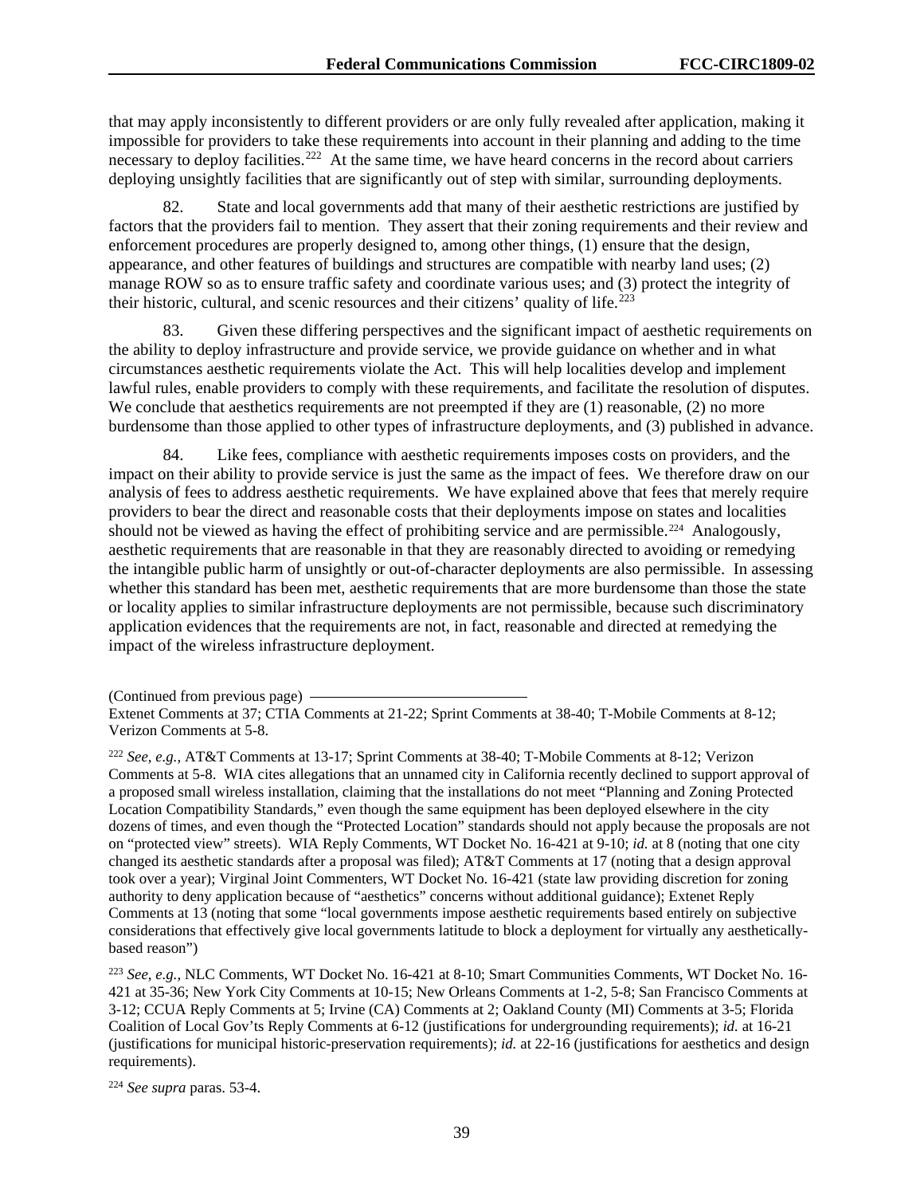that may apply inconsistently to different providers or are only fully revealed after application, making it impossible for providers to take these requirements into account in their planning and adding to the time necessary to deploy facilities.[222] At the same time, we have heard concerns in the record about carriers deploying unsightly facilities that are significantly out of step with similar, surrounding deployments.

82. State and local governments add that many of their aesthetic restrictions are justified by factors that the providers fail to mention. They assert that their zoning requirements and their review and enforcement procedures are properly designed to, among other things, (1) ensure that the design, appearance, and other features of buildings and structures are compatible with nearby land uses; (2) manage ROW so as to ensure traffic safety and coordinate various uses; and (3) protect the integrity of their historic, cultural, and scenic resources and their citizens' quality of life.[223]

83. Given these differing perspectives and the significant impact of aesthetic requirements on the ability to deploy infrastructure and provide service, we provide guidance on whether and in what circumstances aesthetic requirements violate the Act. This will help localities develop and implement lawful rules, enable providers to comply with these requirements, and facilitate the resolution of disputes. We conclude that aesthetics requirements are not preempted if they are (1) reasonable, (2) no more burdensome than those applied to other types of infrastructure deployments, and (3) published in advance.

84. Like fees, compliance with aesthetic requirements imposes costs on providers, and the impact on their ability to provide service is just the same as the impact of fees. We therefore draw on our analysis of fees to address aesthetic requirements. We have explained above that fees that merely require providers to bear the direct and reasonable costs that their deployments impose on states and localities should not be viewed as having the effect of prohibiting service and are permissible.[224] Analogously, aesthetic requirements that are reasonable in that they are reasonably directed to avoiding or remedying the intangible public harm of unsightly or out-of-character deployments are also permissible. In assessing whether this standard has been met, aesthetic requirements that are more burdensome than those the state or locality applies to similar infrastructure deployments are not permissible, because such discriminatory application evidences that the requirements are not, in fact, reasonable and directed at remedying the impact of the wireless infrastructure deployment.

---

(Continued from previous page)
Extenet Comments at 37; CTIA Comments at 21-22; Sprint Comments at 38-40; T-Mobile Comments at 8-12; Verizon Comments at 5-8.

[222] *See, e.g.*, AT&T Comments at 13-17; Sprint Comments at 38-40; T-Mobile Comments at 8-12; Verizon Comments at 5-8. WIA cites allegations that an unnamed city in California recently declined to support approval of a proposed small wireless installation, claiming that the installations do not meet "Planning and Zoning Protected Location Compatibility Standards," even though the same equipment has been deployed elsewhere in the city dozens of times, and even though the "Protected Location" standards should not apply because the proposals are not on "protected view" streets). WIA Reply Comments, WT Docket No. 16-421 at 9-10; *id.* at 8 (noting that one city changed its aesthetic standards after a proposal was filed); AT&T Comments at 17 (noting that a design approval took over a year); Virginal Joint Commenters, WT Docket No. 16-421 (state law providing discretion for zoning authority to deny application because of "aesthetics" concerns without additional guidance); Extenet Reply Comments at 13 (noting that some "local governments impose aesthetic requirements based entirely on subjective considerations that effectively give local governments latitude to block a deployment for virtually any aesthetically-based reason")

[223] *See, e.g.*, NLC Comments, WT Docket No. 16-421 at 8-10; Smart Communities Comments, WT Docket No. 16-421 at 35-36; New York City Comments at 10-15; New Orleans Comments at 1-2, 5-8; San Francisco Comments at 3-12; CCUA Reply Comments at 5; Irvine (CA) Comments at 2; Oakland County (MI) Comments at 3-5; Florida Coalition of Local Gov'ts Reply Comments at 6-12 (justifications for undergrounding requirements); *id.* at 16-21 (justifications for municipal historic-preservation requirements); *id.* at 22-16 (justifications for aesthetics and design requirements).

[224] *See supra* paras. 53-4.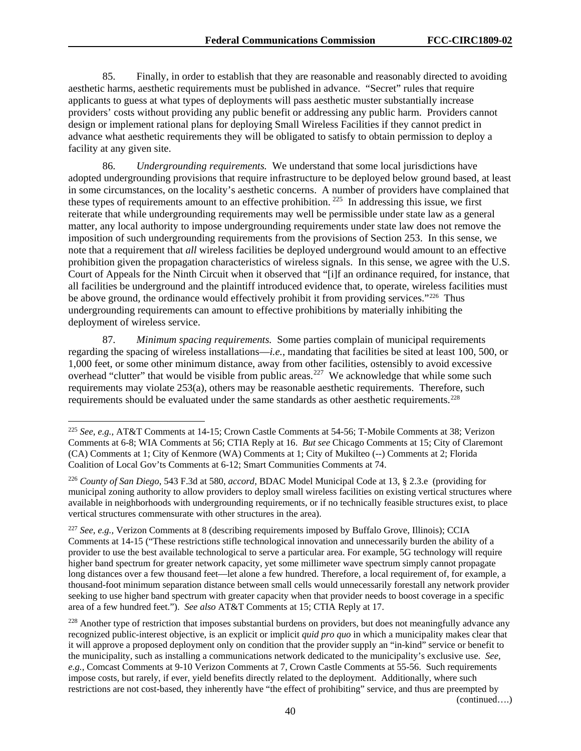85. Finally, in order to establish that they are reasonable and reasonably directed to avoiding aesthetic harms, aesthetic requirements must be published in advance. "Secret" rules that require applicants to guess at what types of deployments will pass aesthetic muster substantially increase providers' costs without providing any public benefit or addressing any public harm. Providers cannot design or implement rational plans for deploying Small Wireless Facilities if they cannot predict in advance what aesthetic requirements they will be obligated to satisfy to obtain permission to deploy a facility at any given site.

86. *Undergrounding requirements.* We understand that some local jurisdictions have adopted undergrounding provisions that require infrastructure to be deployed below ground based, at least in some circumstances, on the locality's aesthetic concerns. A number of providers have complained that these types of requirements amount to an effective prohibition.[225] In addressing this issue, we first reiterate that while undergrounding requirements may well be permissible under state law as a general matter, any local authority to impose undergrounding requirements under state law does not remove the imposition of such undergrounding requirements from the provisions of Section 253. In this sense, we note that a requirement that *all* wireless facilities be deployed underground would amount to an effective prohibition given the propagation characteristics of wireless signals. In this sense, we agree with the U.S. Court of Appeals for the Ninth Circuit when it observed that "[i]f an ordinance required, for instance, that all facilities be underground and the plaintiff introduced evidence that, to operate, wireless facilities must be above ground, the ordinance would effectively prohibit it from providing services."[226] Thus undergrounding requirements can amount to effective prohibitions by materially inhibiting the deployment of wireless service.

87. *Minimum spacing requirements.* Some parties complain of municipal requirements regarding the spacing of wireless installations—*i.e.*, mandating that facilities be sited at least 100, 500, or 1,000 feet, or some other minimum distance, away from other facilities, ostensibly to avoid excessive overhead "clutter" that would be visible from public areas.[227] We acknowledge that while some such requirements may violate 253(a), others may be reasonable aesthetic requirements. Therefore, such requirements should be evaluated under the same standards as other aesthetic requirements.[228]

---

[225] *See, e.g.*, AT&T Comments at 14-15; Crown Castle Comments at 54-56; T-Mobile Comments at 38; Verizon Comments at 6-8; WIA Comments at 56; CTIA Reply at 16. *But see* Chicago Comments at 15; City of Claremont (CA) Comments at 1; City of Kenmore (WA) Comments at 1; City of Mukilteo (--) Comments at 2; Florida Coalition of Local Gov'ts Comments at 6-12; Smart Communities Comments at 74.

[226] *County of San Diego*, 543 F.3d at 580, *accord*, BDAC Model Municipal Code at 13, § 2.3.e (providing for municipal zoning authority to allow providers to deploy small wireless facilities on existing vertical structures where available in neighborhoods with undergrounding requirements, or if no technically feasible structures exist, to place vertical structures commensurate with other structures in the area).

[227] *See, e.g.*, Verizon Comments at 8 (describing requirements imposed by Buffalo Grove, Illinois); CCIA Comments at 14-15 ("These restrictions stifle technological innovation and unnecessarily burden the ability of a provider to use the best available technological to serve a particular area. For example, 5G technology will require higher band spectrum for greater network capacity, yet some millimeter wave spectrum simply cannot propagate long distances over a few thousand feet—let alone a few hundred. Therefore, a local requirement of, for example, a thousand-foot minimum separation distance between small cells would unnecessarily forestall any network provider seeking to use higher band spectrum with greater capacity when that provider needs to boost coverage in a specific area of a few hundred feet."). *See also* AT&T Comments at 15; CTIA Reply at 17.

[228] Another type of restriction that imposes substantial burdens on providers, but does not meaningfully advance any recognized public-interest objective, is an explicit or implicit *quid pro quo* in which a municipality makes clear that it will approve a proposed deployment only on condition that the provider supply an "in-kind" service or benefit to the municipality, such as installing a communications network dedicated to the municipality's exclusive use. *See, e.g.*, Comcast Comments at 9-10 Verizon Comments at 7, Crown Castle Comments at 55-56. Such requirements impose costs, but rarely, if ever, yield benefits directly related to the deployment. Additionally, where such restrictions are not cost-based, they inherently have "the effect of prohibiting" service, and thus are preempted by

(continued….)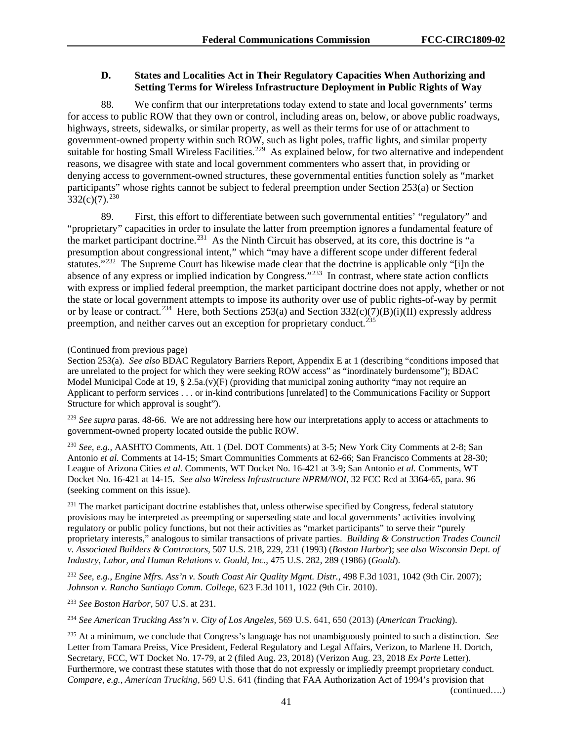### D. States and Localities Act in Their Regulatory Capacities When Authorizing and Setting Terms for Wireless Infrastructure Deployment in Public Rights of Way

88. We confirm that our interpretations today extend to state and local governments' terms for access to public ROW that they own or control, including areas on, below, or above public roadways, highways, streets, sidewalks, or similar property, as well as their terms for use of or attachment to government-owned property within such ROW, such as light poles, traffic lights, and similar property suitable for hosting Small Wireless Facilities.[229] As explained below, for two alternative and independent reasons, we disagree with state and local government commenters who assert that, in providing or denying access to government-owned structures, these governmental entities function solely as "market participants" whose rights cannot be subject to federal preemption under Section 253(a) or Section 332(c)(7).[230]

89. First, this effort to differentiate between such governmental entities' "regulatory" and "proprietary" capacities in order to insulate the latter from preemption ignores a fundamental feature of the market participant doctrine.[231] As the Ninth Circuit has observed, at its core, this doctrine is "a presumption about congressional intent," which "may have a different scope under different federal statutes."[232] The Supreme Court has likewise made clear that the doctrine is applicable only "[i]n the absence of any express or implied indication by Congress."[233] In contrast, where state action conflicts with express or implied federal preemption, the market participant doctrine does not apply, whether or not the state or local government attempts to impose its authority over use of public rights-of-way by permit or by lease or contract.[234] Here, both Sections 253(a) and Section 332(c)(7)(B)(i)(II) expressly address preemption, and neither carves out an exception for proprietary conduct.[235]

(Continued from previous page)
Section 253(a). *See also* BDAC Regulatory Barriers Report, Appendix E at 1 (describing "conditions imposed that are unrelated to the project for which they were seeking ROW access" as "inordinately burdensome"); BDAC Model Municipal Code at 19, § 2.5a.(v)(F) (providing that municipal zoning authority "may not require an Applicant to perform services . . . or in-kind contributions [unrelated] to the Communications Facility or Support Structure for which approval is sought").

[229] *See supra* paras. 48-66. We are not addressing here how our interpretations apply to access or attachments to government-owned property located outside the public ROW.

[230] *See, e.g.*, AASHTO Comments, Att. 1 (Del. DOT Comments) at 3-5; New York City Comments at 2-8; San Antonio *et al.* Comments at 14-15; Smart Communities Comments at 62-66; San Francisco Comments at 28-30; League of Arizona Cities *et al.* Comments, WT Docket No. 16-421 at 3-9; San Antonio *et al.* Comments, WT Docket No. 16-421 at 14-15. *See also Wireless Infrastructure NPRM/NOI*, 32 FCC Rcd at 3364-65, para. 96 (seeking comment on this issue).

[231] The market participant doctrine establishes that, unless otherwise specified by Congress, federal statutory provisions may be interpreted as preempting or superseding state and local governments' activities involving regulatory or public policy functions, but not their activities as "market participants" to serve their "purely proprietary interests," analogous to similar transactions of private parties. *Building & Construction Trades Council v. Associated Builders & Contractors*, 507 U.S. 218, 229, 231 (1993) (*Boston Harbor*); *see also Wisconsin Dept. of Industry, Labor, and Human Relations v. Gould, Inc.*, 475 U.S. 282, 289 (1986) (*Gould*).

[232] *See*, *e.g.*, *Engine Mfrs. Ass'n v. South Coast Air Quality Mgmt. Distr.*, 498 F.3d 1031, 1042 (9th Cir. 2007); *Johnson v. Rancho Santiago Comm. College*, 623 F.3d 1011, 1022 (9th Cir. 2010).

[233] *See Boston Harbor*, 507 U.S. at 231.

[234] *See American Trucking Ass'n v. City of Los Angeles*, 569 U.S. 641, 650 (2013) (*American Trucking*).

[235] At a minimum, we conclude that Congress's language has not unambiguously pointed to such a distinction. *See* Letter from Tamara Preiss, Vice President, Federal Regulatory and Legal Affairs, Verizon, to Marlene H. Dortch, Secretary, FCC, WT Docket No. 17-79, at 2 (filed Aug. 23, 2018) (Verizon Aug. 23, 2018 *Ex Parte* Letter). Furthermore, we contrast these statutes with those that do not expressly or impliedly preempt proprietary conduct. *Compare*, *e.g.*, *American Trucking*, 569 U.S. 641 (finding that FAA Authorization Act of 1994's provision that (continued….)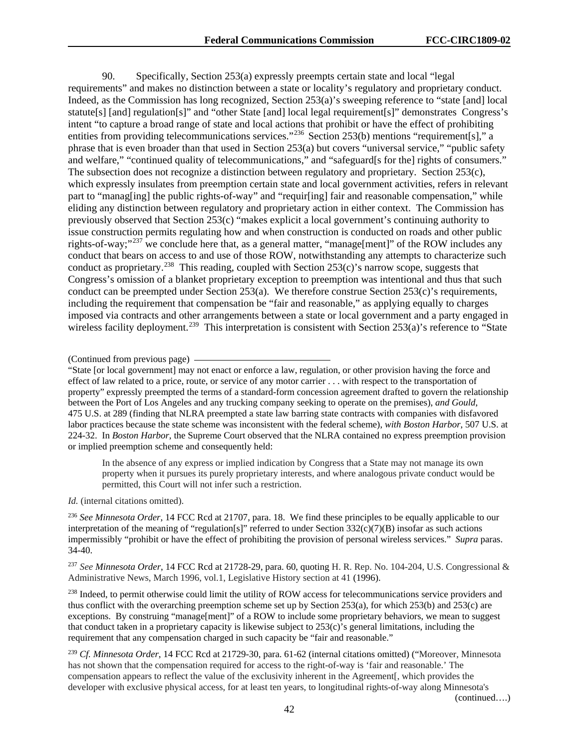90. Specifically, Section 253(a) expressly preempts certain state and local "legal requirements" and makes no distinction between a state or locality's regulatory and proprietary conduct. Indeed, as the Commission has long recognized, Section 253(a)'s sweeping reference to "state [and] local statute[s] [and] regulation[s]" and "other State [and] local legal requirement[s]" demonstrates Congress's intent "to capture a broad range of state and local actions that prohibit or have the effect of prohibiting entities from providing telecommunications services."[236] Section 253(b) mentions "requirement[s]," a phrase that is even broader than that used in Section 253(a) but covers "universal service," "public safety and welfare," "continued quality of telecommunications," and "safeguard[s for the] rights of consumers." The subsection does not recognize a distinction between regulatory and proprietary. Section 253(c), which expressly insulates from preemption certain state and local government activities, refers in relevant part to "manag[ing] the public rights-of-way" and "requir[ing] fair and reasonable compensation," while eliding any distinction between regulatory and proprietary action in either context. The Commission has previously observed that Section 253(c) "makes explicit a local government's continuing authority to issue construction permits regulating how and when construction is conducted on roads and other public rights-of-way;"[237] we conclude here that, as a general matter, "manage[ment]" of the ROW includes any conduct that bears on access to and use of those ROW, notwithstanding any attempts to characterize such conduct as proprietary.[238] This reading, coupled with Section 253(c)'s narrow scope, suggests that Congress's omission of a blanket proprietary exception to preemption was intentional and thus that such conduct can be preempted under Section 253(a). We therefore construe Section 253(c)'s requirements, including the requirement that compensation be "fair and reasonable," as applying equally to charges imposed via contracts and other arrangements between a state or local government and a party engaged in wireless facility deployment.[239] This interpretation is consistent with Section 253(a)'s reference to "State

---

(Continued from previous page)

"State [or local government] may not enact or enforce a law, regulation, or other provision having the force and effect of law related to a price, route, or service of any motor carrier . . . with respect to the transportation of property" expressly preempted the terms of a standard-form concession agreement drafted to govern the relationship between the Port of Los Angeles and any trucking company seeking to operate on the premises), *and Gould*, 475 U.S. at 289 (finding that NLRA preempted a state law barring state contracts with companies with disfavored labor practices because the state scheme was inconsistent with the federal scheme), *with Boston Harbor*, 507 U.S. at 224-32. In *Boston Harbor*, the Supreme Court observed that the NLRA contained no express preemption provision or implied preemption scheme and consequently held:

> In the absence of any express or implied indication by Congress that a State may not manage its own property when it pursues its purely proprietary interests, and where analogous private conduct would be permitted, this Court will not infer such a restriction.

*Id.* (internal citations omitted).

[236] *See Minnesota Order*, 14 FCC Rcd at 21707, para. 18. We find these principles to be equally applicable to our interpretation of the meaning of "regulation[s]" referred to under Section 332(c)(7)(B) insofar as such actions impermissibly "prohibit or have the effect of prohibiting the provision of personal wireless services." *Supra* paras. 34-40.

[237] *See Minnesota Order*, 14 FCC Rcd at 21728-29, para. 60, quoting H. R. Rep. No. 104-204, U.S. Congressional & Administrative News, March 1996, vol.1, Legislative History section at 41 (1996).

[238] Indeed, to permit otherwise could limit the utility of ROW access for telecommunications service providers and thus conflict with the overarching preemption scheme set up by Section 253(a), for which 253(b) and 253(c) are exceptions. By construing "manage[ment]" of a ROW to include some proprietary behaviors, we mean to suggest that conduct taken in a proprietary capacity is likewise subject to 253(c)'s general limitations, including the requirement that any compensation charged in such capacity be "fair and reasonable."

[239] *Cf. Minnesota Order*, 14 FCC Rcd at 21729-30, para. 61-62 (internal citations omitted) ("Moreover, Minnesota has not shown that the compensation required for access to the right-of-way is 'fair and reasonable.' The compensation appears to reflect the value of the exclusivity inherent in the Agreement[, which provides the developer with exclusive physical access, for at least ten years, to longitudinal rights-of-way along Minnesota's

(continued….)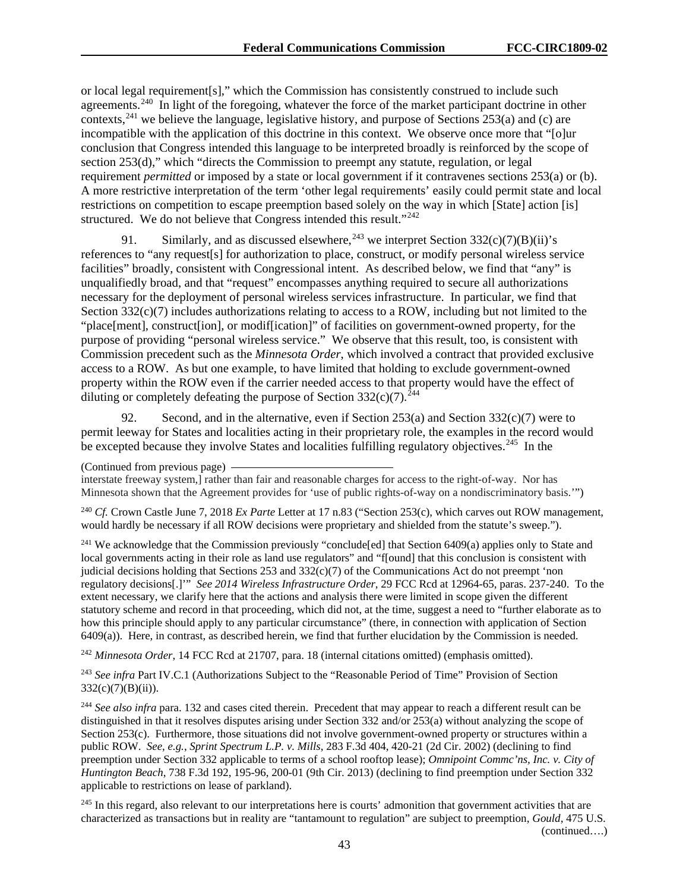or local legal requirement[s]," which the Commission has consistently construed to include such agreements.[240] In light of the foregoing, whatever the force of the market participant doctrine in other contexts,[241] we believe the language, legislative history, and purpose of Sections 253(a) and (c) are incompatible with the application of this doctrine in this context. We observe once more that "[o]ur conclusion that Congress intended this language to be interpreted broadly is reinforced by the scope of section 253(d)," which "directs the Commission to preempt any statute, regulation, or legal requirement *permitted* or imposed by a state or local government if it contravenes sections 253(a) or (b). A more restrictive interpretation of the term 'other legal requirements' easily could permit state and local restrictions on competition to escape preemption based solely on the way in which [State] action [is] structured. We do not believe that Congress intended this result."[242]

91. Similarly, and as discussed elsewhere,[243] we interpret Section 332(c)(7)(B)(ii)'s references to "any request[s] for authorization to place, construct, or modify personal wireless service facilities" broadly, consistent with Congressional intent. As described below, we find that "any" is unqualifiedly broad, and that "request" encompasses anything required to secure all authorizations necessary for the deployment of personal wireless services infrastructure. In particular, we find that Section 332(c)(7) includes authorizations relating to access to a ROW, including but not limited to the "place[ment], construct[ion], or modif[ication]" of facilities on government-owned property, for the purpose of providing "personal wireless service." We observe that this result, too, is consistent with Commission precedent such as the *Minnesota Order*, which involved a contract that provided exclusive access to a ROW. As but one example, to have limited that holding to exclude government-owned property within the ROW even if the carrier needed access to that property would have the effect of diluting or completely defeating the purpose of Section 332(c)(7).[244]

92. Second, and in the alternative, even if Section 253(a) and Section 332(c)(7) were to permit leeway for States and localities acting in their proprietary role, the examples in the record would be excepted because they involve States and localities fulfilling regulatory objectives.[245] In the

(Continued from previous page)
interstate freeway system,] rather than fair and reasonable charges for access to the right-of-way. Nor has Minnesota shown that the Agreement provides for 'use of public rights-of-way on a nondiscriminatory basis.'")

[240] *Cf.* Crown Castle June 7, 2018 *Ex Parte* Letter at 17 n.83 ("Section 253(c), which carves out ROW management, would hardly be necessary if all ROW decisions were proprietary and shielded from the statute's sweep.").

[241] We acknowledge that the Commission previously "conclude[ed] that Section 6409(a) applies only to State and local governments acting in their role as land use regulators" and "f[ound] that this conclusion is consistent with judicial decisions holding that Sections 253 and 332(c)(7) of the Communications Act do not preempt 'non regulatory decisions[.]'" *See 2014 Wireless Infrastructure Order*, 29 FCC Rcd at 12964-65, paras. 237-240. To the extent necessary, we clarify here that the actions and analysis there were limited in scope given the different statutory scheme and record in that proceeding, which did not, at the time, suggest a need to "further elaborate as to how this principle should apply to any particular circumstance" (there, in connection with application of Section 6409(a)). Here, in contrast, as described herein, we find that further elucidation by the Commission is needed.

[242] *Minnesota Order*, 14 FCC Rcd at 21707, para. 18 (internal citations omitted) (emphasis omitted).

[243] *See infra* Part IV.C.1 (Authorizations Subject to the "Reasonable Period of Time" Provision of Section 332(c)(7)(B)(ii)).

[244] *See also infra* para. 132 and cases cited therein. Precedent that may appear to reach a different result can be distinguished in that it resolves disputes arising under Section 332 and/or 253(a) without analyzing the scope of Section 253(c). Furthermore, those situations did not involve government-owned property or structures within a public ROW. *See*, *e.g.*, *Sprint Spectrum L.P. v. Mills*, 283 F.3d 404, 420-21 (2d Cir. 2002) (declining to find preemption under Section 332 applicable to terms of a school rooftop lease); *Omnipoint Commc'ns, Inc. v. City of Huntington Beach*, 738 F.3d 192, 195-96, 200-01 (9th Cir. 2013) (declining to find preemption under Section 332 applicable to restrictions on lease of parkland).

[245] In this regard, also relevant to our interpretations here is courts' admonition that government activities that are characterized as transactions but in reality are "tantamount to regulation" are subject to preemption, *Gould*, 475 U.S.
(continued….)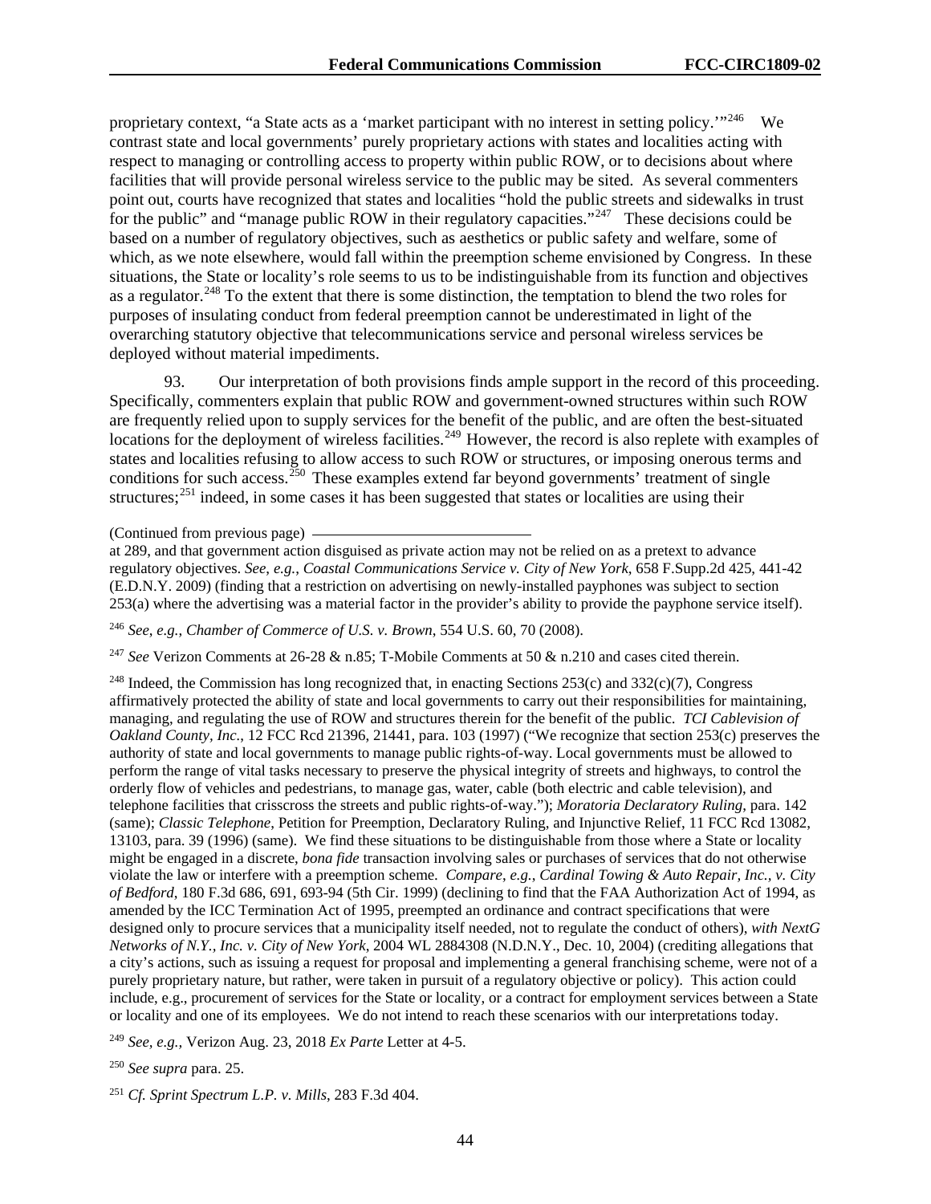proprietary context, "a State acts as a 'market participant with no interest in setting policy.'"[246] We contrast state and local governments' purely proprietary actions with states and localities acting with respect to managing or controlling access to property within public ROW, or to decisions about where facilities that will provide personal wireless service to the public may be sited. As several commenters point out, courts have recognized that states and localities "hold the public streets and sidewalks in trust for the public" and "manage public ROW in their regulatory capacities."[247] These decisions could be based on a number of regulatory objectives, such as aesthetics or public safety and welfare, some of which, as we note elsewhere, would fall within the preemption scheme envisioned by Congress. In these situations, the State or locality's role seems to us to be indistinguishable from its function and objectives as a regulator.[248] To the extent that there is some distinction, the temptation to blend the two roles for purposes of insulating conduct from federal preemption cannot be underestimated in light of the overarching statutory objective that telecommunications service and personal wireless services be deployed without material impediments.

93. Our interpretation of both provisions finds ample support in the record of this proceeding. Specifically, commenters explain that public ROW and government-owned structures within such ROW are frequently relied upon to supply services for the benefit of the public, and are often the best-situated locations for the deployment of wireless facilities.[249] However, the record is also replete with examples of states and localities refusing to allow access to such ROW or structures, or imposing onerous terms and conditions for such access.[250] These examples extend far beyond governments' treatment of single structures;[251] indeed, in some cases it has been suggested that states or localities are using their

(Continued from previous page) at 289, and that government action disguised as private action may not be relied on as a pretext to advance regulatory objectives. *See*, *e.g.*, *Coastal Communications Service v. City of New York*, 658 F.Supp.2d 425, 441-42 (E.D.N.Y. 2009) (finding that a restriction on advertising on newly-installed payphones was subject to section 253(a) where the advertising was a material factor in the provider's ability to provide the payphone service itself).

[246] *See*, *e.g.*, *Chamber of Commerce of U.S. v. Brown*, 554 U.S. 60, 70 (2008).

[247] *See* Verizon Comments at 26-28 & n.85; T-Mobile Comments at 50 & n.210 and cases cited therein.

[248] Indeed, the Commission has long recognized that, in enacting Sections 253(c) and 332(c)(7), Congress affirmatively protected the ability of state and local governments to carry out their responsibilities for maintaining, managing, and regulating the use of ROW and structures therein for the benefit of the public. *TCI Cablevision of Oakland County, Inc.*, 12 FCC Rcd 21396, 21441, para. 103 (1997) ("We recognize that section 253(c) preserves the authority of state and local governments to manage public rights-of-way. Local governments must be allowed to perform the range of vital tasks necessary to preserve the physical integrity of streets and highways, to control the orderly flow of vehicles and pedestrians, to manage gas, water, cable (both electric and cable television), and telephone facilities that crisscross the streets and public rights-of-way."); *Moratoria Declaratory Ruling*, para. 142 (same); *Classic Telephone*, Petition for Preemption, Declaratory Ruling, and Injunctive Relief, 11 FCC Rcd 13082, 13103, para. 39 (1996) (same). We find these situations to be distinguishable from those where a State or locality might be engaged in a discrete, *bona fide* transaction involving sales or purchases of services that do not otherwise violate the law or interfere with a preemption scheme. *Compare*, *e.g.*, *Cardinal Towing & Auto Repair, Inc., v. City of Bedford*, 180 F.3d 686, 691, 693-94 (5th Cir. 1999) (declining to find that the FAA Authorization Act of 1994, as amended by the ICC Termination Act of 1995, preempted an ordinance and contract specifications that were designed only to procure services that a municipality itself needed, not to regulate the conduct of others), *with NextG Networks of N.Y., Inc. v. City of New York*, 2004 WL 2884308 (N.D.N.Y., Dec. 10, 2004) (crediting allegations that a city's actions, such as issuing a request for proposal and implementing a general franchising scheme, were not of a purely proprietary nature, but rather, were taken in pursuit of a regulatory objective or policy). This action could include, e.g., procurement of services for the State or locality, or a contract for employment services between a State or locality and one of its employees. We do not intend to reach these scenarios with our interpretations today.

[249] *See, e.g.,* Verizon Aug. 23, 2018 *Ex Parte* Letter at 4-5.

[250] *See supra* para. 25.

[251] *Cf. Sprint Spectrum L.P. v. Mills*, 283 F.3d 404.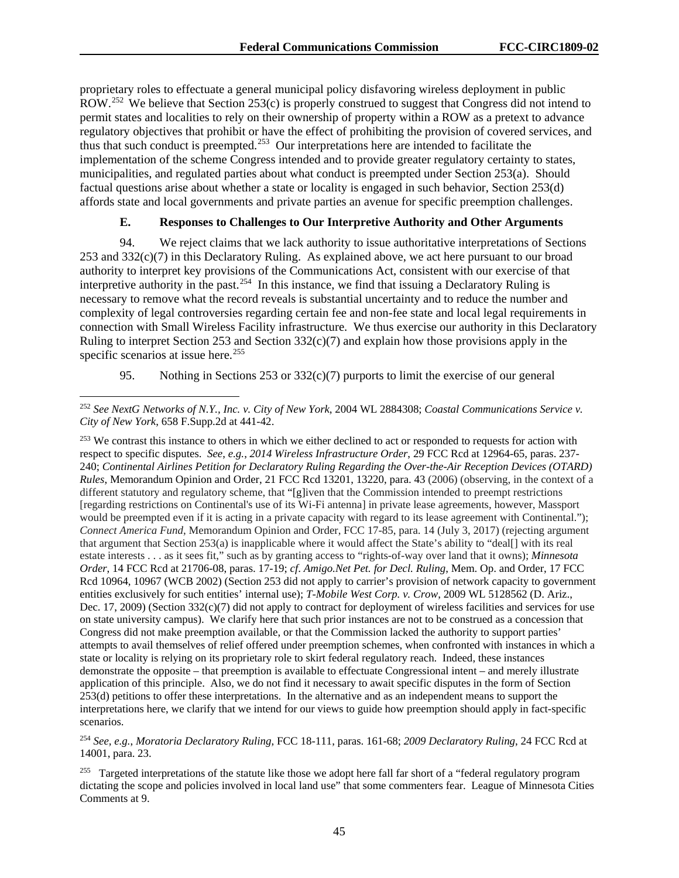proprietary roles to effectuate a general municipal policy disfavoring wireless deployment in public ROW.[252] We believe that Section 253(c) is properly construed to suggest that Congress did not intend to permit states and localities to rely on their ownership of property within a ROW as a pretext to advance regulatory objectives that prohibit or have the effect of prohibiting the provision of covered services, and thus that such conduct is preempted.[253] Our interpretations here are intended to facilitate the implementation of the scheme Congress intended and to provide greater regulatory certainty to states, municipalities, and regulated parties about what conduct is preempted under Section 253(a). Should factual questions arise about whether a state or locality is engaged in such behavior, Section 253(d) affords state and local governments and private parties an avenue for specific preemption challenges.

### E. Responses to Challenges to Our Interpretive Authority and Other Arguments

94. We reject claims that we lack authority to issue authoritative interpretations of Sections 253 and 332(c)(7) in this Declaratory Ruling. As explained above, we act here pursuant to our broad authority to interpret key provisions of the Communications Act, consistent with our exercise of that interpretive authority in the past.[254] In this instance, we find that issuing a Declaratory Ruling is necessary to remove what the record reveals is substantial uncertainty and to reduce the number and complexity of legal controversies regarding certain fee and non-fee state and local legal requirements in connection with Small Wireless Facility infrastructure. We thus exercise our authority in this Declaratory Ruling to interpret Section 253 and Section 332(c)(7) and explain how those provisions apply in the specific scenarios at issue here.[255]

95. Nothing in Sections 253 or 332(c)(7) purports to limit the exercise of our general

---

[252] *See NextG Networks of N.Y., Inc. v. City of New York*, 2004 WL 2884308; *Coastal Communications Service v. City of New York*, 658 F.Supp.2d at 441-42.

[253] We contrast this instance to others in which we either declined to act or responded to requests for action with respect to specific disputes. *See*, *e.g.*, *2014 Wireless Infrastructure Order*, 29 FCC Rcd at 12964-65, paras. 237-240; *Continental Airlines Petition for Declaratory Ruling Regarding the Over-the-Air Reception Devices (OTARD) Rules*, Memorandum Opinion and Order, 21 FCC Rcd 13201, 13220, para. 43 (2006) (observing, in the context of a different statutory and regulatory scheme, that "[g]iven that the Commission intended to preempt restrictions [regarding restrictions on Continental's use of its Wi-Fi antenna] in private lease agreements, however, Massport would be preempted even if it is acting in a private capacity with regard to its lease agreement with Continental."); *Connect America Fund*, Memorandum Opinion and Order, FCC 17-85, para. 14 (July 3, 2017) (rejecting argument that argument that Section 253(a) is inapplicable where it would affect the State's ability to "deal[] with its real estate interests . . . as it sees fit," such as by granting access to "rights-of-way over land that it owns); *Minnesota Order*, 14 FCC Rcd at 21706-08, paras. 17-19; *cf*. *Amigo.Net Pet. for Decl. Ruling*, Mem. Op. and Order, 17 FCC Rcd 10964, 10967 (WCB 2002) (Section 253 did not apply to carrier's provision of network capacity to government entities exclusively for such entities' internal use); *T-Mobile West Corp. v. Crow*, 2009 WL 5128562 (D. Ariz., Dec. 17, 2009) (Section 332(c)(7) did not apply to contract for deployment of wireless facilities and services for use on state university campus). We clarify here that such prior instances are not to be construed as a concession that Congress did not make preemption available, or that the Commission lacked the authority to support parties' attempts to avail themselves of relief offered under preemption schemes, when confronted with instances in which a state or locality is relying on its proprietary role to skirt federal regulatory reach. Indeed, these instances demonstrate the opposite – that preemption is available to effectuate Congressional intent – and merely illustrate application of this principle. Also, we do not find it necessary to await specific disputes in the form of Section 253(d) petitions to offer these interpretations. In the alternative and as an independent means to support the interpretations here, we clarify that we intend for our views to guide how preemption should apply in fact-specific scenarios.

[254] *See, e.g.*, *Moratoria Declaratory Ruling*, FCC 18-111, paras. 161-68; *2009 Declaratory Ruling*, 24 FCC Rcd at 14001, para. 23.

[255] Targeted interpretations of the statute like those we adopt here fall far short of a "federal regulatory program dictating the scope and policies involved in local land use" that some commenters fear. League of Minnesota Cities Comments at 9.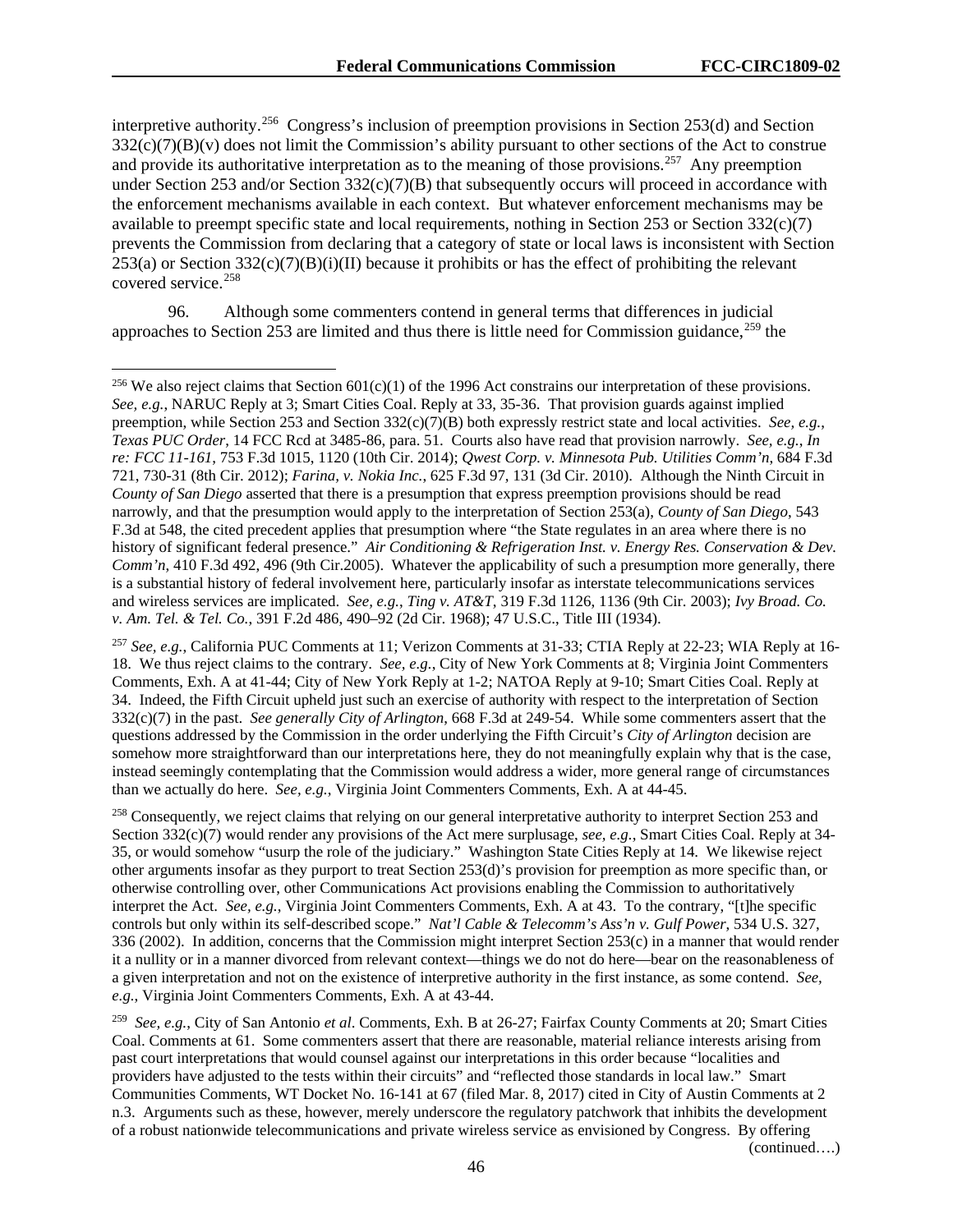interpretive authority.[256] Congress's inclusion of preemption provisions in Section 253(d) and Section 332(c)(7)(B)(v) does not limit the Commission's ability pursuant to other sections of the Act to construe and provide its authoritative interpretation as to the meaning of those provisions.[257] Any preemption under Section 253 and/or Section 332(c)(7)(B) that subsequently occurs will proceed in accordance with the enforcement mechanisms available in each context. But whatever enforcement mechanisms may be available to preempt specific state and local requirements, nothing in Section 253 or Section 332(c)(7) prevents the Commission from declaring that a category of state or local laws is inconsistent with Section 253(a) or Section 332(c)(7)(B)(i)(II) because it prohibits or has the effect of prohibiting the relevant covered service.[258]

96. Although some commenters contend in general terms that differences in judicial approaches to Section 253 are limited and thus there is little need for Commission guidance,[259] the

---

[256] We also reject claims that Section 601(c)(1) of the 1996 Act constrains our interpretation of these provisions. *See, e.g.*, NARUC Reply at 3; Smart Cities Coal. Reply at 33, 35-36. That provision guards against implied preemption, while Section 253 and Section 332(c)(7)(B) both expressly restrict state and local activities. *See, e.g.*, *Texas PUC Order*, 14 FCC Rcd at 3485-86, para. 51. Courts also have read that provision narrowly. *See, e.g., In re: FCC 11-161*, 753 F.3d 1015, 1120 (10th Cir. 2014); *Qwest Corp. v. Minnesota Pub. Utilities Comm'n*, 684 F.3d 721, 730-31 (8th Cir. 2012); *Farina, v. Nokia Inc.*, 625 F.3d 97, 131 (3d Cir. 2010). Although the Ninth Circuit in *County of San Diego* asserted that there is a presumption that express preemption provisions should be read narrowly, and that the presumption would apply to the interpretation of Section 253(a), *County of San Diego*, 543 F.3d at 548, the cited precedent applies that presumption where "the State regulates in an area where there is no history of significant federal presence." *Air Conditioning & Refrigeration Inst. v. Energy Res. Conservation & Dev. Comm'n*, 410 F.3d 492, 496 (9th Cir.2005). Whatever the applicability of such a presumption more generally, there is a substantial history of federal involvement here, particularly insofar as interstate telecommunications services and wireless services are implicated. *See, e.g.*, *Ting v. AT&T*, 319 F.3d 1126, 1136 (9th Cir. 2003); *Ivy Broad. Co. v. Am. Tel. & Tel. Co.*, 391 F.2d 486, 490–92 (2d Cir. 1968); 47 U.S.C., Title III (1934).

[257] *See, e.g.*, California PUC Comments at 11; Verizon Comments at 31-33; CTIA Reply at 22-23; WIA Reply at 16-18. We thus reject claims to the contrary. *See, e.g.*, City of New York Comments at 8; Virginia Joint Commenters Comments, Exh. A at 41-44; City of New York Reply at 1-2; NATOA Reply at 9-10; Smart Cities Coal. Reply at 34. Indeed, the Fifth Circuit upheld just such an exercise of authority with respect to the interpretation of Section 332(c)(7) in the past. *See generally City of Arlington*, 668 F.3d at 249-54. While some commenters assert that the questions addressed by the Commission in the order underlying the Fifth Circuit's *City of Arlington* decision are somehow more straightforward than our interpretations here, they do not meaningfully explain why that is the case, instead seemingly contemplating that the Commission would address a wider, more general range of circumstances than we actually do here. *See, e.g.*, Virginia Joint Commenters Comments, Exh. A at 44-45.

[258] Consequently, we reject claims that relying on our general interpretative authority to interpret Section 253 and Section 332(c)(7) would render any provisions of the Act mere surplusage, *see, e.g.*, Smart Cities Coal. Reply at 34-35, or would somehow "usurp the role of the judiciary." Washington State Cities Reply at 14. We likewise reject other arguments insofar as they purport to treat Section 253(d)'s provision for preemption as more specific than, or otherwise controlling over, other Communications Act provisions enabling the Commission to authoritatively interpret the Act. *See, e.g.*, Virginia Joint Commenters Comments, Exh. A at 43. To the contrary, "[t]he specific controls but only within its self-described scope." *Nat'l Cable & Telecomm's Ass'n v. Gulf Power*, 534 U.S. 327, 336 (2002). In addition, concerns that the Commission might interpret Section 253(c) in a manner that would render it a nullity or in a manner divorced from relevant context—things we do not do here—bear on the reasonableness of a given interpretation and not on the existence of interpretive authority in the first instance, as some contend. *See, e.g.*, Virginia Joint Commenters Comments, Exh. A at 43-44.

[259] *See, e.g.*, City of San Antonio *et al*. Comments, Exh. B at 26-27; Fairfax County Comments at 20; Smart Cities Coal. Comments at 61. Some commenters assert that there are reasonable, material reliance interests arising from past court interpretations that would counsel against our interpretations in this order because "localities and providers have adjusted to the tests within their circuits" and "reflected those standards in local law." Smart Communities Comments, WT Docket No. 16-141 at 67 (filed Mar. 8, 2017) cited in City of Austin Comments at 2 n.3. Arguments such as these, however, merely underscore the regulatory patchwork that inhibits the development of a robust nationwide telecommunications and private wireless service as envisioned by Congress. By offering

(continued….)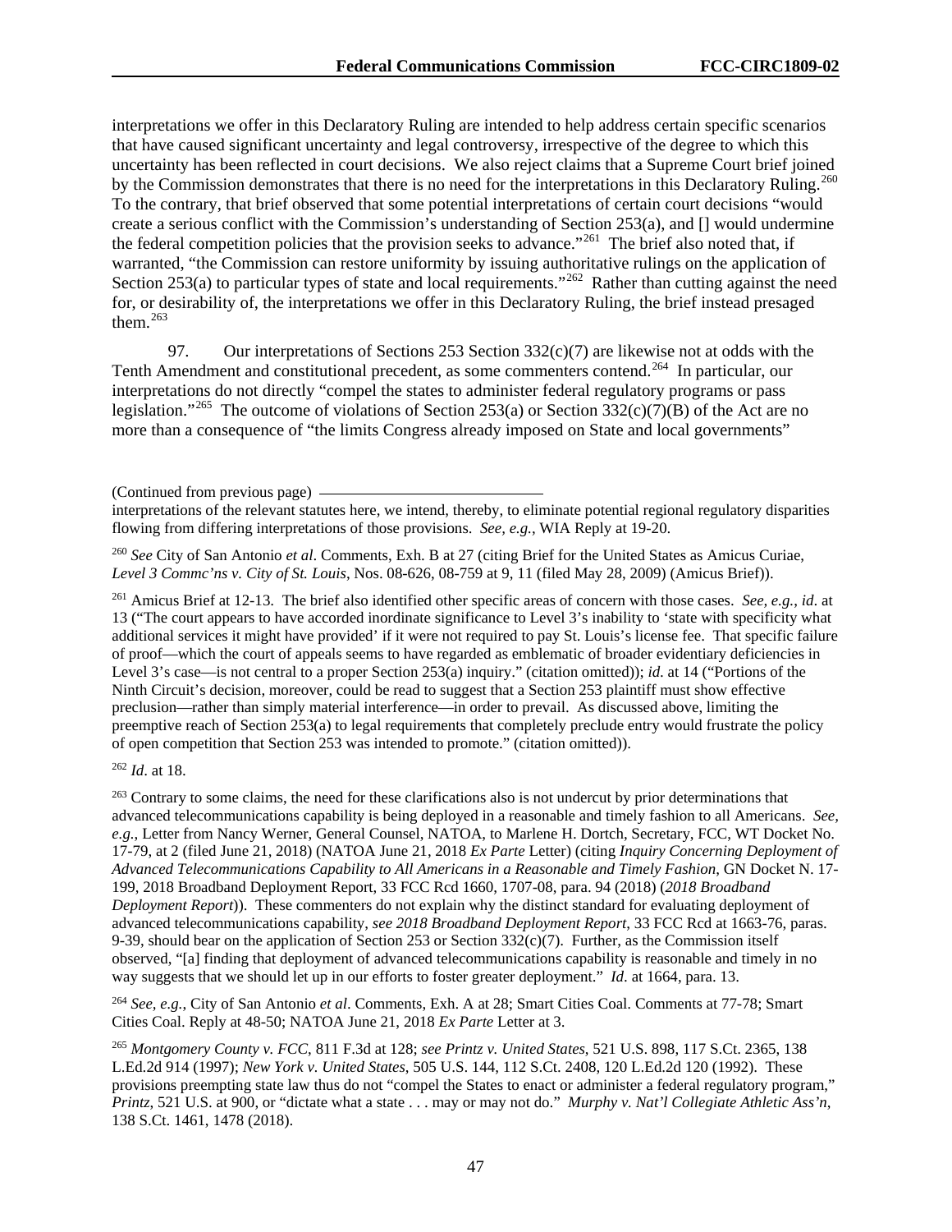interpretations we offer in this Declaratory Ruling are intended to help address certain specific scenarios that have caused significant uncertainty and legal controversy, irrespective of the degree to which this uncertainty has been reflected in court decisions. We also reject claims that a Supreme Court brief joined by the Commission demonstrates that there is no need for the interpretations in this Declaratory Ruling.[260] To the contrary, that brief observed that some potential interpretations of certain court decisions "would create a serious conflict with the Commission's understanding of Section 253(a), and [] would undermine the federal competition policies that the provision seeks to advance."[261] The brief also noted that, if warranted, "the Commission can restore uniformity by issuing authoritative rulings on the application of Section 253(a) to particular types of state and local requirements."[262] Rather than cutting against the need for, or desirability of, the interpretations we offer in this Declaratory Ruling, the brief instead presaged them.[263]

97. Our interpretations of Sections 253 Section 332(c)(7) are likewise not at odds with the Tenth Amendment and constitutional precedent, as some commenters contend.[264] In particular, our interpretations do not directly "compel the states to administer federal regulatory programs or pass legislation."[265] The outcome of violations of Section 253(a) or Section 332(c)(7)(B) of the Act are no more than a consequence of "the limits Congress already imposed on State and local governments"

(Continued from previous page)
interpretations of the relevant statutes here, we intend, thereby, to eliminate potential regional regulatory disparities flowing from differing interpretations of those provisions. *See, e.g.*, WIA Reply at 19-20.

[260] *See* City of San Antonio *et al*. Comments, Exh. B at 27 (citing Brief for the United States as Amicus Curiae, *Level 3 Commc'ns v. City of St. Louis*, Nos. 08-626, 08-759 at 9, 11 (filed May 28, 2009) (Amicus Brief)).

[261] Amicus Brief at 12-13. The brief also identified other specific areas of concern with those cases. *See, e.g.*, *id*. at 13 ("The court appears to have accorded inordinate significance to Level 3's inability to 'state with specificity what additional services it might have provided' if it were not required to pay St. Louis's license fee. That specific failure of proof—which the court of appeals seems to have regarded as emblematic of broader evidentiary deficiencies in Level 3's case—is not central to a proper Section 253(a) inquiry." (citation omitted)); *id*. at 14 ("Portions of the Ninth Circuit's decision, moreover, could be read to suggest that a Section 253 plaintiff must show effective preclusion—rather than simply material interference—in order to prevail. As discussed above, limiting the preemptive reach of Section 253(a) to legal requirements that completely preclude entry would frustrate the policy of open competition that Section 253 was intended to promote." (citation omitted)).

[262] *Id*. at 18.

[263] Contrary to some claims, the need for these clarifications also is not undercut by prior determinations that advanced telecommunications capability is being deployed in a reasonable and timely fashion to all Americans. *See, e.g.*, Letter from Nancy Werner, General Counsel, NATOA, to Marlene H. Dortch, Secretary, FCC, WT Docket No. 17-79, at 2 (filed June 21, 2018) (NATOA June 21, 2018 *Ex Parte* Letter) (citing *Inquiry Concerning Deployment of Advanced Telecommunications Capability to All Americans in a Reasonable and Timely Fashion*, GN Docket N. 17-199, 2018 Broadband Deployment Report, 33 FCC Rcd 1660, 1707-08, para. 94 (2018) (*2018 Broadband Deployment Report*)). These commenters do not explain why the distinct standard for evaluating deployment of advanced telecommunications capability, *see 2018 Broadband Deployment Report*, 33 FCC Rcd at 1663-76, paras. 9-39, should bear on the application of Section 253 or Section 332(c)(7). Further, as the Commission itself observed, "[a] finding that deployment of advanced telecommunications capability is reasonable and timely in no way suggests that we should let up in our efforts to foster greater deployment." *Id*. at 1664, para. 13.

[264] *See, e.g.*, City of San Antonio *et al*. Comments, Exh. A at 28; Smart Cities Coal. Comments at 77-78; Smart Cities Coal. Reply at 48-50; NATOA June 21, 2018 *Ex Parte* Letter at 3.

[265] *Montgomery County v. FCC*, 811 F.3d at 128; *see Printz v. United States*, 521 U.S. 898, 117 S.Ct. 2365, 138 L.Ed.2d 914 (1997); *New York v. United States*, 505 U.S. 144, 112 S.Ct. 2408, 120 L.Ed.2d 120 (1992). These provisions preempting state law thus do not "compel the States to enact or administer a federal regulatory program," *Printz*, 521 U.S. at 900, or "dictate what a state . . . may or may not do." *Murphy v. Nat'l Collegiate Athletic Ass'n*, 138 S.Ct. 1461, 1478 (2018).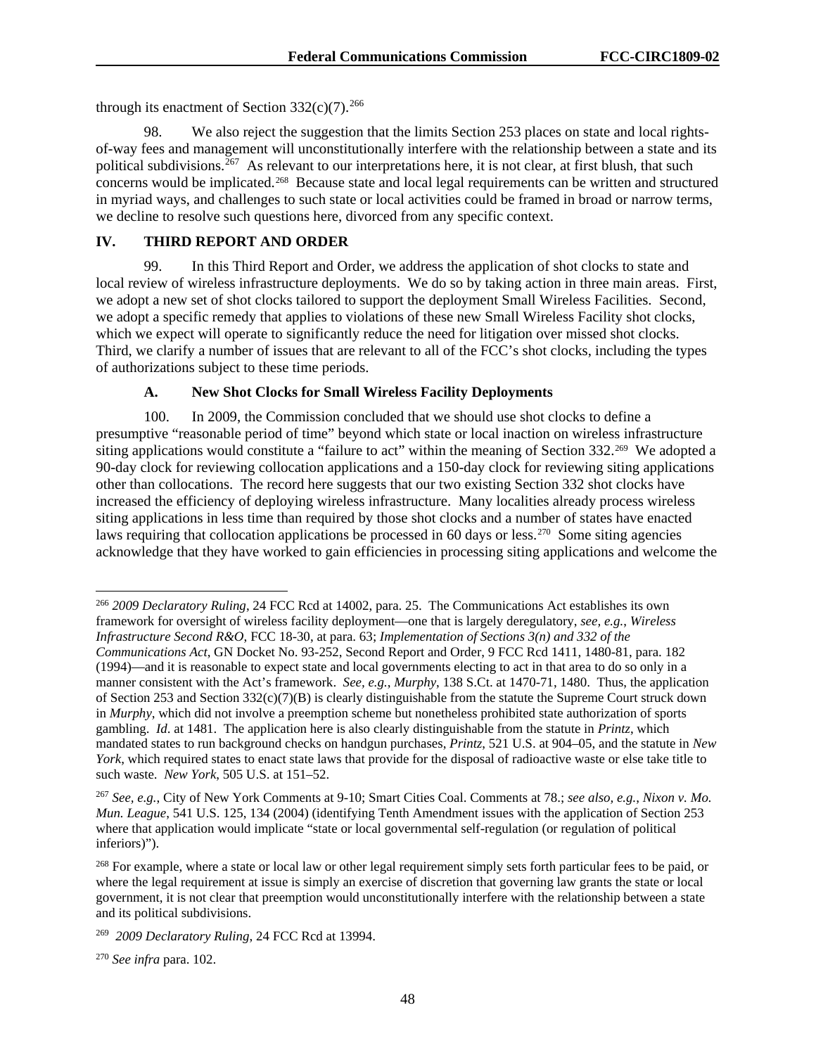through its enactment of Section 332(c)(7).[266]

98. We also reject the suggestion that the limits Section 253 places on state and local rights-of-way fees and management will unconstitutionally interfere with the relationship between a state and its political subdivisions.[267] As relevant to our interpretations here, it is not clear, at first blush, that such concerns would be implicated.[268] Because state and local legal requirements can be written and structured in myriad ways, and challenges to such state or local activities could be framed in broad or narrow terms, we decline to resolve such questions here, divorced from any specific context.

## IV. THIRD REPORT AND ORDER

99. In this Third Report and Order, we address the application of shot clocks to state and local review of wireless infrastructure deployments. We do so by taking action in three main areas. First, we adopt a new set of shot clocks tailored to support the deployment Small Wireless Facilities. Second, we adopt a specific remedy that applies to violations of these new Small Wireless Facility shot clocks, which we expect will operate to significantly reduce the need for litigation over missed shot clocks. Third, we clarify a number of issues that are relevant to all of the FCC's shot clocks, including the types of authorizations subject to these time periods.

### A. New Shot Clocks for Small Wireless Facility Deployments

100. In 2009, the Commission concluded that we should use shot clocks to define a presumptive "reasonable period of time" beyond which state or local inaction on wireless infrastructure siting applications would constitute a "failure to act" within the meaning of Section 332.[269] We adopted a 90-day clock for reviewing collocation applications and a 150-day clock for reviewing siting applications other than collocations. The record here suggests that our two existing Section 332 shot clocks have increased the efficiency of deploying wireless infrastructure. Many localities already process wireless siting applications in less time than required by those shot clocks and a number of states have enacted laws requiring that collocation applications be processed in 60 days or less.[270] Some siting agencies acknowledge that they have worked to gain efficiencies in processing siting applications and welcome the

---

[266] *2009 Declaratory Ruling*, 24 FCC Rcd at 14002, para. 25. The Communications Act establishes its own framework for oversight of wireless facility deployment—one that is largely deregulatory, *see, e.g.*, *Wireless Infrastructure Second R&O*, FCC 18-30, at para. 63; *Implementation of Sections 3(n) and 332 of the Communications Act*, GN Docket No. 93-252, Second Report and Order, 9 FCC Rcd 1411, 1480-81, para. 182 (1994)—and it is reasonable to expect state and local governments electing to act in that area to do so only in a manner consistent with the Act's framework. *See, e.g., Murphy*, 138 S.Ct. at 1470-71, 1480. Thus, the application of Section 253 and Section 332(c)(7)(B) is clearly distinguishable from the statute the Supreme Court struck down in *Murphy*, which did not involve a preemption scheme but nonetheless prohibited state authorization of sports gambling. *Id*. at 1481. The application here is also clearly distinguishable from the statute in *Printz*, which mandated states to run background checks on handgun purchases, *Printz*, 521 U.S. at 904–05, and the statute in *New York*, which required states to enact state laws that provide for the disposal of radioactive waste or else take title to such waste. *New York*, 505 U.S. at 151–52.

[267] *See, e.g.*, City of New York Comments at 9-10; Smart Cities Coal. Comments at 78.; *see also, e.g.*, *Nixon v. Mo. Mun. League*, 541 U.S. 125, 134 (2004) (identifying Tenth Amendment issues with the application of Section 253 where that application would implicate "state or local governmental self-regulation (or regulation of political inferiors)").

[268] For example, where a state or local law or other legal requirement simply sets forth particular fees to be paid, or where the legal requirement at issue is simply an exercise of discretion that governing law grants the state or local government, it is not clear that preemption would unconstitutionally interfere with the relationship between a state and its political subdivisions.

[269] *2009 Declaratory Ruling*, 24 FCC Rcd at 13994.

[270] *See infra* para. 102.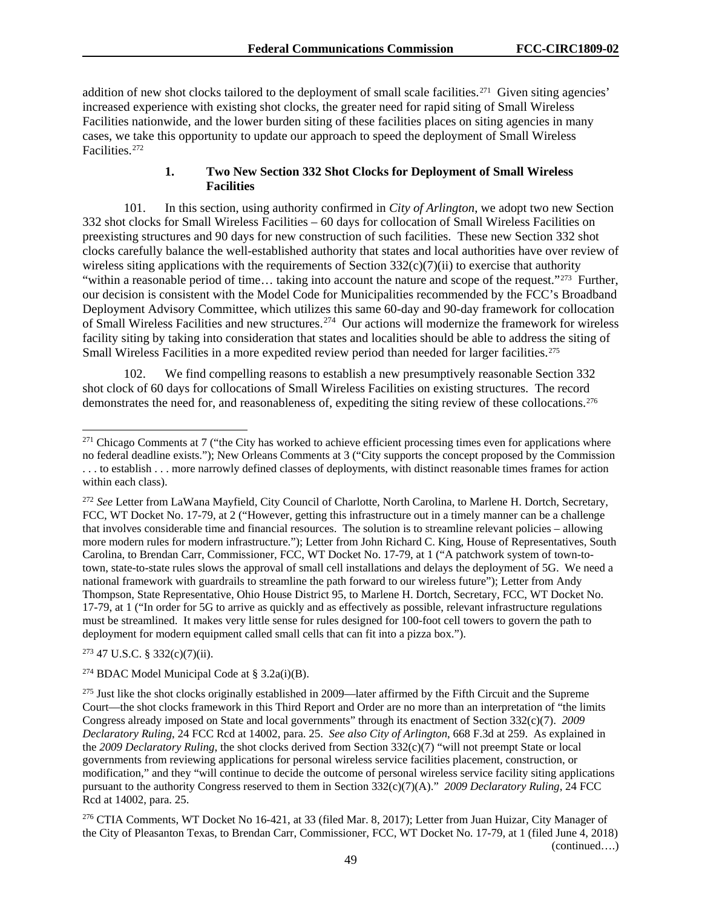addition of new shot clocks tailored to the deployment of small scale facilities.[271] Given siting agencies' increased experience with existing shot clocks, the greater need for rapid siting of Small Wireless Facilities nationwide, and the lower burden siting of these facilities places on siting agencies in many cases, we take this opportunity to update our approach to speed the deployment of Small Wireless Facilities.[272]

### 1. Two New Section 332 Shot Clocks for Deployment of Small Wireless Facilities

101. In this section, using authority confirmed in *City of Arlington*, we adopt two new Section 332 shot clocks for Small Wireless Facilities – 60 days for collocation of Small Wireless Facilities on preexisting structures and 90 days for new construction of such facilities. These new Section 332 shot clocks carefully balance the well-established authority that states and local authorities have over review of wireless siting applications with the requirements of Section 332(c)(7)(ii) to exercise that authority "within a reasonable period of time… taking into account the nature and scope of the request."[273] Further, our decision is consistent with the Model Code for Municipalities recommended by the FCC's Broadband Deployment Advisory Committee, which utilizes this same 60-day and 90-day framework for collocation of Small Wireless Facilities and new structures.[274] Our actions will modernize the framework for wireless facility siting by taking into consideration that states and localities should be able to address the siting of Small Wireless Facilities in a more expedited review period than needed for larger facilities.[275]

102. We find compelling reasons to establish a new presumptively reasonable Section 332 shot clock of 60 days for collocations of Small Wireless Facilities on existing structures. The record demonstrates the need for, and reasonableness of, expediting the siting review of these collocations.[276]

---

[271] Chicago Comments at 7 ("the City has worked to achieve efficient processing times even for applications where no federal deadline exists."); New Orleans Comments at 3 ("City supports the concept proposed by the Commission . . . to establish . . . more narrowly defined classes of deployments, with distinct reasonable times frames for action within each class).

[272] *See* Letter from LaWana Mayfield, City Council of Charlotte, North Carolina, to Marlene H. Dortch, Secretary, FCC, WT Docket No. 17-79, at 2 ("However, getting this infrastructure out in a timely manner can be a challenge that involves considerable time and financial resources. The solution is to streamline relevant policies – allowing more modern rules for modern infrastructure."); Letter from John Richard C. King, House of Representatives, South Carolina, to Brendan Carr, Commissioner, FCC, WT Docket No. 17-79, at 1 ("A patchwork system of town-to-town, state-to-state rules slows the approval of small cell installations and delays the deployment of 5G. We need a national framework with guardrails to streamline the path forward to our wireless future"); Letter from Andy Thompson, State Representative, Ohio House District 95, to Marlene H. Dortch, Secretary, FCC, WT Docket No. 17-79, at 1 ("In order for 5G to arrive as quickly and as effectively as possible, relevant infrastructure regulations must be streamlined. It makes very little sense for rules designed for 100-foot cell towers to govern the path to deployment for modern equipment called small cells that can fit into a pizza box.").

[273] 47 U.S.C. § 332(c)(7)(ii).

[274] BDAC Model Municipal Code at § 3.2a(i)(B).

[275] Just like the shot clocks originally established in 2009—later affirmed by the Fifth Circuit and the Supreme Court—the shot clocks framework in this Third Report and Order are no more than an interpretation of "the limits Congress already imposed on State and local governments" through its enactment of Section 332(c)(7). *2009 Declaratory Ruling*, 24 FCC Rcd at 14002, para. 25. *See also City of Arlington*, 668 F.3d at 259. As explained in the *2009 Declaratory Ruling*, the shot clocks derived from Section 332(c)(7) "will not preempt State or local governments from reviewing applications for personal wireless service facilities placement, construction, or modification," and they "will continue to decide the outcome of personal wireless service facility siting applications pursuant to the authority Congress reserved to them in Section 332(c)(7)(A)." *2009 Declaratory Ruling*, 24 FCC Rcd at 14002, para. 25.

[276] CTIA Comments, WT Docket No 16-421, at 33 (filed Mar. 8, 2017); Letter from Juan Huizar, City Manager of the City of Pleasanton Texas, to Brendan Carr, Commissioner, FCC, WT Docket No. 17-79, at 1 (filed June 4, 2018) (continued….)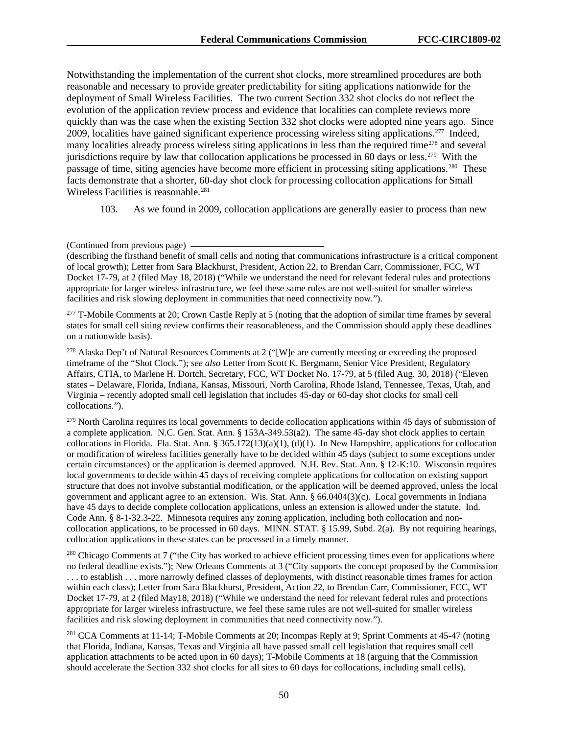Notwithstanding the implementation of the current shot clocks, more streamlined procedures are both reasonable and necessary to provide greater predictability for siting applications nationwide for the deployment of Small Wireless Facilities. The two current Section 332 shot clocks do not reflect the evolution of the application review process and evidence that localities can complete reviews more quickly than was the case when the existing Section 332 shot clocks were adopted nine years ago. Since 2009, localities have gained significant experience processing wireless siting applications.[277] Indeed, many localities already process wireless siting applications in less than the required time[278] and several jurisdictions require by law that collocation applications be processed in 60 days or less.[279] With the passage of time, siting agencies have become more efficient in processing siting applications.[280] These facts demonstrate that a shorter, 60-day shot clock for processing collocation applications for Small Wireless Facilities is reasonable.[281]

103. As we found in 2009, collocation applications are generally easier to process than new

(Continued from previous page) (describing the firsthand benefit of small cells and noting that communications infrastructure is a critical component of local growth); Letter from Sara Blackhurst, President, Action 22, to Brendan Carr, Commissioner, FCC, WT Docket 17-79, at 2 (filed May 18, 2018) ("While we understand the need for relevant federal rules and protections appropriate for larger wireless infrastructure, we feel these same rules are not well-suited for smaller wireless facilities and risk slowing deployment in communities that need connectivity now.").

[277] T-Mobile Comments at 20; Crown Castle Reply at 5 (noting that the adoption of similar time frames by several states for small cell siting review confirms their reasonableness, and the Commission should apply these deadlines on a nationwide basis).

[278] Alaska Dep't of Natural Resources Comments at 2 ("[W]e are currently meeting or exceeding the proposed timeframe of the "Shot Clock."); *see also* Letter from Scott K. Bergmann, Senior Vice President, Regulatory Affairs, CTIA, to Marlene H. Dortch, Secretary, FCC, WT Docket No. 17-79, at 5 (filed Aug. 30, 2018) ("Eleven states – Delaware, Florida, Indiana, Kansas, Missouri, North Carolina, Rhode Island, Tennessee, Texas, Utah, and Virginia – recently adopted small cell legislation that includes 45-day or 60-day shot clocks for small cell collocations.").

[279] North Carolina requires its local governments to decide collocation applications within 45 days of submission of a complete application. N.C. Gen. Stat. Ann. § 153A-349.53(a2). The same 45-day shot clock applies to certain collocations in Florida. Fla. Stat. Ann. § 365.172(13)(a)(1), (d)(1). In New Hampshire, applications for collocation or modification of wireless facilities generally have to be decided within 45 days (subject to some exceptions under certain circumstances) or the application is deemed approved. N.H. Rev. Stat. Ann. § 12-K:10. Wisconsin requires local governments to decide within 45 days of receiving complete applications for collocation on existing support structure that does not involve substantial modification, or the application will be deemed approved, unless the local government and applicant agree to an extension. Wis. Stat. Ann. § 66.0404(3)(c). Local governments in Indiana have 45 days to decide complete collocation applications, unless an extension is allowed under the statute. Ind. Code Ann. § 8-1-32.3-22. Minnesota requires any zoning application, including both collocation and non-collocation applications, to be processed in 60 days. MINN. STAT. § 15.99, Subd. 2(a). By not requiring hearings, collocation applications in these states can be processed in a timely manner.

[280] Chicago Comments at 7 ("the City has worked to achieve efficient processing times even for applications where no federal deadline exists."); New Orleans Comments at 3 ("City supports the concept proposed by the Commission . . . to establish . . . more narrowly defined classes of deployments, with distinct reasonable times frames for action within each class); Letter from Sara Blackhurst, President, Action 22, to Brendan Carr, Commissioner, FCC, WT Docket 17-79, at 2 (filed May18, 2018) ("While we understand the need for relevant federal rules and protections appropriate for larger wireless infrastructure, we feel these same rules are not well-suited for smaller wireless facilities and risk slowing deployment in communities that need connectivity now.").

[281] CCA Comments at 11-14; T-Mobile Comments at 20; Incompas Reply at 9; Sprint Comments at 45-47 (noting that Florida, Indiana, Kansas, Texas and Virginia all have passed small cell legislation that requires small cell application attachments to be acted upon in 60 days); T-Mobile Comments at 18 (arguing that the Commission should accelerate the Section 332 shot clocks for all sites to 60 days for collocations, including small cells).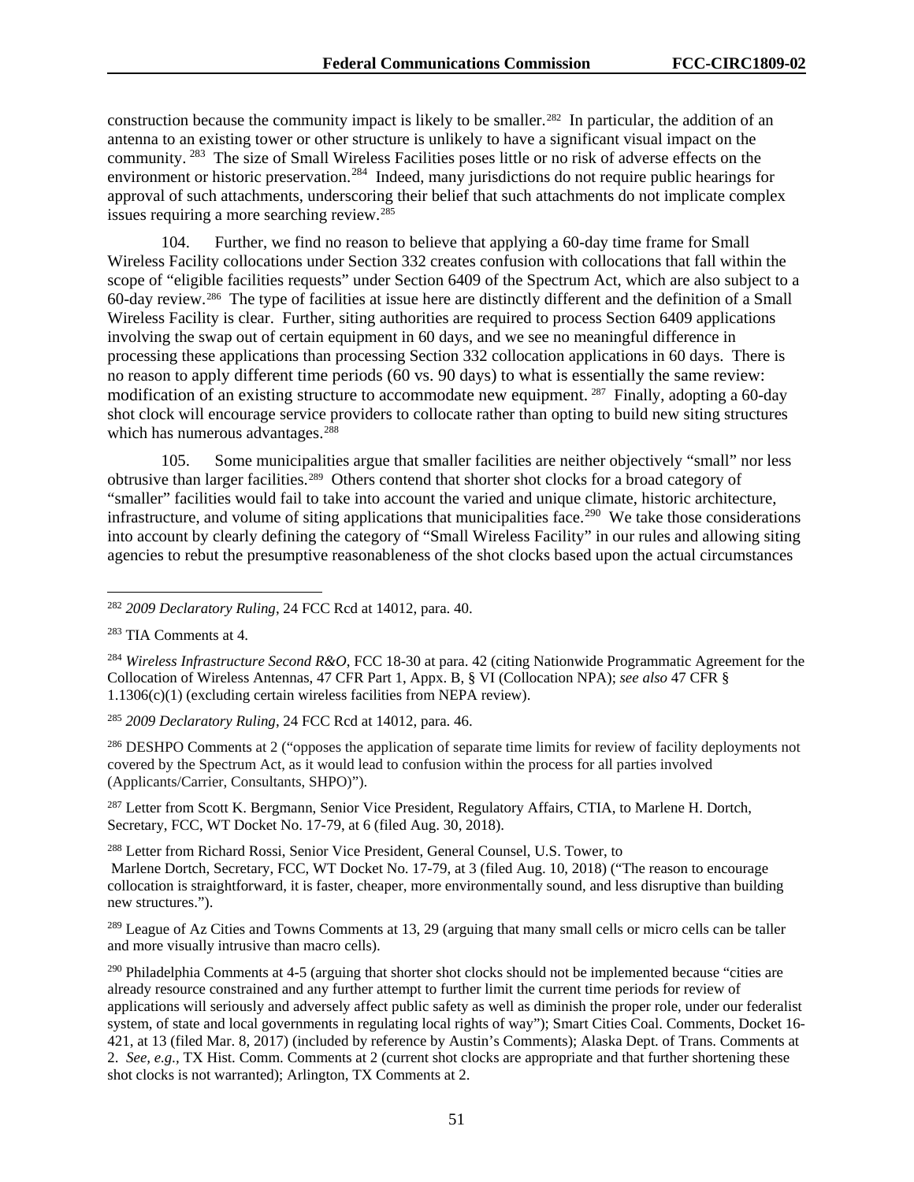construction because the community impact is likely to be smaller.[282] In particular, the addition of an antenna to an existing tower or other structure is unlikely to have a significant visual impact on the community.[283] The size of Small Wireless Facilities poses little or no risk of adverse effects on the environment or historic preservation.[284] Indeed, many jurisdictions do not require public hearings for approval of such attachments, underscoring their belief that such attachments do not implicate complex issues requiring a more searching review.[285]

104. Further, we find no reason to believe that applying a 60-day time frame for Small Wireless Facility collocations under Section 332 creates confusion with collocations that fall within the scope of "eligible facilities requests" under Section 6409 of the Spectrum Act, which are also subject to a 60-day review.[286] The type of facilities at issue here are distinctly different and the definition of a Small Wireless Facility is clear. Further, siting authorities are required to process Section 6409 applications involving the swap out of certain equipment in 60 days, and we see no meaningful difference in processing these applications than processing Section 332 collocation applications in 60 days. There is no reason to apply different time periods (60 vs. 90 days) to what is essentially the same review: modification of an existing structure to accommodate new equipment.[287] Finally, adopting a 60-day shot clock will encourage service providers to collocate rather than opting to build new siting structures which has numerous advantages.[288]

105. Some municipalities argue that smaller facilities are neither objectively "small" nor less obtrusive than larger facilities.[289] Others contend that shorter shot clocks for a broad category of "smaller" facilities would fail to take into account the varied and unique climate, historic architecture, infrastructure, and volume of siting applications that municipalities face.[290] We take those considerations into account by clearly defining the category of "Small Wireless Facility" in our rules and allowing siting agencies to rebut the presumptive reasonableness of the shot clocks based upon the actual circumstances

---

[282] *2009 Declaratory Ruling*, 24 FCC Rcd at 14012, para. 40.

[283] TIA Comments at 4.

[284] *Wireless Infrastructure Second R&O*, FCC 18-30 at para. 42 (citing Nationwide Programmatic Agreement for the Collocation of Wireless Antennas, 47 CFR Part 1, Appx. B, § VI (Collocation NPA); *see also* 47 CFR § 1.1306(c)(1) (excluding certain wireless facilities from NEPA review).

[285] *2009 Declaratory Ruling*, 24 FCC Rcd at 14012, para. 46.

[286] DESHPO Comments at 2 ("opposes the application of separate time limits for review of facility deployments not covered by the Spectrum Act, as it would lead to confusion within the process for all parties involved (Applicants/Carrier, Consultants, SHPO)").

[287] Letter from Scott K. Bergmann, Senior Vice President, Regulatory Affairs, CTIA, to Marlene H. Dortch, Secretary, FCC, WT Docket No. 17-79, at 6 (filed Aug. 30, 2018).

[288] Letter from Richard Rossi, Senior Vice President, General Counsel, U.S. Tower, to Marlene Dortch, Secretary, FCC, WT Docket No. 17-79, at 3 (filed Aug. 10, 2018) ("The reason to encourage collocation is straightforward, it is faster, cheaper, more environmentally sound, and less disruptive than building new structures.").

[289] League of Az Cities and Towns Comments at 13, 29 (arguing that many small cells or micro cells can be taller and more visually intrusive than macro cells).

[290] Philadelphia Comments at 4-5 (arguing that shorter shot clocks should not be implemented because "cities are already resource constrained and any further attempt to further limit the current time periods for review of applications will seriously and adversely affect public safety as well as diminish the proper role, under our federalist system, of state and local governments in regulating local rights of way"); Smart Cities Coal. Comments, Docket 16-421, at 13 (filed Mar. 8, 2017) (included by reference by Austin's Comments); Alaska Dept. of Trans. Comments at 2. *See, e.g.*, TX Hist. Comm. Comments at 2 (current shot clocks are appropriate and that further shortening these shot clocks is not warranted); Arlington, TX Comments at 2.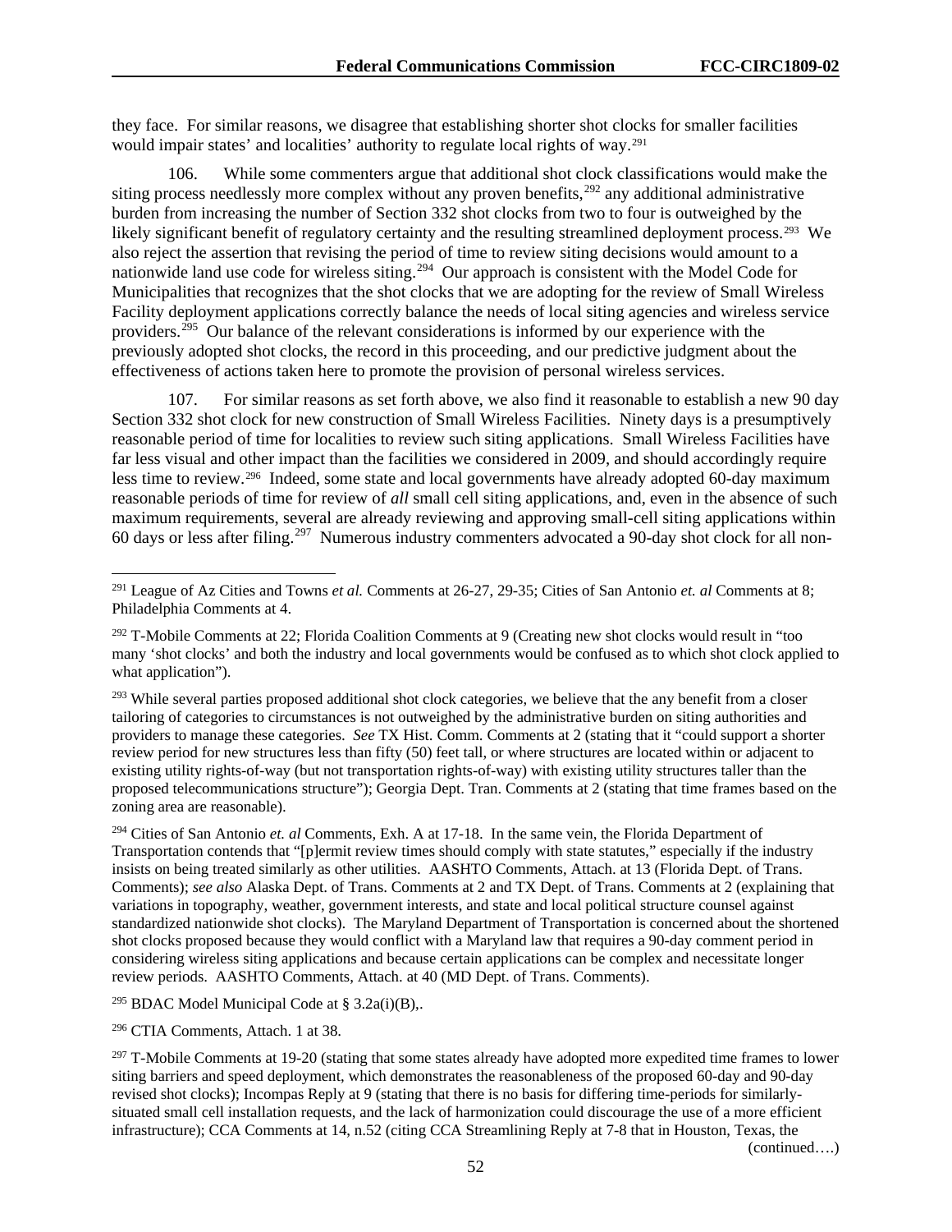they face. For similar reasons, we disagree that establishing shorter shot clocks for smaller facilities would impair states' and localities' authority to regulate local rights of way.[291]

106. While some commenters argue that additional shot clock classifications would make the siting process needlessly more complex without any proven benefits,[292] any additional administrative burden from increasing the number of Section 332 shot clocks from two to four is outweighed by the likely significant benefit of regulatory certainty and the resulting streamlined deployment process.[293] We also reject the assertion that revising the period of time to review siting decisions would amount to a nationwide land use code for wireless siting.[294] Our approach is consistent with the Model Code for Municipalities that recognizes that the shot clocks that we are adopting for the review of Small Wireless Facility deployment applications correctly balance the needs of local siting agencies and wireless service providers.[295] Our balance of the relevant considerations is informed by our experience with the previously adopted shot clocks, the record in this proceeding, and our predictive judgment about the effectiveness of actions taken here to promote the provision of personal wireless services.

107. For similar reasons as set forth above, we also find it reasonable to establish a new 90 day Section 332 shot clock for new construction of Small Wireless Facilities. Ninety days is a presumptively reasonable period of time for localities to review such siting applications. Small Wireless Facilities have far less visual and other impact than the facilities we considered in 2009, and should accordingly require less time to review.[296] Indeed, some state and local governments have already adopted 60-day maximum reasonable periods of time for review of *all* small cell siting applications, and, even in the absence of such maximum requirements, several are already reviewing and approving small-cell siting applications within 60 days or less after filing.[297] Numerous industry commenters advocated a 90-day shot clock for all non-

---

[291] League of Az Cities and Towns *et al.* Comments at 26-27, 29-35; Cities of San Antonio *et. al* Comments at 8; Philadelphia Comments at 4.

[292] T-Mobile Comments at 22; Florida Coalition Comments at 9 (Creating new shot clocks would result in "too many 'shot clocks' and both the industry and local governments would be confused as to which shot clock applied to what application").

[293] While several parties proposed additional shot clock categories, we believe that the any benefit from a closer tailoring of categories to circumstances is not outweighed by the administrative burden on siting authorities and providers to manage these categories. *See* TX Hist. Comm. Comments at 2 (stating that it "could support a shorter review period for new structures less than fifty (50) feet tall, or where structures are located within or adjacent to existing utility rights-of-way (but not transportation rights-of-way) with existing utility structures taller than the proposed telecommunications structure"); Georgia Dept. Tran. Comments at 2 (stating that time frames based on the zoning area are reasonable).

[294] Cities of San Antonio *et. al* Comments, Exh. A at 17-18. In the same vein, the Florida Department of Transportation contends that "[p]ermit review times should comply with state statutes," especially if the industry insists on being treated similarly as other utilities. AASHTO Comments, Attach. at 13 (Florida Dept. of Trans. Comments); *see also* Alaska Dept. of Trans. Comments at 2 and TX Dept. of Trans. Comments at 2 (explaining that variations in topography, weather, government interests, and state and local political structure counsel against standardized nationwide shot clocks). The Maryland Department of Transportation is concerned about the shortened shot clocks proposed because they would conflict with a Maryland law that requires a 90-day comment period in considering wireless siting applications and because certain applications can be complex and necessitate longer review periods. AASHTO Comments, Attach. at 40 (MD Dept. of Trans. Comments).

[295] BDAC Model Municipal Code at § 3.2a(i)(B),.

[296] CTIA Comments, Attach. 1 at 38.

[297] T-Mobile Comments at 19-20 (stating that some states already have adopted more expedited time frames to lower siting barriers and speed deployment, which demonstrates the reasonableness of the proposed 60-day and 90-day revised shot clocks); Incompas Reply at 9 (stating that there is no basis for differing time-periods for similarly-situated small cell installation requests, and the lack of harmonization could discourage the use of a more efficient infrastructure); CCA Comments at 14, n.52 (citing CCA Streamlining Reply at 7-8 that in Houston, Texas, the

(continued….)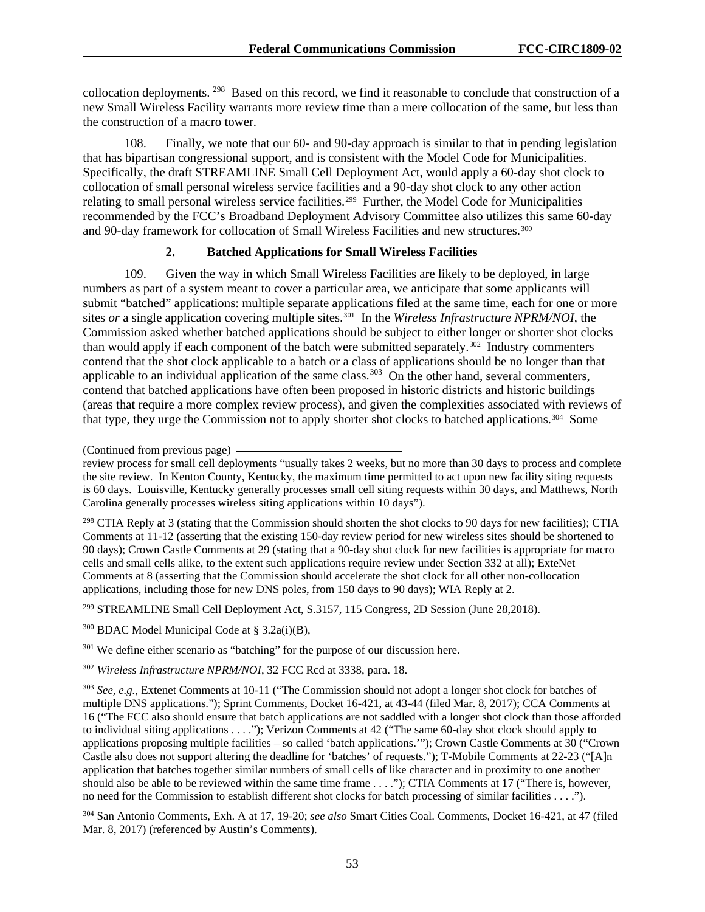collocation deployments.[298] Based on this record, we find it reasonable to conclude that construction of a new Small Wireless Facility warrants more review time than a mere collocation of the same, but less than the construction of a macro tower.

108. Finally, we note that our 60- and 90-day approach is similar to that in pending legislation that has bipartisan congressional support, and is consistent with the Model Code for Municipalities. Specifically, the draft STREAMLINE Small Cell Deployment Act, would apply a 60-day shot clock to collocation of small personal wireless service facilities and a 90-day shot clock to any other action relating to small personal wireless service facilities.[299] Further, the Model Code for Municipalities recommended by the FCC's Broadband Deployment Advisory Committee also utilizes this same 60-day and 90-day framework for collocation of Small Wireless Facilities and new structures.[300]

### 2. Batched Applications for Small Wireless Facilities

109. Given the way in which Small Wireless Facilities are likely to be deployed, in large numbers as part of a system meant to cover a particular area, we anticipate that some applicants will submit "batched" applications: multiple separate applications filed at the same time, each for one or more sites *or* a single application covering multiple sites.[301] In the *Wireless Infrastructure NPRM/NOI*, the Commission asked whether batched applications should be subject to either longer or shorter shot clocks than would apply if each component of the batch were submitted separately.[302] Industry commenters contend that the shot clock applicable to a batch or a class of applications should be no longer than that applicable to an individual application of the same class.[303] On the other hand, several commenters, contend that batched applications have often been proposed in historic districts and historic buildings (areas that require a more complex review process), and given the complexities associated with reviews of that type, they urge the Commission not to apply shorter shot clocks to batched applications.[304] Some

(Continued from previous page)

review process for small cell deployments "usually takes 2 weeks, but no more than 30 days to process and complete the site review. In Kenton County, Kentucky, the maximum time permitted to act upon new facility siting requests is 60 days. Louisville, Kentucky generally processes small cell siting requests within 30 days, and Matthews, North Carolina generally processes wireless siting applications within 10 days").

[298] CTIA Reply at 3 (stating that the Commission should shorten the shot clocks to 90 days for new facilities); CTIA Comments at 11-12 (asserting that the existing 150-day review period for new wireless sites should be shortened to 90 days); Crown Castle Comments at 29 (stating that a 90-day shot clock for new facilities is appropriate for macro cells and small cells alike, to the extent such applications require review under Section 332 at all); ExteNet Comments at 8 (asserting that the Commission should accelerate the shot clock for all other non-collocation applications, including those for new DNS poles, from 150 days to 90 days); WIA Reply at 2.

[299] STREAMLINE Small Cell Deployment Act, S.3157, 115 Congress, 2D Session (June 28,2018).

[300] BDAC Model Municipal Code at § 3.2a(i)(B),

[301] We define either scenario as "batching" for the purpose of our discussion here.

[302] *Wireless Infrastructure NPRM/NOI*, 32 FCC Rcd at 3338, para. 18.

[303] *See, e.g.*, Extenet Comments at 10-11 ("The Commission should not adopt a longer shot clock for batches of multiple DNS applications."); Sprint Comments, Docket 16-421, at 43-44 (filed Mar. 8, 2017); CCA Comments at 16 ("The FCC also should ensure that batch applications are not saddled with a longer shot clock than those afforded to individual siting applications . . . ."); Verizon Comments at 42 ("The same 60-day shot clock should apply to applications proposing multiple facilities – so called 'batch applications.'"); Crown Castle Comments at 30 ("Crown Castle also does not support altering the deadline for 'batches' of requests."); T-Mobile Comments at 22-23 ("[A]n application that batches together similar numbers of small cells of like character and in proximity to one another should also be able to be reviewed within the same time frame . . . ."); CTIA Comments at 17 ("There is, however, no need for the Commission to establish different shot clocks for batch processing of similar facilities . . . .").

[304] San Antonio Comments, Exh. A at 17, 19-20; *see also* Smart Cities Coal. Comments, Docket 16-421, at 47 (filed Mar. 8, 2017) (referenced by Austin's Comments).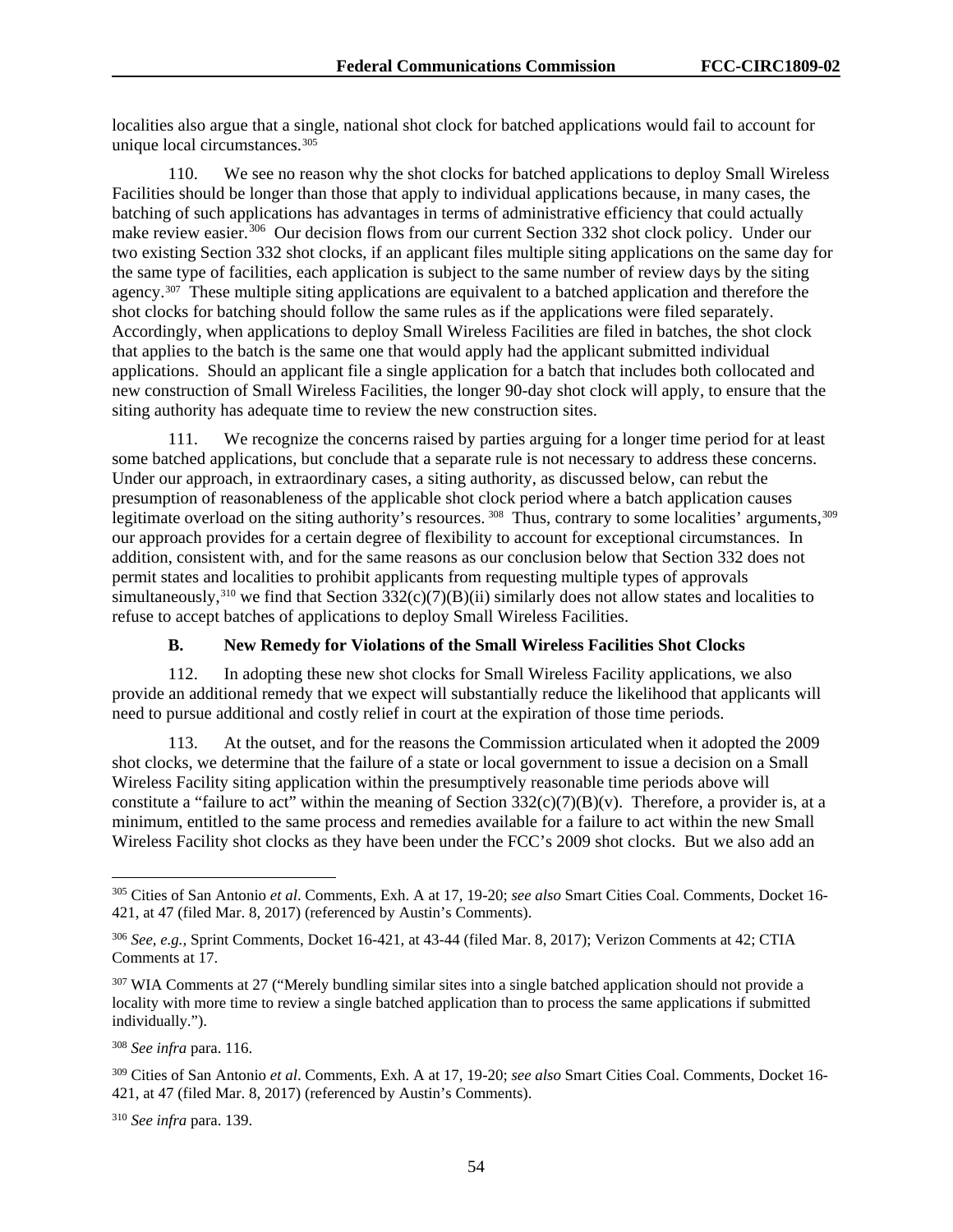localities also argue that a single, national shot clock for batched applications would fail to account for unique local circumstances.[305]

110. We see no reason why the shot clocks for batched applications to deploy Small Wireless Facilities should be longer than those that apply to individual applications because, in many cases, the batching of such applications has advantages in terms of administrative efficiency that could actually make review easier.[306] Our decision flows from our current Section 332 shot clock policy. Under our two existing Section 332 shot clocks, if an applicant files multiple siting applications on the same day for the same type of facilities, each application is subject to the same number of review days by the siting agency.[307] These multiple siting applications are equivalent to a batched application and therefore the shot clocks for batching should follow the same rules as if the applications were filed separately. Accordingly, when applications to deploy Small Wireless Facilities are filed in batches, the shot clock that applies to the batch is the same one that would apply had the applicant submitted individual applications. Should an applicant file a single application for a batch that includes both collocated and new construction of Small Wireless Facilities, the longer 90-day shot clock will apply, to ensure that the siting authority has adequate time to review the new construction sites.

111. We recognize the concerns raised by parties arguing for a longer time period for at least some batched applications, but conclude that a separate rule is not necessary to address these concerns. Under our approach, in extraordinary cases, a siting authority, as discussed below, can rebut the presumption of reasonableness of the applicable shot clock period where a batch application causes legitimate overload on the siting authority's resources.[308] Thus, contrary to some localities' arguments,[309] our approach provides for a certain degree of flexibility to account for exceptional circumstances. In addition, consistent with, and for the same reasons as our conclusion below that Section 332 does not permit states and localities to prohibit applicants from requesting multiple types of approvals simultaneously,[310] we find that Section 332(c)(7)(B)(ii) similarly does not allow states and localities to refuse to accept batches of applications to deploy Small Wireless Facilities.

### B. New Remedy for Violations of the Small Wireless Facilities Shot Clocks

112. In adopting these new shot clocks for Small Wireless Facility applications, we also provide an additional remedy that we expect will substantially reduce the likelihood that applicants will need to pursue additional and costly relief in court at the expiration of those time periods.

113. At the outset, and for the reasons the Commission articulated when it adopted the 2009 shot clocks, we determine that the failure of a state or local government to issue a decision on a Small Wireless Facility siting application within the presumptively reasonable time periods above will constitute a "failure to act" within the meaning of Section 332(c)(7)(B)(v). Therefore, a provider is, at a minimum, entitled to the same process and remedies available for a failure to act within the new Small Wireless Facility shot clocks as they have been under the FCC's 2009 shot clocks. But we also add an

---

[305] Cities of San Antonio *et al*. Comments, Exh. A at 17, 19-20; *see also* Smart Cities Coal. Comments, Docket 16-421, at 47 (filed Mar. 8, 2017) (referenced by Austin's Comments).

[306] *See, e.g.,* Sprint Comments, Docket 16-421, at 43-44 (filed Mar. 8, 2017); Verizon Comments at 42; CTIA Comments at 17.

[307] WIA Comments at 27 ("Merely bundling similar sites into a single batched application should not provide a locality with more time to review a single batched application than to process the same applications if submitted individually.").

[308] *See infra* para. 116.

[309] Cities of San Antonio *et al*. Comments, Exh. A at 17, 19-20; *see also* Smart Cities Coal. Comments, Docket 16-421, at 47 (filed Mar. 8, 2017) (referenced by Austin's Comments).

[310] *See infra* para. 139.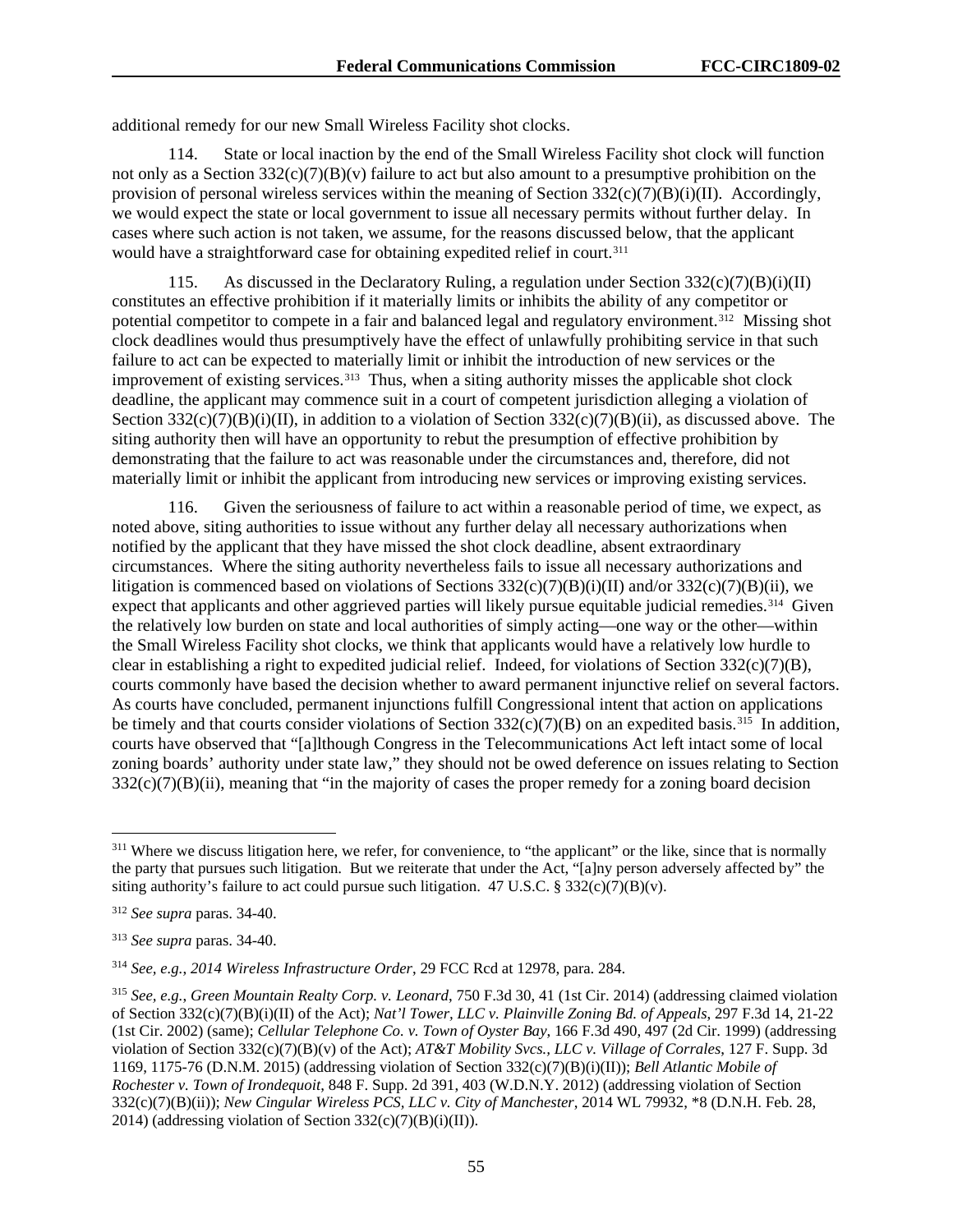additional remedy for our new Small Wireless Facility shot clocks.

114. State or local inaction by the end of the Small Wireless Facility shot clock will function not only as a Section 332(c)(7)(B)(v) failure to act but also amount to a presumptive prohibition on the provision of personal wireless services within the meaning of Section 332(c)(7)(B)(i)(II). Accordingly, we would expect the state or local government to issue all necessary permits without further delay. In cases where such action is not taken, we assume, for the reasons discussed below, that the applicant would have a straightforward case for obtaining expedited relief in court.[311]

115. As discussed in the Declaratory Ruling, a regulation under Section 332(c)(7)(B)(i)(II) constitutes an effective prohibition if it materially limits or inhibits the ability of any competitor or potential competitor to compete in a fair and balanced legal and regulatory environment.[312] Missing shot clock deadlines would thus presumptively have the effect of unlawfully prohibiting service in that such failure to act can be expected to materially limit or inhibit the introduction of new services or the improvement of existing services.[313] Thus, when a siting authority misses the applicable shot clock deadline, the applicant may commence suit in a court of competent jurisdiction alleging a violation of Section 332(c)(7)(B)(i)(II), in addition to a violation of Section 332(c)(7)(B)(ii), as discussed above. The siting authority then will have an opportunity to rebut the presumption of effective prohibition by demonstrating that the failure to act was reasonable under the circumstances and, therefore, did not materially limit or inhibit the applicant from introducing new services or improving existing services.

116. Given the seriousness of failure to act within a reasonable period of time, we expect, as noted above, siting authorities to issue without any further delay all necessary authorizations when notified by the applicant that they have missed the shot clock deadline, absent extraordinary circumstances. Where the siting authority nevertheless fails to issue all necessary authorizations and litigation is commenced based on violations of Sections 332(c)(7)(B)(i)(II) and/or 332(c)(7)(B)(ii), we expect that applicants and other aggrieved parties will likely pursue equitable judicial remedies.[314] Given the relatively low burden on state and local authorities of simply acting—one way or the other—within the Small Wireless Facility shot clocks, we think that applicants would have a relatively low hurdle to clear in establishing a right to expedited judicial relief. Indeed, for violations of Section 332(c)(7)(B), courts commonly have based the decision whether to award permanent injunctive relief on several factors. As courts have concluded, permanent injunctions fulfill Congressional intent that action on applications be timely and that courts consider violations of Section 332(c)(7)(B) on an expedited basis.[315] In addition, courts have observed that "[a]lthough Congress in the Telecommunications Act left intact some of local zoning boards' authority under state law," they should not be owed deference on issues relating to Section 332(c)(7)(B)(ii), meaning that "in the majority of cases the proper remedy for a zoning board decision

---

[311] Where we discuss litigation here, we refer, for convenience, to "the applicant" or the like, since that is normally the party that pursues such litigation. But we reiterate that under the Act, "[a]ny person adversely affected by" the siting authority's failure to act could pursue such litigation. 47 U.S.C. § 332(c)(7)(B)(v).

[312] *See supra* paras. 34-40.

[313] *See supra* paras. 34-40.

[314] *See, e.g.*, *2014 Wireless Infrastructure Order*, 29 FCC Rcd at 12978, para. 284.

[315] *See, e.g.*, *Green Mountain Realty Corp. v. Leonard*, 750 F.3d 30, 41 (1st Cir. 2014) (addressing claimed violation of Section 332(c)(7)(B)(i)(II) of the Act); *Nat'l Tower, LLC v. Plainville Zoning Bd. of Appeals*, 297 F.3d 14, 21-22 (1st Cir. 2002) (same); *Cellular Telephone Co. v. Town of Oyster Bay*, 166 F.3d 490, 497 (2d Cir. 1999) (addressing violation of Section 332(c)(7)(B)(v) of the Act); *AT&T Mobility Svcs., LLC v. Village of Corrales*, 127 F. Supp. 3d 1169, 1175-76 (D.N.M. 2015) (addressing violation of Section 332(c)(7)(B)(i)(II)); *Bell Atlantic Mobile of Rochester v. Town of Irondequoit*, 848 F. Supp. 2d 391, 403 (W.D.N.Y. 2012) (addressing violation of Section 332(c)(7)(B)(ii)); *New Cingular Wireless PCS, LLC v. City of Manchester*, 2014 WL 79932, *8 (D.N.H. Feb. 28, 2014) (addressing violation of Section 332(c)(7)(B)(i)(II)).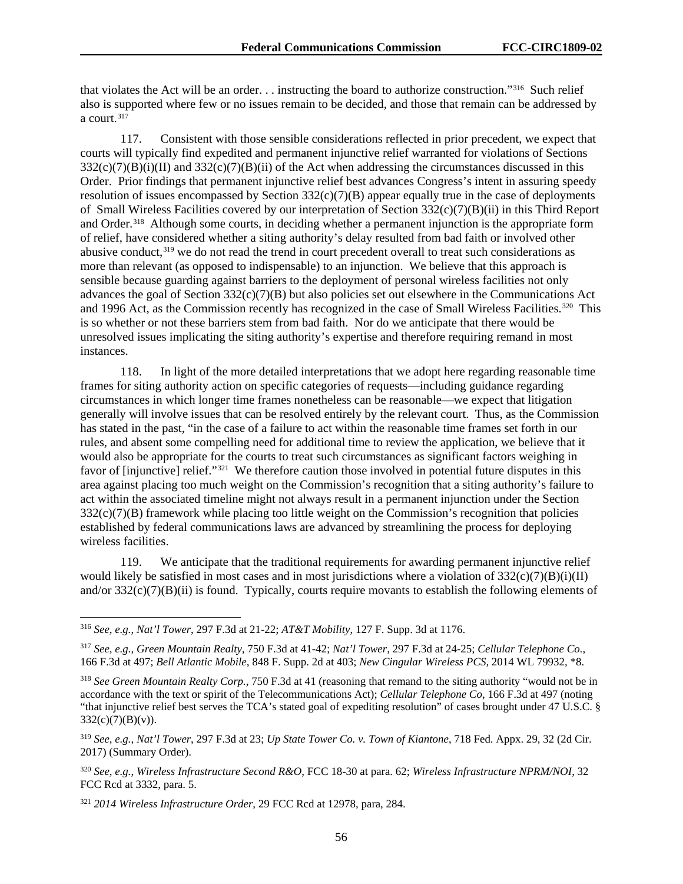that violates the Act will be an order. . . instructing the board to authorize construction."[316] Such relief also is supported where few or no issues remain to be decided, and those that remain can be addressed by a court.[317]

117. Consistent with those sensible considerations reflected in prior precedent, we expect that courts will typically find expedited and permanent injunctive relief warranted for violations of Sections 332(c)(7)(B)(i)(II) and 332(c)(7)(B)(ii) of the Act when addressing the circumstances discussed in this Order. Prior findings that permanent injunctive relief best advances Congress's intent in assuring speedy resolution of issues encompassed by Section 332(c)(7)(B) appear equally true in the case of deployments of Small Wireless Facilities covered by our interpretation of Section 332(c)(7)(B)(ii) in this Third Report and Order.[318] Although some courts, in deciding whether a permanent injunction is the appropriate form of relief, have considered whether a siting authority's delay resulted from bad faith or involved other abusive conduct,[319] we do not read the trend in court precedent overall to treat such considerations as more than relevant (as opposed to indispensable) to an injunction. We believe that this approach is sensible because guarding against barriers to the deployment of personal wireless facilities not only advances the goal of Section 332(c)(7)(B) but also policies set out elsewhere in the Communications Act and 1996 Act, as the Commission recently has recognized in the case of Small Wireless Facilities.[320] This is so whether or not these barriers stem from bad faith. Nor do we anticipate that there would be unresolved issues implicating the siting authority's expertise and therefore requiring remand in most instances.

118. In light of the more detailed interpretations that we adopt here regarding reasonable time frames for siting authority action on specific categories of requests—including guidance regarding circumstances in which longer time frames nonetheless can be reasonable—we expect that litigation generally will involve issues that can be resolved entirely by the relevant court. Thus, as the Commission has stated in the past, "in the case of a failure to act within the reasonable time frames set forth in our rules, and absent some compelling need for additional time to review the application, we believe that it would also be appropriate for the courts to treat such circumstances as significant factors weighing in favor of [injunctive] relief."[321] We therefore caution those involved in potential future disputes in this area against placing too much weight on the Commission's recognition that a siting authority's failure to act within the associated timeline might not always result in a permanent injunction under the Section 332(c)(7)(B) framework while placing too little weight on the Commission's recognition that policies established by federal communications laws are advanced by streamlining the process for deploying wireless facilities.

119. We anticipate that the traditional requirements for awarding permanent injunctive relief would likely be satisfied in most cases and in most jurisdictions where a violation of 332(c)(7)(B)(i)(II) and/or 332(c)(7)(B)(ii) is found. Typically, courts require movants to establish the following elements of

---

[316] *See, e.g.*, *Nat'l Tower*, 297 F.3d at 21-22; *AT&T Mobility*, 127 F. Supp. 3d at 1176.

[317] *See, e.g.*, *Green Mountain Realty*, 750 F.3d at 41-42; *Nat'l Tower*, 297 F.3d at 24-25; *Cellular Telephone Co.*, 166 F.3d at 497; *Bell Atlantic Mobile*, 848 F. Supp. 2d at 403; *New Cingular Wireless PCS*, 2014 WL 79932, *8.

[318] *See Green Mountain Realty Corp.*, 750 F.3d at 41 (reasoning that remand to the siting authority "would not be in accordance with the text or spirit of the Telecommunications Act); *Cellular Telephone Co*, 166 F.3d at 497 (noting "that injunctive relief best serves the TCA's stated goal of expediting resolution" of cases brought under 47 U.S.C. § 332(c)(7)(B)(v)).

[319] *See, e.g.*, *Nat'l Tower*, 297 F.3d at 23; *Up State Tower Co. v. Town of Kiantone*, 718 Fed. Appx. 29, 32 (2d Cir. 2017) (Summary Order).

[320] *See, e.g.*, *Wireless Infrastructure Second R&O*, FCC 18-30 at para. 62; *Wireless Infrastructure NPRM/NOI*, 32 FCC Rcd at 3332, para. 5.

[321] *2014 Wireless Infrastructure Order*, 29 FCC Rcd at 12978, para, 284.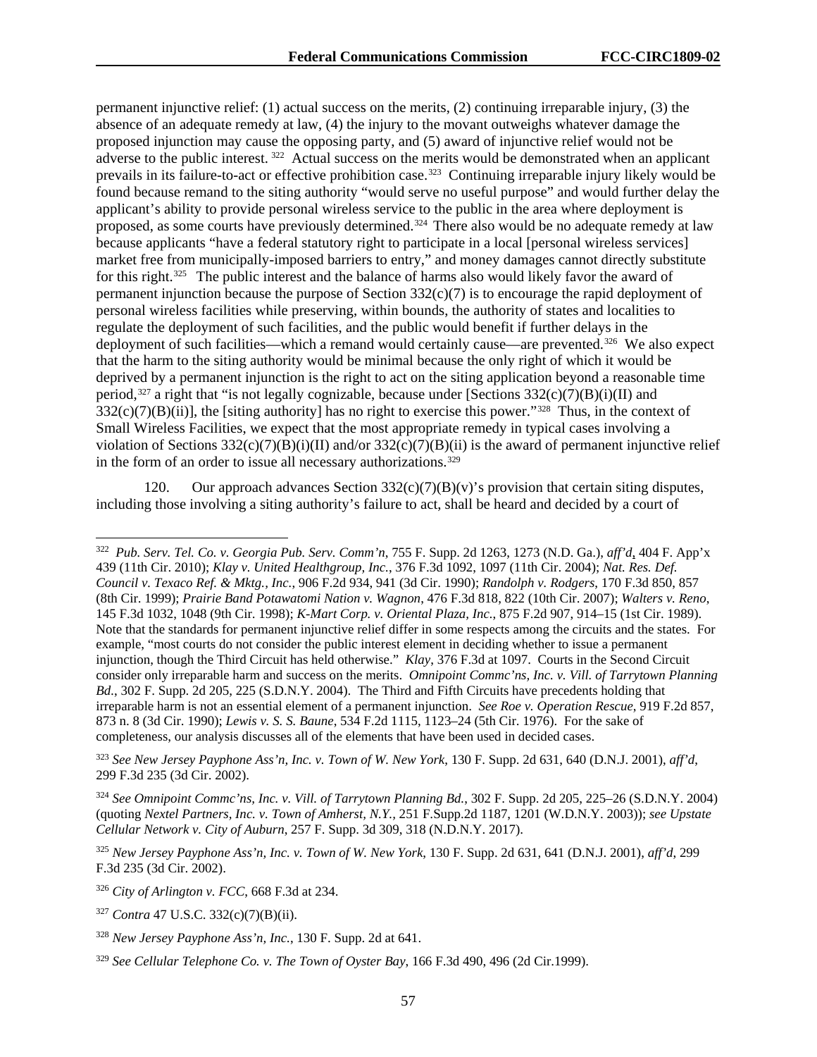permanent injunctive relief: (1) actual success on the merits, (2) continuing irreparable injury, (3) the absence of an adequate remedy at law, (4) the injury to the movant outweighs whatever damage the proposed injunction may cause the opposing party, and (5) award of injunctive relief would not be adverse to the public interest. [322] Actual success on the merits would be demonstrated when an applicant prevails in its failure-to-act or effective prohibition case.[323] Continuing irreparable injury likely would be found because remand to the siting authority "would serve no useful purpose" and would further delay the applicant's ability to provide personal wireless service to the public in the area where deployment is proposed, as some courts have previously determined.[324] There also would be no adequate remedy at law because applicants "have a federal statutory right to participate in a local [personal wireless services] market free from municipally-imposed barriers to entry," and money damages cannot directly substitute for this right.[325] The public interest and the balance of harms also would likely favor the award of permanent injunction because the purpose of Section 332(c)(7) is to encourage the rapid deployment of personal wireless facilities while preserving, within bounds, the authority of states and localities to regulate the deployment of such facilities, and the public would benefit if further delays in the deployment of such facilities—which a remand would certainly cause—are prevented.[326] We also expect that the harm to the siting authority would be minimal because the only right of which it would be deprived by a permanent injunction is the right to act on the siting application beyond a reasonable time period,[327] a right that "is not legally cognizable, because under [Sections 332(c)(7)(B)(i)(II) and 332(c)(7)(B)(ii)], the [siting authority] has no right to exercise this power."[328] Thus, in the context of Small Wireless Facilities, we expect that the most appropriate remedy in typical cases involving a violation of Sections 332(c)(7)(B)(i)(II) and/or 332(c)(7)(B)(ii) is the award of permanent injunctive relief in the form of an order to issue all necessary authorizations.[329]

120. Our approach advances Section 332(c)(7)(B)(v)'s provision that certain siting disputes, including those involving a siting authority's failure to act, shall be heard and decided by a court of

---

[322] *Pub. Serv. Tel. Co. v. Georgia Pub. Serv. Comm'n*, 755 F. Supp. 2d 1263, 1273 (N.D. Ga.), *aff'd*, 404 F. App'x 439 (11th Cir. 2010); *Klay v. United Healthgroup, Inc.*, 376 F.3d 1092, 1097 (11th Cir. 2004); *Nat. Res. Def. Council v. Texaco Ref. & Mktg., Inc.*, 906 F.2d 934, 941 (3d Cir. 1990); *Randolph v. Rodgers*, 170 F.3d 850, 857 (8th Cir. 1999); *Prairie Band Potawatomi Nation v. Wagnon*, 476 F.3d 818, 822 (10th Cir. 2007); *Walters v. Reno*, 145 F.3d 1032, 1048 (9th Cir. 1998); *K-Mart Corp. v. Oriental Plaza, Inc.*, 875 F.2d 907, 914–15 (1st Cir. 1989). Note that the standards for permanent injunctive relief differ in some respects among the circuits and the states. For example, "most courts do not consider the public interest element in deciding whether to issue a permanent injunction, though the Third Circuit has held otherwise." *Klay*, 376 F.3d at 1097. Courts in the Second Circuit consider only irreparable harm and success on the merits. *Omnipoint Commc'ns, Inc. v. Vill. of Tarrytown Planning Bd.*, 302 F. Supp. 2d 205, 225 (S.D.N.Y. 2004). The Third and Fifth Circuits have precedents holding that irreparable harm is not an essential element of a permanent injunction. *See Roe v. Operation Rescue*, 919 F.2d 857, 873 n. 8 (3d Cir. 1990); *Lewis v. S. S. Baune*, 534 F.2d 1115, 1123–24 (5th Cir. 1976). For the sake of completeness, our analysis discusses all of the elements that have been used in decided cases.

[323] *See New Jersey Payphone Ass'n, Inc. v. Town of W. New York*, 130 F. Supp. 2d 631, 640 (D.N.J. 2001), *aff'd*, 299 F.3d 235 (3d Cir. 2002).

[324] *See Omnipoint Commc'ns, Inc. v. Vill. of Tarrytown Planning Bd.*, 302 F. Supp. 2d 205, 225–26 (S.D.N.Y. 2004) (quoting *Nextel Partners, Inc. v. Town of Amherst, N.Y.*, 251 F.Supp.2d 1187, 1201 (W.D.N.Y. 2003)); *see Upstate Cellular Network v. City of Auburn*, 257 F. Supp. 3d 309, 318 (N.D.N.Y. 2017).

[325] *New Jersey Payphone Ass'n, Inc. v. Town of W. New York*, 130 F. Supp. 2d 631, 641 (D.N.J. 2001), *aff'd*, 299 F.3d 235 (3d Cir. 2002).

[326] *City of Arlington v. FCC*, 668 F.3d at 234.

[327] *Contra* 47 U.S.C. 332(c)(7)(B)(ii).

[328] *New Jersey Payphone Ass'n, Inc.*, 130 F. Supp. 2d at 641.

[329] *See Cellular Telephone Co. v. The Town of Oyster Bay*, 166 F.3d 490, 496 (2d Cir.1999).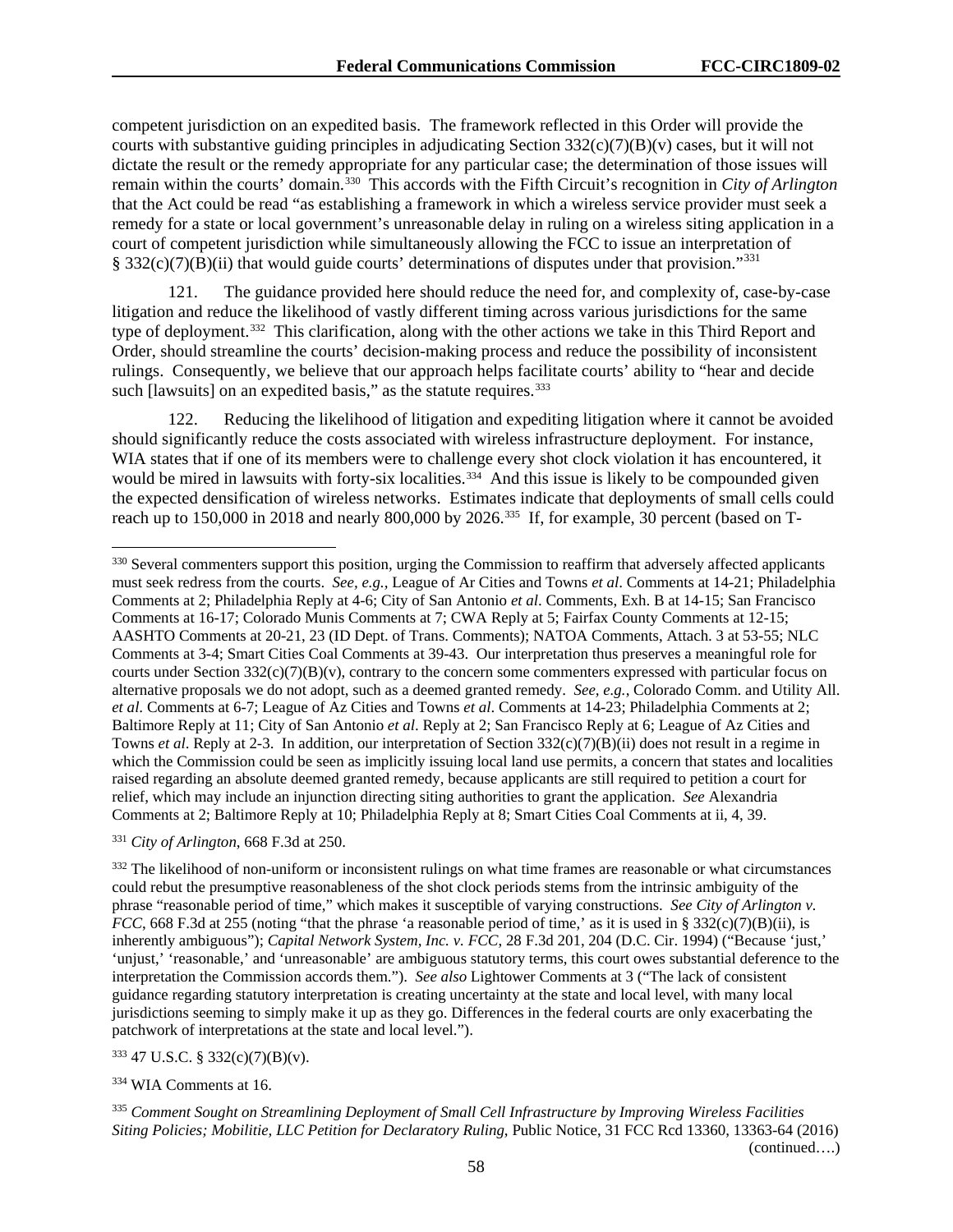competent jurisdiction on an expedited basis. The framework reflected in this Order will provide the courts with substantive guiding principles in adjudicating Section 332(c)(7)(B)(v) cases, but it will not dictate the result or the remedy appropriate for any particular case; the determination of those issues will remain within the courts' domain.[330] This accords with the Fifth Circuit's recognition in *City of Arlington* that the Act could be read "as establishing a framework in which a wireless service provider must seek a remedy for a state or local government's unreasonable delay in ruling on a wireless siting application in a court of competent jurisdiction while simultaneously allowing the FCC to issue an interpretation of § 332(c)(7)(B)(ii) that would guide courts' determinations of disputes under that provision."[331]

121. The guidance provided here should reduce the need for, and complexity of, case-by-case litigation and reduce the likelihood of vastly different timing across various jurisdictions for the same type of deployment.[332] This clarification, along with the other actions we take in this Third Report and Order, should streamline the courts' decision-making process and reduce the possibility of inconsistent rulings. Consequently, we believe that our approach helps facilitate courts' ability to "hear and decide such [lawsuits] on an expedited basis," as the statute requires.[333]

122. Reducing the likelihood of litigation and expediting litigation where it cannot be avoided should significantly reduce the costs associated with wireless infrastructure deployment. For instance, WIA states that if one of its members were to challenge every shot clock violation it has encountered, it would be mired in lawsuits with forty-six localities.[334] And this issue is likely to be compounded given the expected densification of wireless networks. Estimates indicate that deployments of small cells could reach up to 150,000 in 2018 and nearly 800,000 by 2026.[335] If, for example, 30 percent (based on T-

---

[330] Several commenters support this position, urging the Commission to reaffirm that adversely affected applicants must seek redress from the courts. *See, e.g.*, League of Ar Cities and Towns *et al*. Comments at 14-21; Philadelphia Comments at 2; Philadelphia Reply at 4-6; City of San Antonio *et al*. Comments, Exh. B at 14-15; San Francisco Comments at 16-17; Colorado Munis Comments at 7; CWA Reply at 5; Fairfax County Comments at 12-15; AASHTO Comments at 20-21, 23 (ID Dept. of Trans. Comments); NATOA Comments, Attach. 3 at 53-55; NLC Comments at 3-4; Smart Cities Coal Comments at 39-43. Our interpretation thus preserves a meaningful role for courts under Section 332(c)(7)(B)(v), contrary to the concern some commenters expressed with particular focus on alternative proposals we do not adopt, such as a deemed granted remedy. *See, e.g.*, Colorado Comm. and Utility All. *et al.* Comments at 6-7; League of Az Cities and Towns *et al*. Comments at 14-23; Philadelphia Comments at 2; Baltimore Reply at 11; City of San Antonio *et al*. Reply at 2; San Francisco Reply at 6; League of Az Cities and Towns *et al*. Reply at 2-3. In addition, our interpretation of Section 332(c)(7)(B)(ii) does not result in a regime in which the Commission could be seen as implicitly issuing local land use permits, a concern that states and localities raised regarding an absolute deemed granted remedy, because applicants are still required to petition a court for relief, which may include an injunction directing siting authorities to grant the application. *See* Alexandria Comments at 2; Baltimore Reply at 10; Philadelphia Reply at 8; Smart Cities Coal Comments at ii, 4, 39.

[331] *City of Arlington*, 668 F.3d at 250.

[332] The likelihood of non-uniform or inconsistent rulings on what time frames are reasonable or what circumstances could rebut the presumptive reasonableness of the shot clock periods stems from the intrinsic ambiguity of the phrase "reasonable period of time," which makes it susceptible of varying constructions. *See City of Arlington v. FCC*, 668 F.3d at 255 (noting "that the phrase 'a reasonable period of time,' as it is used in § 332(c)(7)(B)(ii), is inherently ambiguous"); *Capital Network System, Inc. v. FCC*, 28 F.3d 201, 204 (D.C. Cir. 1994) ("Because 'just,' 'unjust,' 'reasonable,' and 'unreasonable' are ambiguous statutory terms, this court owes substantial deference to the interpretation the Commission accords them."). *See also* Lightower Comments at 3 ("The lack of consistent guidance regarding statutory interpretation is creating uncertainty at the state and local level, with many local jurisdictions seeming to simply make it up as they go. Differences in the federal courts are only exacerbating the patchwork of interpretations at the state and local level.").

[333] 47 U.S.C. § 332(c)(7)(B)(v).

[334] WIA Comments at 16.

[335] *Comment Sought on Streamlining Deployment of Small Cell Infrastructure by Improving Wireless Facilities Siting Policies; Mobilitie, LLC Petition for Declaratory Ruling*, Public Notice, 31 FCC Rcd 13360, 13363-64 (2016) (continued….)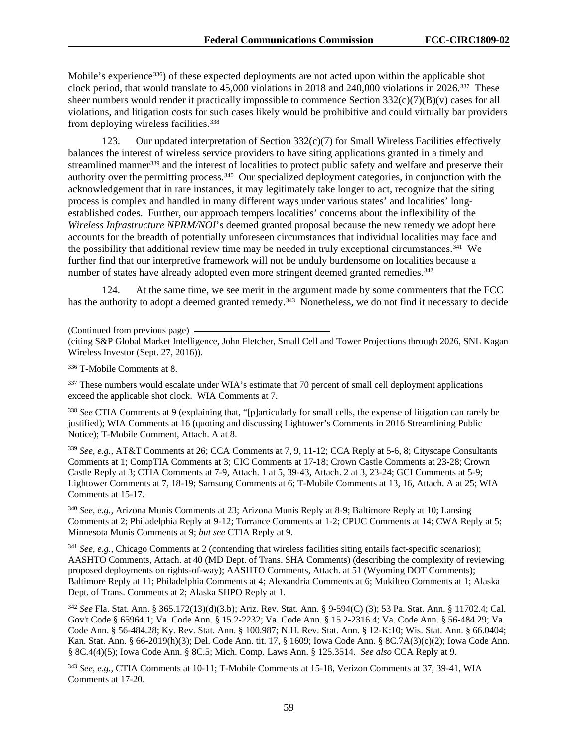Mobile's experience[336]) of these expected deployments are not acted upon within the applicable shot clock period, that would translate to 45,000 violations in 2018 and 240,000 violations in 2026.[337] These sheer numbers would render it practically impossible to commence Section 332(c)(7)(B)(v) cases for all violations, and litigation costs for such cases likely would be prohibitive and could virtually bar providers from deploying wireless facilities.[338]

123. Our updated interpretation of Section 332(c)(7) for Small Wireless Facilities effectively balances the interest of wireless service providers to have siting applications granted in a timely and streamlined manner[339] and the interest of localities to protect public safety and welfare and preserve their authority over the permitting process.[340] Our specialized deployment categories, in conjunction with the acknowledgement that in rare instances, it may legitimately take longer to act, recognize that the siting process is complex and handled in many different ways under various states' and localities' long-established codes. Further, our approach tempers localities' concerns about the inflexibility of the *Wireless Infrastructure NPRM/NOI*'s deemed granted proposal because the new remedy we adopt here accounts for the breadth of potentially unforeseen circumstances that individual localities may face and the possibility that additional review time may be needed in truly exceptional circumstances.[341] We further find that our interpretive framework will not be unduly burdensome on localities because a number of states have already adopted even more stringent deemed granted remedies.[342]

124. At the same time, we see merit in the argument made by some commenters that the FCC has the authority to adopt a deemed granted remedy.[343] Nonetheless, we do not find it necessary to decide

(Continued from previous page)
(citing S&P Global Market Intelligence, John Fletcher, Small Cell and Tower Projections through 2026, SNL Kagan Wireless Investor (Sept. 27, 2016)).

[336] T-Mobile Comments at 8.

[337] These numbers would escalate under WIA's estimate that 70 percent of small cell deployment applications exceed the applicable shot clock. WIA Comments at 7.

[338] *See* CTIA Comments at 9 (explaining that, "[p]articularly for small cells, the expense of litigation can rarely be justified); WIA Comments at 16 (quoting and discussing Lightower's Comments in 2016 Streamlining Public Notice); T-Mobile Comment, Attach. A at 8.

[339] *See, e.g.,* AT&T Comments at 26; CCA Comments at 7, 9, 11-12; CCA Reply at 5-6, 8; Cityscape Consultants Comments at 1; CompTIA Comments at 3; CIC Comments at 17-18; Crown Castle Comments at 23-28; Crown Castle Reply at 3; CTIA Comments at 7-9, Attach. 1 at 5, 39-43, Attach. 2 at 3, 23-24; GCI Comments at 5-9; Lightower Comments at 7, 18-19; Samsung Comments at 6; T-Mobile Comments at 13, 16, Attach. A at 25; WIA Comments at 15-17.

[340] *See, e.g.,* Arizona Munis Comments at 23; Arizona Munis Reply at 8-9; Baltimore Reply at 10; Lansing Comments at 2; Philadelphia Reply at 9-12; Torrance Comments at 1-2; CPUC Comments at 14; CWA Reply at 5; Minnesota Munis Comments at 9; *but see* CTIA Reply at 9.

[341] *See, e.g.,* Chicago Comments at 2 (contending that wireless facilities siting entails fact-specific scenarios); AASHTO Comments, Attach. at 40 (MD Dept. of Trans. SHA Comments) (describing the complexity of reviewing proposed deployments on rights-of-way); AASHTO Comments, Attach. at 51 (Wyoming DOT Comments); Baltimore Reply at 11; Philadelphia Comments at 4; Alexandria Comments at 6; Mukilteo Comments at 1; Alaska Dept. of Trans. Comments at 2; Alaska SHPO Reply at 1.

[342] *See* Fla. Stat. Ann. § 365.172(13)(d)(3.b); Ariz. Rev. Stat. Ann. § 9-594(C) (3); 53 Pa. Stat. Ann. § 11702.4; Cal. Gov't Code § 65964.1; Va. Code Ann. § 15.2-2232; Va. Code Ann. § 15.2-2316.4; Va. Code Ann. § 56-484.29; Va. Code Ann. § 56-484.28; Ky. Rev. Stat. Ann. § 100.987; N.H. Rev. Stat. Ann. § 12-K:10; Wis. Stat. Ann. § 66.0404; Kan. Stat. Ann. § 66-2019(h)(3); Del. Code Ann. tit. 17, § 1609; Iowa Code Ann. § 8C.7A(3)(c)(2); Iowa Code Ann. § 8C.4(4)(5); Iowa Code Ann. § 8C.5; Mich. Comp. Laws Ann. § 125.3514. *See also* CCA Reply at 9.

[343] *See, e.g.,* CTIA Comments at 10-11; T-Mobile Comments at 15-18, Verizon Comments at 37, 39-41, WIA Comments at 17-20.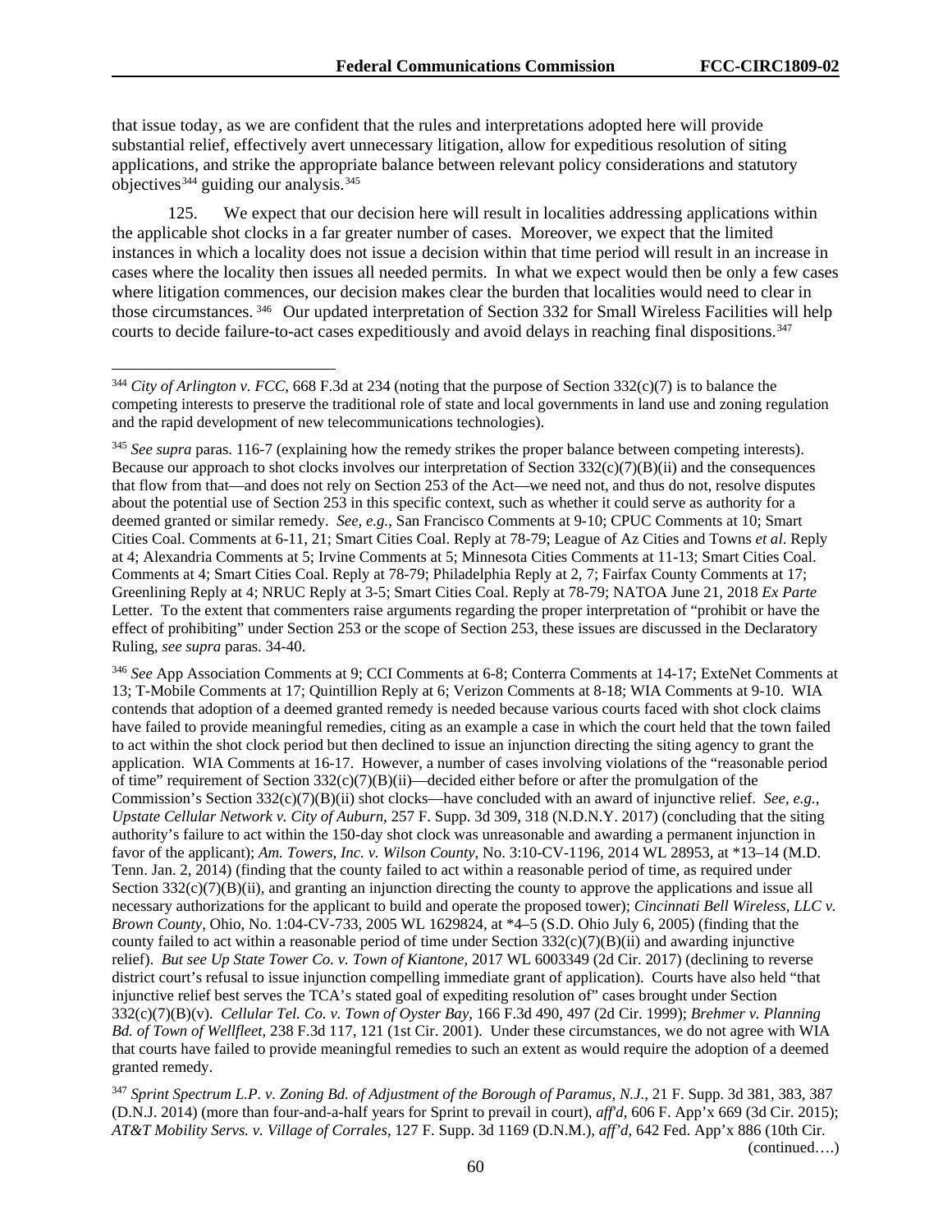that issue today, as we are confident that the rules and interpretations adopted here will provide substantial relief, effectively avert unnecessary litigation, allow for expeditious resolution of siting applications, and strike the appropriate balance between relevant policy considerations and statutory objectives[344] guiding our analysis.[345]

125. We expect that our decision here will result in localities addressing applications within the applicable shot clocks in a far greater number of cases. Moreover, we expect that the limited instances in which a locality does not issue a decision within that time period will result in an increase in cases where the locality then issues all needed permits. In what we expect would then be only a few cases where litigation commences, our decision makes clear the burden that localities would need to clear in those circumstances.[346] Our updated interpretation of Section 332 for Small Wireless Facilities will help courts to decide failure-to-act cases expeditiously and avoid delays in reaching final dispositions.[347]

---

[344] *City of Arlington v. FCC*, 668 F.3d at 234 (noting that the purpose of Section 332(c)(7) is to balance the competing interests to preserve the traditional role of state and local governments in land use and zoning regulation and the rapid development of new telecommunications technologies).

[345] *See supra* paras. 116-7 (explaining how the remedy strikes the proper balance between competing interests). Because our approach to shot clocks involves our interpretation of Section 332(c)(7)(B)(ii) and the consequences that flow from that—and does not rely on Section 253 of the Act—we need not, and thus do not, resolve disputes about the potential use of Section 253 in this specific context, such as whether it could serve as authority for a deemed granted or similar remedy. *See, e.g.*, San Francisco Comments at 9-10; CPUC Comments at 10; Smart Cities Coal. Comments at 6-11, 21; Smart Cities Coal. Reply at 78-79; League of Az Cities and Towns *et al*. Reply at 4; Alexandria Comments at 5; Irvine Comments at 5; Minnesota Cities Comments at 11-13; Smart Cities Coal. Comments at 4; Smart Cities Coal. Reply at 78-79; Philadelphia Reply at 2, 7; Fairfax County Comments at 17; Greenlining Reply at 4; NRUC Reply at 3-5; Smart Cities Coal. Reply at 78-79; NATOA June 21, 2018 *Ex Parte* Letter. To the extent that commenters raise arguments regarding the proper interpretation of "prohibit or have the effect of prohibiting" under Section 253 or the scope of Section 253, these issues are discussed in the Declaratory Ruling, *see supra* paras. 34-40.

[346] *See* App Association Comments at 9; CCI Comments at 6-8; Conterra Comments at 14-17; ExteNet Comments at 13; T-Mobile Comments at 17; Quintillion Reply at 6; Verizon Comments at 8-18; WIA Comments at 9-10. WIA contends that adoption of a deemed granted remedy is needed because various courts faced with shot clock claims have failed to provide meaningful remedies, citing as an example a case in which the court held that the town failed to act within the shot clock period but then declined to issue an injunction directing the siting agency to grant the application. WIA Comments at 16-17. However, a number of cases involving violations of the "reasonable period of time" requirement of Section 332(c)(7)(B)(ii)—decided either before or after the promulgation of the Commission's Section 332(c)(7)(B)(ii) shot clocks—have concluded with an award of injunctive relief. *See, e.g.*, *Upstate Cellular Network v. City of Auburn*, 257 F. Supp. 3d 309, 318 (N.D.N.Y. 2017) (concluding that the siting authority's failure to act within the 150-day shot clock was unreasonable and awarding a permanent injunction in favor of the applicant); *Am. Towers, Inc. v. Wilson County*, No. 3:10-CV-1196, 2014 WL 28953, at *13–14 (M.D. Tenn. Jan. 2, 2014) (finding that the county failed to act within a reasonable period of time, as required under Section 332(c)(7)(B)(ii), and granting an injunction directing the county to approve the applications and issue all necessary authorizations for the applicant to build and operate the proposed tower); *Cincinnati Bell Wireless, LLC v. Brown County*, Ohio, No. 1:04-CV-733, 2005 WL 1629824, at *4–5 (S.D. Ohio July 6, 2005) (finding that the county failed to act within a reasonable period of time under Section 332(c)(7)(B)(ii) and awarding injunctive relief). *But see Up State Tower Co. v. Town of Kiantone*, 2017 WL 6003349 (2d Cir. 2017) (declining to reverse district court's refusal to issue injunction compelling immediate grant of application). Courts have also held "that injunctive relief best serves the TCA's stated goal of expediting resolution of" cases brought under Section 332(c)(7)(B)(v). *Cellular Tel. Co. v. Town of Oyster Bay*, 166 F.3d 490, 497 (2d Cir. 1999); *Brehmer v. Planning Bd. of Town of Wellfleet*, 238 F.3d 117, 121 (1st Cir. 2001). Under these circumstances, we do not agree with WIA that courts have failed to provide meaningful remedies to such an extent as would require the adoption of a deemed granted remedy.

[347] *Sprint Spectrum L.P. v. Zoning Bd. of Adjustment of the Borough of Paramus, N.J.*, 21 F. Supp. 3d 381, 383, 387 (D.N.J. 2014) (more than four-and-a-half years for Sprint to prevail in court), *aff'd*, 606 F. App'x 669 (3d Cir. 2015); *AT&T Mobility Servs. v. Village of Corrales*, 127 F. Supp. 3d 1169 (D.N.M.), *aff'd*, 642 Fed. App'x 886 (10th Cir.
(continued….)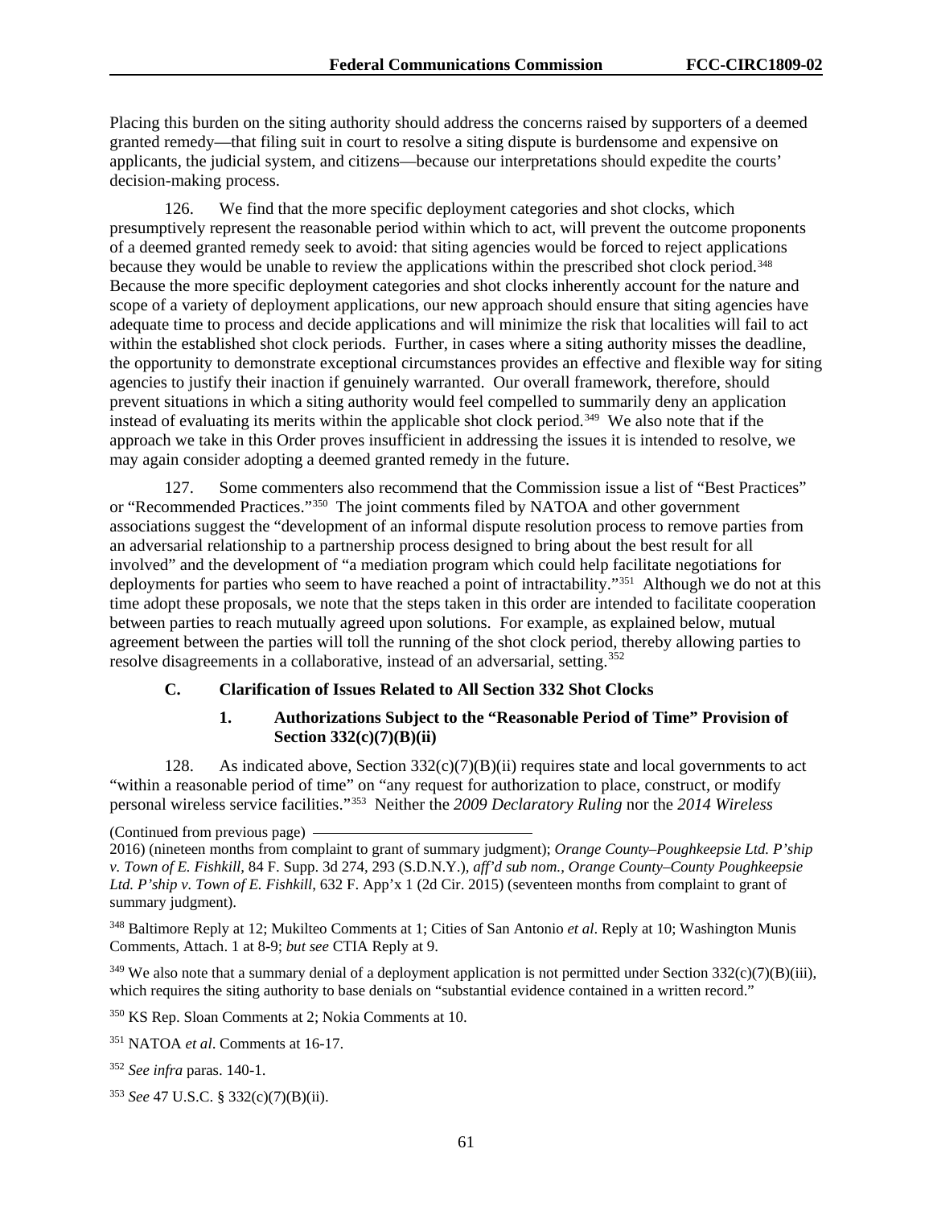Placing this burden on the siting authority should address the concerns raised by supporters of a deemed granted remedy—that filing suit in court to resolve a siting dispute is burdensome and expensive on applicants, the judicial system, and citizens—because our interpretations should expedite the courts' decision-making process.

126. We find that the more specific deployment categories and shot clocks, which presumptively represent the reasonable period within which to act, will prevent the outcome proponents of a deemed granted remedy seek to avoid: that siting agencies would be forced to reject applications because they would be unable to review the applications within the prescribed shot clock period.[348] Because the more specific deployment categories and shot clocks inherently account for the nature and scope of a variety of deployment applications, our new approach should ensure that siting agencies have adequate time to process and decide applications and will minimize the risk that localities will fail to act within the established shot clock periods. Further, in cases where a siting authority misses the deadline, the opportunity to demonstrate exceptional circumstances provides an effective and flexible way for siting agencies to justify their inaction if genuinely warranted. Our overall framework, therefore, should prevent situations in which a siting authority would feel compelled to summarily deny an application instead of evaluating its merits within the applicable shot clock period.[349] We also note that if the approach we take in this Order proves insufficient in addressing the issues it is intended to resolve, we may again consider adopting a deemed granted remedy in the future.

127. Some commenters also recommend that the Commission issue a list of "Best Practices" or "Recommended Practices."[350] The joint comments filed by NATOA and other government associations suggest the "development of an informal dispute resolution process to remove parties from an adversarial relationship to a partnership process designed to bring about the best result for all involved" and the development of "a mediation program which could help facilitate negotiations for deployments for parties who seem to have reached a point of intractability."[351] Although we do not at this time adopt these proposals, we note that the steps taken in this order are intended to facilitate cooperation between parties to reach mutually agreed upon solutions. For example, as explained below, mutual agreement between the parties will toll the running of the shot clock period, thereby allowing parties to resolve disagreements in a collaborative, instead of an adversarial, setting.[352]

### C. Clarification of Issues Related to All Section 332 Shot Clocks

#### 1. Authorizations Subject to the "Reasonable Period of Time" Provision of Section 332(c)(7)(B)(ii)

128. As indicated above, Section 332(c)(7)(B)(ii) requires state and local governments to act "within a reasonable period of time" on "any request for authorization to place, construct, or modify personal wireless service facilities."[353] Neither the *2009 Declaratory Ruling* nor the *2014 Wireless*

(Continued from previous page) 2016) (nineteen months from complaint to grant of summary judgment); *Orange County–Poughkeepsie Ltd. P'ship v. Town of E. Fishkill*, 84 F. Supp. 3d 274, 293 (S.D.N.Y.), *aff'd sub nom., Orange County–County Poughkeepsie Ltd. P'ship v. Town of E. Fishkill*, 632 F. App'x 1 (2d Cir. 2015) (seventeen months from complaint to grant of summary judgment).

[348] Baltimore Reply at 12; Mukilteo Comments at 1; Cities of San Antonio *et al*. Reply at 10; Washington Munis Comments, Attach. 1 at 8-9; *but see* CTIA Reply at 9.

[349] We also note that a summary denial of a deployment application is not permitted under Section 332(c)(7)(B)(iii), which requires the siting authority to base denials on "substantial evidence contained in a written record."

[350] KS Rep. Sloan Comments at 2; Nokia Comments at 10.

[351] NATOA *et al*. Comments at 16-17.

[352] *See infra* paras. 140-1.

[353] *See* 47 U.S.C. § 332(c)(7)(B)(ii).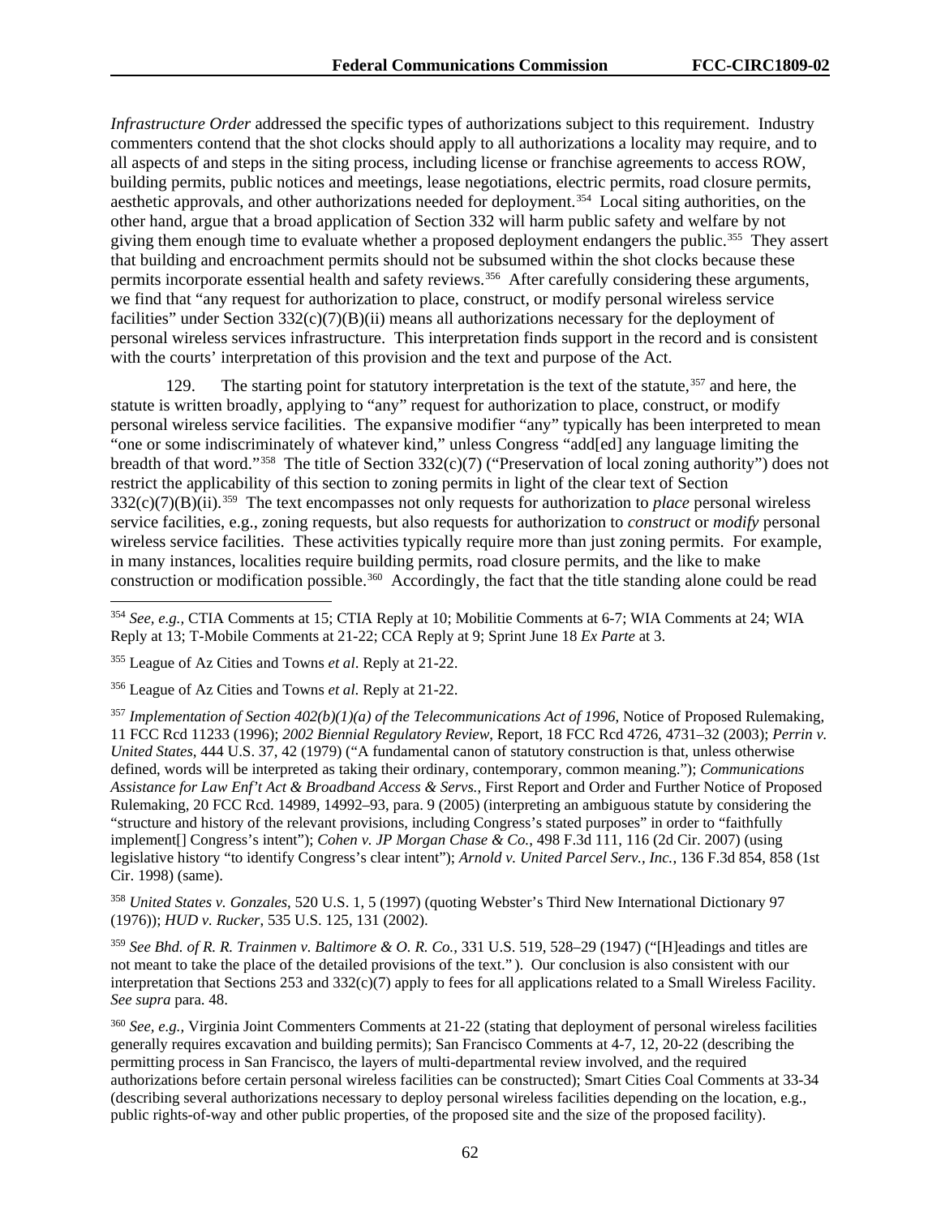*Infrastructure Order* addressed the specific types of authorizations subject to this requirement. Industry commenters contend that the shot clocks should apply to all authorizations a locality may require, and to all aspects of and steps in the siting process, including license or franchise agreements to access ROW, building permits, public notices and meetings, lease negotiations, electric permits, road closure permits, aesthetic approvals, and other authorizations needed for deployment.[354] Local siting authorities, on the other hand, argue that a broad application of Section 332 will harm public safety and welfare by not giving them enough time to evaluate whether a proposed deployment endangers the public.[355] They assert that building and encroachment permits should not be subsumed within the shot clocks because these permits incorporate essential health and safety reviews.[356] After carefully considering these arguments, we find that "any request for authorization to place, construct, or modify personal wireless service facilities" under Section 332(c)(7)(B)(ii) means all authorizations necessary for the deployment of personal wireless services infrastructure. This interpretation finds support in the record and is consistent with the courts' interpretation of this provision and the text and purpose of the Act.

129. The starting point for statutory interpretation is the text of the statute,[357] and here, the statute is written broadly, applying to "any" request for authorization to place, construct, or modify personal wireless service facilities. The expansive modifier "any" typically has been interpreted to mean "one or some indiscriminately of whatever kind," unless Congress "add[ed] any language limiting the breadth of that word."[358] The title of Section 332(c)(7) ("Preservation of local zoning authority") does not restrict the applicability of this section to zoning permits in light of the clear text of Section 332(c)(7)(B)(ii).[359] The text encompasses not only requests for authorization to *place* personal wireless service facilities, e.g., zoning requests, but also requests for authorization to *construct* or *modify* personal wireless service facilities. These activities typically require more than just zoning permits. For example, in many instances, localities require building permits, road closure permits, and the like to make construction or modification possible.[360] Accordingly, the fact that the title standing alone could be read

---

[354] *See, e.g.,* CTIA Comments at 15; CTIA Reply at 10; Mobilitie Comments at 6-7; WIA Comments at 24; WIA Reply at 13; T-Mobile Comments at 21-22; CCA Reply at 9; Sprint June 18 *Ex Parte* at 3.

[355] League of Az Cities and Towns *et al*. Reply at 21-22.

[356] League of Az Cities and Towns *et al.* Reply at 21-22.

[357] *Implementation of Section 402(b)(1)(a) of the Telecommunications Act of 1996*, Notice of Proposed Rulemaking, 11 FCC Rcd 11233 (1996); *2002 Biennial Regulatory Review*, Report, 18 FCC Rcd 4726, 4731–32 (2003); *Perrin v. United States*, 444 U.S. 37, 42 (1979) ("A fundamental canon of statutory construction is that, unless otherwise defined, words will be interpreted as taking their ordinary, contemporary, common meaning."); *Communications Assistance for Law Enf't Act & Broadband Access & Servs.*, First Report and Order and Further Notice of Proposed Rulemaking, 20 FCC Rcd. 14989, 14992–93, para. 9 (2005) (interpreting an ambiguous statute by considering the "structure and history of the relevant provisions, including Congress's stated purposes" in order to "faithfully implement[] Congress's intent"); *Cohen v. JP Morgan Chase & Co.*, 498 F.3d 111, 116 (2d Cir. 2007) (using legislative history "to identify Congress's clear intent"); *Arnold v. United Parcel Serv., Inc.*, 136 F.3d 854, 858 (1st Cir. 1998) (same).

[358] *United States v. Gonzales*, 520 U.S. 1, 5 (1997) (quoting Webster's Third New International Dictionary 97 (1976)); *HUD v. Rucker*, 535 U.S. 125, 131 (2002).

[359] *See Bhd. of R. R. Trainmen v. Baltimore & O. R. Co.*, 331 U.S. 519, 528–29 (1947) ("[H]eadings and titles are not meant to take the place of the detailed provisions of the text." ). Our conclusion is also consistent with our interpretation that Sections 253 and 332(c)(7) apply to fees for all applications related to a Small Wireless Facility. *See supra* para. 48.

[360] *See, e.g.,* Virginia Joint Commenters Comments at 21-22 (stating that deployment of personal wireless facilities generally requires excavation and building permits); San Francisco Comments at 4-7, 12, 20-22 (describing the permitting process in San Francisco, the layers of multi-departmental review involved, and the required authorizations before certain personal wireless facilities can be constructed); Smart Cities Coal Comments at 33-34 (describing several authorizations necessary to deploy personal wireless facilities depending on the location, e.g., public rights-of-way and other public properties, of the proposed site and the size of the proposed facility).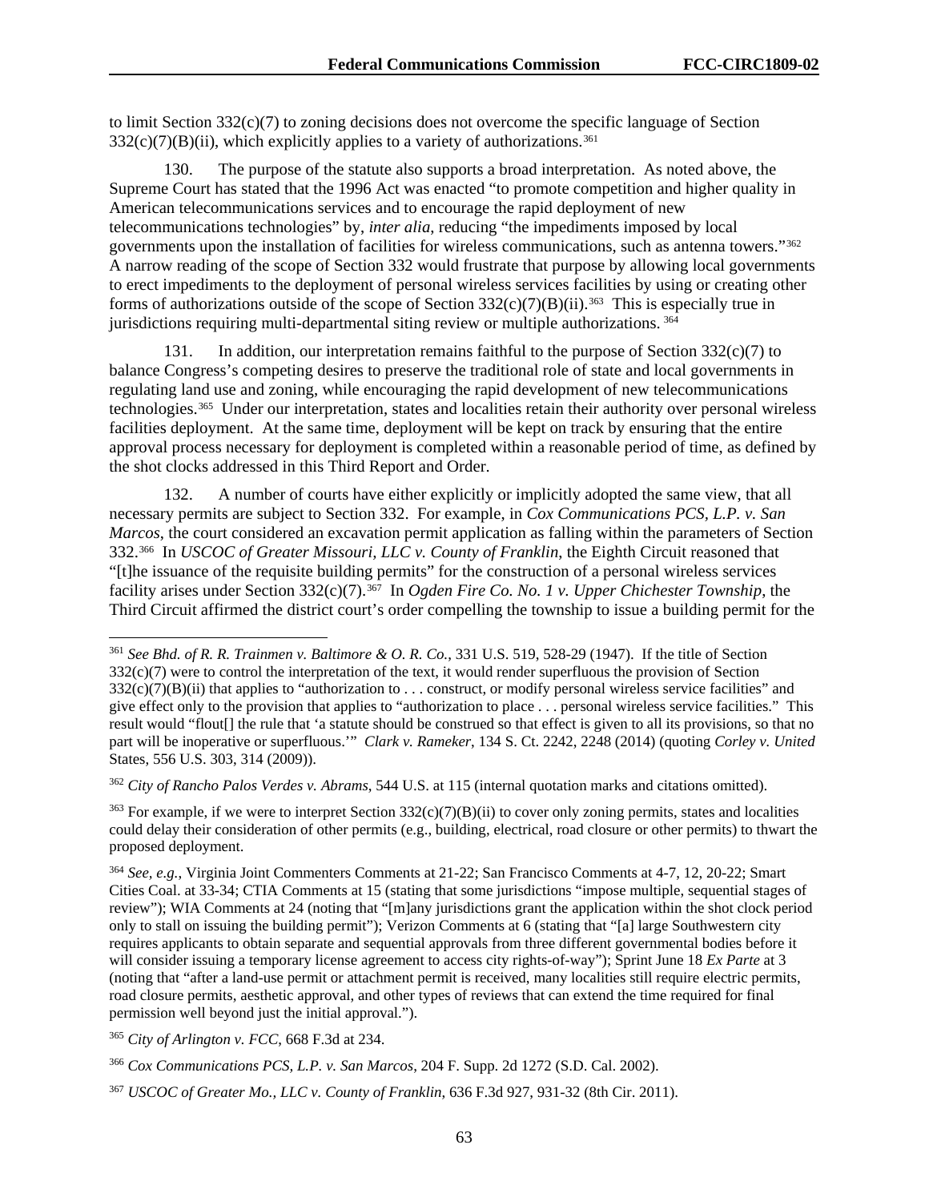to limit Section 332(c)(7) to zoning decisions does not overcome the specific language of Section 332(c)(7)(B)(ii), which explicitly applies to a variety of authorizations.[361]

130. The purpose of the statute also supports a broad interpretation. As noted above, the Supreme Court has stated that the 1996 Act was enacted "to promote competition and higher quality in American telecommunications services and to encourage the rapid deployment of new telecommunications technologies" by, *inter alia*, reducing "the impediments imposed by local governments upon the installation of facilities for wireless communications, such as antenna towers."[362] A narrow reading of the scope of Section 332 would frustrate that purpose by allowing local governments to erect impediments to the deployment of personal wireless services facilities by using or creating other forms of authorizations outside of the scope of Section 332(c)(7)(B)(ii).[363] This is especially true in jurisdictions requiring multi-departmental siting review or multiple authorizations.[364]

131. In addition, our interpretation remains faithful to the purpose of Section 332(c)(7) to balance Congress's competing desires to preserve the traditional role of state and local governments in regulating land use and zoning, while encouraging the rapid development of new telecommunications technologies.[365] Under our interpretation, states and localities retain their authority over personal wireless facilities deployment. At the same time, deployment will be kept on track by ensuring that the entire approval process necessary for deployment is completed within a reasonable period of time, as defined by the shot clocks addressed in this Third Report and Order.

132. A number of courts have either explicitly or implicitly adopted the same view, that all necessary permits are subject to Section 332. For example, in *Cox Communications PCS, L.P. v. San Marcos*, the court considered an excavation permit application as falling within the parameters of Section 332.[366] In *USCOC of Greater Missouri, LLC v. County of Franklin*, the Eighth Circuit reasoned that "[t]he issuance of the requisite building permits" for the construction of a personal wireless services facility arises under Section 332(c)(7).[367] In *Ogden Fire Co. No. 1 v. Upper Chichester Township*, the Third Circuit affirmed the district court's order compelling the township to issue a building permit for the

---

[361] *See Bhd. of R. R. Trainmen v. Baltimore & O. R. Co.*, 331 U.S. 519, 528-29 (1947). If the title of Section 332(c)(7) were to control the interpretation of the text, it would render superfluous the provision of Section 332(c)(7)(B)(ii) that applies to "authorization to . . . construct, or modify personal wireless service facilities" and give effect only to the provision that applies to "authorization to place . . . personal wireless service facilities." This result would "flout[] the rule that 'a statute should be construed so that effect is given to all its provisions, so that no part will be inoperative or superfluous.'" *Clark v. Rameker*, 134 S. Ct. 2242, 2248 (2014) (quoting *Corley v. United* States, 556 U.S. 303, 314 (2009)).

[362] *City of Rancho Palos Verdes v. Abrams*, 544 U.S. at 115 (internal quotation marks and citations omitted).

[363] For example, if we were to interpret Section 332(c)(7)(B)(ii) to cover only zoning permits, states and localities could delay their consideration of other permits (e.g., building, electrical, road closure or other permits) to thwart the proposed deployment.

[364] *See, e.g.,* Virginia Joint Commenters Comments at 21-22; San Francisco Comments at 4-7, 12, 20-22; Smart Cities Coal. at 33-34; CTIA Comments at 15 (stating that some jurisdictions "impose multiple, sequential stages of review"); WIA Comments at 24 (noting that "[m]any jurisdictions grant the application within the shot clock period only to stall on issuing the building permit"); Verizon Comments at 6 (stating that "[a] large Southwestern city requires applicants to obtain separate and sequential approvals from three different governmental bodies before it will consider issuing a temporary license agreement to access city rights-of-way"); Sprint June 18 *Ex Parte* at 3 (noting that "after a land-use permit or attachment permit is received, many localities still require electric permits, road closure permits, aesthetic approval, and other types of reviews that can extend the time required for final permission well beyond just the initial approval.").

[365] *City of Arlington v. FCC*, 668 F.3d at 234.

[366] *Cox Communications PCS, L.P. v. San Marcos*, 204 F. Supp. 2d 1272 (S.D. Cal. 2002).

[367] *USCOC of Greater Mo., LLC v. County of Franklin*, 636 F.3d 927, 931-32 (8th Cir. 2011).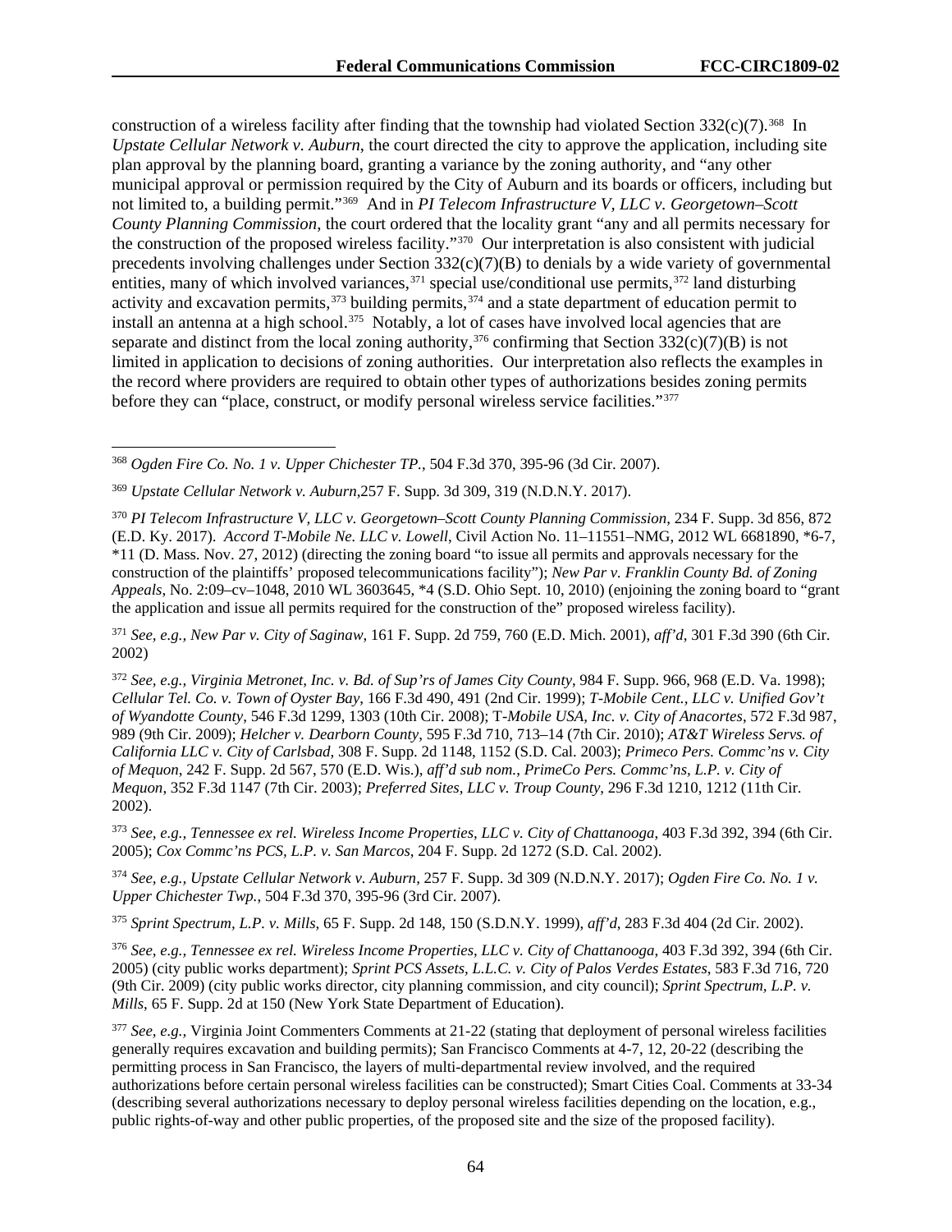construction of a wireless facility after finding that the township had violated Section 332(c)(7).[368] In *Upstate Cellular Network v. Auburn*, the court directed the city to approve the application, including site plan approval by the planning board, granting a variance by the zoning authority, and "any other municipal approval or permission required by the City of Auburn and its boards or officers, including but not limited to, a building permit."[369] And in *PI Telecom Infrastructure V, LLC v. Georgetown–Scott County Planning Commission*, the court ordered that the locality grant "any and all permits necessary for the construction of the proposed wireless facility."[370] Our interpretation is also consistent with judicial precedents involving challenges under Section 332(c)(7)(B) to denials by a wide variety of governmental entities, many of which involved variances,[371] special use/conditional use permits,[372] land disturbing activity and excavation permits,[373] building permits,[374] and a state department of education permit to install an antenna at a high school.[375] Notably, a lot of cases have involved local agencies that are separate and distinct from the local zoning authority,[376] confirming that Section 332(c)(7)(B) is not limited in application to decisions of zoning authorities. Our interpretation also reflects the examples in the record where providers are required to obtain other types of authorizations besides zoning permits before they can "place, construct, or modify personal wireless service facilities."[377]

---

[368] *Ogden Fire Co. No. 1 v. Upper Chichester TP.*, 504 F.3d 370, 395-96 (3d Cir. 2007).

[369] *Upstate Cellular Network v. Auburn*,257 F. Supp. 3d 309, 319 (N.D.N.Y. 2017).

[370] *PI Telecom Infrastructure V, LLC v. Georgetown–Scott County Planning Commission*, 234 F. Supp. 3d 856, 872 (E.D. Ky. 2017). *Accord T-Mobile Ne. LLC v. Lowell*, Civil Action No. 11–11551–NMG, 2012 WL 6681890, \*6-7, \*11 (D. Mass. Nov. 27, 2012) (directing the zoning board "to issue all permits and approvals necessary for the construction of the plaintiffs' proposed telecommunications facility"); *New Par v. Franklin County Bd. of Zoning Appeals*, No. 2:09–cv–1048, 2010 WL 3603645, \*4 (S.D. Ohio Sept. 10, 2010) (enjoining the zoning board to "grant the application and issue all permits required for the construction of the" proposed wireless facility).

[371] *See, e.g., New Par v. City of Saginaw*, 161 F. Supp. 2d 759, 760 (E.D. Mich. 2001), *aff'd*, 301 F.3d 390 (6th Cir. 2002)

[372] *See, e.g., Virginia Metronet, Inc. v. Bd. of Sup'rs of James City County*, 984 F. Supp. 966, 968 (E.D. Va. 1998); *Cellular Tel. Co. v. Town of Oyster Bay*, 166 F.3d 490, 491 (2nd Cir. 1999); *T-Mobile Cent., LLC v. Unified Gov't of Wyandotte County*, 546 F.3d 1299, 1303 (10th Cir. 2008); T-*Mobile USA, Inc. v. City of Anacortes*, 572 F.3d 987, 989 (9th Cir. 2009); *Helcher v. Dearborn County*, 595 F.3d 710, 713–14 (7th Cir. 2010); *AT&T Wireless Servs. of California LLC v. City of Carlsbad*, 308 F. Supp. 2d 1148, 1152 (S.D. Cal. 2003); *Primeco Pers. Commc'ns v. City of Mequon*, 242 F. Supp. 2d 567, 570 (E.D. Wis.), *aff'd sub nom., PrimeCo Pers. Commc'ns, L.P. v. City of Mequon*, 352 F.3d 1147 (7th Cir. 2003); *Preferred Sites, LLC v. Troup County*, 296 F.3d 1210, 1212 (11th Cir. 2002).

[373] *See, e.g., Tennessee ex rel. Wireless Income Properties, LLC v. City of Chattanooga*, 403 F.3d 392, 394 (6th Cir. 2005); *Cox Commc'ns PCS, L.P. v. San Marcos*, 204 F. Supp. 2d 1272 (S.D. Cal. 2002).

[374] *See, e.g., Upstate Cellular Network v. Auburn*, 257 F. Supp. 3d 309 (N.D.N.Y. 2017); *Ogden Fire Co. No. 1 v. Upper Chichester Twp.*, 504 F.3d 370, 395-96 (3rd Cir. 2007).

[375] *Sprint Spectrum, L.P. v. Mills*, 65 F. Supp. 2d 148, 150 (S.D.N.Y. 1999), *aff'd*, 283 F.3d 404 (2d Cir. 2002).

[376] *See, e.g., Tennessee ex rel. Wireless Income Properties, LLC v. City of Chattanooga*, 403 F.3d 392, 394 (6th Cir. 2005) (city public works department); *Sprint PCS Assets, L.L.C. v. City of Palos Verdes Estates*, 583 F.3d 716, 720 (9th Cir. 2009) (city public works director, city planning commission, and city council); *Sprint Spectrum, L.P. v. Mills*, 65 F. Supp. 2d at 150 (New York State Department of Education).

[377] *See, e.g.,* Virginia Joint Commenters Comments at 21-22 (stating that deployment of personal wireless facilities generally requires excavation and building permits); San Francisco Comments at 4-7, 12, 20-22 (describing the permitting process in San Francisco, the layers of multi-departmental review involved, and the required authorizations before certain personal wireless facilities can be constructed); Smart Cities Coal. Comments at 33-34 (describing several authorizations necessary to deploy personal wireless facilities depending on the location, e.g., public rights-of-way and other public properties, of the proposed site and the size of the proposed facility).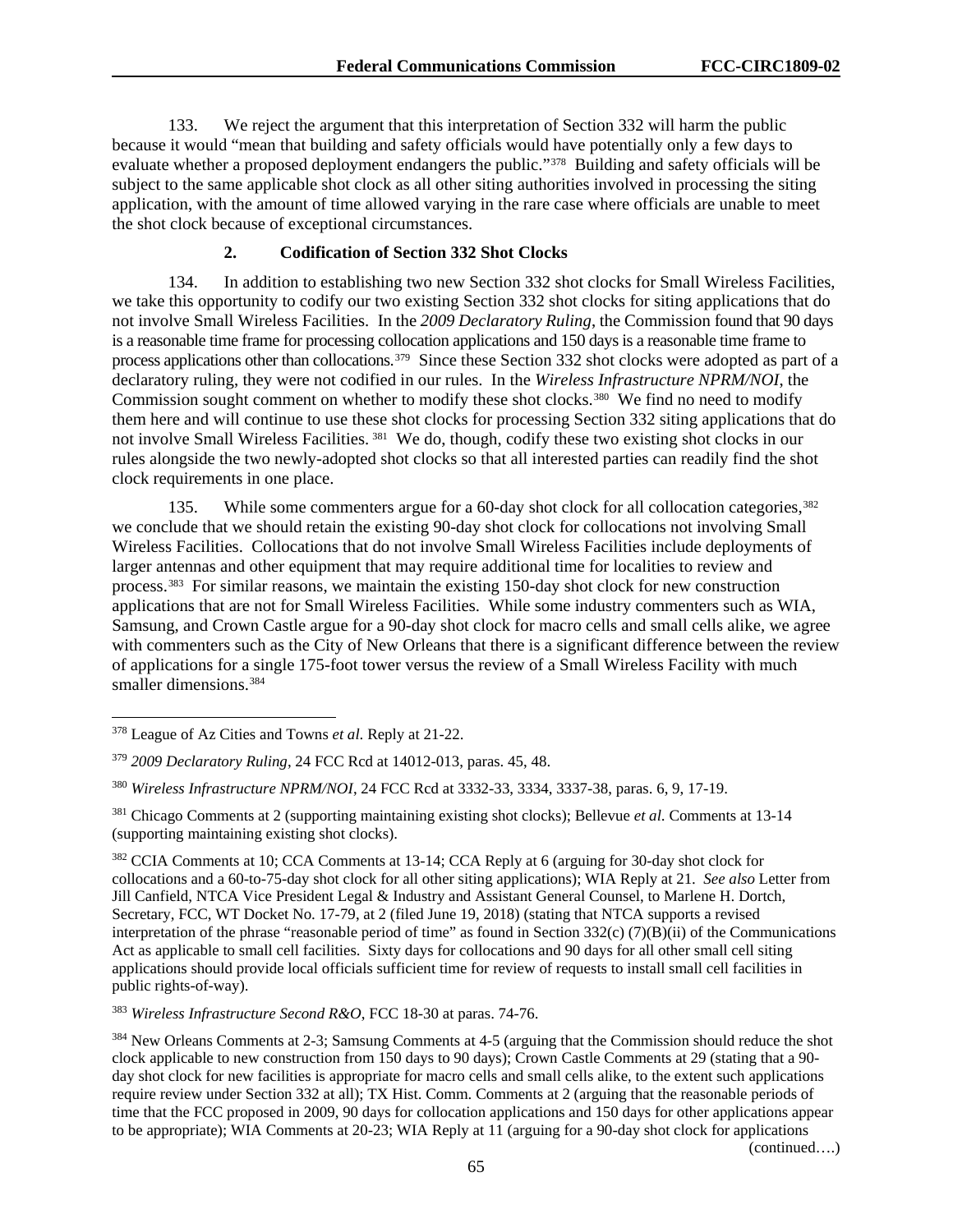133. We reject the argument that this interpretation of Section 332 will harm the public because it would "mean that building and safety officials would have potentially only a few days to evaluate whether a proposed deployment endangers the public."[378] Building and safety officials will be subject to the same applicable shot clock as all other siting authorities involved in processing the siting application, with the amount of time allowed varying in the rare case where officials are unable to meet the shot clock because of exceptional circumstances.

### 2. Codification of Section 332 Shot Clocks

134. In addition to establishing two new Section 332 shot clocks for Small Wireless Facilities, we take this opportunity to codify our two existing Section 332 shot clocks for siting applications that do not involve Small Wireless Facilities. In the *2009 Declaratory Ruling*, the Commission found that 90 days is a reasonable time frame for processing collocation applications and 150 days is a reasonable time frame to process applications other than collocations.[379] Since these Section 332 shot clocks were adopted as part of a declaratory ruling, they were not codified in our rules. In the *Wireless Infrastructure NPRM/NOI*, the Commission sought comment on whether to modify these shot clocks.[380] We find no need to modify them here and will continue to use these shot clocks for processing Section 332 siting applications that do not involve Small Wireless Facilities.[381] We do, though, codify these two existing shot clocks in our rules alongside the two newly-adopted shot clocks so that all interested parties can readily find the shot clock requirements in one place.

135. While some commenters argue for a 60-day shot clock for all collocation categories,[382] we conclude that we should retain the existing 90-day shot clock for collocations not involving Small Wireless Facilities. Collocations that do not involve Small Wireless Facilities include deployments of larger antennas and other equipment that may require additional time for localities to review and process.[383] For similar reasons, we maintain the existing 150-day shot clock for new construction applications that are not for Small Wireless Facilities. While some industry commenters such as WIA, Samsung, and Crown Castle argue for a 90-day shot clock for macro cells and small cells alike, we agree with commenters such as the City of New Orleans that there is a significant difference between the review of applications for a single 175-foot tower versus the review of a Small Wireless Facility with much smaller dimensions.[384]

---

[378] League of Az Cities and Towns *et al.* Reply at 21-22.

[379] *2009 Declaratory Ruling*, 24 FCC Rcd at 14012-013, paras. 45, 48.

[380] *Wireless Infrastructure NPRM/NOI*, 24 FCC Rcd at 3332-33, 3334, 3337-38, paras. 6, 9, 17-19.

[381] Chicago Comments at 2 (supporting maintaining existing shot clocks); Bellevue *et al.* Comments at 13-14 (supporting maintaining existing shot clocks).

[382] CCIA Comments at 10; CCA Comments at 13-14; CCA Reply at 6 (arguing for 30-day shot clock for collocations and a 60-to-75-day shot clock for all other siting applications); WIA Reply at 21. *See also* Letter from Jill Canfield, NTCA Vice President Legal & Industry and Assistant General Counsel, to Marlene H. Dortch, Secretary, FCC, WT Docket No. 17-79, at 2 (filed June 19, 2018) (stating that NTCA supports a revised interpretation of the phrase "reasonable period of time" as found in Section 332(c) (7)(B)(ii) of the Communications Act as applicable to small cell facilities. Sixty days for collocations and 90 days for all other small cell siting applications should provide local officials sufficient time for review of requests to install small cell facilities in public rights-of-way).

[383] *Wireless Infrastructure Second R&O*, FCC 18-30 at paras. 74-76.

[384] New Orleans Comments at 2-3; Samsung Comments at 4-5 (arguing that the Commission should reduce the shot clock applicable to new construction from 150 days to 90 days); Crown Castle Comments at 29 (stating that a 90-day shot clock for new facilities is appropriate for macro cells and small cells alike, to the extent such applications require review under Section 332 at all); TX Hist. Comm. Comments at 2 (arguing that the reasonable periods of time that the FCC proposed in 2009, 90 days for collocation applications and 150 days for other applications appear to be appropriate); WIA Comments at 20-23; WIA Reply at 11 (arguing for a 90-day shot clock for applications

(continued….)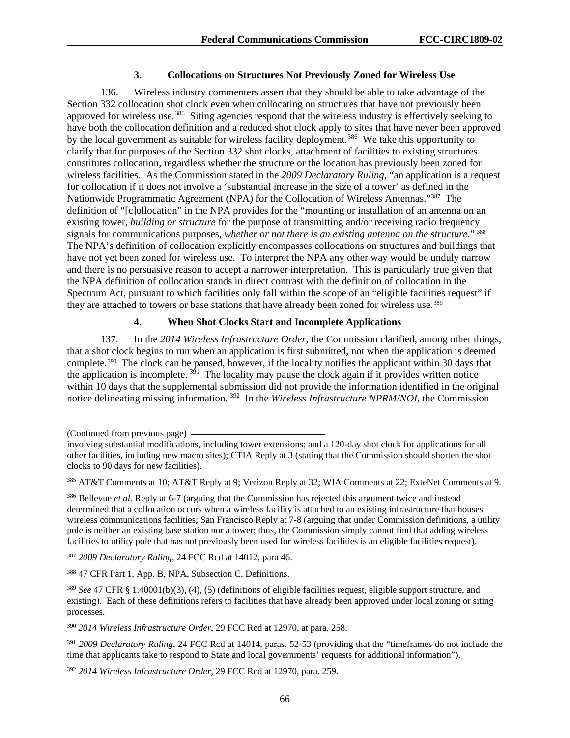### 3. Collocations on Structures Not Previously Zoned for Wireless Use

136. Wireless industry commenters assert that they should be able to take advantage of the Section 332 collocation shot clock even when collocating on structures that have not previously been approved for wireless use.[385] Siting agencies respond that the wireless industry is effectively seeking to have both the collocation definition and a reduced shot clock apply to sites that have never been approved by the local government as suitable for wireless facility deployment.[386] We take this opportunity to clarify that for purposes of the Section 332 shot clocks, attachment of facilities to existing structures constitutes collocation, regardless whether the structure or the location has previously been zoned for wireless facilities. As the Commission stated in the *2009 Declaratory Ruling*, "an application is a request for collocation if it does not involve a 'substantial increase in the size of a tower' as defined in the Nationwide Programmatic Agreement (NPA) for the Collocation of Wireless Antennas."[387] The definition of "[c]ollocation" in the NPA provides for the "mounting or installation of an antenna on an existing tower, *building or structure* for the purpose of transmitting and/or receiving radio frequency signals for communications purposes, *whether or not there is an existing antenna on the structure.*"[388] The NPA's definition of collocation explicitly encompasses collocations on structures and buildings that have not yet been zoned for wireless use. To interpret the NPA any other way would be unduly narrow and there is no persuasive reason to accept a narrower interpretation. This is particularly true given that the NPA definition of collocation stands in direct contrast with the definition of collocation in the Spectrum Act, pursuant to which facilities only fall within the scope of an "eligible facilities request" if they are attached to towers or base stations that have already been zoned for wireless use.[389]

### 4. When Shot Clocks Start and Incomplete Applications

137. In the *2014 Wireless Infrastructure Order*, the Commission clarified, among other things, that a shot clock begins to run when an application is first submitted, not when the application is deemed complete.[390] The clock can be paused, however, if the locality notifies the applicant within 30 days that the application is incomplete.[391] The locality may pause the clock again if it provides written notice within 10 days that the supplemental submission did not provide the information identified in the original notice delineating missing information.[392] In the *Wireless Infrastructure NPRM/NOI*, the Commission

(Continued from previous page) involving substantial modifications, including tower extensions; and a 120-day shot clock for applications for all other facilities, including new macro sites); CTIA Reply at 3 (stating that the Commission should shorten the shot clocks to 90 days for new facilities).

[385] AT&T Comments at 10; AT&T Reply at 9; Verizon Reply at 32; WIA Comments at 22; ExteNet Comments at 9.

[386] Bellevue *et al.* Reply at 6-7 (arguing that the Commission has rejected this argument twice and instead determined that a collocation occurs when a wireless facility is attached to an existing infrastructure that houses wireless communications facilities; San Francisco Reply at 7-8 (arguing that under Commission definitions, a utility pole is neither an existing base station nor a tower; thus, the Commission simply cannot find that adding wireless facilities to utility pole that has not previously been used for wireless facilities is an eligible facilities request).

[387] *2009 Declaratory Ruling*, 24 FCC Rcd at 14012, para 46.

[388] 47 CFR Part 1, App. B, NPA, Subsection C, Definitions.

[389] *See* 47 CFR § 1.40001(b)(3), (4), (5) (definitions of eligible facilities request, eligible support structure, and existing). Each of these definitions refers to facilities that have already been approved under local zoning or siting processes.

[390] *2014 Wireless Infrastructure Order*, 29 FCC Rcd at 12970, at para. 258.

[391] *2009 Declaratory Ruling*, 24 FCC Rcd at 14014, paras. 52-53 (providing that the "timeframes do not include the time that applicants take to respond to State and local governments' requests for additional information").

[392] *2014 Wireless Infrastructure Order*, 29 FCC Rcd at 12970, para. 259.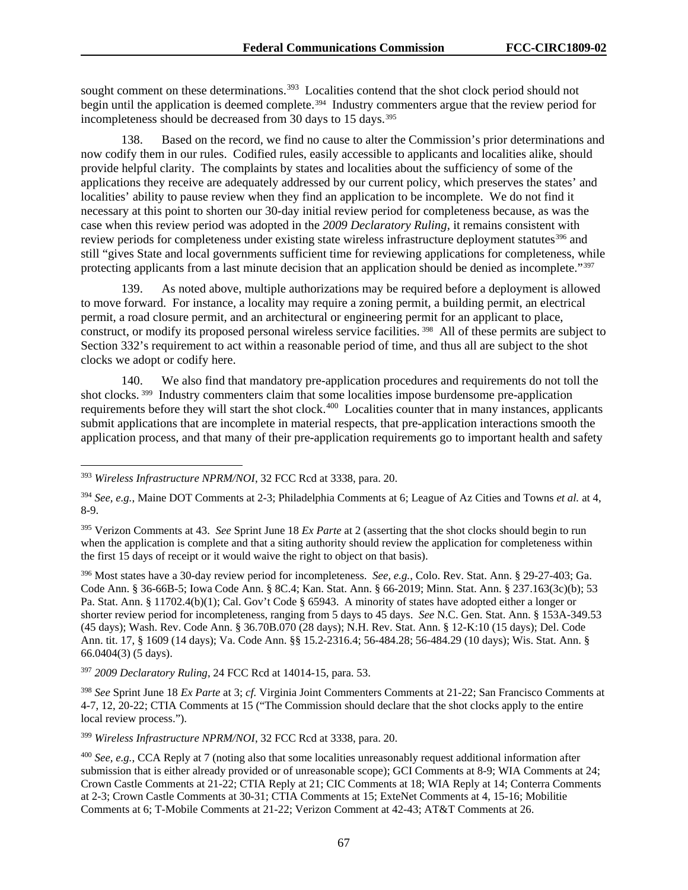sought comment on these determinations.[393] Localities contend that the shot clock period should not begin until the application is deemed complete.[394] Industry commenters argue that the review period for incompleteness should be decreased from 30 days to 15 days.[395]

138. Based on the record, we find no cause to alter the Commission's prior determinations and now codify them in our rules. Codified rules, easily accessible to applicants and localities alike, should provide helpful clarity. The complaints by states and localities about the sufficiency of some of the applications they receive are adequately addressed by our current policy, which preserves the states' and localities' ability to pause review when they find an application to be incomplete. We do not find it necessary at this point to shorten our 30-day initial review period for completeness because, as was the case when this review period was adopted in the *2009 Declaratory Ruling*, it remains consistent with review periods for completeness under existing state wireless infrastructure deployment statutes[396] and still "gives State and local governments sufficient time for reviewing applications for completeness, while protecting applicants from a last minute decision that an application should be denied as incomplete."[397]

139. As noted above, multiple authorizations may be required before a deployment is allowed to move forward. For instance, a locality may require a zoning permit, a building permit, an electrical permit, a road closure permit, and an architectural or engineering permit for an applicant to place, construct, or modify its proposed personal wireless service facilities. [398] All of these permits are subject to Section 332's requirement to act within a reasonable period of time, and thus all are subject to the shot clocks we adopt or codify here.

140. We also find that mandatory pre-application procedures and requirements do not toll the shot clocks. [399] Industry commenters claim that some localities impose burdensome pre-application requirements before they will start the shot clock.[400] Localities counter that in many instances, applicants submit applications that are incomplete in material respects, that pre-application interactions smooth the application process, and that many of their pre-application requirements go to important health and safety

---

[393] *Wireless Infrastructure NPRM/NOI*, 32 FCC Rcd at 3338, para. 20.

[394] *See, e.g.*, Maine DOT Comments at 2-3; Philadelphia Comments at 6; League of Az Cities and Towns *et al.* at 4, 8-9.

[395] Verizon Comments at 43. *See* Sprint June 18 *Ex Parte* at 2 (asserting that the shot clocks should begin to run when the application is complete and that a siting authority should review the application for completeness within the first 15 days of receipt or it would waive the right to object on that basis).

[396] Most states have a 30-day review period for incompleteness. *See, e.g.*, Colo. Rev. Stat. Ann. § 29-27-403; Ga. Code Ann. § 36-66B-5; Iowa Code Ann. § 8C.4; Kan. Stat. Ann. § 66-2019; Minn. Stat. Ann. § 237.163(3c)(b); 53 Pa. Stat. Ann. § 11702.4(b)(1); Cal. Gov't Code § 65943. A minority of states have adopted either a longer or shorter review period for incompleteness, ranging from 5 days to 45 days. *See* N.C. Gen. Stat. Ann. § 153A-349.53 (45 days); Wash. Rev. Code Ann. § 36.70B.070 (28 days); N.H. Rev. Stat. Ann. § 12-K:10 (15 days); Del. Code Ann. tit. 17, § 1609 (14 days); Va. Code Ann. §§ 15.2-2316.4; 56-484.28; 56-484.29 (10 days); Wis. Stat. Ann. § 66.0404(3) (5 days).

[397] *2009 Declaratory Ruling*, 24 FCC Rcd at 14014-15, para. 53.

[398] *See* Sprint June 18 *Ex Parte* at 3; *cf.* Virginia Joint Commenters Comments at 21-22; San Francisco Comments at 4-7, 12, 20-22; CTIA Comments at 15 ("The Commission should declare that the shot clocks apply to the entire local review process.").

[399] *Wireless Infrastructure NPRM/NOI*, 32 FCC Rcd at 3338, para. 20.

[400] *See, e.g.*, CCA Reply at 7 (noting also that some localities unreasonably request additional information after submission that is either already provided or of unreasonable scope); GCI Comments at 8-9; WIA Comments at 24; Crown Castle Comments at 21-22; CTIA Reply at 21; CIC Comments at 18; WIA Reply at 14; Conterra Comments at 2-3; Crown Castle Comments at 30-31; CTIA Comments at 15; ExteNet Comments at 4, 15-16; Mobilitie Comments at 6; T-Mobile Comments at 21-22; Verizon Comment at 42-43; AT&T Comments at 26.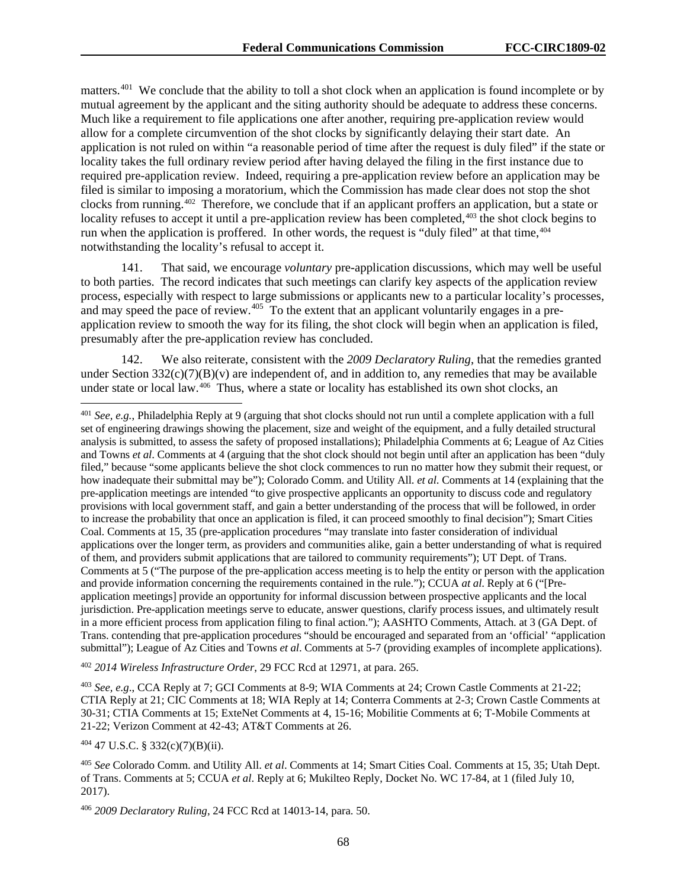matters.[401] We conclude that the ability to toll a shot clock when an application is found incomplete or by mutual agreement by the applicant and the siting authority should be adequate to address these concerns. Much like a requirement to file applications one after another, requiring pre-application review would allow for a complete circumvention of the shot clocks by significantly delaying their start date. An application is not ruled on within "a reasonable period of time after the request is duly filed" if the state or locality takes the full ordinary review period after having delayed the filing in the first instance due to required pre-application review. Indeed, requiring a pre-application review before an application may be filed is similar to imposing a moratorium, which the Commission has made clear does not stop the shot clocks from running.[402] Therefore, we conclude that if an applicant proffers an application, but a state or locality refuses to accept it until a pre-application review has been completed,[403] the shot clock begins to run when the application is proffered. In other words, the request is "duly filed" at that time,[404] notwithstanding the locality's refusal to accept it.

141. That said, we encourage *voluntary* pre-application discussions, which may well be useful to both parties. The record indicates that such meetings can clarify key aspects of the application review process, especially with respect to large submissions or applicants new to a particular locality's processes, and may speed the pace of review.[405] To the extent that an applicant voluntarily engages in a pre-application review to smooth the way for its filing, the shot clock will begin when an application is filed, presumably after the pre-application review has concluded.

142. We also reiterate, consistent with the *2009 Declaratory Ruling*, that the remedies granted under Section 332(c)(7)(B)(v) are independent of, and in addition to, any remedies that may be available under state or local law.[406] Thus, where a state or locality has established its own shot clocks, an

---

[401] *See, e.g.*, Philadelphia Reply at 9 (arguing that shot clocks should not run until a complete application with a full set of engineering drawings showing the placement, size and weight of the equipment, and a fully detailed structural analysis is submitted, to assess the safety of proposed installations); Philadelphia Comments at 6; League of Az Cities and Towns *et al*. Comments at 4 (arguing that the shot clock should not begin until after an application has been "duly filed," because "some applicants believe the shot clock commences to run no matter how they submit their request, or how inadequate their submittal may be"); Colorado Comm. and Utility All. *et al.* Comments at 14 (explaining that the pre-application meetings are intended "to give prospective applicants an opportunity to discuss code and regulatory provisions with local government staff, and gain a better understanding of the process that will be followed, in order to increase the probability that once an application is filed, it can proceed smoothly to final decision"); Smart Cities Coal. Comments at 15, 35 (pre-application procedures "may translate into faster consideration of individual applications over the longer term, as providers and communities alike, gain a better understanding of what is required of them, and providers submit applications that are tailored to community requirements"); UT Dept. of Trans. Comments at 5 ("The purpose of the pre-application access meeting is to help the entity or person with the application and provide information concerning the requirements contained in the rule."); CCUA *at al*. Reply at 6 ("[Pre-application meetings] provide an opportunity for informal discussion between prospective applicants and the local jurisdiction. Pre-application meetings serve to educate, answer questions, clarify process issues, and ultimately result in a more efficient process from application filing to final action."); AASHTO Comments, Attach. at 3 (GA Dept. of Trans. contending that pre-application procedures "should be encouraged and separated from an 'official' "application submittal"); League of Az Cities and Towns *et al*. Comments at 5-7 (providing examples of incomplete applications).

[402] *2014 Wireless Infrastructure Order*, 29 FCC Rcd at 12971, at para. 265.

[403] *See, e.g.*, CCA Reply at 7; GCI Comments at 8-9; WIA Comments at 24; Crown Castle Comments at 21-22; CTIA Reply at 21; CIC Comments at 18; WIA Reply at 14; Conterra Comments at 2-3; Crown Castle Comments at 30-31; CTIA Comments at 15; ExteNet Comments at 4, 15-16; Mobilitie Comments at 6; T-Mobile Comments at 21-22; Verizon Comment at 42-43; AT&T Comments at 26.

[404] 47 U.S.C. § 332(c)(7)(B)(ii).

[405] *See* Colorado Comm. and Utility All. *et al*. Comments at 14; Smart Cities Coal. Comments at 15, 35; Utah Dept. of Trans. Comments at 5; CCUA *et al*. Reply at 6; Mukilteo Reply, Docket No. WC 17-84, at 1 (filed July 10, 2017).

[406] *2009 Declaratory Ruling*, 24 FCC Rcd at 14013-14, para. 50.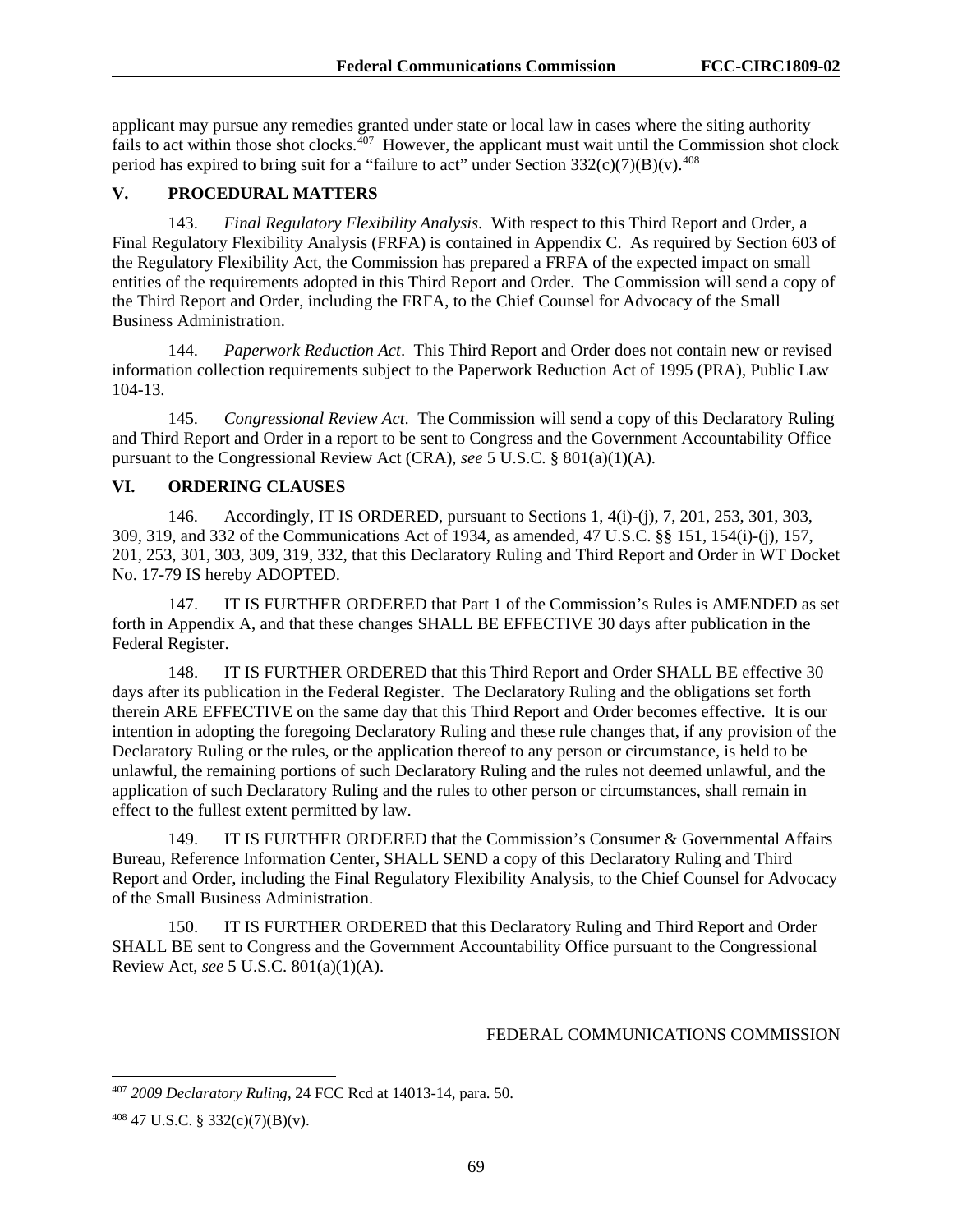applicant may pursue any remedies granted under state or local law in cases where the siting authority fails to act within those shot clocks.[407] However, the applicant must wait until the Commission shot clock period has expired to bring suit for a "failure to act" under Section 332(c)(7)(B)(v).[408]

## V. PROCEDURAL MATTERS

143. *Final Regulatory Flexibility Analysis*. With respect to this Third Report and Order, a Final Regulatory Flexibility Analysis (FRFA) is contained in Appendix C. As required by Section 603 of the Regulatory Flexibility Act, the Commission has prepared a FRFA of the expected impact on small entities of the requirements adopted in this Third Report and Order. The Commission will send a copy of the Third Report and Order, including the FRFA, to the Chief Counsel for Advocacy of the Small Business Administration.

144. *Paperwork Reduction Act*. This Third Report and Order does not contain new or revised information collection requirements subject to the Paperwork Reduction Act of 1995 (PRA), Public Law 104-13.

145. *Congressional Review Act*. The Commission will send a copy of this Declaratory Ruling and Third Report and Order in a report to be sent to Congress and the Government Accountability Office pursuant to the Congressional Review Act (CRA), *see* 5 U.S.C. § 801(a)(1)(A).

## VI. ORDERING CLAUSES

146. Accordingly, IT IS ORDERED, pursuant to Sections 1, 4(i)-(j), 7, 201, 253, 301, 303, 309, 319, and 332 of the Communications Act of 1934, as amended, 47 U.S.C. §§ 151, 154(i)-(j), 157, 201, 253, 301, 303, 309, 319, 332, that this Declaratory Ruling and Third Report and Order in WT Docket No. 17-79 IS hereby ADOPTED.

147. IT IS FURTHER ORDERED that Part 1 of the Commission's Rules is AMENDED as set forth in Appendix A, and that these changes SHALL BE EFFECTIVE 30 days after publication in the Federal Register.

148. IT IS FURTHER ORDERED that this Third Report and Order SHALL BE effective 30 days after its publication in the Federal Register. The Declaratory Ruling and the obligations set forth therein ARE EFFECTIVE on the same day that this Third Report and Order becomes effective. It is our intention in adopting the foregoing Declaratory Ruling and these rule changes that, if any provision of the Declaratory Ruling or the rules, or the application thereof to any person or circumstance, is held to be unlawful, the remaining portions of such Declaratory Ruling and the rules not deemed unlawful, and the application of such Declaratory Ruling and the rules to other person or circumstances, shall remain in effect to the fullest extent permitted by law.

149. IT IS FURTHER ORDERED that the Commission's Consumer & Governmental Affairs Bureau, Reference Information Center, SHALL SEND a copy of this Declaratory Ruling and Third Report and Order, including the Final Regulatory Flexibility Analysis, to the Chief Counsel for Advocacy of the Small Business Administration.

150. IT IS FURTHER ORDERED that this Declaratory Ruling and Third Report and Order SHALL BE sent to Congress and the Government Accountability Office pursuant to the Congressional Review Act, *see* 5 U.S.C. 801(a)(1)(A).

FEDERAL COMMUNICATIONS COMMISSION

---

[407] *2009 Declaratory Ruling*, 24 FCC Rcd at 14013-14, para. 50.

[408] 47 U.S.C. § 332(c)(7)(B)(v).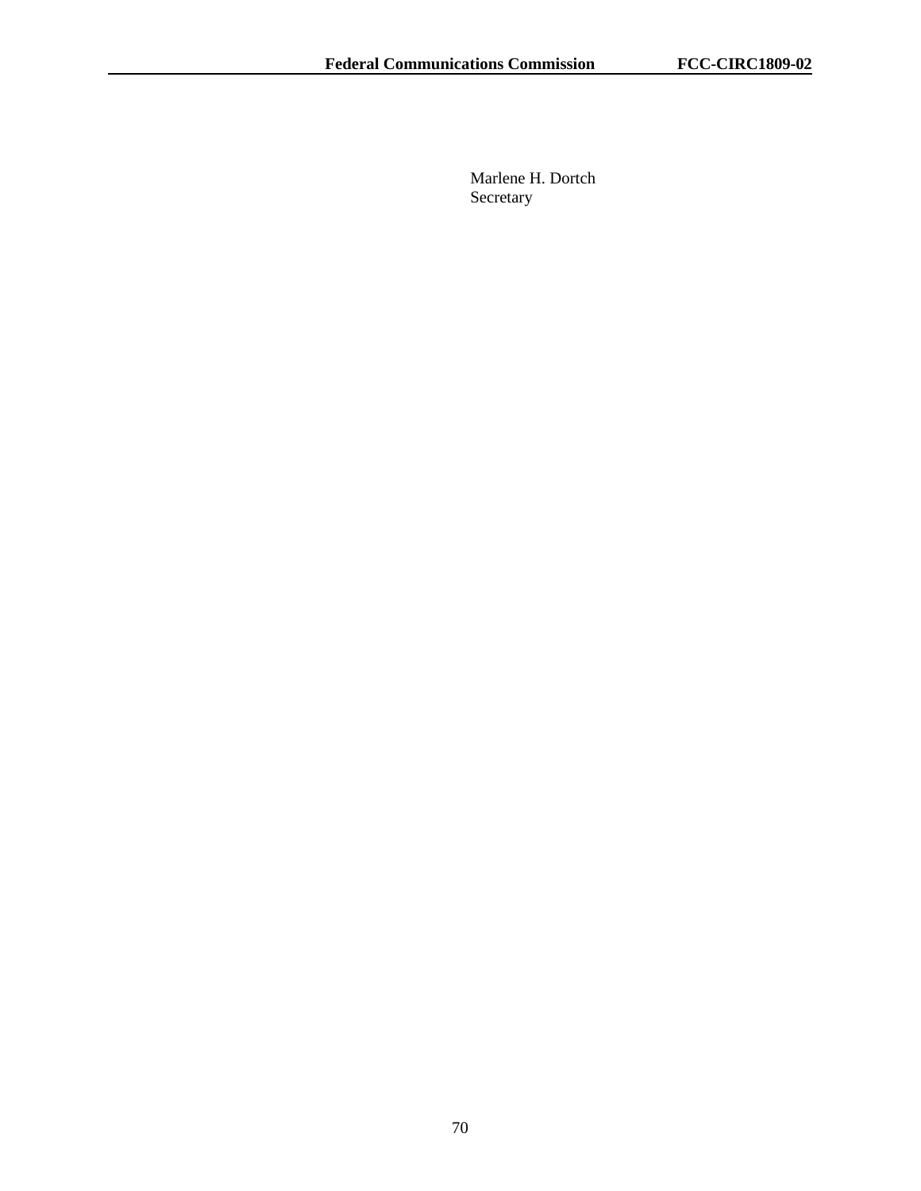Marlene H. Dortch
Secretary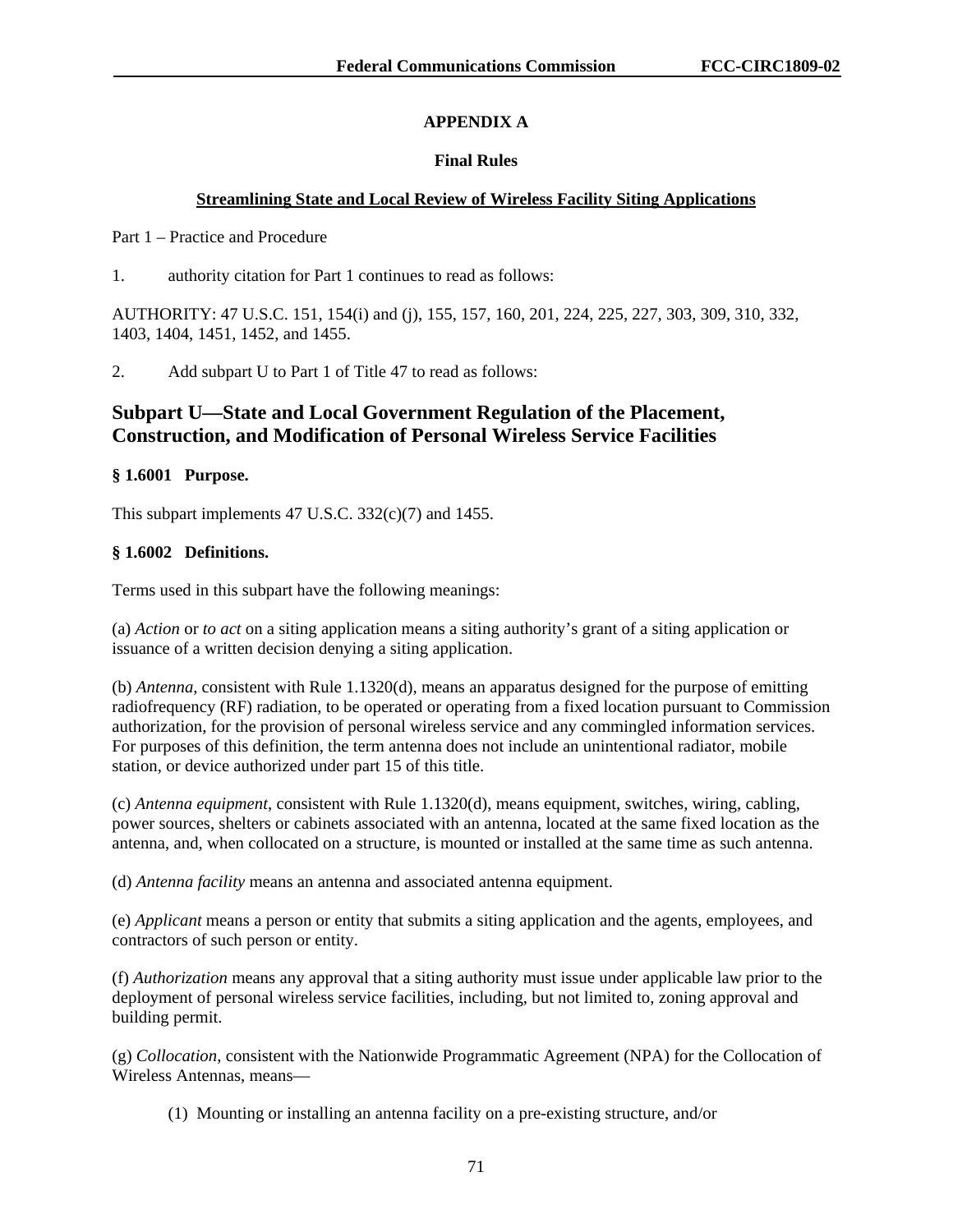## APPENDIX A

### Final Rules

**Streamlining State and Local Review of Wireless Facility Siting Applications**

Part 1 – Practice and Procedure

1. authority citation for Part 1 continues to read as follows:

AUTHORITY: 47 U.S.C. 151, 154(i) and (j), 155, 157, 160, 201, 224, 225, 227, 303, 309, 310, 332, 1403, 1404, 1451, 1452, and 1455.

2. Add subpart U to Part 1 of Title 47 to read as follows:

## Subpart U—State and Local Government Regulation of the Placement, Construction, and Modification of Personal Wireless Service Facilities

### § 1.6001 Purpose.

This subpart implements 47 U.S.C. 332(c)(7) and 1455.

### § 1.6002 Definitions.

Terms used in this subpart have the following meanings:

(a) *Action* or *to act* on a siting application means a siting authority's grant of a siting application or issuance of a written decision denying a siting application.

(b) *Antenna*, consistent with Rule 1.1320(d), means an apparatus designed for the purpose of emitting radiofrequency (RF) radiation, to be operated or operating from a fixed location pursuant to Commission authorization, for the provision of personal wireless service and any commingled information services. For purposes of this definition, the term antenna does not include an unintentional radiator, mobile station, or device authorized under part 15 of this title.

(c) *Antenna equipment*, consistent with Rule 1.1320(d), means equipment, switches, wiring, cabling, power sources, shelters or cabinets associated with an antenna, located at the same fixed location as the antenna, and, when collocated on a structure, is mounted or installed at the same time as such antenna.

(d) *Antenna facility* means an antenna and associated antenna equipment.

(e) *Applicant* means a person or entity that submits a siting application and the agents, employees, and contractors of such person or entity.

(f) *Authorization* means any approval that a siting authority must issue under applicable law prior to the deployment of personal wireless service facilities, including, but not limited to, zoning approval and building permit.

(g) *Collocation*, consistent with the Nationwide Programmatic Agreement (NPA) for the Collocation of Wireless Antennas, means—

(1) Mounting or installing an antenna facility on a pre-existing structure, and/or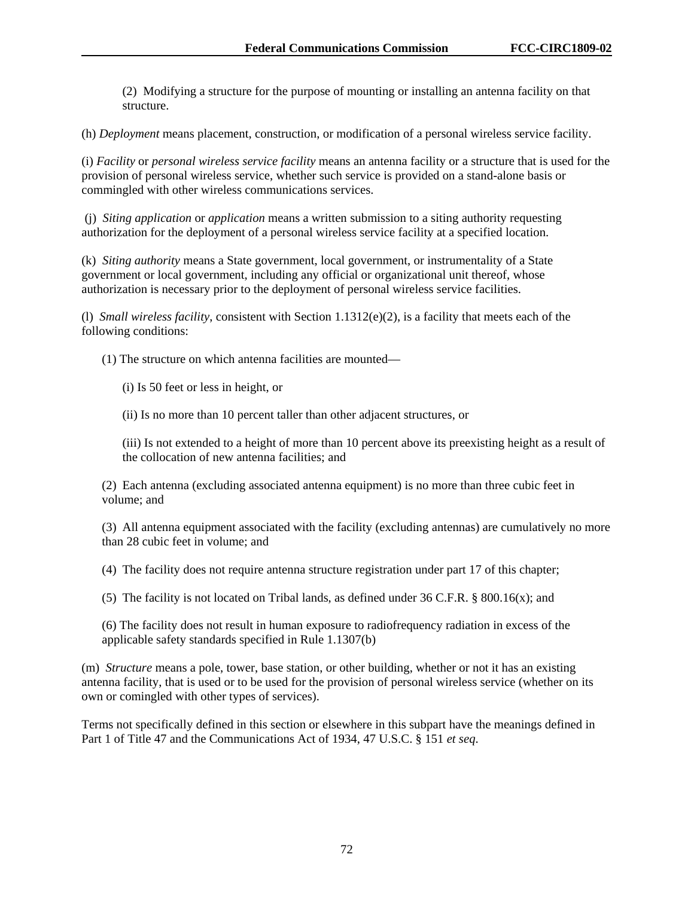(2) Modifying a structure for the purpose of mounting or installing an antenna facility on that structure.

(h) *Deployment* means placement, construction, or modification of a personal wireless service facility.

(i) *Facility* or *personal wireless service facility* means an antenna facility or a structure that is used for the provision of personal wireless service, whether such service is provided on a stand-alone basis or commingled with other wireless communications services.

(j) *Siting application* or *application* means a written submission to a siting authority requesting authorization for the deployment of a personal wireless service facility at a specified location.

(k) *Siting authority* means a State government, local government, or instrumentality of a State government or local government, including any official or organizational unit thereof, whose authorization is necessary prior to the deployment of personal wireless service facilities.

(l) *Small wireless facility*, consistent with Section 1.1312(e)(2), is a facility that meets each of the following conditions:

(1) The structure on which antenna facilities are mounted—

(i) Is 50 feet or less in height, or

(ii) Is no more than 10 percent taller than other adjacent structures, or

(iii) Is not extended to a height of more than 10 percent above its preexisting height as a result of the collocation of new antenna facilities; and

(2) Each antenna (excluding associated antenna equipment) is no more than three cubic feet in volume; and

(3) All antenna equipment associated with the facility (excluding antennas) are cumulatively no more than 28 cubic feet in volume; and

(4) The facility does not require antenna structure registration under part 17 of this chapter;

(5) The facility is not located on Tribal lands, as defined under 36 C.F.R. § 800.16(x); and

(6) The facility does not result in human exposure to radiofrequency radiation in excess of the applicable safety standards specified in Rule 1.1307(b)

(m) *Structure* means a pole, tower, base station, or other building, whether or not it has an existing antenna facility, that is used or to be used for the provision of personal wireless service (whether on its own or comingled with other types of services).

Terms not specifically defined in this section or elsewhere in this subpart have the meanings defined in Part 1 of Title 47 and the Communications Act of 1934, 47 U.S.C. § 151 *et seq*.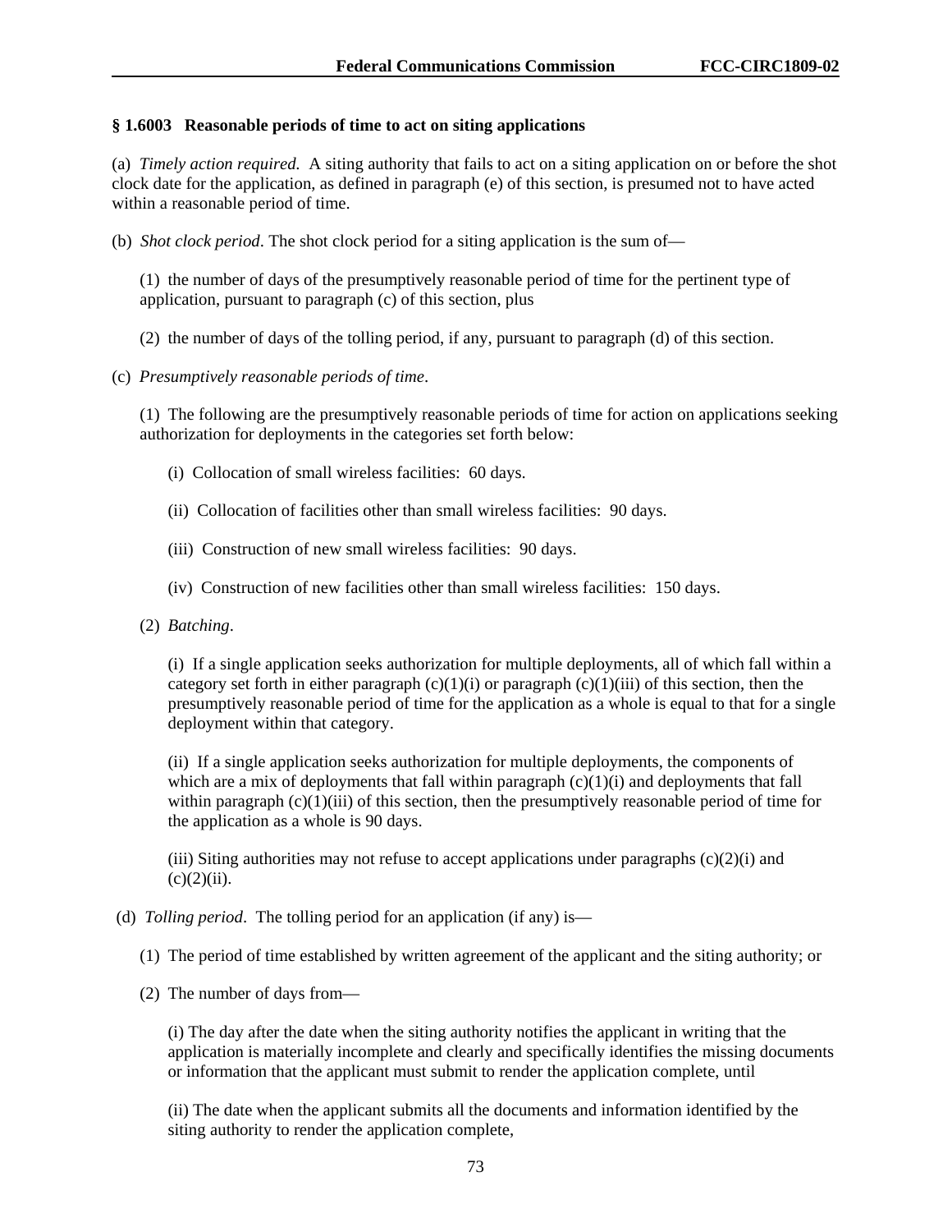### § 1.6003 Reasonable periods of time to act on siting applications

(a) *Timely action required.* A siting authority that fails to act on a siting application on or before the shot clock date for the application, as defined in paragraph (e) of this section, is presumed not to have acted within a reasonable period of time.

(b) *Shot clock period*. The shot clock period for a siting application is the sum of—

(1) the number of days of the presumptively reasonable period of time for the pertinent type of application, pursuant to paragraph (c) of this section, plus

(2) the number of days of the tolling period, if any, pursuant to paragraph (d) of this section.

(c) *Presumptively reasonable periods of time*.

(1) The following are the presumptively reasonable periods of time for action on applications seeking authorization for deployments in the categories set forth below:

(i) Collocation of small wireless facilities: 60 days.

(ii) Collocation of facilities other than small wireless facilities: 90 days.

(iii) Construction of new small wireless facilities: 90 days.

(iv) Construction of new facilities other than small wireless facilities: 150 days.

(2) *Batching*.

(i) If a single application seeks authorization for multiple deployments, all of which fall within a category set forth in either paragraph (c)(1)(i) or paragraph (c)(1)(iii) of this section, then the presumptively reasonable period of time for the application as a whole is equal to that for a single deployment within that category.

(ii) If a single application seeks authorization for multiple deployments, the components of which are a mix of deployments that fall within paragraph (c)(1)(i) and deployments that fall within paragraph (c)(1)(iii) of this section, then the presumptively reasonable period of time for the application as a whole is 90 days.

(iii) Siting authorities may not refuse to accept applications under paragraphs (c)(2)(i) and (c)(2)(ii).

(d) *Tolling period*. The tolling period for an application (if any) is—

(1) The period of time established by written agreement of the applicant and the siting authority; or

(2) The number of days from—

(i) The day after the date when the siting authority notifies the applicant in writing that the application is materially incomplete and clearly and specifically identifies the missing documents or information that the applicant must submit to render the application complete, until

(ii) The date when the applicant submits all the documents and information identified by the siting authority to render the application complete,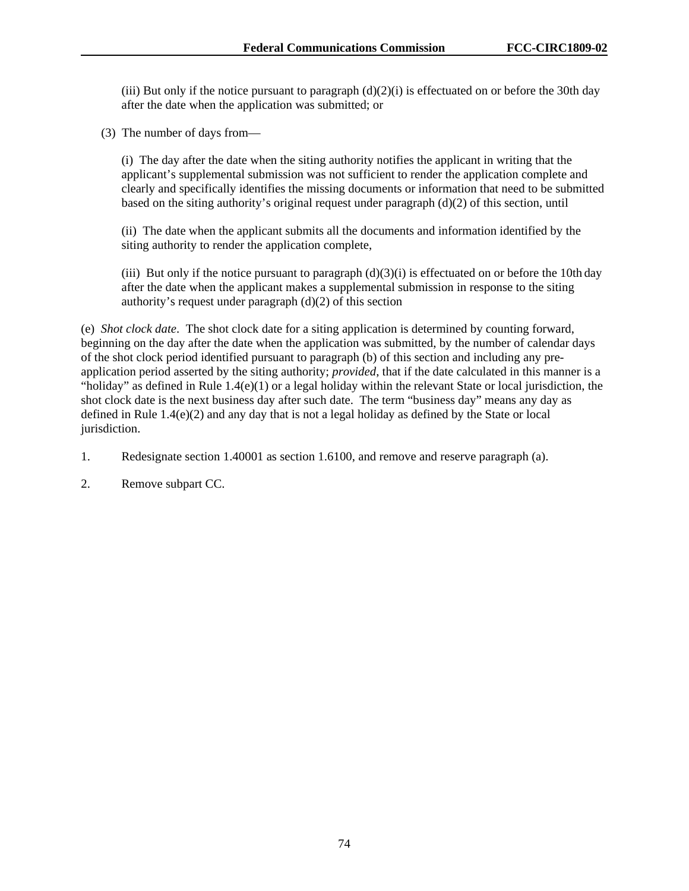(iii) But only if the notice pursuant to paragraph (d)(2)(i) is effectuated on or before the 30th day after the date when the application was submitted; or

(3) The number of days from—

(i) The day after the date when the siting authority notifies the applicant in writing that the applicant's supplemental submission was not sufficient to render the application complete and clearly and specifically identifies the missing documents or information that need to be submitted based on the siting authority's original request under paragraph (d)(2) of this section, until

(ii) The date when the applicant submits all the documents and information identified by the siting authority to render the application complete,

(iii) But only if the notice pursuant to paragraph (d)(3)(i) is effectuated on or before the 10th day after the date when the applicant makes a supplemental submission in response to the siting authority's request under paragraph (d)(2) of this section

(e) *Shot clock date*. The shot clock date for a siting application is determined by counting forward, beginning on the day after the date when the application was submitted, by the number of calendar days of the shot clock period identified pursuant to paragraph (b) of this section and including any pre-application period asserted by the siting authority; *provided*, that if the date calculated in this manner is a "holiday" as defined in Rule 1.4(e)(1) or a legal holiday within the relevant State or local jurisdiction, the shot clock date is the next business day after such date. The term "business day" means any day as defined in Rule 1.4(e)(2) and any day that is not a legal holiday as defined by the State or local jurisdiction.

1. Redesignate section 1.40001 as section 1.6100, and remove and reserve paragraph (a).

2. Remove subpart CC.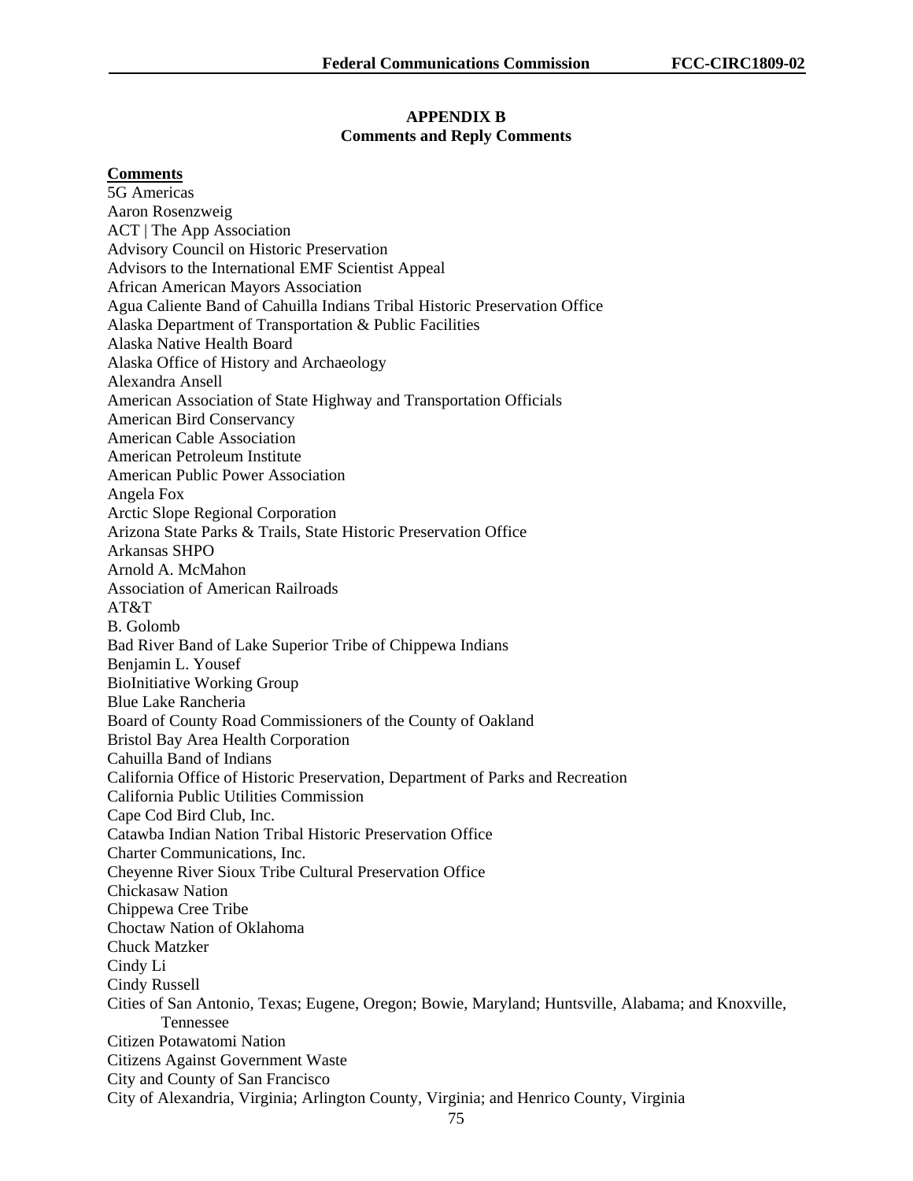## APPENDIX B
## Comments and Reply Comments

**Comments**

5G Americas
Aaron Rosenzweig
ACT | The App Association
Advisory Council on Historic Preservation
Advisors to the International EMF Scientist Appeal
African American Mayors Association
Agua Caliente Band of Cahuilla Indians Tribal Historic Preservation Office
Alaska Department of Transportation & Public Facilities
Alaska Native Health Board
Alaska Office of History and Archaeology
Alexandra Ansell
American Association of State Highway and Transportation Officials
American Bird Conservancy
American Cable Association
American Petroleum Institute
American Public Power Association
Angela Fox
Arctic Slope Regional Corporation
Arizona State Parks & Trails, State Historic Preservation Office
Arkansas SHPO
Arnold A. McMahon
Association of American Railroads
AT&T
B. Golomb
Bad River Band of Lake Superior Tribe of Chippewa Indians
Benjamin L. Yousef
BioInitiative Working Group
Blue Lake Rancheria
Board of County Road Commissioners of the County of Oakland
Bristol Bay Area Health Corporation
Cahuilla Band of Indians
California Office of Historic Preservation, Department of Parks and Recreation
California Public Utilities Commission
Cape Cod Bird Club, Inc.
Catawba Indian Nation Tribal Historic Preservation Office
Charter Communications, Inc.
Cheyenne River Sioux Tribe Cultural Preservation Office
Chickasaw Nation
Chippewa Cree Tribe
Choctaw Nation of Oklahoma
Chuck Matzker
Cindy Li
Cindy Russell
Cities of San Antonio, Texas; Eugene, Oregon; Bowie, Maryland; Huntsville, Alabama; and Knoxville, Tennessee
Citizen Potawatomi Nation
Citizens Against Government Waste
City and County of San Francisco
City of Alexandria, Virginia; Arlington County, Virginia; and Henrico County, Virginia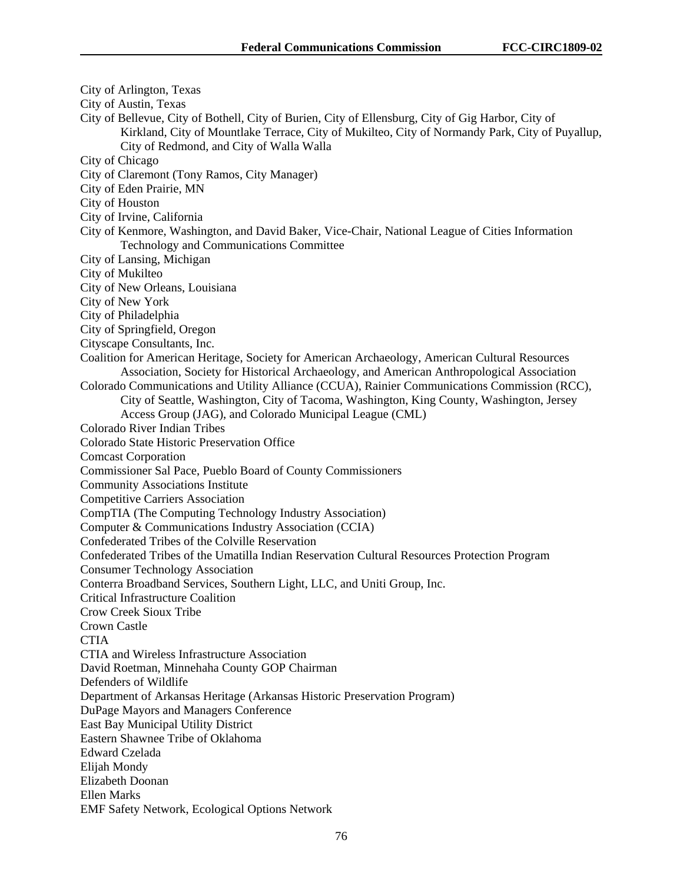City of Arlington, Texas

City of Austin, Texas

City of Bellevue, City of Bothell, City of Burien, City of Ellensburg, City of Gig Harbor, City of Kirkland, City of Mountlake Terrace, City of Mukilteo, City of Normandy Park, City of Puyallup, City of Redmond, and City of Walla Walla

City of Chicago

City of Claremont (Tony Ramos, City Manager)

City of Eden Prairie, MN

City of Houston

City of Irvine, California

City of Kenmore, Washington, and David Baker, Vice-Chair, National League of Cities Information Technology and Communications Committee

City of Lansing, Michigan

City of Mukilteo

City of New Orleans, Louisiana

City of New York

City of Philadelphia

City of Springfield, Oregon

Cityscape Consultants, Inc.

Coalition for American Heritage, Society for American Archaeology, American Cultural Resources Association, Society for Historical Archaeology, and American Anthropological Association

Colorado Communications and Utility Alliance (CCUA), Rainier Communications Commission (RCC), City of Seattle, Washington, City of Tacoma, Washington, King County, Washington, Jersey Access Group (JAG), and Colorado Municipal League (CML)

Colorado River Indian Tribes

Colorado State Historic Preservation Office

Comcast Corporation

Commissioner Sal Pace, Pueblo Board of County Commissioners

Community Associations Institute

Competitive Carriers Association

CompTIA (The Computing Technology Industry Association)

Computer & Communications Industry Association (CCIA)

Confederated Tribes of the Colville Reservation

Confederated Tribes of the Umatilla Indian Reservation Cultural Resources Protection Program

Consumer Technology Association

Conterra Broadband Services, Southern Light, LLC, and Uniti Group, Inc.

Critical Infrastructure Coalition

Crow Creek Sioux Tribe

Crown Castle

CTIA

CTIA and Wireless Infrastructure Association

David Roetman, Minnehaha County GOP Chairman

Defenders of Wildlife

Department of Arkansas Heritage (Arkansas Historic Preservation Program)

DuPage Mayors and Managers Conference

East Bay Municipal Utility District

Eastern Shawnee Tribe of Oklahoma

Edward Czelada

Elijah Mondy

Elizabeth Doonan

Ellen Marks

EMF Safety Network, Ecological Options Network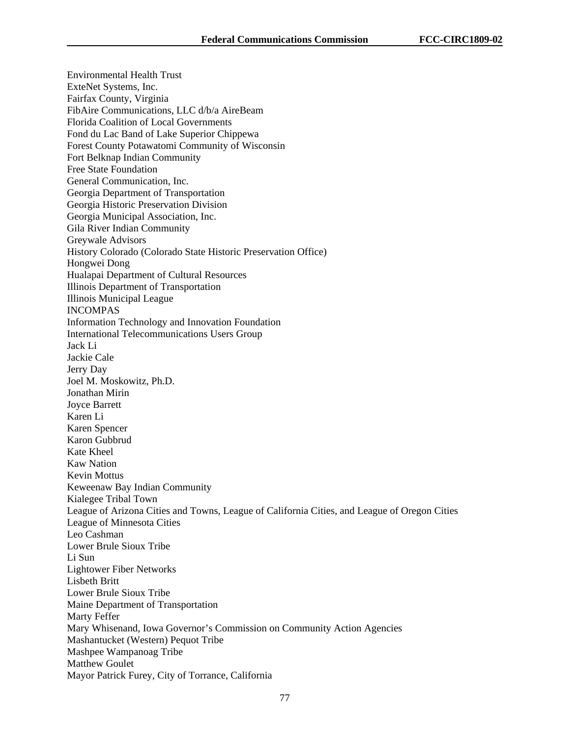Environmental Health Trust
ExteNet Systems, Inc.
Fairfax County, Virginia
FibAire Communications, LLC d/b/a AireBeam
Florida Coalition of Local Governments
Fond du Lac Band of Lake Superior Chippewa
Forest County Potawatomi Community of Wisconsin
Fort Belknap Indian Community
Free State Foundation
General Communication, Inc.
Georgia Department of Transportation
Georgia Historic Preservation Division
Georgia Municipal Association, Inc.
Gila River Indian Community
Greywale Advisors
History Colorado (Colorado State Historic Preservation Office)
Hongwei Dong
Hualapai Department of Cultural Resources
Illinois Department of Transportation
Illinois Municipal League
INCOMPAS
Information Technology and Innovation Foundation
International Telecommunications Users Group
Jack Li
Jackie Cale
Jerry Day
Joel M. Moskowitz, Ph.D.
Jonathan Mirin
Joyce Barrett
Karen Li
Karen Spencer
Karon Gubbrud
Kate Kheel
Kaw Nation
Kevin Mottus
Keweenaw Bay Indian Community
Kialegee Tribal Town
League of Arizona Cities and Towns, League of California Cities, and League of Oregon Cities
League of Minnesota Cities
Leo Cashman
Lower Brule Sioux Tribe
Li Sun
Lightower Fiber Networks
Lisbeth Britt
Lower Brule Sioux Tribe
Maine Department of Transportation
Marty Feffer
Mary Whisenand, Iowa Governor's Commission on Community Action Agencies
Mashantucket (Western) Pequot Tribe
Mashpee Wampanoag Tribe
Matthew Goulet
Mayor Patrick Furey, City of Torrance, California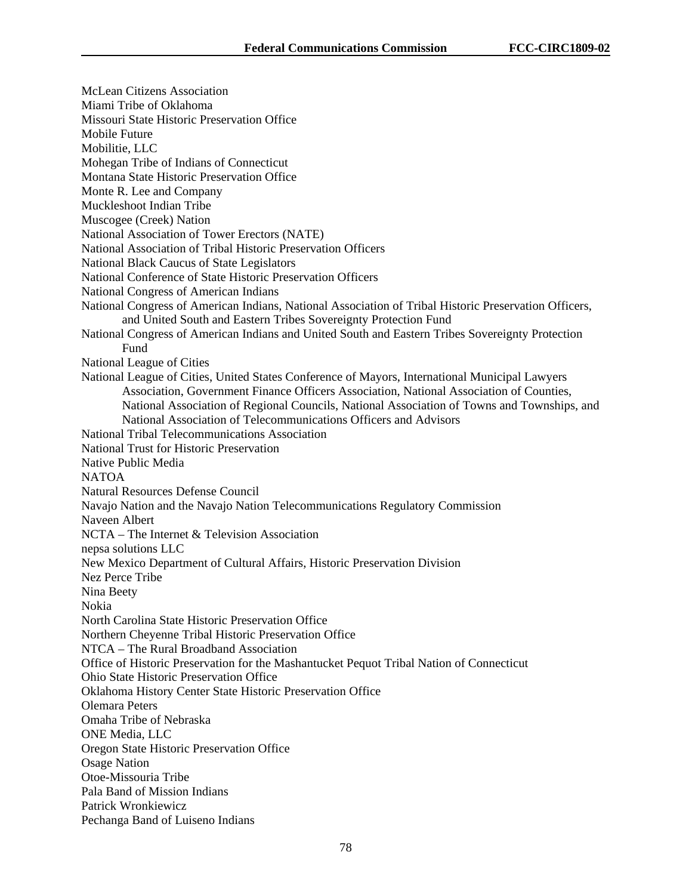McLean Citizens Association
Miami Tribe of Oklahoma
Missouri State Historic Preservation Office
Mobile Future
Mobilitie, LLC
Mohegan Tribe of Indians of Connecticut
Montana State Historic Preservation Office
Monte R. Lee and Company
Muckleshoot Indian Tribe
Muscogee (Creek) Nation
National Association of Tower Erectors (NATE)
National Association of Tribal Historic Preservation Officers
National Black Caucus of State Legislators
National Conference of State Historic Preservation Officers
National Congress of American Indians
National Congress of American Indians, National Association of Tribal Historic Preservation Officers, and United South and Eastern Tribes Sovereignty Protection Fund
National Congress of American Indians and United South and Eastern Tribes Sovereignty Protection Fund
National League of Cities
National League of Cities, United States Conference of Mayors, International Municipal Lawyers Association, Government Finance Officers Association, National Association of Counties, National Association of Regional Councils, National Association of Towns and Townships, and National Association of Telecommunications Officers and Advisors
National Tribal Telecommunications Association
National Trust for Historic Preservation
Native Public Media
NATOA
Natural Resources Defense Council
Navajo Nation and the Navajo Nation Telecommunications Regulatory Commission
Naveen Albert
NCTA – The Internet & Television Association
nepsa solutions LLC
New Mexico Department of Cultural Affairs, Historic Preservation Division
Nez Perce Tribe
Nina Beety
Nokia
North Carolina State Historic Preservation Office
Northern Cheyenne Tribal Historic Preservation Office
NTCA – The Rural Broadband Association
Office of Historic Preservation for the Mashantucket Pequot Tribal Nation of Connecticut
Ohio State Historic Preservation Office
Oklahoma History Center State Historic Preservation Office
Olemara Peters
Omaha Tribe of Nebraska
ONE Media, LLC
Oregon State Historic Preservation Office
Osage Nation
Otoe-Missouria Tribe
Pala Band of Mission Indians
Patrick Wronkiewicz
Pechanga Band of Luiseno Indians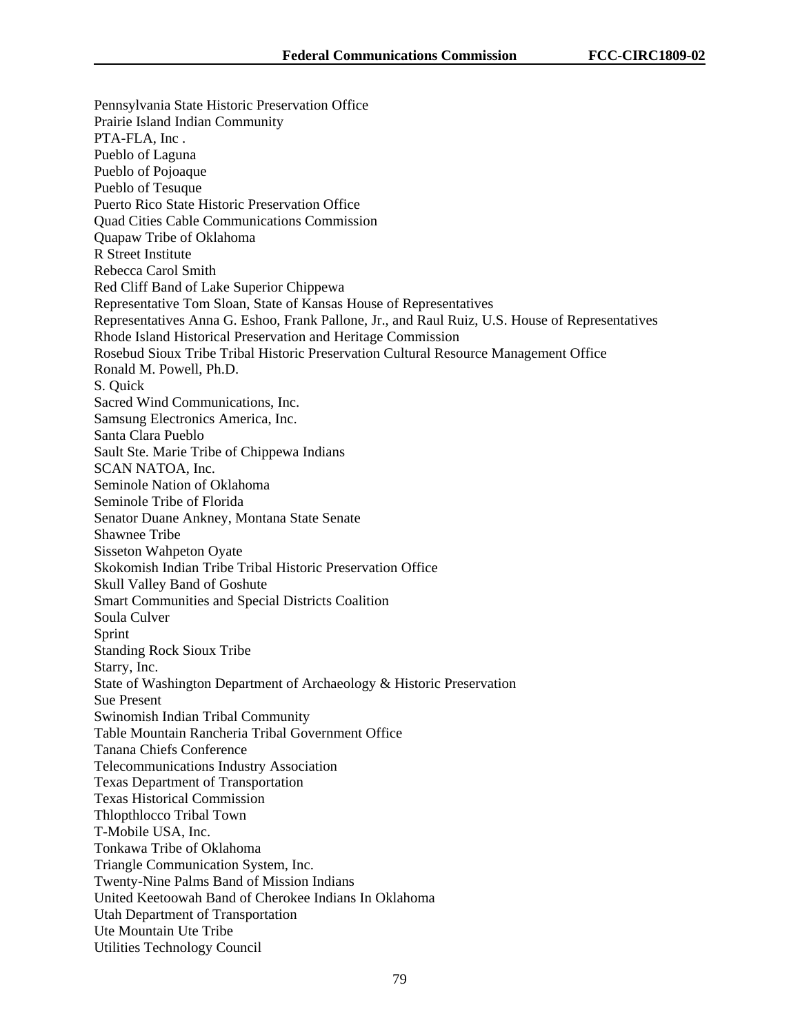Pennsylvania State Historic Preservation Office
Prairie Island Indian Community
PTA-FLA, Inc .
Pueblo of Laguna
Pueblo of Pojoaque
Pueblo of Tesuque
Puerto Rico State Historic Preservation Office
Quad Cities Cable Communications Commission
Quapaw Tribe of Oklahoma
R Street Institute
Rebecca Carol Smith
Red Cliff Band of Lake Superior Chippewa
Representative Tom Sloan, State of Kansas House of Representatives
Representatives Anna G. Eshoo, Frank Pallone, Jr., and Raul Ruiz, U.S. House of Representatives
Rhode Island Historical Preservation and Heritage Commission
Rosebud Sioux Tribe Tribal Historic Preservation Cultural Resource Management Office
Ronald M. Powell, Ph.D.
S. Quick
Sacred Wind Communications, Inc.
Samsung Electronics America, Inc.
Santa Clara Pueblo
Sault Ste. Marie Tribe of Chippewa Indians
SCAN NATOA, Inc.
Seminole Nation of Oklahoma
Seminole Tribe of Florida
Senator Duane Ankney, Montana State Senate
Shawnee Tribe
Sisseton Wahpeton Oyate
Skokomish Indian Tribe Tribal Historic Preservation Office
Skull Valley Band of Goshute
Smart Communities and Special Districts Coalition
Soula Culver
Sprint
Standing Rock Sioux Tribe
Starry, Inc.
State of Washington Department of Archaeology & Historic Preservation
Sue Present
Swinomish Indian Tribal Community
Table Mountain Rancheria Tribal Government Office
Tanana Chiefs Conference
Telecommunications Industry Association
Texas Department of Transportation
Texas Historical Commission
Thlopthlocco Tribal Town
T-Mobile USA, Inc.
Tonkawa Tribe of Oklahoma
Triangle Communication System, Inc.
Twenty-Nine Palms Band of Mission Indians
United Keetoowah Band of Cherokee Indians In Oklahoma
Utah Department of Transportation
Ute Mountain Ute Tribe
Utilities Technology Council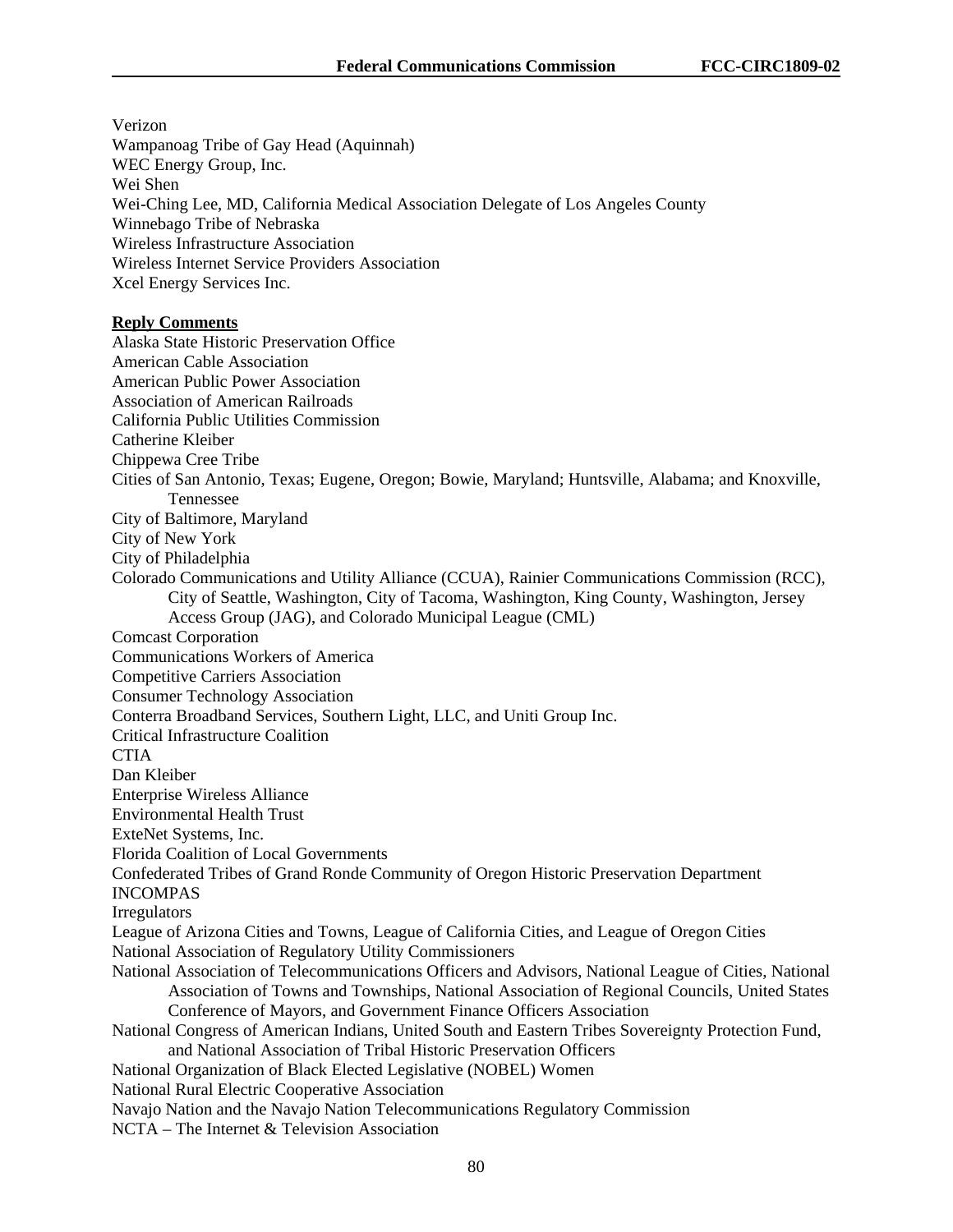Verizon
Wampanoag Tribe of Gay Head (Aquinnah)
WEC Energy Group, Inc.
Wei Shen
Wei-Ching Lee, MD, California Medical Association Delegate of Los Angeles County
Winnebago Tribe of Nebraska
Wireless Infrastructure Association
Wireless Internet Service Providers Association
Xcel Energy Services Inc.

**Reply Comments**

Alaska State Historic Preservation Office
American Cable Association
American Public Power Association
Association of American Railroads
California Public Utilities Commission
Catherine Kleiber
Chippewa Cree Tribe
Cities of San Antonio, Texas; Eugene, Oregon; Bowie, Maryland; Huntsville, Alabama; and Knoxville, Tennessee
City of Baltimore, Maryland
City of New York
City of Philadelphia
Colorado Communications and Utility Alliance (CCUA), Rainier Communications Commission (RCC), City of Seattle, Washington, City of Tacoma, Washington, King County, Washington, Jersey Access Group (JAG), and Colorado Municipal League (CML)
Comcast Corporation
Communications Workers of America
Competitive Carriers Association
Consumer Technology Association
Conterra Broadband Services, Southern Light, LLC, and Uniti Group Inc.
Critical Infrastructure Coalition
CTIA
Dan Kleiber
Enterprise Wireless Alliance
Environmental Health Trust
ExteNet Systems, Inc.
Florida Coalition of Local Governments
Confederated Tribes of Grand Ronde Community of Oregon Historic Preservation Department
INCOMPAS
Irregulators
League of Arizona Cities and Towns, League of California Cities, and League of Oregon Cities
National Association of Regulatory Utility Commissioners
National Association of Telecommunications Officers and Advisors, National League of Cities, National Association of Towns and Townships, National Association of Regional Councils, United States Conference of Mayors, and Government Finance Officers Association
National Congress of American Indians, United South and Eastern Tribes Sovereignty Protection Fund, and National Association of Tribal Historic Preservation Officers
National Organization of Black Elected Legislative (NOBEL) Women
National Rural Electric Cooperative Association
Navajo Nation and the Navajo Nation Telecommunications Regulatory Commission
NCTA – The Internet & Television Association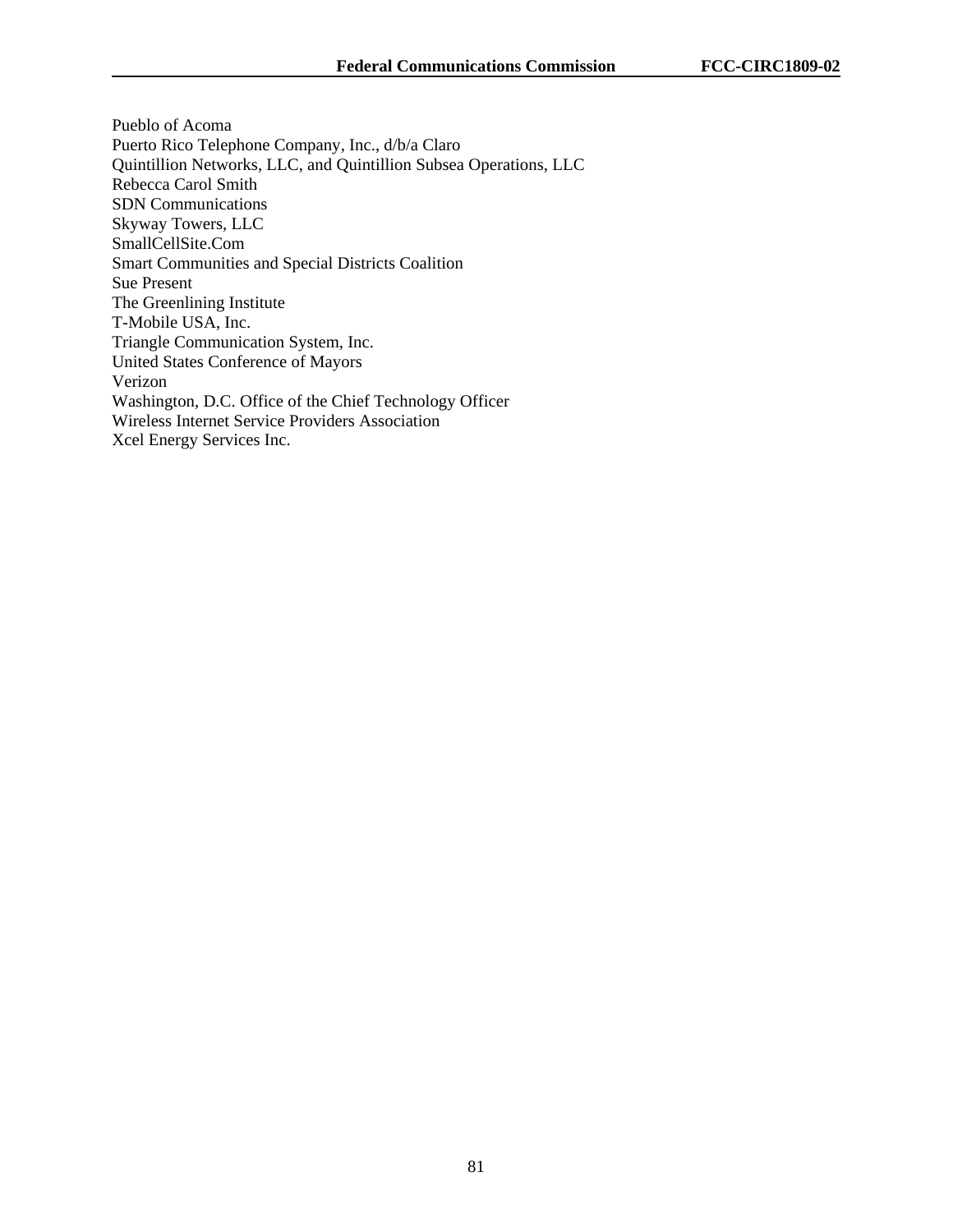Pueblo of Acoma
Puerto Rico Telephone Company, Inc., d/b/a Claro
Quintillion Networks, LLC, and Quintillion Subsea Operations, LLC
Rebecca Carol Smith
SDN Communications
Skyway Towers, LLC
SmallCellSite.Com
Smart Communities and Special Districts Coalition
Sue Present
The Greenlining Institute
T-Mobile USA, Inc.
Triangle Communication System, Inc.
United States Conference of Mayors
Verizon
Washington, D.C. Office of the Chief Technology Officer
Wireless Internet Service Providers Association
Xcel Energy Services Inc.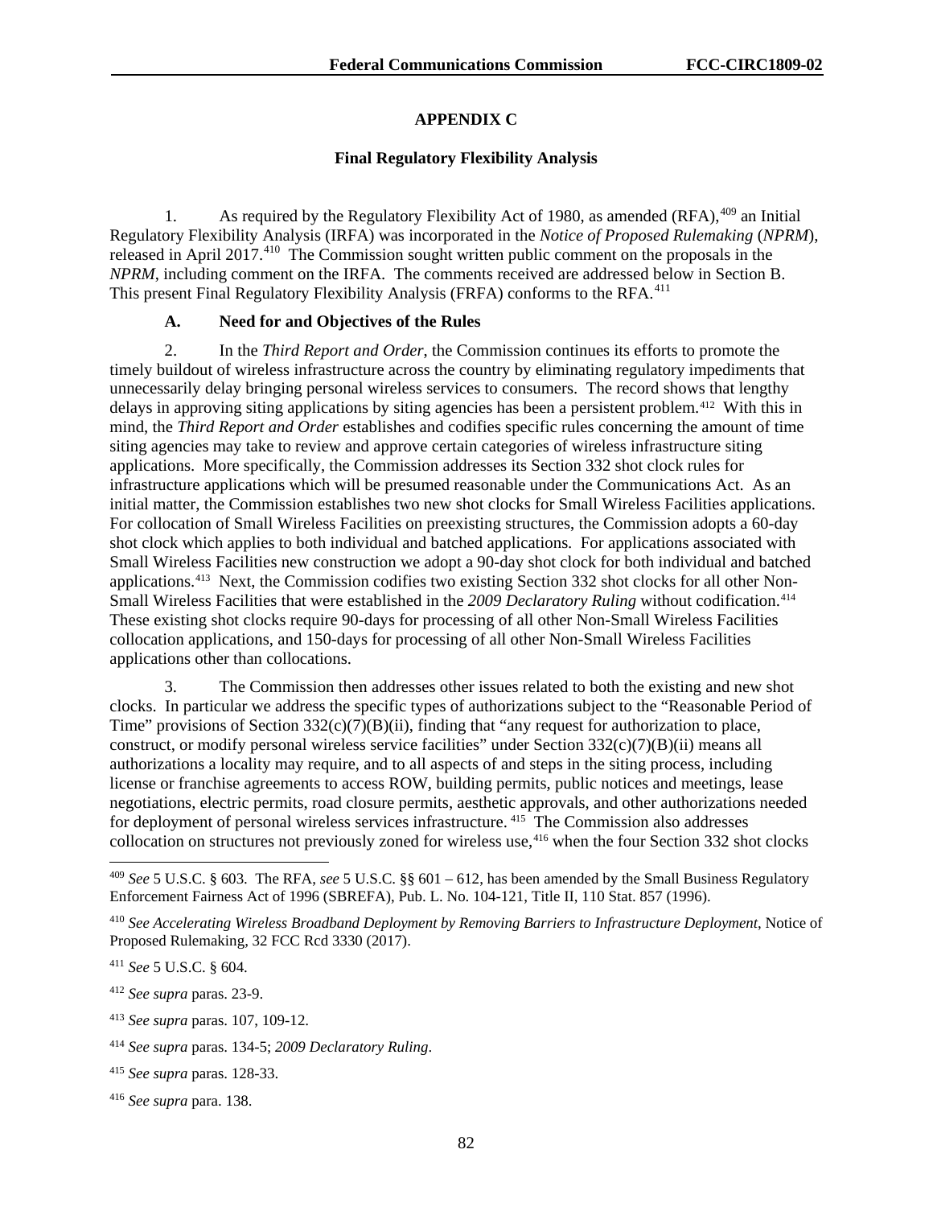## APPENDIX C

### Final Regulatory Flexibility Analysis

1. As required by the Regulatory Flexibility Act of 1980, as amended (RFA),[409] an Initial Regulatory Flexibility Analysis (IRFA) was incorporated in the *Notice of Proposed Rulemaking* (*NPRM*), released in April 2017.[410] The Commission sought written public comment on the proposals in the *NPRM*, including comment on the IRFA. The comments received are addressed below in Section B. This present Final Regulatory Flexibility Analysis (FRFA) conforms to the RFA.[411]

#### A. Need for and Objectives of the Rules

2. In the *Third Report and Order*, the Commission continues its efforts to promote the timely buildout of wireless infrastructure across the country by eliminating regulatory impediments that unnecessarily delay bringing personal wireless services to consumers. The record shows that lengthy delays in approving siting applications by siting agencies has been a persistent problem.[412] With this in mind, the *Third Report and Order* establishes and codifies specific rules concerning the amount of time siting agencies may take to review and approve certain categories of wireless infrastructure siting applications. More specifically, the Commission addresses its Section 332 shot clock rules for infrastructure applications which will be presumed reasonable under the Communications Act. As an initial matter, the Commission establishes two new shot clocks for Small Wireless Facilities applications. For collocation of Small Wireless Facilities on preexisting structures, the Commission adopts a 60-day shot clock which applies to both individual and batched applications. For applications associated with Small Wireless Facilities new construction we adopt a 90-day shot clock for both individual and batched applications.[413] Next, the Commission codifies two existing Section 332 shot clocks for all other Non-Small Wireless Facilities that were established in the *2009 Declaratory Ruling* without codification.[414] These existing shot clocks require 90-days for processing of all other Non-Small Wireless Facilities collocation applications, and 150-days for processing of all other Non-Small Wireless Facilities applications other than collocations.

3. The Commission then addresses other issues related to both the existing and new shot clocks. In particular we address the specific types of authorizations subject to the "Reasonable Period of Time" provisions of Section 332(c)(7)(B)(ii), finding that "any request for authorization to place, construct, or modify personal wireless service facilities" under Section 332(c)(7)(B)(ii) means all authorizations a locality may require, and to all aspects of and steps in the siting process, including license or franchise agreements to access ROW, building permits, public notices and meetings, lease negotiations, electric permits, road closure permits, aesthetic approvals, and other authorizations needed for deployment of personal wireless services infrastructure.[415] The Commission also addresses collocation on structures not previously zoned for wireless use,[416] when the four Section 332 shot clocks

---

[409] *See* 5 U.S.C. § 603. The RFA, *see* 5 U.S.C. §§ 601 – 612, has been amended by the Small Business Regulatory Enforcement Fairness Act of 1996 (SBREFA), Pub. L. No. 104-121, Title II, 110 Stat. 857 (1996).

[410] *See Accelerating Wireless Broadband Deployment by Removing Barriers to Infrastructure Deployment*, Notice of Proposed Rulemaking, 32 FCC Rcd 3330 (2017).

[411] *See* 5 U.S.C. § 604.

[412] *See supra* paras. 23-9.

[413] *See supra* paras. 107, 109-12.

[414] *See supra* paras. 134-5; *2009 Declaratory Ruling*.

[415] *See supra* paras. 128-33.

[416] *See supra* para. 138.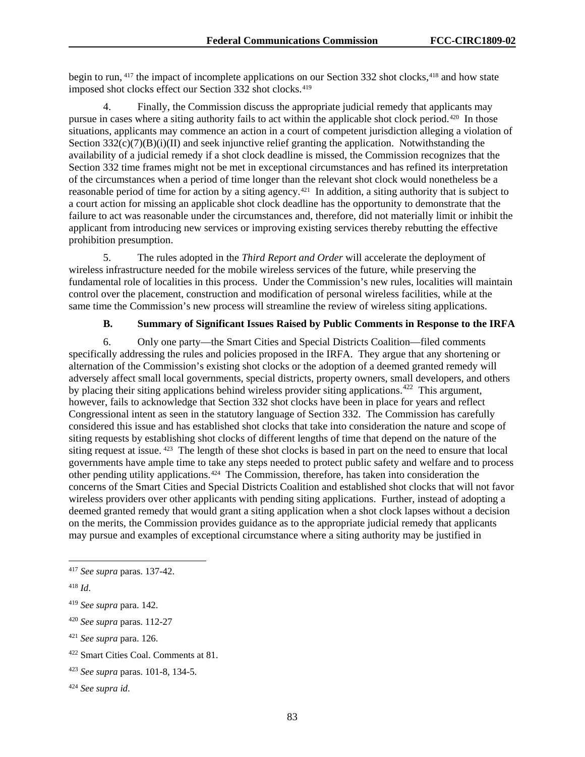begin to run,[417] the impact of incomplete applications on our Section 332 shot clocks,[418] and how state imposed shot clocks effect our Section 332 shot clocks.[419]

4. Finally, the Commission discuss the appropriate judicial remedy that applicants may pursue in cases where a siting authority fails to act within the applicable shot clock period.[420] In those situations, applicants may commence an action in a court of competent jurisdiction alleging a violation of Section 332(c)(7)(B)(i)(II) and seek injunctive relief granting the application. Notwithstanding the availability of a judicial remedy if a shot clock deadline is missed, the Commission recognizes that the Section 332 time frames might not be met in exceptional circumstances and has refined its interpretation of the circumstances when a period of time longer than the relevant shot clock would nonetheless be a reasonable period of time for action by a siting agency.[421] In addition, a siting authority that is subject to a court action for missing an applicable shot clock deadline has the opportunity to demonstrate that the failure to act was reasonable under the circumstances and, therefore, did not materially limit or inhibit the applicant from introducing new services or improving existing services thereby rebutting the effective prohibition presumption.

5. The rules adopted in the *Third Report and Order* will accelerate the deployment of wireless infrastructure needed for the mobile wireless services of the future, while preserving the fundamental role of localities in this process. Under the Commission's new rules, localities will maintain control over the placement, construction and modification of personal wireless facilities, while at the same time the Commission's new process will streamline the review of wireless siting applications.

### B. Summary of Significant Issues Raised by Public Comments in Response to the IRFA

6. Only one party—the Smart Cities and Special Districts Coalition—filed comments specifically addressing the rules and policies proposed in the IRFA. They argue that any shortening or alternation of the Commission's existing shot clocks or the adoption of a deemed granted remedy will adversely affect small local governments, special districts, property owners, small developers, and others by placing their siting applications behind wireless provider siting applications.[422] This argument, however, fails to acknowledge that Section 332 shot clocks have been in place for years and reflect Congressional intent as seen in the statutory language of Section 332. The Commission has carefully considered this issue and has established shot clocks that take into consideration the nature and scope of siting requests by establishing shot clocks of different lengths of time that depend on the nature of the siting request at issue.[423] The length of these shot clocks is based in part on the need to ensure that local governments have ample time to take any steps needed to protect public safety and welfare and to process other pending utility applications.[424] The Commission, therefore, has taken into consideration the concerns of the Smart Cities and Special Districts Coalition and established shot clocks that will not favor wireless providers over other applicants with pending siting applications. Further, instead of adopting a deemed granted remedy that would grant a siting application when a shot clock lapses without a decision on the merits, the Commission provides guidance as to the appropriate judicial remedy that applicants may pursue and examples of exceptional circumstance where a siting authority may be justified in

---

[417] *See supra* paras. 137-42.

[418] *Id*.

[419] *See supra* para. 142.

[420] *See supra* paras. 112-27

[421] *See supra* para. 126.

[422] Smart Cities Coal. Comments at 81.

[423] *See supra* paras. 101-8, 134-5.

[424] *See supra id*.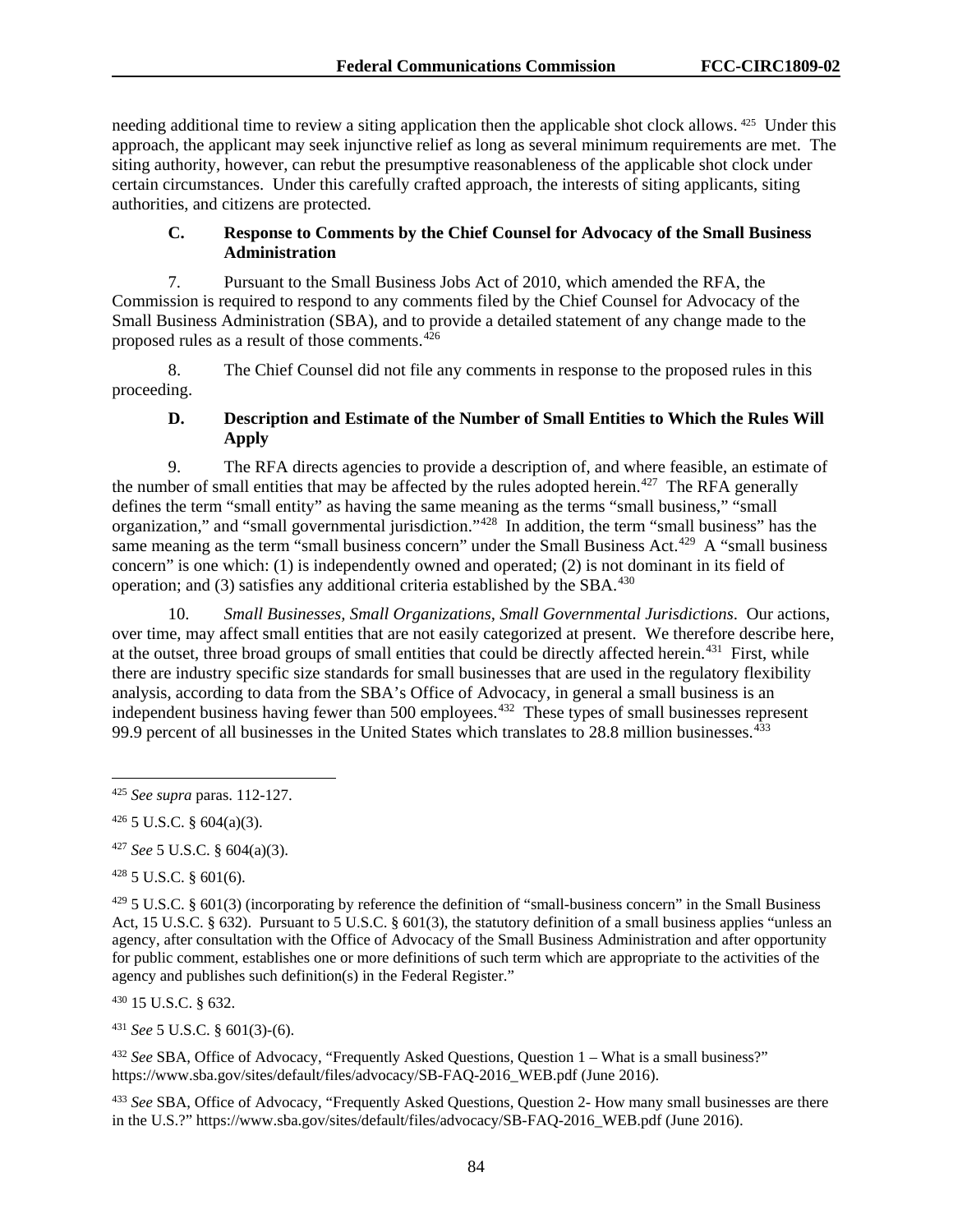needing additional time to review a siting application then the applicable shot clock allows.[425] Under this approach, the applicant may seek injunctive relief as long as several minimum requirements are met. The siting authority, however, can rebut the presumptive reasonableness of the applicable shot clock under certain circumstances. Under this carefully crafted approach, the interests of siting applicants, siting authorities, and citizens are protected.

### C. Response to Comments by the Chief Counsel for Advocacy of the Small Business Administration

7. Pursuant to the Small Business Jobs Act of 2010, which amended the RFA, the Commission is required to respond to any comments filed by the Chief Counsel for Advocacy of the Small Business Administration (SBA), and to provide a detailed statement of any change made to the proposed rules as a result of those comments.[426]

8. The Chief Counsel did not file any comments in response to the proposed rules in this proceeding.

### D. Description and Estimate of the Number of Small Entities to Which the Rules Will Apply

9. The RFA directs agencies to provide a description of, and where feasible, an estimate of the number of small entities that may be affected by the rules adopted herein.[427] The RFA generally defines the term "small entity" as having the same meaning as the terms "small business," "small organization," and "small governmental jurisdiction."[428] In addition, the term "small business" has the same meaning as the term "small business concern" under the Small Business Act.[429] A "small business concern" is one which: (1) is independently owned and operated; (2) is not dominant in its field of operation; and (3) satisfies any additional criteria established by the SBA.[430]

10. *Small Businesses, Small Organizations, Small Governmental Jurisdictions*. Our actions, over time, may affect small entities that are not easily categorized at present. We therefore describe here, at the outset, three broad groups of small entities that could be directly affected herein.[431] First, while there are industry specific size standards for small businesses that are used in the regulatory flexibility analysis, according to data from the SBA's Office of Advocacy, in general a small business is an independent business having fewer than 500 employees.[432] These types of small businesses represent 99.9 percent of all businesses in the United States which translates to 28.8 million businesses.[433]

---

[425] *See supra* paras. 112-127.

[426] 5 U.S.C. § 604(a)(3).

[427] *See* 5 U.S.C. § 604(a)(3).

[428] 5 U.S.C. § 601(6).

[429] 5 U.S.C. § 601(3) (incorporating by reference the definition of "small-business concern" in the Small Business Act, 15 U.S.C. § 632). Pursuant to 5 U.S.C. § 601(3), the statutory definition of a small business applies "unless an agency, after consultation with the Office of Advocacy of the Small Business Administration and after opportunity for public comment, establishes one or more definitions of such term which are appropriate to the activities of the agency and publishes such definition(s) in the Federal Register."

[430] 15 U.S.C. § 632.

[431] *See* 5 U.S.C. § 601(3)-(6).

[432] *See* SBA, Office of Advocacy, "Frequently Asked Questions, Question 1 – What is a small business?" https://www.sba.gov/sites/default/files/advocacy/SB-FAQ-2016_WEB.pdf (June 2016).

[433] *See* SBA, Office of Advocacy, "Frequently Asked Questions, Question 2- How many small businesses are there in the U.S.?" https://www.sba.gov/sites/default/files/advocacy/SB-FAQ-2016_WEB.pdf (June 2016).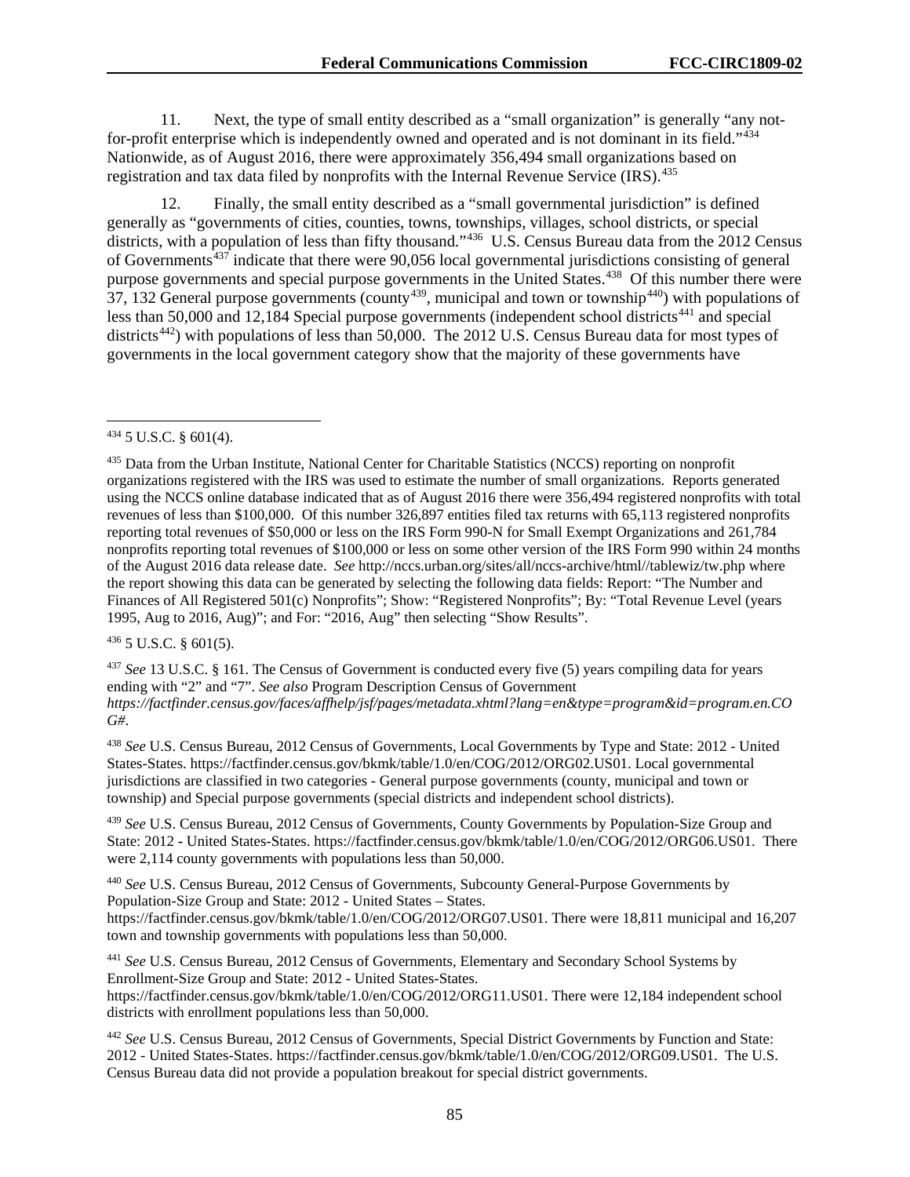11. Next, the type of small entity described as a "small organization" is generally "any not-for-profit enterprise which is independently owned and operated and is not dominant in its field."[434] Nationwide, as of August 2016, there were approximately 356,494 small organizations based on registration and tax data filed by nonprofits with the Internal Revenue Service (IRS).[435]

12. Finally, the small entity described as a "small governmental jurisdiction" is defined generally as "governments of cities, counties, towns, townships, villages, school districts, or special districts, with a population of less than fifty thousand."[436] U.S. Census Bureau data from the 2012 Census of Governments[437] indicate that there were 90,056 local governmental jurisdictions consisting of general purpose governments and special purpose governments in the United States.[438] Of this number there were 37, 132 General purpose governments (county[439], municipal and town or township[440]) with populations of less than 50,000 and 12,184 Special purpose governments (independent school districts[441] and special districts[442]) with populations of less than 50,000. The 2012 U.S. Census Bureau data for most types of governments in the local government category show that the majority of these governments have

---

[434] 5 U.S.C. § 601(4).

[435] Data from the Urban Institute, National Center for Charitable Statistics (NCCS) reporting on nonprofit organizations registered with the IRS was used to estimate the number of small organizations. Reports generated using the NCCS online database indicated that as of August 2016 there were 356,494 registered nonprofits with total revenues of less than $100,000. Of this number 326,897 entities filed tax returns with 65,113 registered nonprofits reporting total revenues of $50,000 or less on the IRS Form 990-N for Small Exempt Organizations and 261,784 nonprofits reporting total revenues of $100,000 or less on some other version of the IRS Form 990 within 24 months of the August 2016 data release date. *See* http://nccs.urban.org/sites/all/nccs-archive/html//tablewiz/tw.php where the report showing this data can be generated by selecting the following data fields: Report: "The Number and Finances of All Registered 501(c) Nonprofits"; Show: "Registered Nonprofits"; By: "Total Revenue Level (years 1995, Aug to 2016, Aug)"; and For: "2016, Aug" then selecting "Show Results".

[436] 5 U.S.C. § 601(5).

[437] *See* 13 U.S.C. § 161. The Census of Government is conducted every five (5) years compiling data for years ending with "2" and "7". *See also* Program Description Census of Government *https://factfinder.census.gov/faces/affhelp/jsf/pages/metadata.xhtml?lang=en&type=program&id=program.en.COG#*.

[438] *See* U.S. Census Bureau, 2012 Census of Governments, Local Governments by Type and State: 2012 - United States-States. https://factfinder.census.gov/bkmk/table/1.0/en/COG/2012/ORG02.US01. Local governmental jurisdictions are classified in two categories - General purpose governments (county, municipal and town or township) and Special purpose governments (special districts and independent school districts).

[439] *See* U.S. Census Bureau, 2012 Census of Governments, County Governments by Population-Size Group and State: 2012 - United States-States. https://factfinder.census.gov/bkmk/table/1.0/en/COG/2012/ORG06.US01. There were 2,114 county governments with populations less than 50,000.

[440] *See* U.S. Census Bureau, 2012 Census of Governments, Subcounty General-Purpose Governments by Population-Size Group and State: 2012 - United States – States. https://factfinder.census.gov/bkmk/table/1.0/en/COG/2012/ORG07.US01. There were 18,811 municipal and 16,207 town and township governments with populations less than 50,000.

[441] *See* U.S. Census Bureau, 2012 Census of Governments, Elementary and Secondary School Systems by Enrollment-Size Group and State: 2012 - United States-States. https://factfinder.census.gov/bkmk/table/1.0/en/COG/2012/ORG11.US01. There were 12,184 independent school districts with enrollment populations less than 50,000.

[442] *See* U.S. Census Bureau, 2012 Census of Governments, Special District Governments by Function and State: 2012 - United States-States. https://factfinder.census.gov/bkmk/table/1.0/en/COG/2012/ORG09.US01. The U.S. Census Bureau data did not provide a population breakout for special district governments.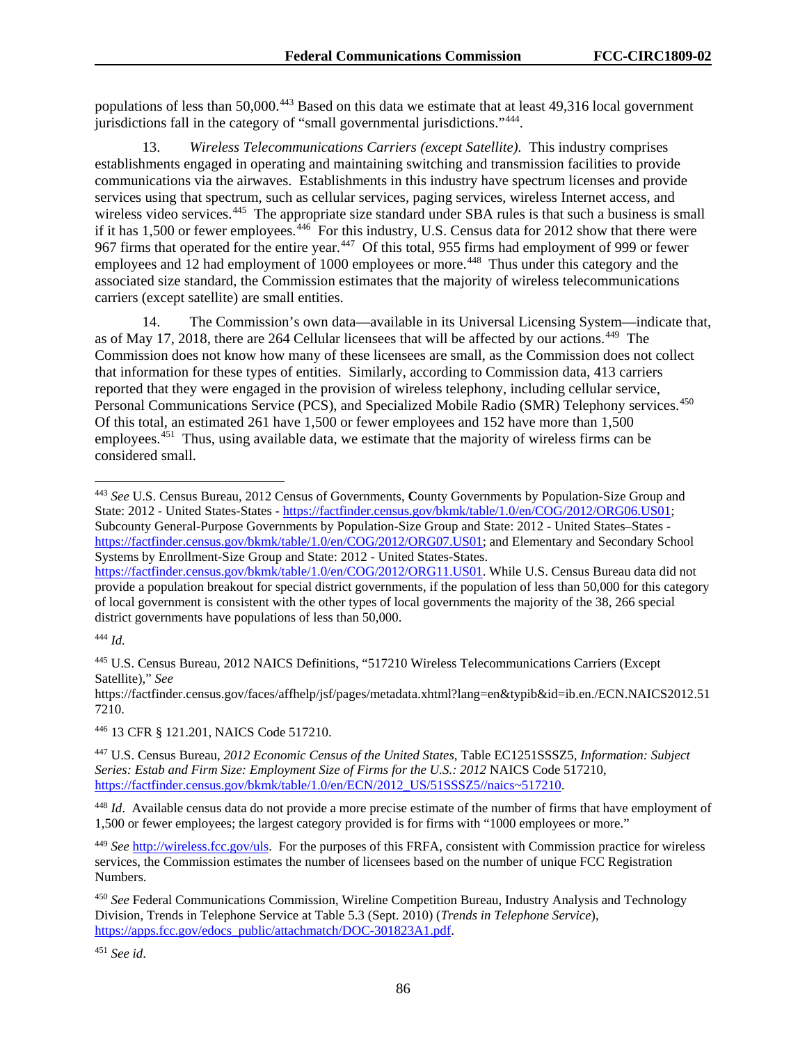populations of less than 50,000.[443] Based on this data we estimate that at least 49,316 local government jurisdictions fall in the category of "small governmental jurisdictions."[444].

13. *Wireless Telecommunications Carriers (except Satellite).* This industry comprises establishments engaged in operating and maintaining switching and transmission facilities to provide communications via the airwaves. Establishments in this industry have spectrum licenses and provide services using that spectrum, such as cellular services, paging services, wireless Internet access, and wireless video services.[445] The appropriate size standard under SBA rules is that such a business is small if it has 1,500 or fewer employees.[446] For this industry, U.S. Census data for 2012 show that there were 967 firms that operated for the entire year.[447] Of this total, 955 firms had employment of 999 or fewer employees and 12 had employment of 1000 employees or more.[448] Thus under this category and the associated size standard, the Commission estimates that the majority of wireless telecommunications carriers (except satellite) are small entities.

14. The Commission's own data—available in its Universal Licensing System—indicate that, as of May 17, 2018, there are 264 Cellular licensees that will be affected by our actions.[449] The Commission does not know how many of these licensees are small, as the Commission does not collect that information for these types of entities. Similarly, according to Commission data, 413 carriers reported that they were engaged in the provision of wireless telephony, including cellular service, Personal Communications Service (PCS), and Specialized Mobile Radio (SMR) Telephony services.[450] Of this total, an estimated 261 have 1,500 or fewer employees and 152 have more than 1,500 employees.[451] Thus, using available data, we estimate that the majority of wireless firms can be considered small.

---

[443] *See* U.S. Census Bureau, 2012 Census of Governments, **C**ounty Governments by Population-Size Group and State: 2012 - United States-States - https://factfinder.census.gov/bkmk/table/1.0/en/COG/2012/ORG06.US01; Subcounty General-Purpose Governments by Population-Size Group and State: 2012 - United States–States - https://factfinder.census.gov/bkmk/table/1.0/en/COG/2012/ORG07.US01; and Elementary and Secondary School Systems by Enrollment-Size Group and State: 2012 - United States-States. https://factfinder.census.gov/bkmk/table/1.0/en/COG/2012/ORG11.US01. While U.S. Census Bureau data did not provide a population breakout for special district governments, if the population of less than 50,000 for this category of local government is consistent with the other types of local governments the majority of the 38, 266 special district governments have populations of less than 50,000.

[444] *Id.*

[445] U.S. Census Bureau, 2012 NAICS Definitions, "517210 Wireless Telecommunications Carriers (Except Satellite)," *See* https://factfinder.census.gov/faces/affhelp/jsf/pages/metadata.xhtml?lang=en&typib&id=ib.en./ECN.NAICS2012.517210.

[446] 13 CFR § 121.201, NAICS Code 517210.

[447] U.S. Census Bureau, *2012 Economic Census of the United States*, Table EC1251SSSZ5, *Information: Subject Series: Estab and Firm Size: Employment Size of Firms for the U.S.: 2012* NAICS Code 517210, https://factfinder.census.gov/bkmk/table/1.0/en/ECN/2012_US/51SSSZ5//naics~517210.

[448] *Id*. Available census data do not provide a more precise estimate of the number of firms that have employment of 1,500 or fewer employees; the largest category provided is for firms with "1000 employees or more."

[449] *See* http://wireless.fcc.gov/uls. For the purposes of this FRFA, consistent with Commission practice for wireless services, the Commission estimates the number of licensees based on the number of unique FCC Registration Numbers.

[450] *See* Federal Communications Commission, Wireline Competition Bureau, Industry Analysis and Technology Division, Trends in Telephone Service at Table 5.3 (Sept. 2010) (*Trends in Telephone Service*), https://apps.fcc.gov/edocs_public/attachmatch/DOC-301823A1.pdf.

[451] *See id*.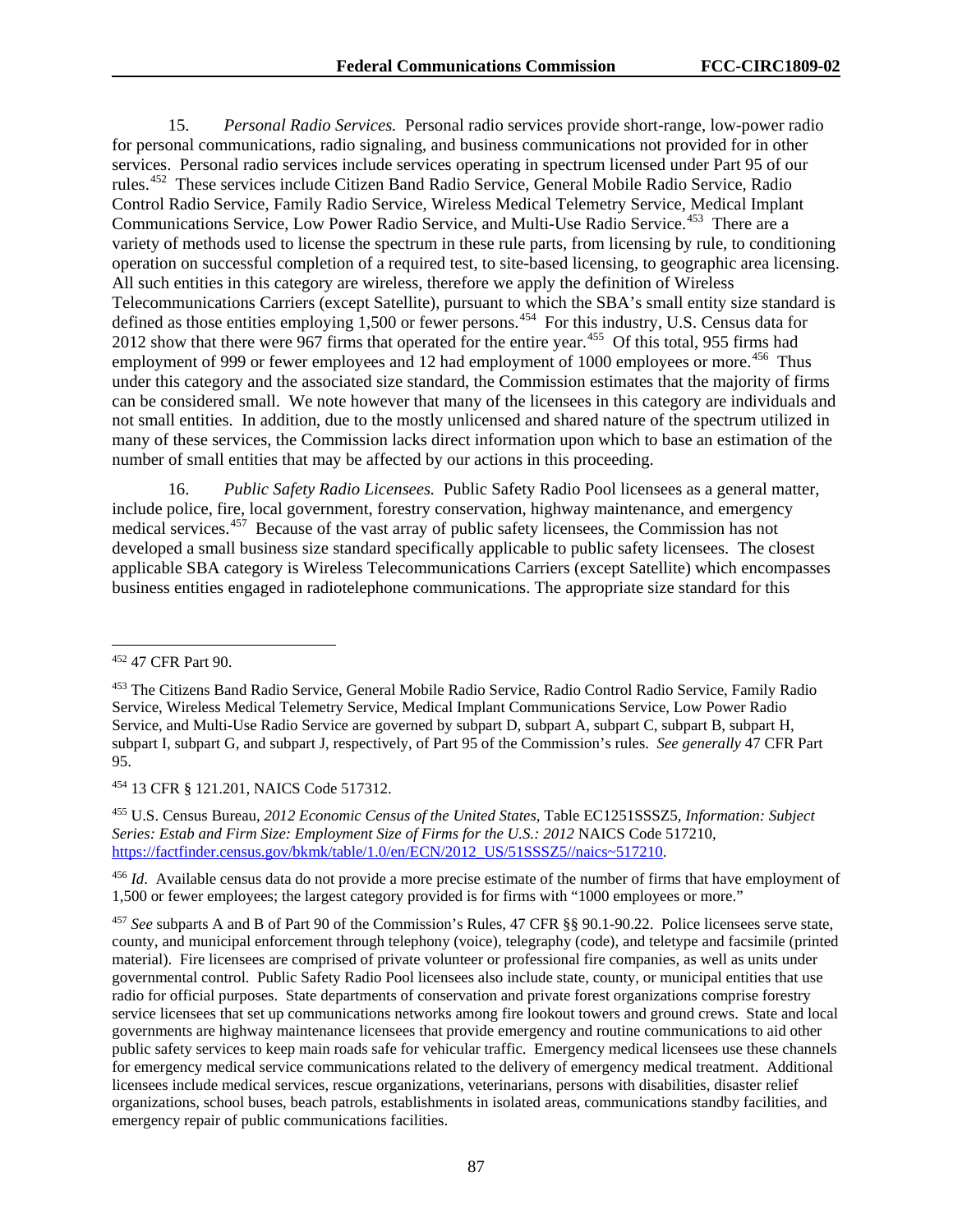15. *Personal Radio Services.* Personal radio services provide short-range, low-power radio for personal communications, radio signaling, and business communications not provided for in other services. Personal radio services include services operating in spectrum licensed under Part 95 of our rules.[452] These services include Citizen Band Radio Service, General Mobile Radio Service, Radio Control Radio Service, Family Radio Service, Wireless Medical Telemetry Service, Medical Implant Communications Service, Low Power Radio Service, and Multi-Use Radio Service.[453] There are a variety of methods used to license the spectrum in these rule parts, from licensing by rule, to conditioning operation on successful completion of a required test, to site-based licensing, to geographic area licensing. All such entities in this category are wireless, therefore we apply the definition of Wireless Telecommunications Carriers (except Satellite), pursuant to which the SBA's small entity size standard is defined as those entities employing 1,500 or fewer persons.[454] For this industry, U.S. Census data for 2012 show that there were 967 firms that operated for the entire year.[455] Of this total, 955 firms had employment of 999 or fewer employees and 12 had employment of 1000 employees or more.[456] Thus under this category and the associated size standard, the Commission estimates that the majority of firms can be considered small. We note however that many of the licensees in this category are individuals and not small entities. In addition, due to the mostly unlicensed and shared nature of the spectrum utilized in many of these services, the Commission lacks direct information upon which to base an estimation of the number of small entities that may be affected by our actions in this proceeding.

16. *Public Safety Radio Licensees.* Public Safety Radio Pool licensees as a general matter, include police, fire, local government, forestry conservation, highway maintenance, and emergency medical services.[457] Because of the vast array of public safety licensees, the Commission has not developed a small business size standard specifically applicable to public safety licensees. The closest applicable SBA category is Wireless Telecommunications Carriers (except Satellite) which encompasses business entities engaged in radiotelephone communications. The appropriate size standard for this

---

[452] 47 CFR Part 90.

[453] The Citizens Band Radio Service, General Mobile Radio Service, Radio Control Radio Service, Family Radio Service, Wireless Medical Telemetry Service, Medical Implant Communications Service, Low Power Radio Service, and Multi-Use Radio Service are governed by subpart D, subpart A, subpart C, subpart B, subpart H, subpart I, subpart G, and subpart J, respectively, of Part 95 of the Commission's rules. *See generally* 47 CFR Part 95.

[454] 13 CFR § 121.201, NAICS Code 517312.

[455] U.S. Census Bureau, *2012 Economic Census of the United States*, Table EC1251SSSZ5, *Information: Subject Series: Estab and Firm Size: Employment Size of Firms for the U.S.: 2012* NAICS Code 517210, https://factfinder.census.gov/bkmk/table/1.0/en/ECN/2012_US/51SSSZ5//naics~517210.

[456] *Id*. Available census data do not provide a more precise estimate of the number of firms that have employment of 1,500 or fewer employees; the largest category provided is for firms with "1000 employees or more."

[457] *See* subparts A and B of Part 90 of the Commission's Rules, 47 CFR §§ 90.1-90.22. Police licensees serve state, county, and municipal enforcement through telephony (voice), telegraphy (code), and teletype and facsimile (printed material). Fire licensees are comprised of private volunteer or professional fire companies, as well as units under governmental control. Public Safety Radio Pool licensees also include state, county, or municipal entities that use radio for official purposes. State departments of conservation and private forest organizations comprise forestry service licensees that set up communications networks among fire lookout towers and ground crews. State and local governments are highway maintenance licensees that provide emergency and routine communications to aid other public safety services to keep main roads safe for vehicular traffic. Emergency medical licensees use these channels for emergency medical service communications related to the delivery of emergency medical treatment. Additional licensees include medical services, rescue organizations, veterinarians, persons with disabilities, disaster relief organizations, school buses, beach patrols, establishments in isolated areas, communications standby facilities, and emergency repair of public communications facilities.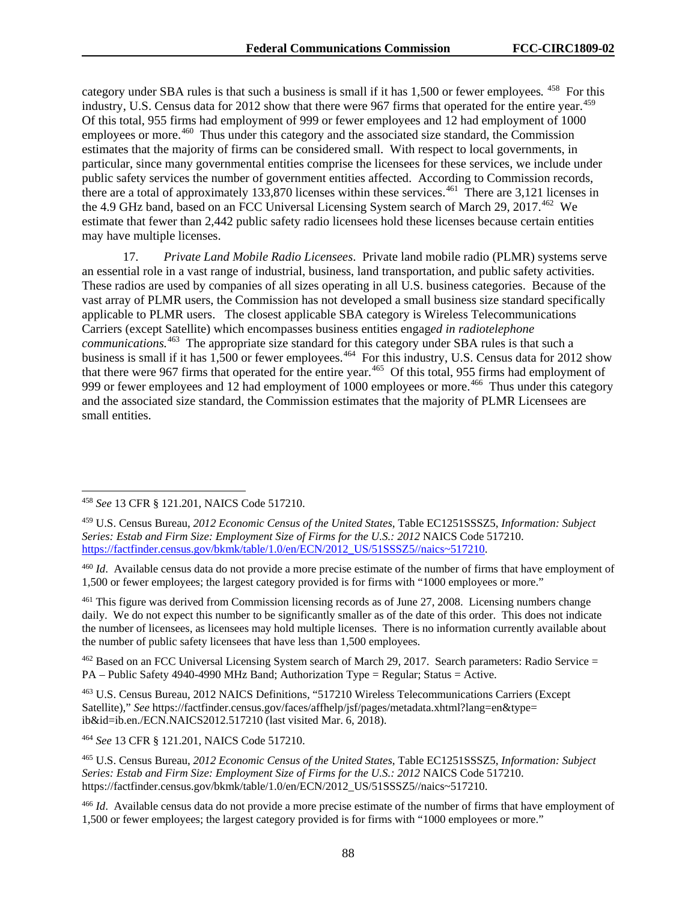category under SBA rules is that such a business is small if it has 1,500 or fewer employees.[458] For this industry, U.S. Census data for 2012 show that there were 967 firms that operated for the entire year.[459] Of this total, 955 firms had employment of 999 or fewer employees and 12 had employment of 1000 employees or more.[460] Thus under this category and the associated size standard, the Commission estimates that the majority of firms can be considered small. With respect to local governments, in particular, since many governmental entities comprise the licensees for these services, we include under public safety services the number of government entities affected. According to Commission records, there are a total of approximately 133,870 licenses within these services.[461] There are 3,121 licenses in the 4.9 GHz band, based on an FCC Universal Licensing System search of March 29, 2017.[462] We estimate that fewer than 2,442 public safety radio licensees hold these licenses because certain entities may have multiple licenses.

17. *Private Land Mobile Radio Licensees*. Private land mobile radio (PLMR) systems serve an essential role in a vast range of industrial, business, land transportation, and public safety activities. These radios are used by companies of all sizes operating in all U.S. business categories. Because of the vast array of PLMR users, the Commission has not developed a small business size standard specifically applicable to PLMR users. The closest applicable SBA category is Wireless Telecommunications Carriers (except Satellite) which encompasses business entities engag*ed in radiotelephone communications.*[463] The appropriate size standard for this category under SBA rules is that such a business is small if it has 1,500 or fewer employees.[464] For this industry, U.S. Census data for 2012 show that there were 967 firms that operated for the entire year.[465] Of this total, 955 firms had employment of 999 or fewer employees and 12 had employment of 1000 employees or more.[466] Thus under this category and the associated size standard, the Commission estimates that the majority of PLMR Licensees are small entities.

---

[458] *See* 13 CFR § 121.201, NAICS Code 517210.

[459] U.S. Census Bureau, *2012 Economic Census of the United States*, Table EC1251SSSZ5, *Information: Subject Series: Estab and Firm Size: Employment Size of Firms for the U.S.: 2012* NAICS Code 517210. https://factfinder.census.gov/bkmk/table/1.0/en/ECN/2012_US/51SSSZ5//naics~517210.

[460] *Id*. Available census data do not provide a more precise estimate of the number of firms that have employment of 1,500 or fewer employees; the largest category provided is for firms with "1000 employees or more."

[461] This figure was derived from Commission licensing records as of June 27, 2008. Licensing numbers change daily. We do not expect this number to be significantly smaller as of the date of this order. This does not indicate the number of licensees, as licensees may hold multiple licenses. There is no information currently available about the number of public safety licensees that have less than 1,500 employees.

[462] Based on an FCC Universal Licensing System search of March 29, 2017. Search parameters: Radio Service = PA – Public Safety 4940-4990 MHz Band; Authorization Type = Regular; Status = Active.

[463] U.S. Census Bureau, 2012 NAICS Definitions, "517210 Wireless Telecommunications Carriers (Except Satellite)," *See* https://factfinder.census.gov/faces/affhelp/jsf/pages/metadata.xhtml?lang=en&type=ib&id=ib.en./ECN.NAICS2012.517210 (last visited Mar. 6, 2018).

[464] *See* 13 CFR § 121.201, NAICS Code 517210.

[465] U.S. Census Bureau, *2012 Economic Census of the United States*, Table EC1251SSSZ5, *Information: Subject Series: Estab and Firm Size: Employment Size of Firms for the U.S.: 2012* NAICS Code 517210. https://factfinder.census.gov/bkmk/table/1.0/en/ECN/2012_US/51SSSZ5//naics~517210.

[466] *Id*. Available census data do not provide a more precise estimate of the number of firms that have employment of 1,500 or fewer employees; the largest category provided is for firms with "1000 employees or more."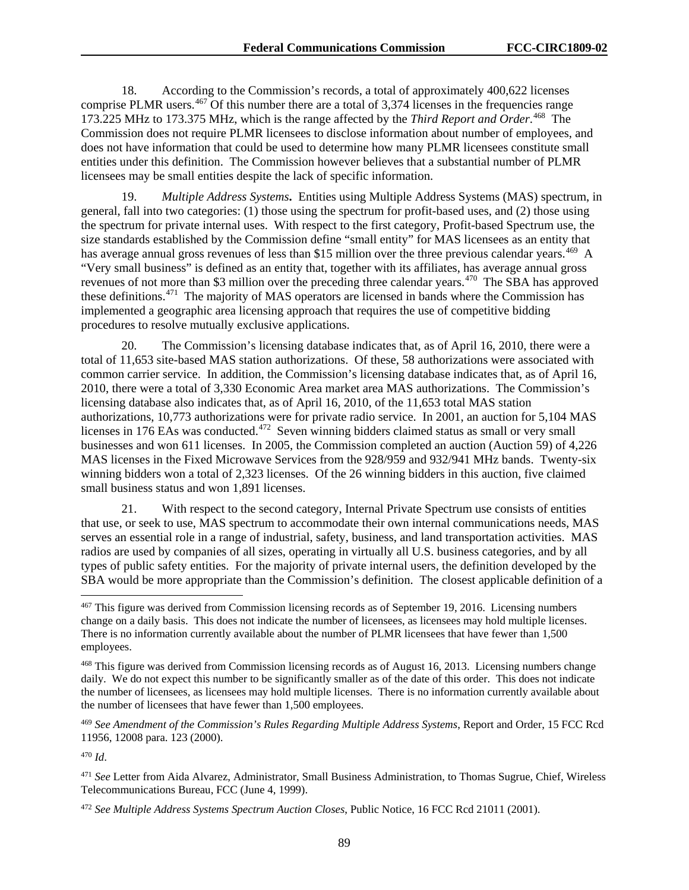18. According to the Commission's records, a total of approximately 400,622 licenses comprise PLMR users.[467] Of this number there are a total of 3,374 licenses in the frequencies range 173.225 MHz to 173.375 MHz, which is the range affected by the *Third Report and Order*.[468] The Commission does not require PLMR licensees to disclose information about number of employees, and does not have information that could be used to determine how many PLMR licensees constitute small entities under this definition. The Commission however believes that a substantial number of PLMR licensees may be small entities despite the lack of specific information.

19. ***Multiple Address Systems*.** Entities using Multiple Address Systems (MAS) spectrum, in general, fall into two categories: (1) those using the spectrum for profit-based uses, and (2) those using the spectrum for private internal uses. With respect to the first category, Profit-based Spectrum use, the size standards established by the Commission define "small entity" for MAS licensees as an entity that has average annual gross revenues of less than $15 million over the three previous calendar years.[469] A "Very small business" is defined as an entity that, together with its affiliates, has average annual gross revenues of not more than $3 million over the preceding three calendar years.[470] The SBA has approved these definitions.[471] The majority of MAS operators are licensed in bands where the Commission has implemented a geographic area licensing approach that requires the use of competitive bidding procedures to resolve mutually exclusive applications.

20. The Commission's licensing database indicates that, as of April 16, 2010, there were a total of 11,653 site-based MAS station authorizations. Of these, 58 authorizations were associated with common carrier service. In addition, the Commission's licensing database indicates that, as of April 16, 2010, there were a total of 3,330 Economic Area market area MAS authorizations. The Commission's licensing database also indicates that, as of April 16, 2010, of the 11,653 total MAS station authorizations, 10,773 authorizations were for private radio service. In 2001, an auction for 5,104 MAS licenses in 176 EAs was conducted.[472] Seven winning bidders claimed status as small or very small businesses and won 611 licenses. In 2005, the Commission completed an auction (Auction 59) of 4,226 MAS licenses in the Fixed Microwave Services from the 928/959 and 932/941 MHz bands. Twenty-six winning bidders won a total of 2,323 licenses. Of the 26 winning bidders in this auction, five claimed small business status and won 1,891 licenses.

21. With respect to the second category, Internal Private Spectrum use consists of entities that use, or seek to use, MAS spectrum to accommodate their own internal communications needs, MAS serves an essential role in a range of industrial, safety, business, and land transportation activities. MAS radios are used by companies of all sizes, operating in virtually all U.S. business categories, and by all types of public safety entities. For the majority of private internal users, the definition developed by the SBA would be more appropriate than the Commission's definition. The closest applicable definition of a

---

[467] This figure was derived from Commission licensing records as of September 19, 2016. Licensing numbers change on a daily basis. This does not indicate the number of licensees, as licensees may hold multiple licenses. There is no information currently available about the number of PLMR licensees that have fewer than 1,500 employees.

[468] This figure was derived from Commission licensing records as of August 16, 2013. Licensing numbers change daily. We do not expect this number to be significantly smaller as of the date of this order. This does not indicate the number of licensees, as licensees may hold multiple licenses. There is no information currently available about the number of licensees that have fewer than 1,500 employees.

[469] *See Amendment of the Commission's Rules Regarding Multiple Address Systems*, Report and Order, 15 FCC Rcd 11956, 12008 para. 123 (2000).

[470] *Id*.

[471] *See* Letter from Aida Alvarez, Administrator, Small Business Administration, to Thomas Sugrue, Chief, Wireless Telecommunications Bureau, FCC (June 4, 1999).

[472] *See Multiple Address Systems Spectrum Auction Closes*, Public Notice, 16 FCC Rcd 21011 (2001).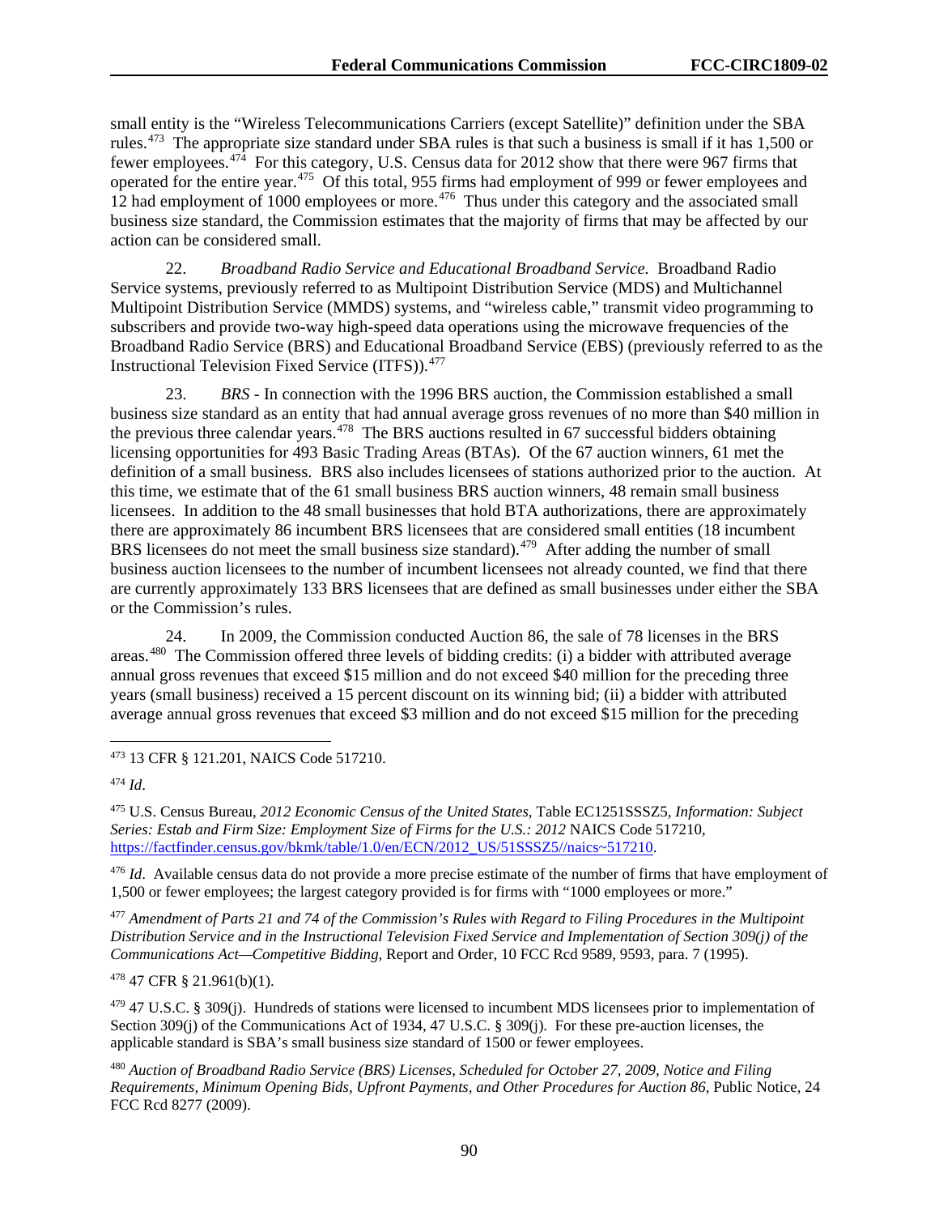small entity is the "Wireless Telecommunications Carriers (except Satellite)" definition under the SBA rules.[473] The appropriate size standard under SBA rules is that such a business is small if it has 1,500 or fewer employees.[474] For this category, U.S. Census data for 2012 show that there were 967 firms that operated for the entire year.[475] Of this total, 955 firms had employment of 999 or fewer employees and 12 had employment of 1000 employees or more.[476] Thus under this category and the associated small business size standard, the Commission estimates that the majority of firms that may be affected by our action can be considered small.

22. *Broadband Radio Service and Educational Broadband Service.* Broadband Radio Service systems, previously referred to as Multipoint Distribution Service (MDS) and Multichannel Multipoint Distribution Service (MMDS) systems, and "wireless cable," transmit video programming to subscribers and provide two-way high-speed data operations using the microwave frequencies of the Broadband Radio Service (BRS) and Educational Broadband Service (EBS) (previously referred to as the Instructional Television Fixed Service (ITFS)).[477]

23. *BRS* - In connection with the 1996 BRS auction, the Commission established a small business size standard as an entity that had annual average gross revenues of no more than $40 million in the previous three calendar years.[478] The BRS auctions resulted in 67 successful bidders obtaining licensing opportunities for 493 Basic Trading Areas (BTAs). Of the 67 auction winners, 61 met the definition of a small business. BRS also includes licensees of stations authorized prior to the auction. At this time, we estimate that of the 61 small business BRS auction winners, 48 remain small business licensees. In addition to the 48 small businesses that hold BTA authorizations, there are approximately there are approximately 86 incumbent BRS licensees that are considered small entities (18 incumbent BRS licensees do not meet the small business size standard).[479] After adding the number of small business auction licensees to the number of incumbent licensees not already counted, we find that there are currently approximately 133 BRS licensees that are defined as small businesses under either the SBA or the Commission's rules.

24. In 2009, the Commission conducted Auction 86, the sale of 78 licenses in the BRS areas.[480] The Commission offered three levels of bidding credits: (i) a bidder with attributed average annual gross revenues that exceed $15 million and do not exceed $40 million for the preceding three years (small business) received a 15 percent discount on its winning bid; (ii) a bidder with attributed average annual gross revenues that exceed $3 million and do not exceed $15 million for the preceding

---

[473] 13 CFR § 121.201, NAICS Code 517210.

[474] *Id*.

[475] U.S. Census Bureau, *2012 Economic Census of the United States*, Table EC1251SSSZ5, *Information: Subject Series: Estab and Firm Size: Employment Size of Firms for the U.S.: 2012* NAICS Code 517210, https://factfinder.census.gov/bkmk/table/1.0/en/ECN/2012_US/51SSSZ5//naics~517210.

[476] *Id*. Available census data do not provide a more precise estimate of the number of firms that have employment of 1,500 or fewer employees; the largest category provided is for firms with "1000 employees or more."

[477] *Amendment of Parts 21 and 74 of the Commission's Rules with Regard to Filing Procedures in the Multipoint Distribution Service and in the Instructional Television Fixed Service and Implementation of Section 309(j) of the Communications Act—Competitive Bidding,* Report and Order, 10 FCC Rcd 9589, 9593, para. 7 (1995).

[478] 47 CFR § 21.961(b)(1).

[479] 47 U.S.C. § 309(j). Hundreds of stations were licensed to incumbent MDS licensees prior to implementation of Section 309(j) of the Communications Act of 1934, 47 U.S.C. § 309(j). For these pre-auction licenses, the applicable standard is SBA's small business size standard of 1500 or fewer employees.

[480] *Auction of Broadband Radio Service (BRS) Licenses, Scheduled for October 27, 2009, Notice and Filing Requirements, Minimum Opening Bids, Upfront Payments, and Other Procedures for Auction 86*, Public Notice, 24 FCC Rcd 8277 (2009).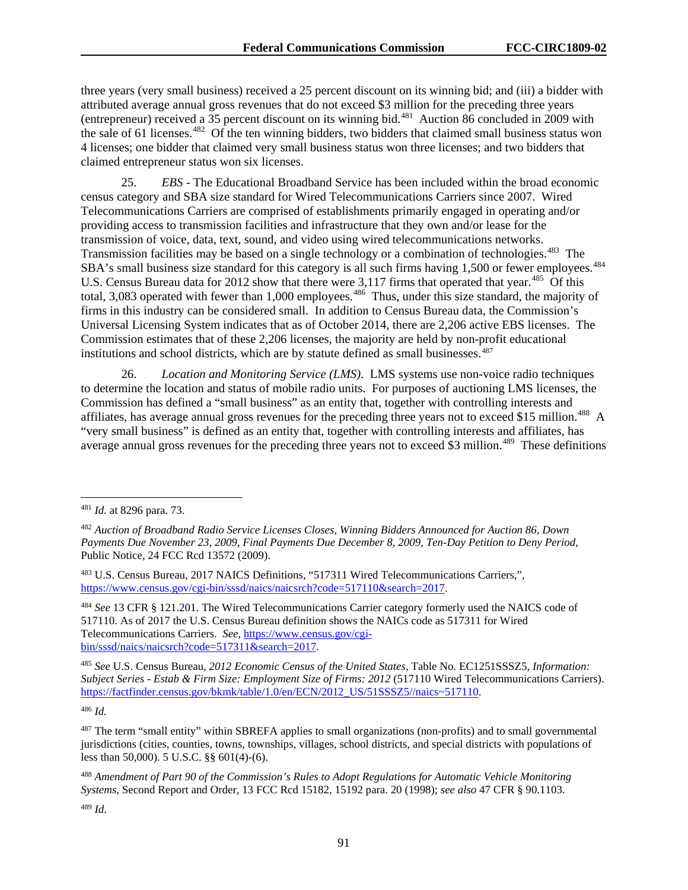three years (very small business) received a 25 percent discount on its winning bid; and (iii) a bidder with attributed average annual gross revenues that do not exceed $3 million for the preceding three years (entrepreneur) received a 35 percent discount on its winning bid.[481] Auction 86 concluded in 2009 with the sale of 61 licenses.[482] Of the ten winning bidders, two bidders that claimed small business status won 4 licenses; one bidder that claimed very small business status won three licenses; and two bidders that claimed entrepreneur status won six licenses.

25. *EBS* - The Educational Broadband Service has been included within the broad economic census category and SBA size standard for Wired Telecommunications Carriers since 2007. Wired Telecommunications Carriers are comprised of establishments primarily engaged in operating and/or providing access to transmission facilities and infrastructure that they own and/or lease for the transmission of voice, data, text, sound, and video using wired telecommunications networks. Transmission facilities may be based on a single technology or a combination of technologies.[483] The SBA's small business size standard for this category is all such firms having 1,500 or fewer employees.[484] U.S. Census Bureau data for 2012 show that there were 3,117 firms that operated that year.[485] Of this total, 3,083 operated with fewer than 1,000 employees.[486] Thus, under this size standard, the majority of firms in this industry can be considered small. In addition to Census Bureau data, the Commission's Universal Licensing System indicates that as of October 2014, there are 2,206 active EBS licenses. The Commission estimates that of these 2,206 licenses, the majority are held by non-profit educational institutions and school districts, which are by statute defined as small businesses.[487]

26. *Location and Monitoring Service (LMS)*. LMS systems use non-voice radio techniques to determine the location and status of mobile radio units. For purposes of auctioning LMS licenses, the Commission has defined a "small business" as an entity that, together with controlling interests and affiliates, has average annual gross revenues for the preceding three years not to exceed $15 million.[488] A "very small business" is defined as an entity that, together with controlling interests and affiliates, has average annual gross revenues for the preceding three years not to exceed $3 million.[489] These definitions

---

[481] *Id.* at 8296 para. 73.

[482] *Auction of Broadband Radio Service Licenses Closes, Winning Bidders Announced for Auction 86, Down Payments Due November 23, 2009, Final Payments Due December 8, 2009, Ten-Day Petition to Deny Period*, Public Notice, 24 FCC Rcd 13572 (2009).

[483] U.S. Census Bureau, 2017 NAICS Definitions, "517311 Wired Telecommunications Carriers,", https://www.census.gov/cgi-bin/sssd/naics/naicsrch?code=517110&search=2017.

[484] *See* 13 CFR § 121.201. The Wired Telecommunications Carrier category formerly used the NAICS code of 517110. As of 2017 the U.S. Census Bureau definition shows the NAICs code as 517311 for Wired Telecommunications Carriers. *See*, https://www.census.gov/cgi-bin/sssd/naics/naicsrch?code=517311&search=2017.

[485] *See* U.S. Census Bureau, *2012 Economic Census of the United States*, Table No. EC1251SSSZ5, *Information: Subject Series - Estab & Firm Size: Employment Size of Firms: 2012* (517110 Wired Telecommunications Carriers). https://factfinder.census.gov/bkmk/table/1.0/en/ECN/2012_US/51SSSZ5//naics~517110.

[486] *Id.*

[487] The term "small entity" within SBREFA applies to small organizations (non-profits) and to small governmental jurisdictions (cities, counties, towns, townships, villages, school districts, and special districts with populations of less than 50,000). 5 U.S.C. §§ 601(4)-(6).

[488] *Amendment of Part 90 of the Commission's Rules to Adopt Regulations for Automatic Vehicle Monitoring Systems*, Second Report and Order, 13 FCC Rcd 15182, 15192 para. 20 (1998); *see also* 47 CFR § 90.1103.

[489] *Id*.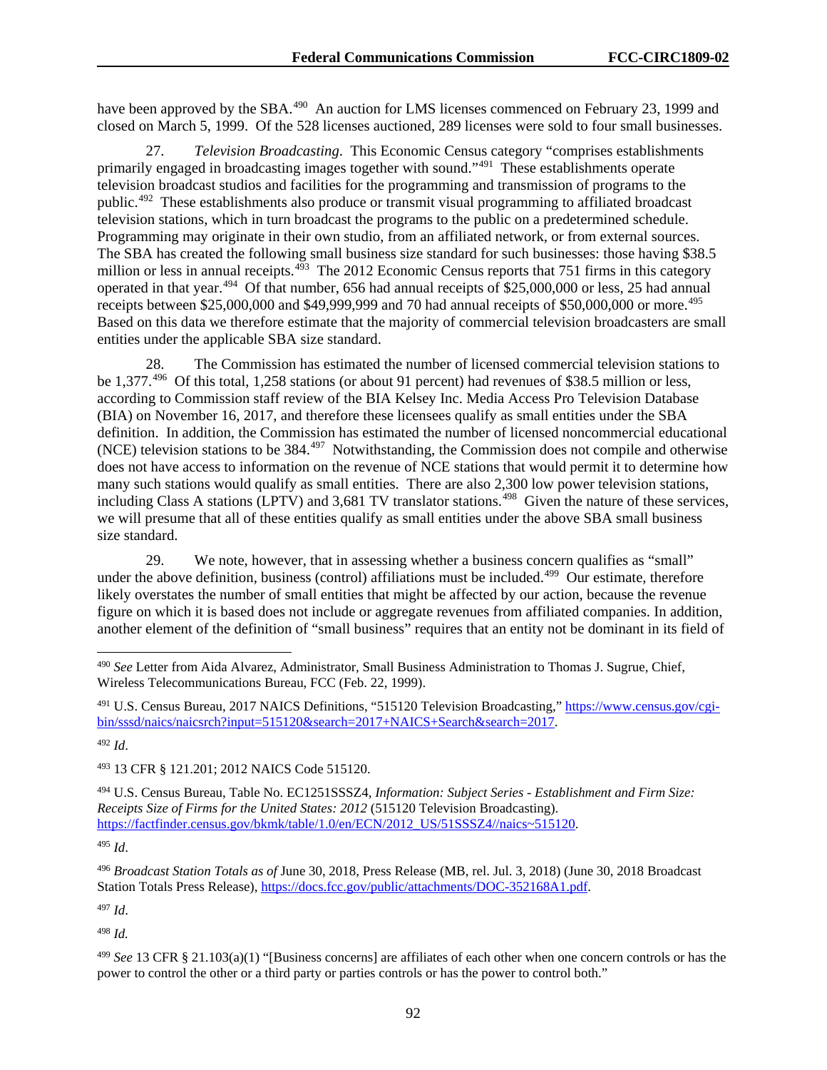have been approved by the SBA.[490] An auction for LMS licenses commenced on February 23, 1999 and closed on March 5, 1999. Of the 528 licenses auctioned, 289 licenses were sold to four small businesses.

27. *Television Broadcasting.* This Economic Census category "comprises establishments primarily engaged in broadcasting images together with sound."[491] These establishments operate television broadcast studios and facilities for the programming and transmission of programs to the public.[492] These establishments also produce or transmit visual programming to affiliated broadcast television stations, which in turn broadcast the programs to the public on a predetermined schedule. Programming may originate in their own studio, from an affiliated network, or from external sources. The SBA has created the following small business size standard for such businesses: those having $38.5 million or less in annual receipts.[493] The 2012 Economic Census reports that 751 firms in this category operated in that year.[494] Of that number, 656 had annual receipts of $25,000,000 or less, 25 had annual receipts between $25,000,000 and $49,999,999 and 70 had annual receipts of $50,000,000 or more.[495] Based on this data we therefore estimate that the majority of commercial television broadcasters are small entities under the applicable SBA size standard.

28. The Commission has estimated the number of licensed commercial television stations to be 1,377.[496] Of this total, 1,258 stations (or about 91 percent) had revenues of $38.5 million or less, according to Commission staff review of the BIA Kelsey Inc. Media Access Pro Television Database (BIA) on November 16, 2017, and therefore these licensees qualify as small entities under the SBA definition. In addition, the Commission has estimated the number of licensed noncommercial educational (NCE) television stations to be 384.[497] Notwithstanding, the Commission does not compile and otherwise does not have access to information on the revenue of NCE stations that would permit it to determine how many such stations would qualify as small entities. There are also 2,300 low power television stations, including Class A stations (LPTV) and 3,681 TV translator stations.[498] Given the nature of these services, we will presume that all of these entities qualify as small entities under the above SBA small business size standard.

29. We note, however, that in assessing whether a business concern qualifies as "small" under the above definition, business (control) affiliations must be included.[499] Our estimate, therefore likely overstates the number of small entities that might be affected by our action, because the revenue figure on which it is based does not include or aggregate revenues from affiliated companies. In addition, another element of the definition of "small business" requires that an entity not be dominant in its field of

---

[490] *See* Letter from Aida Alvarez, Administrator, Small Business Administration to Thomas J. Sugrue, Chief, Wireless Telecommunications Bureau, FCC (Feb. 22, 1999).

[491] U.S. Census Bureau, 2017 NAICS Definitions, "515120 Television Broadcasting," https://www.census.gov/cgi-bin/sssd/naics/naicsrch?input=515120&search=2017+NAICS+Search&search=2017.

[492] *Id*.

[493] 13 CFR § 121.201; 2012 NAICS Code 515120.

[494] U.S. Census Bureau, Table No. EC1251SSSZ4, *Information: Subject Series - Establishment and Firm Size: Receipts Size of Firms for the United States: 2012* (515120 Television Broadcasting). https://factfinder.census.gov/bkmk/table/1.0/en/ECN/2012_US/51SSSZ4//naics~515120.

[495] *Id*.

[496] *Broadcast Station Totals as of* June 30, 2018, Press Release (MB, rel. Jul. 3, 2018) (June 30, 2018 Broadcast Station Totals Press Release), https://docs.fcc.gov/public/attachments/DOC-352168A1.pdf.

[497] *Id*.

[498] *Id.*

[499] *See* 13 CFR § 21.103(a)(1) "[Business concerns] are affiliates of each other when one concern controls or has the power to control the other or a third party or parties controls or has the power to control both."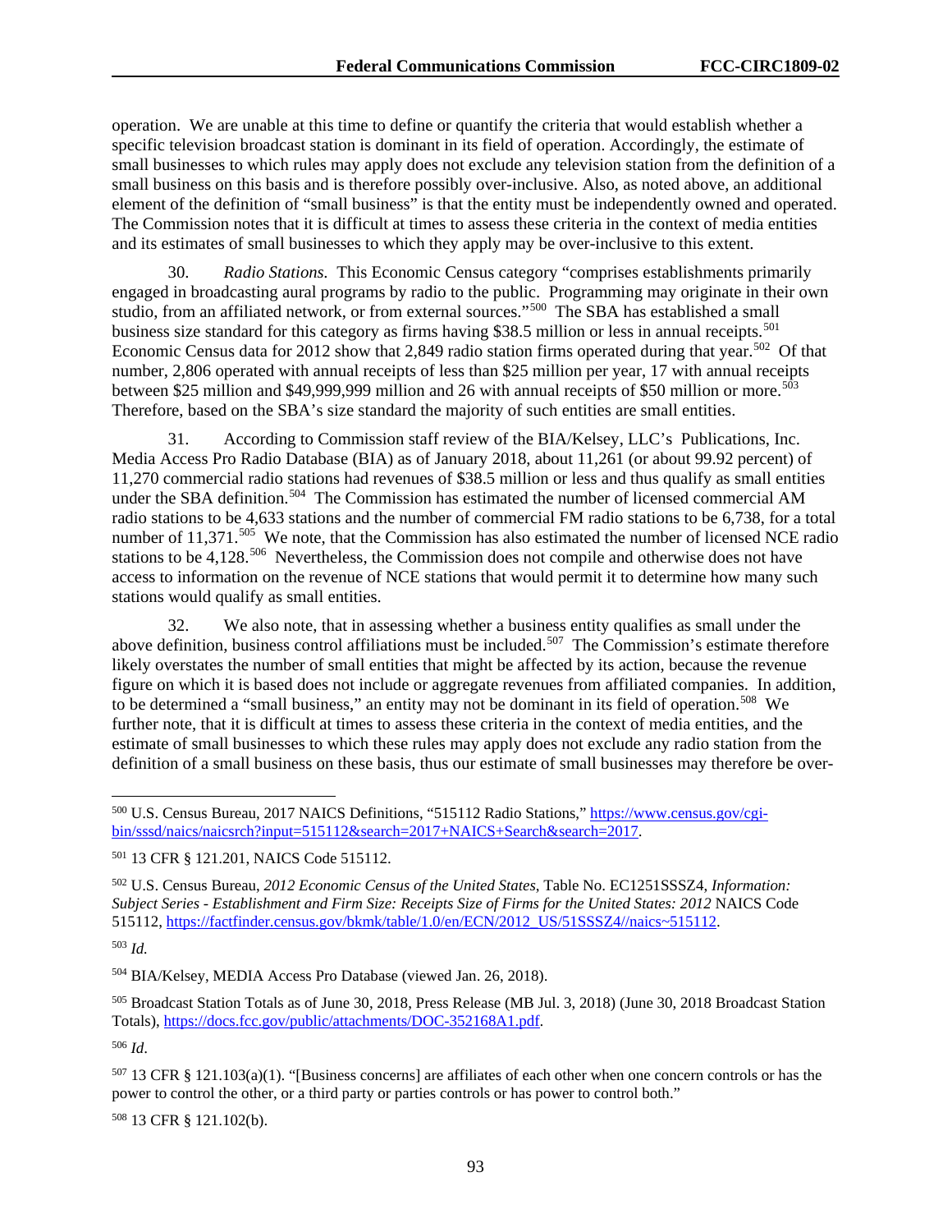operation. We are unable at this time to define or quantify the criteria that would establish whether a specific television broadcast station is dominant in its field of operation. Accordingly, the estimate of small businesses to which rules may apply does not exclude any television station from the definition of a small business on this basis and is therefore possibly over-inclusive. Also, as noted above, an additional element of the definition of "small business" is that the entity must be independently owned and operated. The Commission notes that it is difficult at times to assess these criteria in the context of media entities and its estimates of small businesses to which they apply may be over-inclusive to this extent.

30. *Radio Stations.* This Economic Census category "comprises establishments primarily engaged in broadcasting aural programs by radio to the public. Programming may originate in their own studio, from an affiliated network, or from external sources."[500] The SBA has established a small business size standard for this category as firms having $38.5 million or less in annual receipts.[501] Economic Census data for 2012 show that 2,849 radio station firms operated during that year.[502] Of that number, 2,806 operated with annual receipts of less than $25 million per year, 17 with annual receipts between $25 million and $49,999,999 million and 26 with annual receipts of $50 million or more.[503] Therefore, based on the SBA's size standard the majority of such entities are small entities.

31. According to Commission staff review of the BIA/Kelsey, LLC's Publications, Inc. Media Access Pro Radio Database (BIA) as of January 2018, about 11,261 (or about 99.92 percent) of 11,270 commercial radio stations had revenues of $38.5 million or less and thus qualify as small entities under the SBA definition.[504] The Commission has estimated the number of licensed commercial AM radio stations to be 4,633 stations and the number of commercial FM radio stations to be 6,738, for a total number of 11,371.[505] We note, that the Commission has also estimated the number of licensed NCE radio stations to be 4,128.[506] Nevertheless, the Commission does not compile and otherwise does not have access to information on the revenue of NCE stations that would permit it to determine how many such stations would qualify as small entities.

32. We also note, that in assessing whether a business entity qualifies as small under the above definition, business control affiliations must be included.[507] The Commission's estimate therefore likely overstates the number of small entities that might be affected by its action, because the revenue figure on which it is based does not include or aggregate revenues from affiliated companies. In addition, to be determined a "small business," an entity may not be dominant in its field of operation.[508] We further note, that it is difficult at times to assess these criteria in the context of media entities, and the estimate of small businesses to which these rules may apply does not exclude any radio station from the definition of a small business on these basis, thus our estimate of small businesses may therefore be over-

---

[500] U.S. Census Bureau, 2017 NAICS Definitions, "515112 Radio Stations," https://www.census.gov/cgi-bin/sssd/naics/naicsrch?input=515112&search=2017+NAICS+Search&search=2017.

[501] 13 CFR § 121.201, NAICS Code 515112.

[502] U.S. Census Bureau, *2012 Economic Census of the United States*, Table No. EC1251SSSZ4, *Information: Subject Series - Establishment and Firm Size: Receipts Size of Firms for the United States: 2012* NAICS Code 515112, https://factfinder.census.gov/bkmk/table/1.0/en/ECN/2012_US/51SSSZ4//naics~515112.

[503] *Id.*

[504] BIA/Kelsey, MEDIA Access Pro Database (viewed Jan. 26, 2018).

[505] Broadcast Station Totals as of June 30, 2018, Press Release (MB Jul. 3, 2018) (June 30, 2018 Broadcast Station Totals), https://docs.fcc.gov/public/attachments/DOC-352168A1.pdf.

[506] *Id*.

[507] 13 CFR § 121.103(a)(1). "[Business concerns] are affiliates of each other when one concern controls or has the power to control the other, or a third party or parties controls or has power to control both."

[508] 13 CFR § 121.102(b).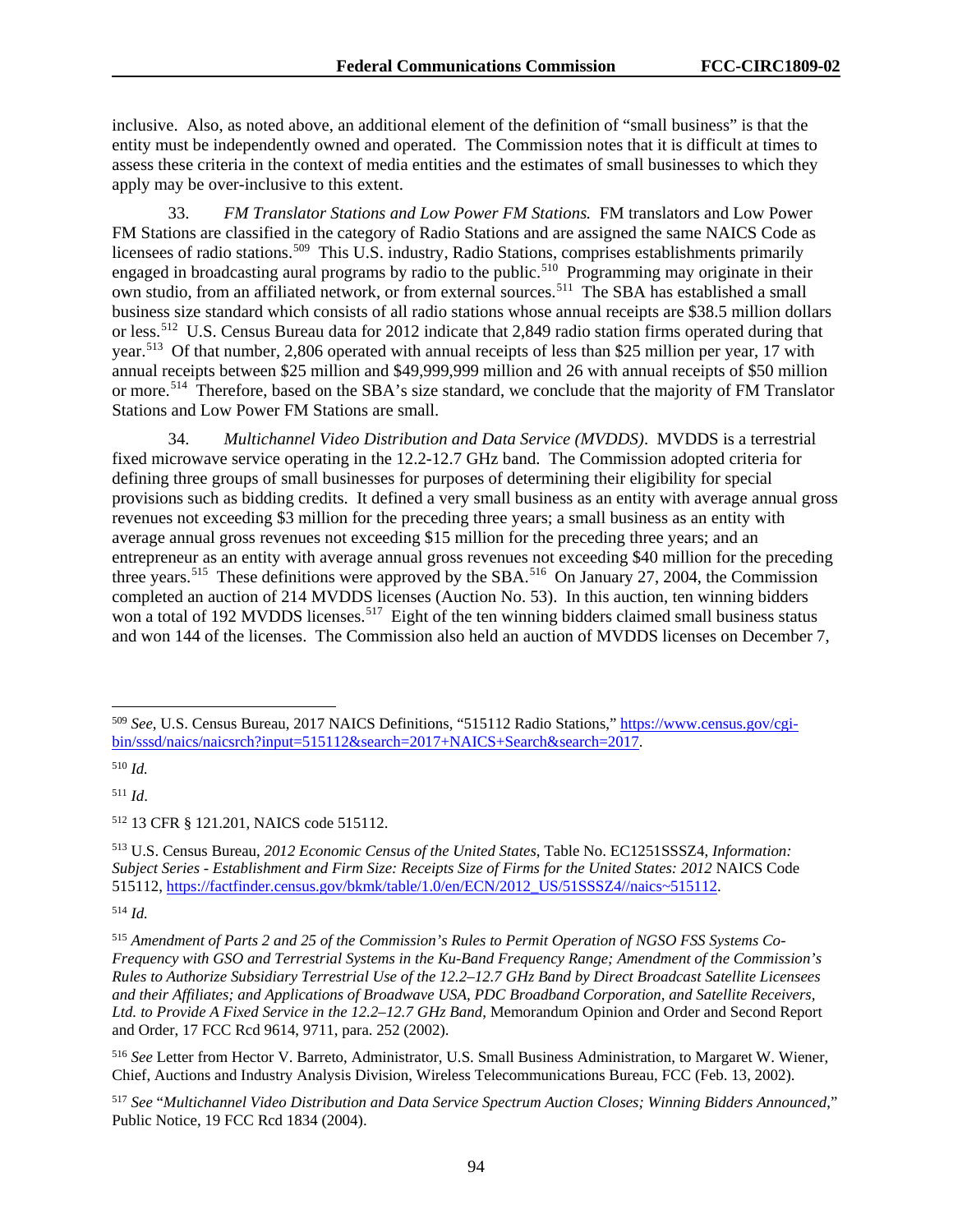inclusive. Also, as noted above, an additional element of the definition of "small business" is that the entity must be independently owned and operated. The Commission notes that it is difficult at times to assess these criteria in the context of media entities and the estimates of small businesses to which they apply may be over-inclusive to this extent.

33. *FM Translator Stations and Low Power FM Stations.* FM translators and Low Power FM Stations are classified in the category of Radio Stations and are assigned the same NAICS Code as licensees of radio stations.[509] This U.S. industry, Radio Stations, comprises establishments primarily engaged in broadcasting aural programs by radio to the public.[510] Programming may originate in their own studio, from an affiliated network, or from external sources.[511] The SBA has established a small business size standard which consists of all radio stations whose annual receipts are $38.5 million dollars or less.[512] U.S. Census Bureau data for 2012 indicate that 2,849 radio station firms operated during that year.[513] Of that number, 2,806 operated with annual receipts of less than $25 million per year, 17 with annual receipts between $25 million and $49,999,999 million and 26 with annual receipts of $50 million or more.[514] Therefore, based on the SBA's size standard, we conclude that the majority of FM Translator Stations and Low Power FM Stations are small.

34. *Multichannel Video Distribution and Data Service (MVDDS)*. MVDDS is a terrestrial fixed microwave service operating in the 12.2-12.7 GHz band. The Commission adopted criteria for defining three groups of small businesses for purposes of determining their eligibility for special provisions such as bidding credits. It defined a very small business as an entity with average annual gross revenues not exceeding $3 million for the preceding three years; a small business as an entity with average annual gross revenues not exceeding $15 million for the preceding three years; and an entrepreneur as an entity with average annual gross revenues not exceeding $40 million for the preceding three years.[515] These definitions were approved by the SBA.[516] On January 27, 2004, the Commission completed an auction of 214 MVDDS licenses (Auction No. 53). In this auction, ten winning bidders won a total of 192 MVDDS licenses.[517] Eight of the ten winning bidders claimed small business status and won 144 of the licenses. The Commission also held an auction of MVDDS licenses on December 7,

---

[509] *See*, U.S. Census Bureau, 2017 NAICS Definitions, "515112 Radio Stations," https://www.census.gov/cgi-bin/sssd/naics/naicsrch?input=515112&search=2017+NAICS+Search&search=2017.

[510] *Id.*

[511] *Id*.

[512] 13 CFR § 121.201, NAICS code 515112.

[513] U.S. Census Bureau, *2012 Economic Census of the United States*, Table No. EC1251SSSZ4, *Information: Subject Series - Establishment and Firm Size: Receipts Size of Firms for the United States: 2012* NAICS Code 515112, https://factfinder.census.gov/bkmk/table/1.0/en/ECN/2012_US/51SSSZ4//naics~515112.

[514] *Id.*

[515] *Amendment of Parts 2 and 25 of the Commission's Rules to Permit Operation of NGSO FSS Systems Co-Frequency with GSO and Terrestrial Systems in the Ku-Band Frequency Range; Amendment of the Commission's Rules to Authorize Subsidiary Terrestrial Use of the 12.2–12.7 GHz Band by Direct Broadcast Satellite Licensees and their Affiliates; and Applications of Broadwave USA, PDC Broadband Corporation, and Satellite Receivers, Ltd. to Provide A Fixed Service in the 12.2–12.7 GHz Band*, Memorandum Opinion and Order and Second Report and Order, 17 FCC Rcd 9614, 9711, para. 252 (2002).

[516] *See* Letter from Hector V. Barreto, Administrator, U.S. Small Business Administration, to Margaret W. Wiener, Chief, Auctions and Industry Analysis Division, Wireless Telecommunications Bureau, FCC (Feb. 13, 2002).

[517] *See* "*Multichannel Video Distribution and Data Service Spectrum Auction Closes; Winning Bidders Announced*," Public Notice, 19 FCC Rcd 1834 (2004).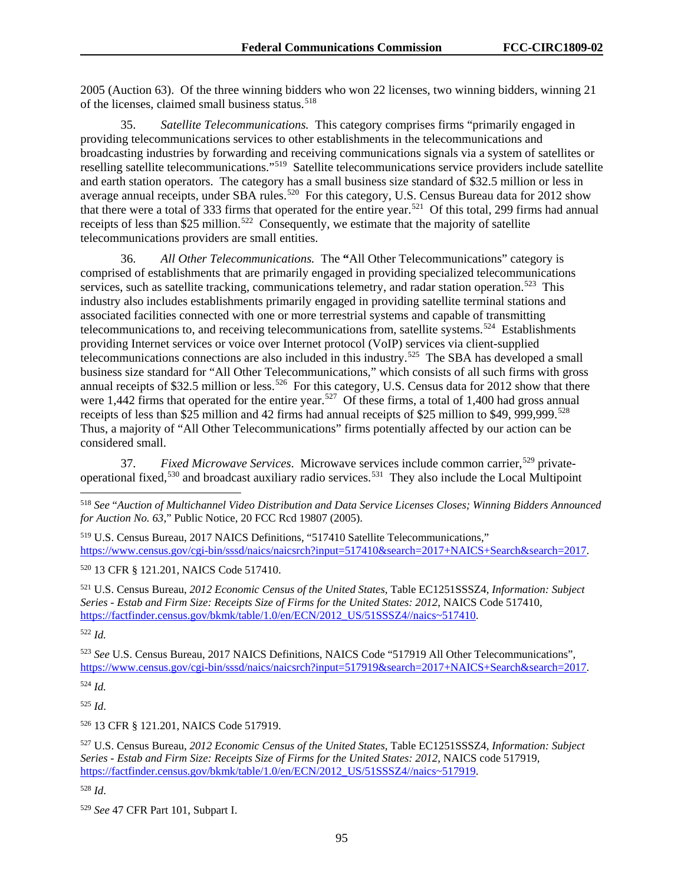2005 (Auction 63). Of the three winning bidders who won 22 licenses, two winning bidders, winning 21 of the licenses, claimed small business status.[518]

35. *Satellite Telecommunications.* This category comprises firms "primarily engaged in providing telecommunications services to other establishments in the telecommunications and broadcasting industries by forwarding and receiving communications signals via a system of satellites or reselling satellite telecommunications."[519] Satellite telecommunications service providers include satellite and earth station operators. The category has a small business size standard of $32.5 million or less in average annual receipts, under SBA rules.[520] For this category, U.S. Census Bureau data for 2012 show that there were a total of 333 firms that operated for the entire year.[521] Of this total, 299 firms had annual receipts of less than $25 million.[522] Consequently, we estimate that the majority of satellite telecommunications providers are small entities.

36. *All Other Telecommunications.* The **"**All Other Telecommunications" category is comprised of establishments that are primarily engaged in providing specialized telecommunications services, such as satellite tracking, communications telemetry, and radar station operation.[523] This industry also includes establishments primarily engaged in providing satellite terminal stations and associated facilities connected with one or more terrestrial systems and capable of transmitting telecommunications to, and receiving telecommunications from, satellite systems.[524] Establishments providing Internet services or voice over Internet protocol (VoIP) services via client-supplied telecommunications connections are also included in this industry.[525] The SBA has developed a small business size standard for "All Other Telecommunications," which consists of all such firms with gross annual receipts of $32.5 million or less.[526] For this category, U.S. Census data for 2012 show that there were 1,442 firms that operated for the entire year.[527] Of these firms, a total of 1,400 had gross annual receipts of less than $25 million and 42 firms had annual receipts of $25 million to $49, 999,999.[528] Thus, a majority of "All Other Telecommunications" firms potentially affected by our action can be considered small.

37. *Fixed Microwave Services.* Microwave services include common carrier,[529] private-operational fixed,[530] and broadcast auxiliary radio services.[531] They also include the Local Multipoint

---

[518] *See* "*Auction of Multichannel Video Distribution and Data Service Licenses Closes; Winning Bidders Announced for Auction No. 63*," Public Notice, 20 FCC Rcd 19807 (2005).

[519] U.S. Census Bureau, 2017 NAICS Definitions, "517410 Satellite Telecommunications," https://www.census.gov/cgi-bin/sssd/naics/naicsrch?input=517410&search=2017+NAICS+Search&search=2017.

[520] 13 CFR § 121.201, NAICS Code 517410.

[521] U.S. Census Bureau, *2012 Economic Census of the United States*, Table EC1251SSSZ4, *Information: Subject Series - Estab and Firm Size: Receipts Size of Firms for the United States: 2012*, NAICS Code 517410, https://factfinder.census.gov/bkmk/table/1.0/en/ECN/2012_US/51SSSZ4//naics~517410.

[522] *Id.*

[523] *See* U.S. Census Bureau, 2017 NAICS Definitions, NAICS Code "517919 All Other Telecommunications", https://www.census.gov/cgi-bin/sssd/naics/naicsrch?input=517919&search=2017+NAICS+Search&search=2017.

[524] *Id.*

[525] *Id*.

[526] 13 CFR § 121.201, NAICS Code 517919.

[527] U.S. Census Bureau, *2012 Economic Census of the United States*, Table EC1251SSSZ4, *Information: Subject Series - Estab and Firm Size: Receipts Size of Firms for the United States: 2012*, NAICS code 517919, https://factfinder.census.gov/bkmk/table/1.0/en/ECN/2012_US/51SSSZ4//naics~517919.

[528] *Id*.

[529] *See* 47 CFR Part 101, Subpart I.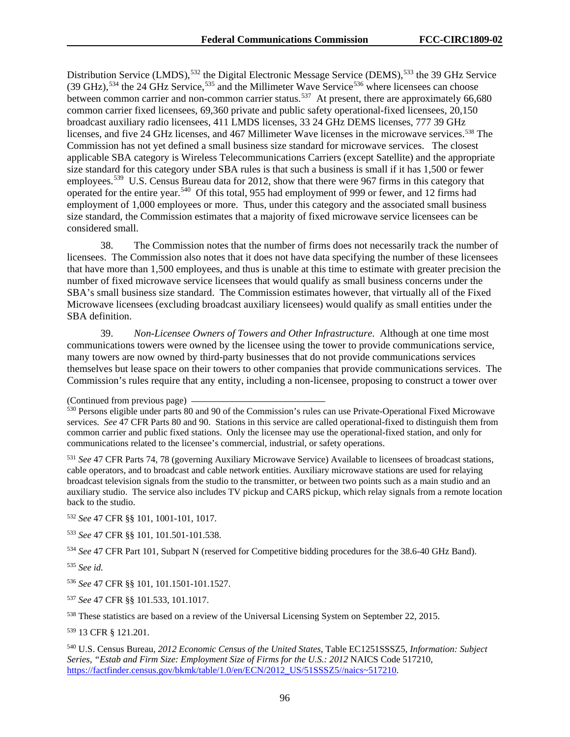Distribution Service (LMDS),[532] the Digital Electronic Message Service (DEMS),[533] the 39 GHz Service (39 GHz),[534] the 24 GHz Service,[535] and the Millimeter Wave Service[536] where licensees can choose between common carrier and non-common carrier status.[537] At present, there are approximately 66,680 common carrier fixed licensees, 69,360 private and public safety operational-fixed licensees, 20,150 broadcast auxiliary radio licensees, 411 LMDS licenses, 33 24 GHz DEMS licenses, 777 39 GHz licenses, and five 24 GHz licenses, and 467 Millimeter Wave licenses in the microwave services.[538] The Commission has not yet defined a small business size standard for microwave services. The closest applicable SBA category is Wireless Telecommunications Carriers (except Satellite) and the appropriate size standard for this category under SBA rules is that such a business is small if it has 1,500 or fewer employees.[539] U.S. Census Bureau data for 2012, show that there were 967 firms in this category that operated for the entire year.[540] Of this total, 955 had employment of 999 or fewer, and 12 firms had employment of 1,000 employees or more. Thus, under this category and the associated small business size standard, the Commission estimates that a majority of fixed microwave service licensees can be considered small.

38. The Commission notes that the number of firms does not necessarily track the number of licensees. The Commission also notes that it does not have data specifying the number of these licensees that have more than 1,500 employees, and thus is unable at this time to estimate with greater precision the number of fixed microwave service licensees that would qualify as small business concerns under the SBA's small business size standard. The Commission estimates however, that virtually all of the Fixed Microwave licensees (excluding broadcast auxiliary licensees) would qualify as small entities under the SBA definition.

39. *Non-Licensee Owners of Towers and Other Infrastructure.* Although at one time most communications towers were owned by the licensee using the tower to provide communications service, many towers are now owned by third-party businesses that do not provide communications services themselves but lease space on their towers to other companies that provide communications services. The Commission's rules require that any entity, including a non-licensee, proposing to construct a tower over

(Continued from previous page)

[530] Persons eligible under parts 80 and 90 of the Commission's rules can use Private-Operational Fixed Microwave services. *See* 47 CFR Parts 80 and 90. Stations in this service are called operational-fixed to distinguish them from common carrier and public fixed stations. Only the licensee may use the operational-fixed station, and only for communications related to the licensee's commercial, industrial, or safety operations.

[531] *See* 47 CFR Parts 74, 78 (governing Auxiliary Microwave Service) Available to licensees of broadcast stations, cable operators, and to broadcast and cable network entities. Auxiliary microwave stations are used for relaying broadcast television signals from the studio to the transmitter, or between two points such as a main studio and an auxiliary studio. The service also includes TV pickup and CARS pickup, which relay signals from a remote location back to the studio.

[532] *See* 47 CFR §§ 101, 1001-101, 1017.

[533] *See* 47 CFR §§ 101, 101.501-101.538.

[534] *See* 47 CFR Part 101, Subpart N (reserved for Competitive bidding procedures for the 38.6-40 GHz Band).

[535] *See id.*

[536] *See* 47 CFR §§ 101, 101.1501-101.1527.

[537] *See* 47 CFR §§ 101.533, 101.1017.

[538] These statistics are based on a review of the Universal Licensing System on September 22, 2015.

[539] 13 CFR § 121.201.

[540] U.S. Census Bureau, *2012 Economic Census of the United States*, Table EC1251SSSZ5, *Information: Subject Series, "Estab and Firm Size: Employment Size of Firms for the U.S.: 2012* NAICS Code 517210, https://factfinder.census.gov/bkmk/table/1.0/en/ECN/2012_US/51SSSZ5//naics~517210.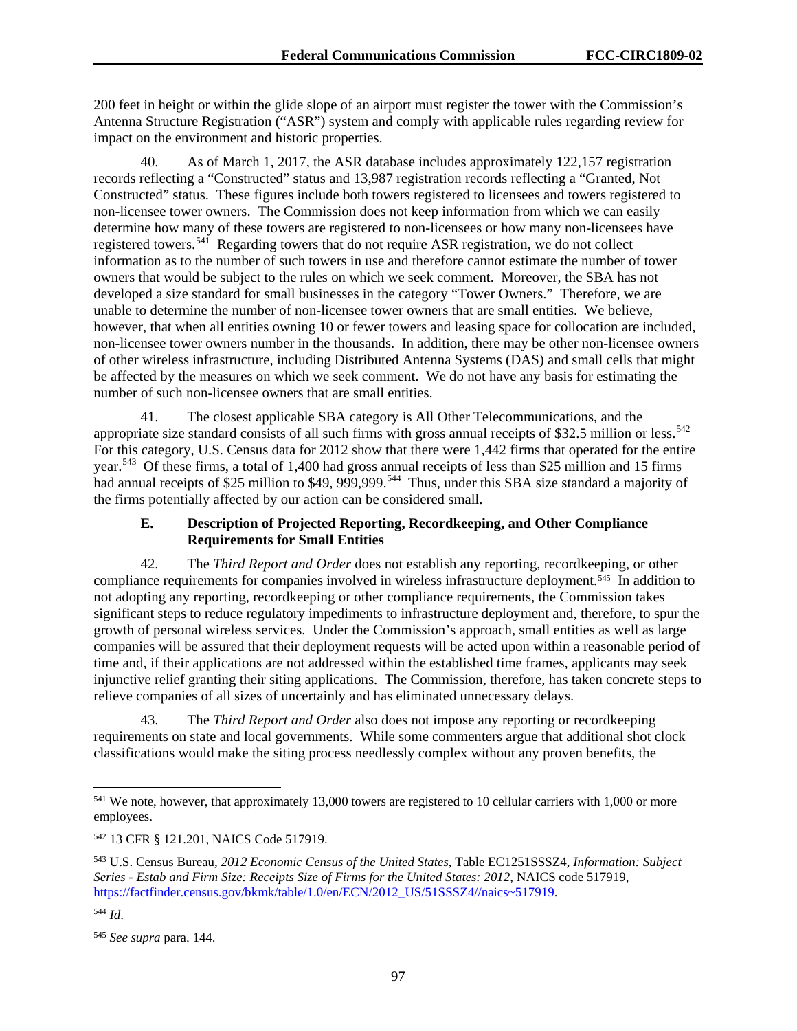200 feet in height or within the glide slope of an airport must register the tower with the Commission's Antenna Structure Registration ("ASR") system and comply with applicable rules regarding review for impact on the environment and historic properties.

40. As of March 1, 2017, the ASR database includes approximately 122,157 registration records reflecting a "Constructed" status and 13,987 registration records reflecting a "Granted, Not Constructed" status. These figures include both towers registered to licensees and towers registered to non-licensee tower owners. The Commission does not keep information from which we can easily determine how many of these towers are registered to non-licensees or how many non-licensees have registered towers.[541] Regarding towers that do not require ASR registration, we do not collect information as to the number of such towers in use and therefore cannot estimate the number of tower owners that would be subject to the rules on which we seek comment. Moreover, the SBA has not developed a size standard for small businesses in the category "Tower Owners." Therefore, we are unable to determine the number of non-licensee tower owners that are small entities. We believe, however, that when all entities owning 10 or fewer towers and leasing space for collocation are included, non-licensee tower owners number in the thousands. In addition, there may be other non-licensee owners of other wireless infrastructure, including Distributed Antenna Systems (DAS) and small cells that might be affected by the measures on which we seek comment. We do not have any basis for estimating the number of such non-licensee owners that are small entities.

41. The closest applicable SBA category is All Other Telecommunications, and the appropriate size standard consists of all such firms with gross annual receipts of $32.5 million or less.[542] For this category, U.S. Census data for 2012 show that there were 1,442 firms that operated for the entire year.[543] Of these firms, a total of 1,400 had gross annual receipts of less than $25 million and 15 firms had annual receipts of $25 million to $49, 999,999.[544] Thus, under this SBA size standard a majority of the firms potentially affected by our action can be considered small.

### E. Description of Projected Reporting, Recordkeeping, and Other Compliance Requirements for Small Entities

42. The *Third Report and Order* does not establish any reporting, recordkeeping, or other compliance requirements for companies involved in wireless infrastructure deployment.[545] In addition to not adopting any reporting, recordkeeping or other compliance requirements, the Commission takes significant steps to reduce regulatory impediments to infrastructure deployment and, therefore, to spur the growth of personal wireless services. Under the Commission's approach, small entities as well as large companies will be assured that their deployment requests will be acted upon within a reasonable period of time and, if their applications are not addressed within the established time frames, applicants may seek injunctive relief granting their siting applications. The Commission, therefore, has taken concrete steps to relieve companies of all sizes of uncertainly and has eliminated unnecessary delays.

43. The *Third Report and Order* also does not impose any reporting or recordkeeping requirements on state and local governments. While some commenters argue that additional shot clock classifications would make the siting process needlessly complex without any proven benefits, the

---

[541] We note, however, that approximately 13,000 towers are registered to 10 cellular carriers with 1,000 or more employees.

[542] 13 CFR § 121.201, NAICS Code 517919.

[543] U.S. Census Bureau, *2012 Economic Census of the United States*, Table EC1251SSSZ4, *Information: Subject Series - Estab and Firm Size: Receipts Size of Firms for the United States: 2012*, NAICS code 517919, https://factfinder.census.gov/bkmk/table/1.0/en/ECN/2012_US/51SSSZ4//naics~517919.

[544] *Id*.

[545] *See supra* para. 144.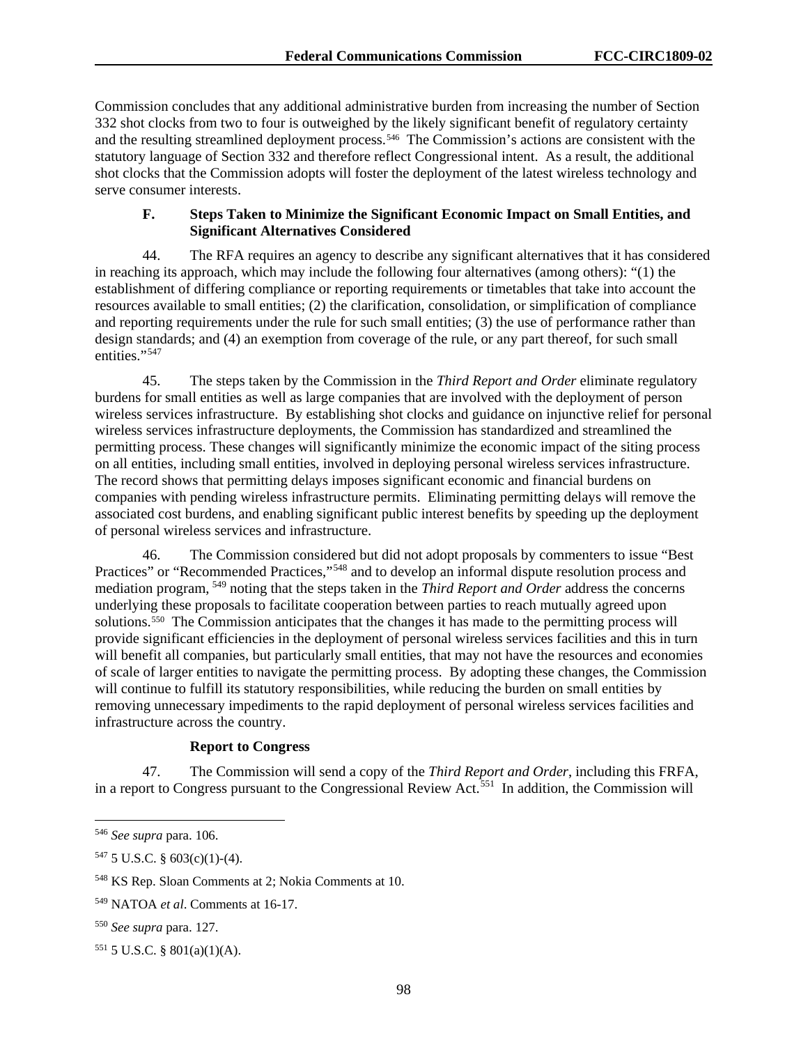Commission concludes that any additional administrative burden from increasing the number of Section 332 shot clocks from two to four is outweighed by the likely significant benefit of regulatory certainty and the resulting streamlined deployment process.[546] The Commission's actions are consistent with the statutory language of Section 332 and therefore reflect Congressional intent. As a result, the additional shot clocks that the Commission adopts will foster the deployment of the latest wireless technology and serve consumer interests.

### F. Steps Taken to Minimize the Significant Economic Impact on Small Entities, and Significant Alternatives Considered

44. The RFA requires an agency to describe any significant alternatives that it has considered in reaching its approach, which may include the following four alternatives (among others): "(1) the establishment of differing compliance or reporting requirements or timetables that take into account the resources available to small entities; (2) the clarification, consolidation, or simplification of compliance and reporting requirements under the rule for such small entities; (3) the use of performance rather than design standards; and (4) an exemption from coverage of the rule, or any part thereof, for such small entities."[547]

45. The steps taken by the Commission in the *Third Report and Order* eliminate regulatory burdens for small entities as well as large companies that are involved with the deployment of person wireless services infrastructure. By establishing shot clocks and guidance on injunctive relief for personal wireless services infrastructure deployments, the Commission has standardized and streamlined the permitting process. These changes will significantly minimize the economic impact of the siting process on all entities, including small entities, involved in deploying personal wireless services infrastructure. The record shows that permitting delays imposes significant economic and financial burdens on companies with pending wireless infrastructure permits. Eliminating permitting delays will remove the associated cost burdens, and enabling significant public interest benefits by speeding up the deployment of personal wireless services and infrastructure.

46. The Commission considered but did not adopt proposals by commenters to issue "Best Practices" or "Recommended Practices,"[548] and to develop an informal dispute resolution process and mediation program, [549] noting that the steps taken in the *Third Report and Order* address the concerns underlying these proposals to facilitate cooperation between parties to reach mutually agreed upon solutions.[550] The Commission anticipates that the changes it has made to the permitting process will provide significant efficiencies in the deployment of personal wireless services facilities and this in turn will benefit all companies, but particularly small entities, that may not have the resources and economies of scale of larger entities to navigate the permitting process. By adopting these changes, the Commission will continue to fulfill its statutory responsibilities, while reducing the burden on small entities by removing unnecessary impediments to the rapid deployment of personal wireless services facilities and infrastructure across the country.

#### Report to Congress

47. The Commission will send a copy of the *Third Report and Order*, including this FRFA, in a report to Congress pursuant to the Congressional Review Act.[551] In addition, the Commission will

---

[546] *See supra* para. 106.

[547] 5 U.S.C. § 603(c)(1)-(4).

[548] KS Rep. Sloan Comments at 2; Nokia Comments at 10.

[549] NATOA *et al*. Comments at 16-17.

[550] *See supra* para. 127.

[551] 5 U.S.C. § 801(a)(1)(A).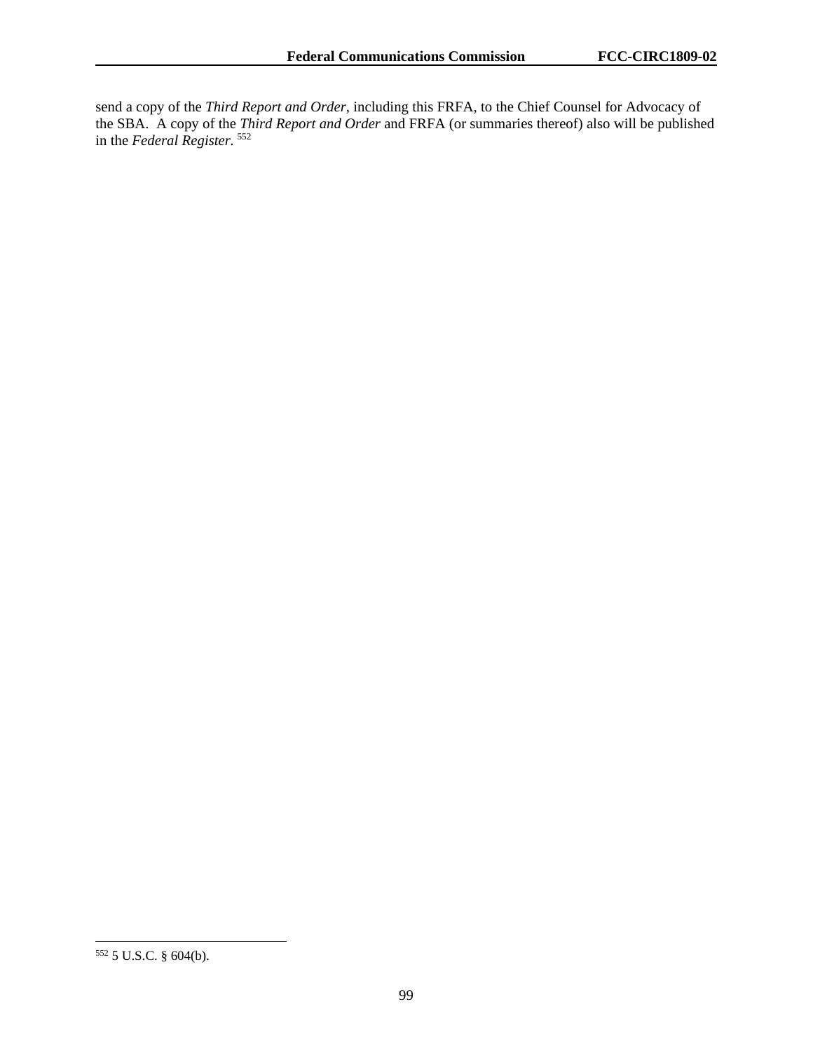send a copy of the *Third Report and Order*, including this FRFA, to the Chief Counsel for Advocacy of the SBA. A copy of the *Third Report and Order* and FRFA (or summaries thereof) also will be published in the *Federal Register.* [552]

[552] 5 U.S.C. § 604(b).